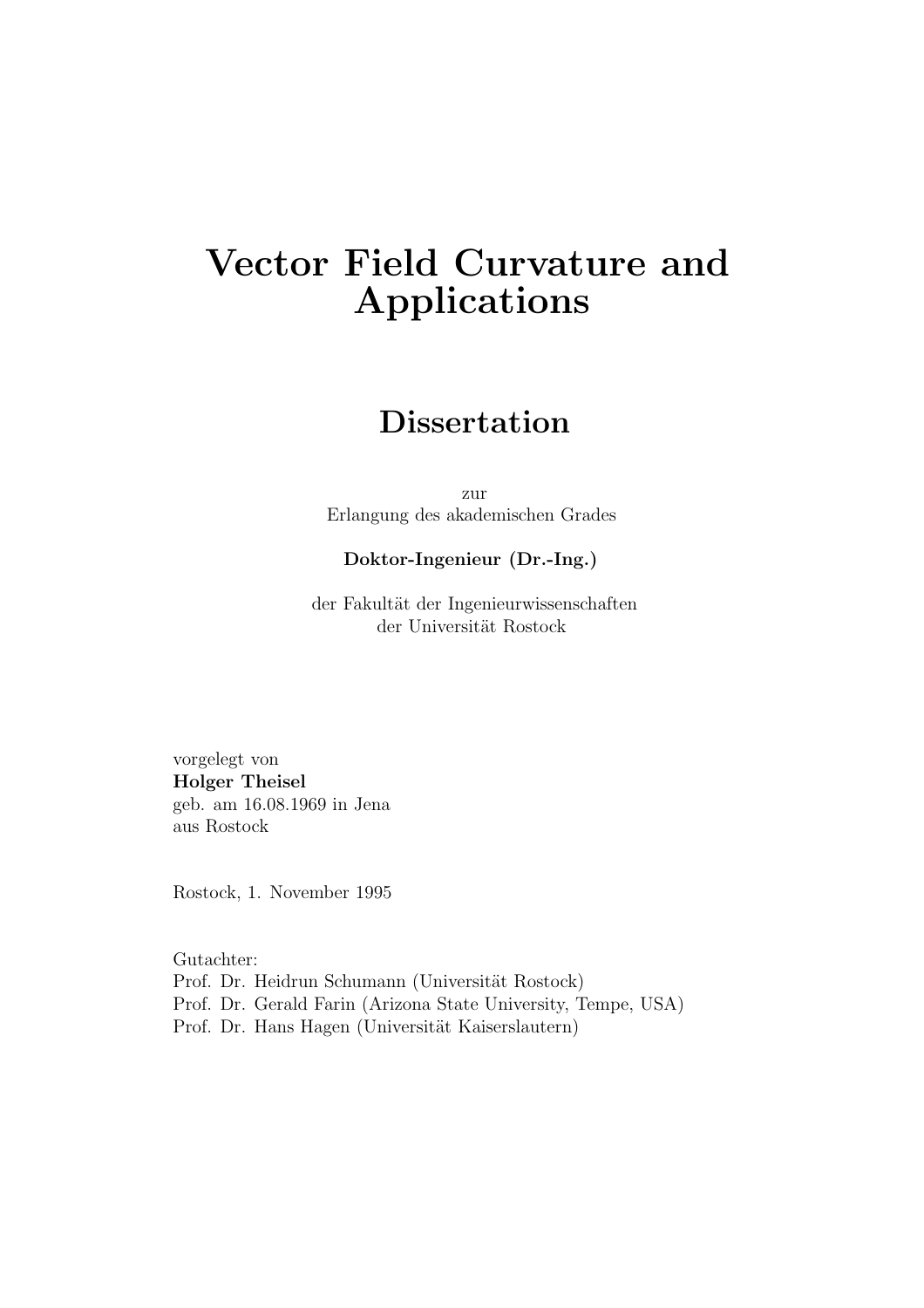# Vector Field Curvature and Applications

## Dissertation

zur
Erlangung des akademischen Grades

**Doktor-Ingenieur (Dr.-Ing.)**

der Fakultät der Ingenieurwissenschaften
der Universität Rostock

vorgelegt von
**Holger Theisel**
geb. am 16.08.1969 in Jena
aus Rostock

Rostock, 1. November 1995

Gutachter:
Prof. Dr. Heidrun Schumann (Universität Rostock)
Prof. Dr. Gerald Farin (Arizona State University, Tempe, USA)
Prof. Dr. Hans Hagen (Universität Kaiserslautern)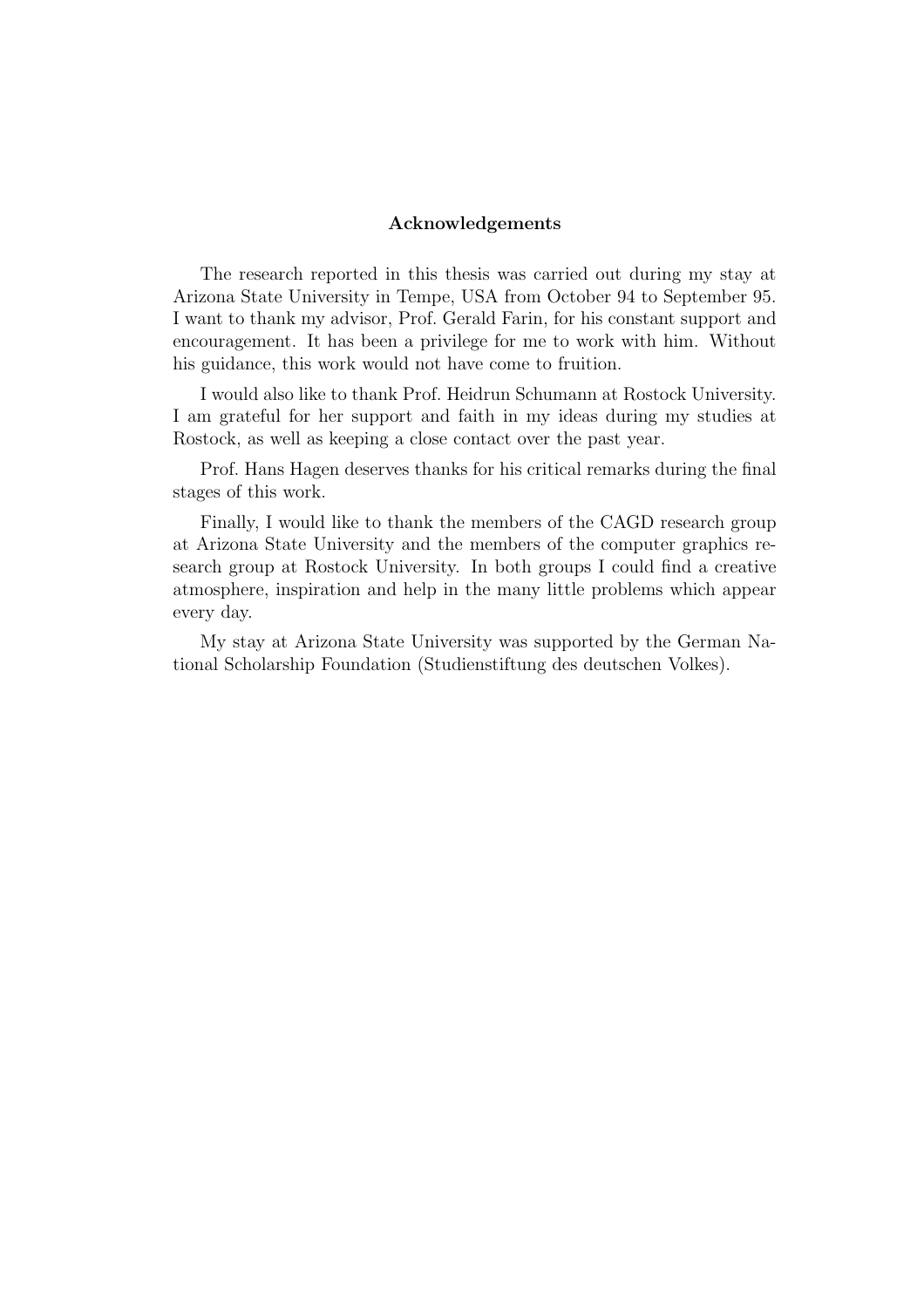## Acknowledgements

The research reported in this thesis was carried out during my stay at Arizona State University in Tempe, USA from October 94 to September 95. I want to thank my advisor, Prof. Gerald Farin, for his constant support and encouragement. It has been a privilege for me to work with him. Without his guidance, this work would not have come to fruition.

I would also like to thank Prof. Heidrun Schumann at Rostock University. I am grateful for her support and faith in my ideas during my studies at Rostock, as well as keeping a close contact over the past year.

Prof. Hans Hagen deserves thanks for his critical remarks during the final stages of this work.

Finally, I would like to thank the members of the CAGD research group at Arizona State University and the members of the computer graphics research group at Rostock University. In both groups I could find a creative atmosphere, inspiration and help in the many little problems which appear every day.

My stay at Arizona State University was supported by the German National Scholarship Foundation (Studienstiftung des deutschen Volkes).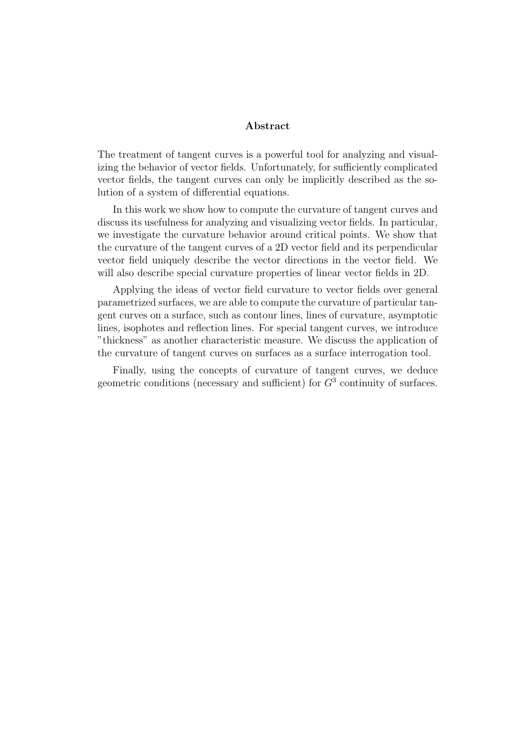# Abstract

The treatment of tangent curves is a powerful tool for analyzing and visualizing the behavior of vector fields. Unfortunately, for sufficiently complicated vector fields, the tangent curves can only be implicitly described as the solution of a system of differential equations.

In this work we show how to compute the curvature of tangent curves and discuss its usefulness for analyzing and visualizing vector fields. In particular, we investigate the curvature behavior around critical points. We show that the curvature of the tangent curves of a 2D vector field and its perpendicular vector field uniquely describe the vector directions in the vector field. We will also describe special curvature properties of linear vector fields in 2D.

Applying the ideas of vector field curvature to vector fields over general parametrized surfaces, we are able to compute the curvature of particular tangent curves on a surface, such as contour lines, lines of curvature, asymptotic lines, isophotes and reflection lines. For special tangent curves, we introduce "thickness" as another characteristic measure. We discuss the application of the curvature of tangent curves on surfaces as a surface interrogation tool.

Finally, using the concepts of curvature of tangent curves, we deduce geometric conditions (necessary and sufficient) for $G^3$ continuity of surfaces.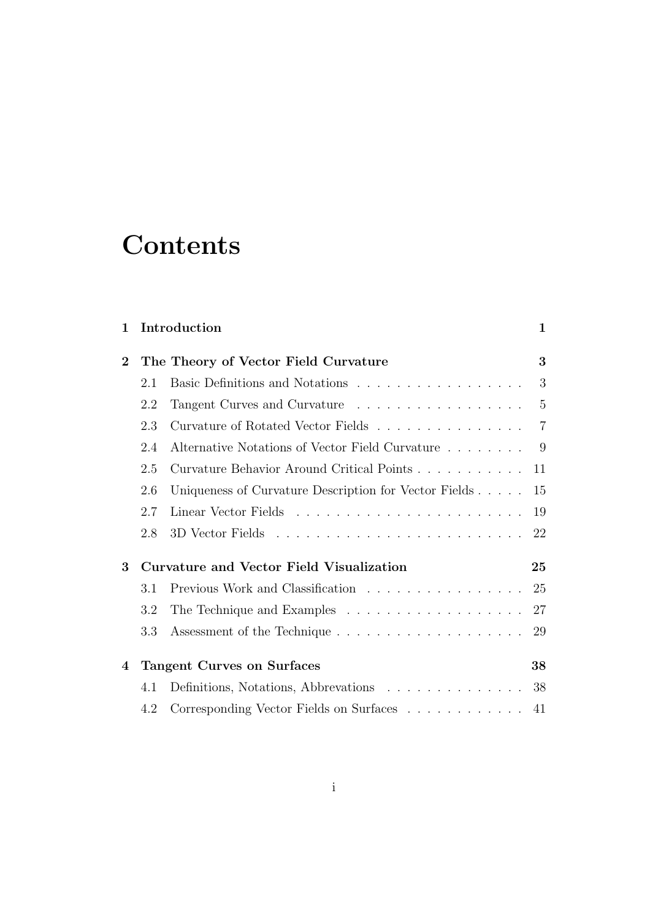# Contents

**1 Introduction** **1**

**2 The Theory of Vector Field Curvature** **3**

- 2.1 Basic Definitions and Notations . . . . . . . . . . . . . . . . . . 3
- 2.2 Tangent Curves and Curvature . . . . . . . . . . . . . . . . . . 5
- 2.3 Curvature of Rotated Vector Fields . . . . . . . . . . . . . . . . 7
- 2.4 Alternative Notations of Vector Field Curvature . . . . . . . . 9
- 2.5 Curvature Behavior Around Critical Points . . . . . . . . . . . 11
- 2.6 Uniqueness of Curvature Description for Vector Fields . . . . . 15
- 2.7 Linear Vector Fields . . . . . . . . . . . . . . . . . . . . . . . . 19
- 2.8 3D Vector Fields . . . . . . . . . . . . . . . . . . . . . . . . . . 22

**3 Curvature and Vector Field Visualization** **25**

- 3.1 Previous Work and Classification . . . . . . . . . . . . . . . . 25
- 3.2 The Technique and Examples . . . . . . . . . . . . . . . . . . . 27
- 3.3 Assessment of the Technique . . . . . . . . . . . . . . . . . . . . 29

**4 Tangent Curves on Surfaces** **38**

- 4.1 Definitions, Notations, Abbrevations . . . . . . . . . . . . . . . 38
- 4.2 Corresponding Vector Fields on Surfaces . . . . . . . . . . . . 41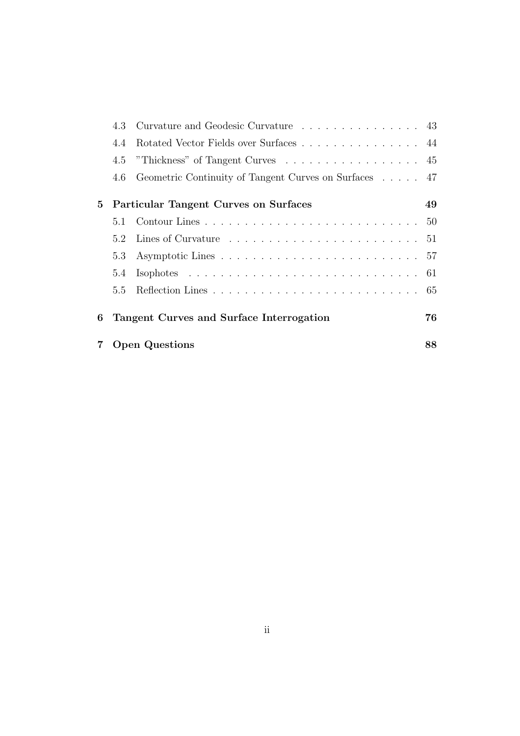4.3 Curvature and Geodesic Curvature . . . . . . . . . . . . . . . 43

4.4 Rotated Vector Fields over Surfaces . . . . . . . . . . . . . . . 44

4.5 "Thickness" of Tangent Curves . . . . . . . . . . . . . . . . . 45

4.6 Geometric Continuity of Tangent Curves on Surfaces . . . . . 47

**5 Particular Tangent Curves on Surfaces 49**

5.1 Contour Lines . . . . . . . . . . . . . . . . . . . . . . . . . . 50

5.2 Lines of Curvature . . . . . . . . . . . . . . . . . . . . . . . . 51

5.3 Asymptotic Lines . . . . . . . . . . . . . . . . . . . . . . . . . 57

5.4 Isophotes . . . . . . . . . . . . . . . . . . . . . . . . . . . . . 61

5.5 Reflection Lines . . . . . . . . . . . . . . . . . . . . . . . . . 65

**6 Tangent Curves and Surface Interrogation 76**

**7 Open Questions 88**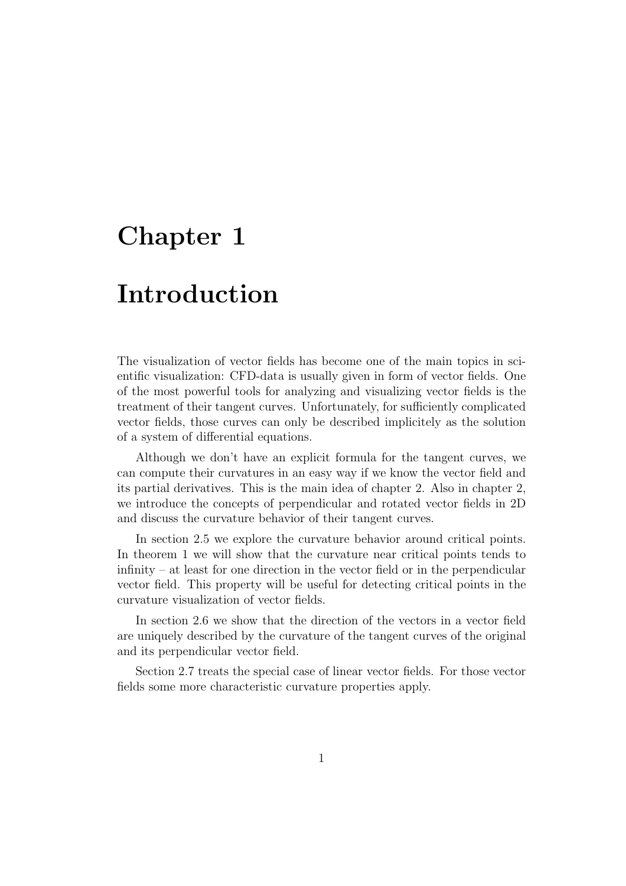# Chapter 1

# Introduction

The visualization of vector fields has become one of the main topics in scientific visualization: CFD-data is usually given in form of vector fields. One of the most powerful tools for analyzing and visualizing vector fields is the treatment of their tangent curves. Unfortunately, for sufficiently complicated vector fields, those curves can only be described implicitely as the solution of a system of differential equations.

Although we don't have an explicit formula for the tangent curves, we can compute their curvatures in an easy way if we know the vector field and its partial derivatives. This is the main idea of chapter 2. Also in chapter 2, we introduce the concepts of perpendicular and rotated vector fields in 2D and discuss the curvature behavior of their tangent curves.

In section 2.5 we explore the curvature behavior around critical points. In theorem 1 we will show that the curvature near critical points tends to infinity – at least for one direction in the vector field or in the perpendicular vector field. This property will be useful for detecting critical points in the curvature visualization of vector fields.

In section 2.6 we show that the direction of the vectors in a vector field are uniquely described by the curvature of the tangent curves of the original and its perpendicular vector field.

Section 2.7 treats the special case of linear vector fields. For those vector fields some more characteristic curvature properties apply.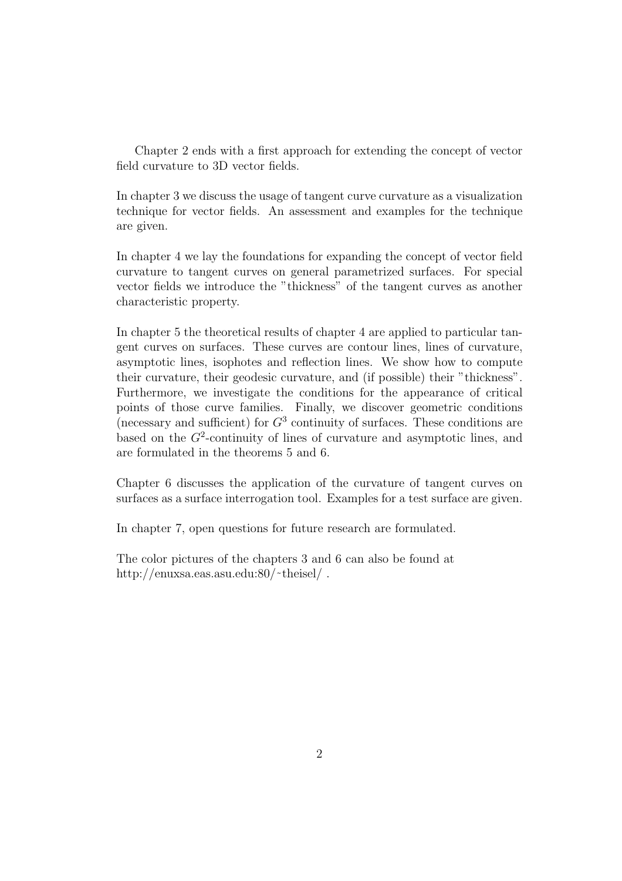Chapter 2 ends with a first approach for extending the concept of vector field curvature to 3D vector fields.

In chapter 3 we discuss the usage of tangent curve curvature as a visualization technique for vector fields. An assessment and examples for the technique are given.

In chapter 4 we lay the foundations for expanding the concept of vector field curvature to tangent curves on general parametrized surfaces. For special vector fields we introduce the "thickness" of the tangent curves as another characteristic property.

In chapter 5 the theoretical results of chapter 4 are applied to particular tangent curves on surfaces. These curves are contour lines, lines of curvature, asymptotic lines, isophotes and reflection lines. We show how to compute their curvature, their geodesic curvature, and (if possible) their "thickness". Furthermore, we investigate the conditions for the appearance of critical points of those curve families. Finally, we discover geometric conditions (necessary and sufficient) for $G^3$ continuity of surfaces. These conditions are based on the $G^2$-continuity of lines of curvature and asymptotic lines, and are formulated in the theorems 5 and 6.

Chapter 6 discusses the application of the curvature of tangent curves on surfaces as a surface interrogation tool. Examples for a test surface are given.

In chapter 7, open questions for future research are formulated.

The color pictures of the chapters 3 and 6 can also be found at
http://enuxsa.eas.asu.edu:80/~theisel/ .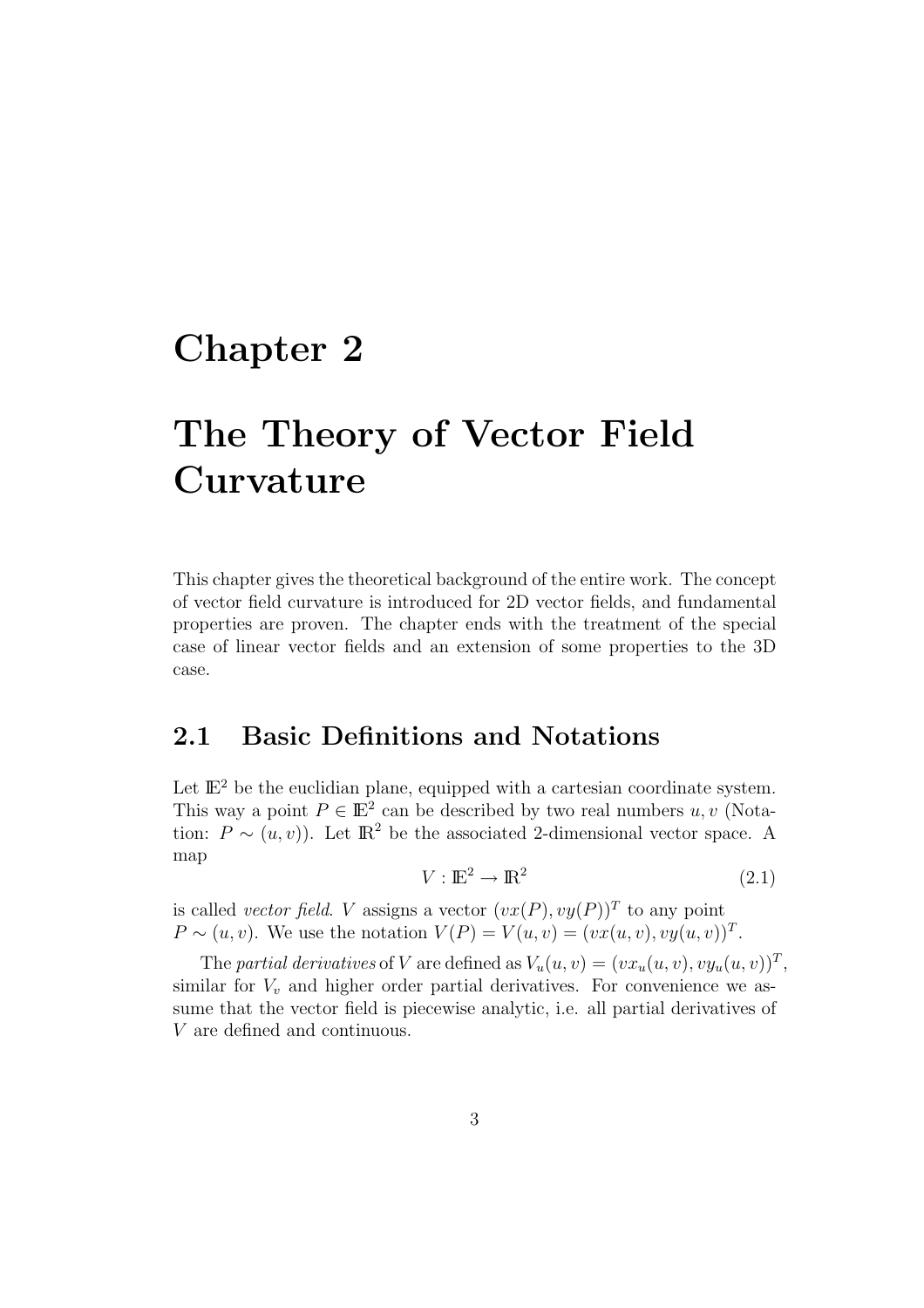# Chapter 2

# The Theory of Vector Field Curvature

This chapter gives the theoretical background of the entire work. The concept of vector field curvature is introduced for 2D vector fields, and fundamental properties are proven. The chapter ends with the treatment of the special case of linear vector fields and an extension of some properties to the 3D case.

## 2.1 Basic Definitions and Notations

Let $\mathbb{E}^2$ be the euclidian plane, equipped with a cartesian coordinate system. This way a point $P \in \mathbb{E}^2$ can be described by two real numbers $u, v$ (Notation: $P \sim (u,v)$). Let $\mathbb{R}^2$ be the associated 2-dimensional vector space. A map

$$V : \mathbb{E}^2 \rightarrow \mathbb{R}^2 \tag{2.1}$$

is called *vector field*. $V$ assigns a vector $(vx(P), vy(P))^T$ to any point $P \sim (u,v)$. We use the notation $V(P) = V(u,v) = (vx(u,v), vy(u,v))^T$.

The *partial derivatives* of $V$ are defined as $V_u(u,v) = (vx_u(u,v), vy_u(u,v))^T$, similar for $V_v$ and higher order partial derivatives. For convenience we assume that the vector field is piecewise analytic, i.e. all partial derivatives of $V$ are defined and continuous.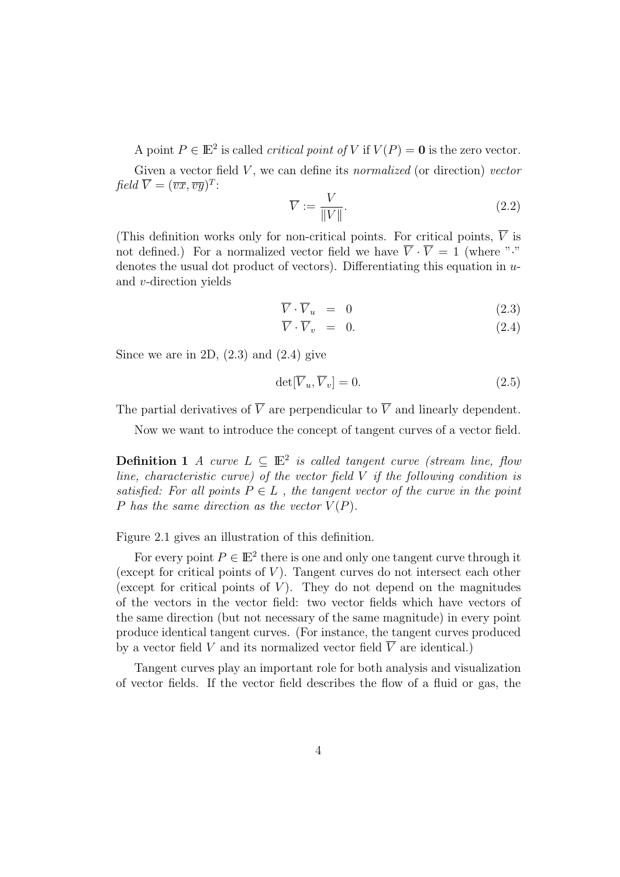A point $P \in \mathbb{E}^2$ is called *critical point of* $V$ if $V(P) = \mathbf{0}$ is the zero vector.

Given a vector field $V$, we can define its *normalized* (or direction) *vector field* $\overline{V} = (\overline{vx}, \overline{vy})^T$:

$$\overline{V} := \frac{V}{\|V\|}. \tag{2.2}$$

(This definition works only for non-critical points. For critical points, $\overline{V}$ is not defined.) For a normalized vector field we have $\overline{V} \cdot \overline{V} = 1$ (where "$\cdot$" denotes the usual dot product of vectors). Differentiating this equation in $u$- and $v$-direction yields

$$\overline{V} \cdot \overline{V}_u = 0 \tag{2.3}$$

$$\overline{V} \cdot \overline{V}_v = 0. \tag{2.4}$$

Since we are in 2D, (2.3) and (2.4) give

$$\det[\overline{V}_u, \overline{V}_v] = 0. \tag{2.5}$$

The partial derivatives of $\overline{V}$ are perpendicular to $\overline{V}$ and linearly dependent.

Now we want to introduce the concept of tangent curves of a vector field.

**Definition 1** *A curve $L \subseteq \mathbb{E}^2$ is called tangent curve (stream line, flow line, characteristic curve) of the vector field $V$ if the following condition is satisfied: For all points $P \in L$, the tangent vector of the curve in the point $P$ has the same direction as the vector $V(P)$.*

Figure 2.1 gives an illustration of this definition.

For every point $P \in \mathbb{E}^2$ there is one and only one tangent curve through it (except for critical points of $V$). Tangent curves do not intersect each other (except for critical points of $V$). They do not depend on the magnitudes of the vectors in the vector field: two vector fields which have vectors of the same direction (but not necessary of the same magnitude) in every point produce identical tangent curves. (For instance, the tangent curves produced by a vector field $V$ and its normalized vector field $\overline{V}$ are identical.)

Tangent curves play an important role for both analysis and visualization of vector fields. If the vector field describes the flow of a fluid or gas, the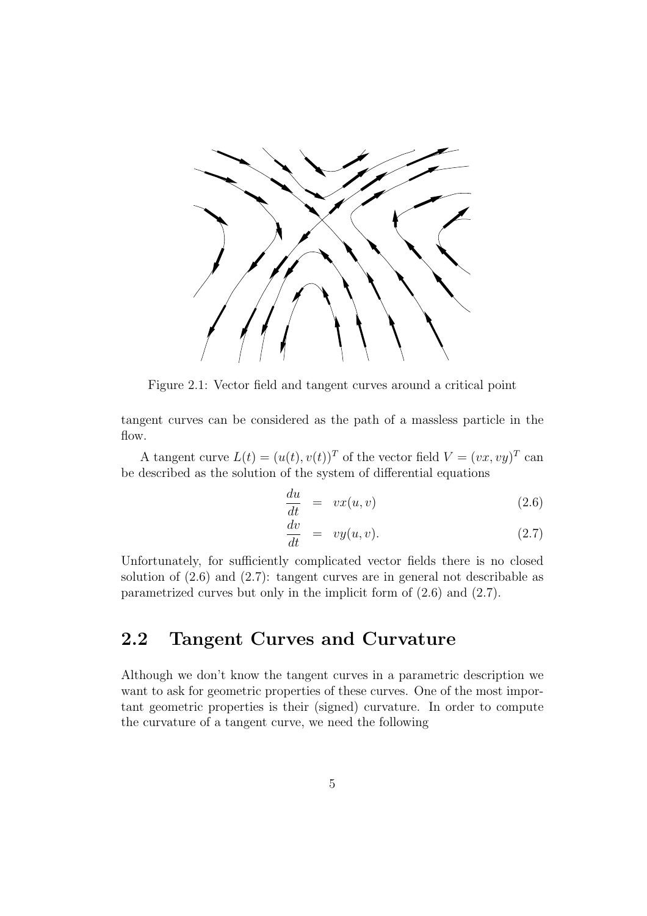Figure 2.1: Vector field and tangent curves around a critical point

tangent curves can be considered as the path of a massless particle in the flow.

A tangent curve $L(t) = (u(t), v(t))^T$ of the vector field $V = (vx, vy)^T$ can be described as the solution of the system of differential equations

$$\frac{du}{dt} = vx(u, v) \tag{2.6}$$

$$\frac{dv}{dt} = vy(u, v). \tag{2.7}$$

Unfortunately, for sufficiently complicated vector fields there is no closed solution of (2.6) and (2.7): tangent curves are in general not describable as parametrized curves but only in the implicit form of (2.6) and (2.7).

## 2.2 Tangent Curves and Curvature

Although we don't know the tangent curves in a parametric description we want to ask for geometric properties of these curves. One of the most important geometric properties is their (signed) curvature. In order to compute the curvature of a tangent curve, we need the following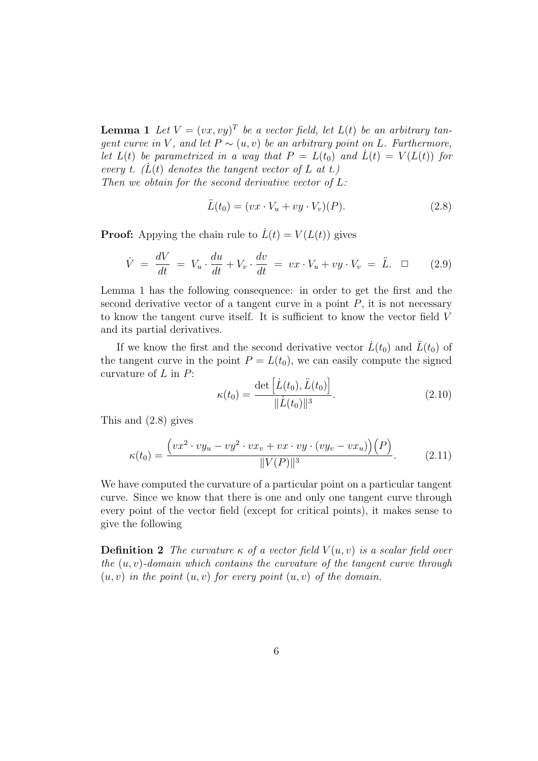**Lemma 1** *Let $V = (vx, vy)^T$ be a vector field, let $L(t)$ be an arbitrary tangent curve in $V$, and let $P \sim (u, v)$ be an arbitrary point on $L$. Furthermore, let $L(t)$ be parametrized in a way that $P = L(t_0)$ and $\dot{L}(t) = V(L(t))$ for every $t$. ($\dot{L}(t)$ denotes the tangent vector of $L$ at $t$.)*
*Then we obtain for the second derivative vector of $L$:*

$$\ddot{L}(t_0) = (vx \cdot V_u + vy \cdot V_v)(P). \tag{2.8}$$

**Proof:** Appying the chain rule to $\dot{L}(t) = V(L(t))$ gives

$$\dot{V} \;=\; \frac{dV}{dt} \;=\; V_u \cdot \frac{du}{dt} + V_v \cdot \frac{dv}{dt} \;=\; vx \cdot V_u + vy \cdot V_v \;=\; \ddot{L}. \quad \Box \tag{2.9}$$

Lemma 1 has the following consequence: in order to get the first and the second derivative vector of a tangent curve in a point $P$, it is not necessary to know the tangent curve itself. It is sufficient to know the vector field $V$ and its partial derivatives.

If we know the first and the second derivative vector $\dot{L}(t_0)$ and $\ddot{L}(t_0)$ of the tangent curve in the point $P = L(t_0)$, we can easily compute the signed curvature of $L$ in $P$:

$$\kappa(t_0) = \frac{\det\left[\dot{L}(t_0), \ddot{L}(t_0)\right]}{\|\dot{L}(t_0)\|^3}. \tag{2.10}$$

This and (2.8) gives

$$\kappa(t_0) = \frac{\Big(vx^2 \cdot vy_u - vy^2 \cdot vx_v + vx \cdot vy \cdot (vy_v - vx_u)\Big)\Big(P\Big)}{\|V(P)\|^3}. \tag{2.11}$$

We have computed the curvature of a particular point on a particular tangent curve. Since we know that there is one and only one tangent curve through every point of the vector field (except for critical points), it makes sense to give the following

**Definition 2** *The curvature $\kappa$ of a vector field $V(u, v)$ is a scalar field over the $(u, v)$-domain which contains the curvature of the tangent curve through $(u, v)$ in the point $(u, v)$ for every point $(u, v)$ of the domain.*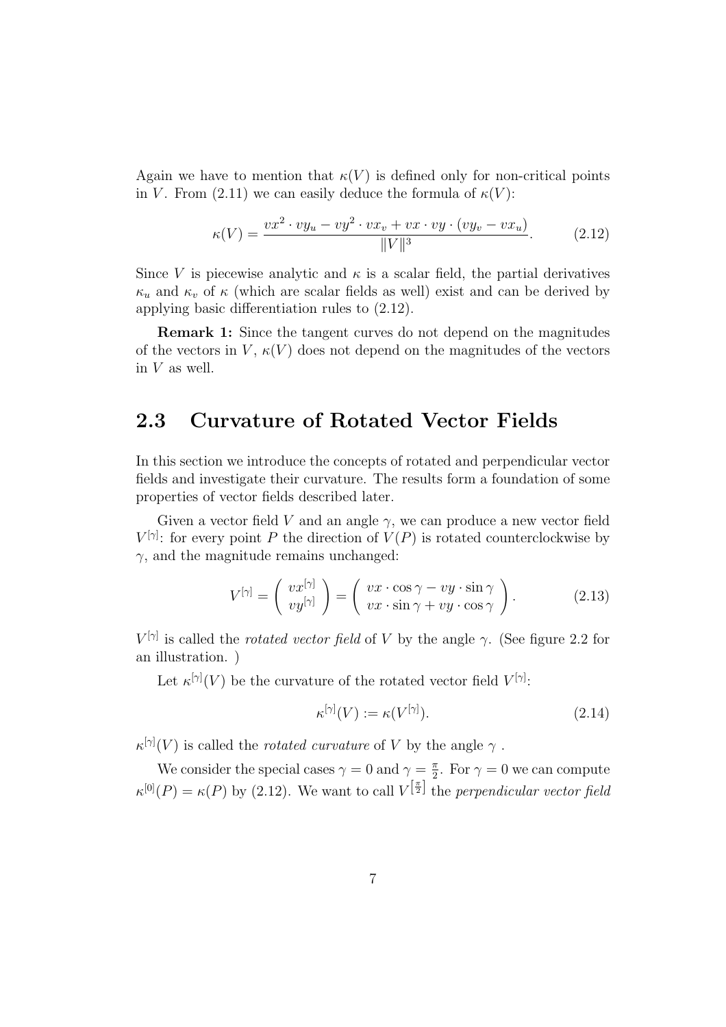Again we have to mention that $\kappa(V)$ is defined only for non-critical points in $V$. From (2.11) we can easily deduce the formula of $\kappa(V)$:

$$\kappa(V) = \frac{vx^2 \cdot vy_u - vy^2 \cdot vx_v + vx \cdot vy \cdot (vy_v - vx_u)}{\|V\|^3}. \tag{2.12}$$

Since $V$ is piecewise analytic and $\kappa$ is a scalar field, the partial derivatives $\kappa_u$ and $\kappa_v$ of $\kappa$ (which are scalar fields as well) exist and can be derived by applying basic differentiation rules to (2.12).

**Remark 1:** Since the tangent curves do not depend on the magnitudes of the vectors in $V$, $\kappa(V)$ does not depend on the magnitudes of the vectors in $V$ as well.

## 2.3 Curvature of Rotated Vector Fields

In this section we introduce the concepts of rotated and perpendicular vector fields and investigate their curvature. The results form a foundation of some properties of vector fields described later.

Given a vector field $V$ and an angle $\gamma$, we can produce a new vector field $V^{[\gamma]}$: for every point $P$ the direction of $V(P)$ is rotated counterclockwise by $\gamma$, and the magnitude remains unchanged:

$$V^{[\gamma]} = \begin{pmatrix} vx^{[\gamma]} \\ vy^{[\gamma]} \end{pmatrix} = \begin{pmatrix} vx \cdot \cos\gamma - vy \cdot \sin\gamma \\ vx \cdot \sin\gamma + vy \cdot \cos\gamma \end{pmatrix}. \tag{2.13}$$

$V^{[\gamma]}$ is called the *rotated vector field* of $V$ by the angle $\gamma$. (See figure 2.2 for an illustration. )

Let $\kappa^{[\gamma]}(V)$ be the curvature of the rotated vector field $V^{[\gamma]}$:

$$\kappa^{[\gamma]}(V) := \kappa(V^{[\gamma]}). \tag{2.14}$$

$\kappa^{[\gamma]}(V)$ is called the *rotated curvature* of $V$ by the angle $\gamma$ .

We consider the special cases $\gamma = 0$ and $\gamma = \frac{\pi}{2}$. For $\gamma = 0$ we can compute $\kappa^{[0]}(P) = \kappa(P)$ by (2.12). We want to call $V^{\left[\frac{\pi}{2}\right]}$ the *perpendicular vector field*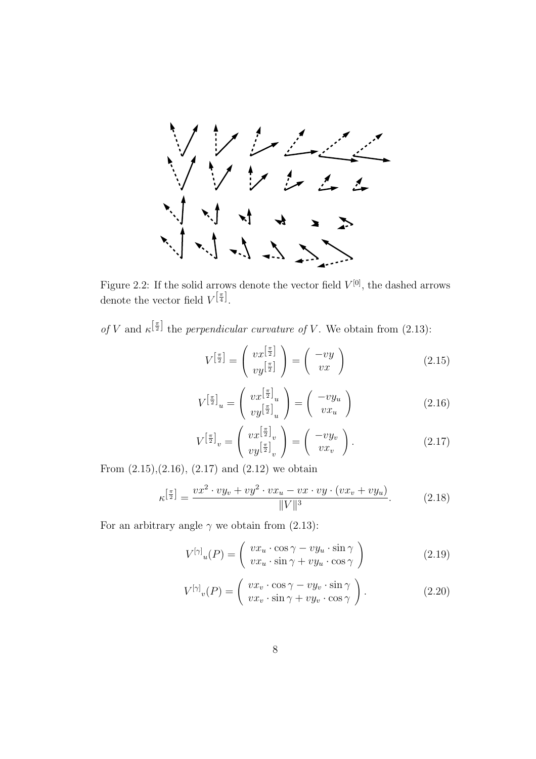Figure 2.2: If the solid arrows denote the vector field $V^{[0]}$, the dashed arrows denote the vector field $V^{\left[\frac{\pi}{4}\right]}$.

*of* $V$ and $\kappa^{\left[\frac{\pi}{2}\right]}$ the *perpendicular curvature of* $V$. We obtain from (2.13):

$$V^{\left[\frac{\pi}{2}\right]} = \begin{pmatrix} vx^{\left[\frac{\pi}{2}\right]} \\ vy^{\left[\frac{\pi}{2}\right]} \end{pmatrix} = \begin{pmatrix} -vy \\ vx \end{pmatrix} \tag{2.15}$$

$$V^{\left[\frac{\pi}{2}\right]}{}_u = \begin{pmatrix} vx^{\left[\frac{\pi}{2}\right]}{}_u \\ vy^{\left[\frac{\pi}{2}\right]}{}_u \end{pmatrix} = \begin{pmatrix} -vy_u \\ vx_u \end{pmatrix} \tag{2.16}$$

$$V^{\left[\frac{\pi}{2}\right]}{}_v = \begin{pmatrix} vx^{\left[\frac{\pi}{2}\right]}{}_v \\ vy^{\left[\frac{\pi}{2}\right]}{}_v \end{pmatrix} = \begin{pmatrix} -vy_v \\ vx_v \end{pmatrix}. \tag{2.17}$$

From (2.15),(2.16), (2.17) and (2.12) we obtain

$$\kappa^{\left[\frac{\pi}{2}\right]} = \frac{vx^2 \cdot vy_v + vy^2 \cdot vx_u - vx \cdot vy \cdot (vx_v + vy_u)}{\|V\|^3}. \tag{2.18}$$

For an arbitrary angle $\gamma$ we obtain from (2.13):

$$V^{[\gamma]}{}_u(P) = \begin{pmatrix} vx_u \cdot \cos\gamma - vy_u \cdot \sin\gamma \\ vx_u \cdot \sin\gamma + vy_u \cdot \cos\gamma \end{pmatrix} \tag{2.19}$$

$$V^{[\gamma]}{}_v(P) = \begin{pmatrix} vx_v \cdot \cos\gamma - vy_v \cdot \sin\gamma \\ vx_v \cdot \sin\gamma + vy_v \cdot \cos\gamma \end{pmatrix}. \tag{2.20}$$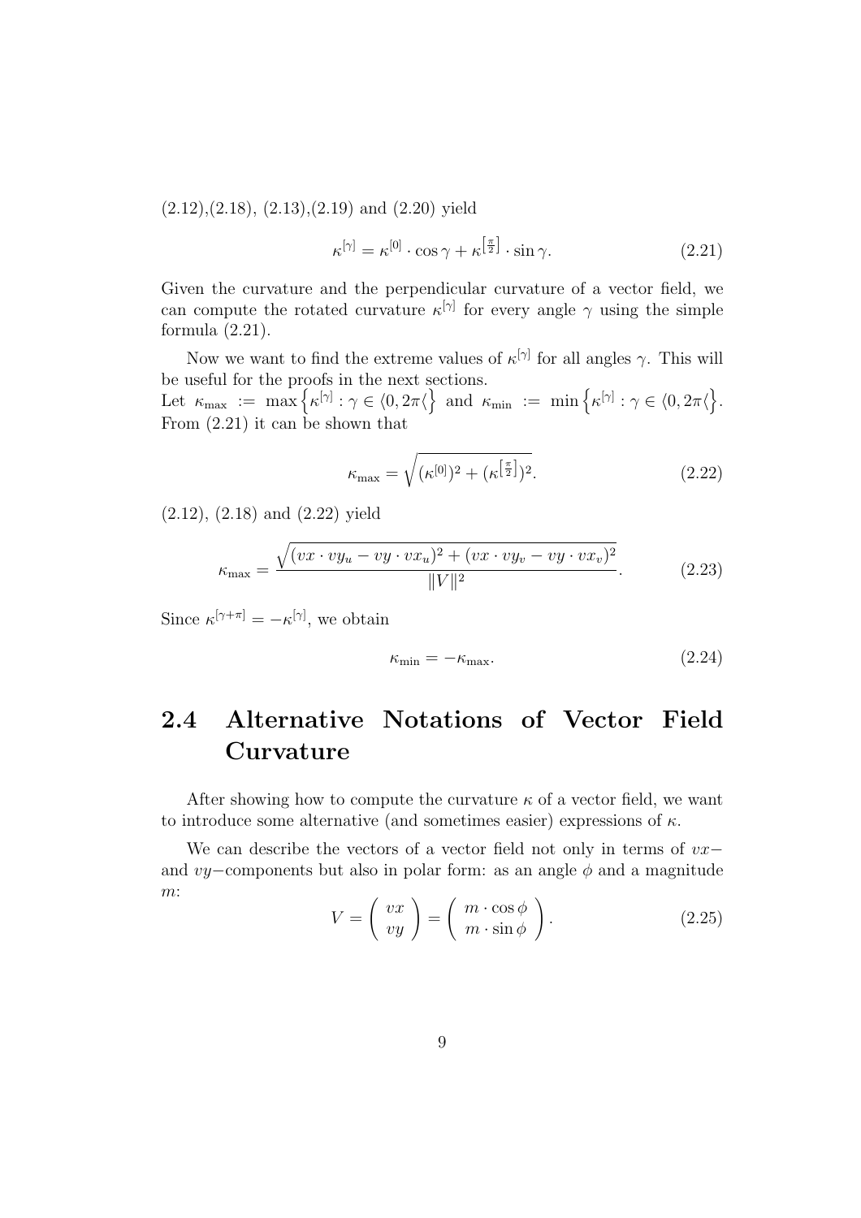(2.12),(2.18), (2.13),(2.19) and (2.20) yield

$$\kappa^{[\gamma]} = \kappa^{[0]} \cdot \cos\gamma + \kappa^{\left[\frac{\pi}{2}\right]} \cdot \sin\gamma. \tag{2.21}$$

Given the curvature and the perpendicular curvature of a vector field, we can compute the rotated curvature $\kappa^{[\gamma]}$ for every angle $\gamma$ using the simple formula (2.21).

Now we want to find the extreme values of $\kappa^{[\gamma]}$ for all angles $\gamma$. This will be useful for the proofs in the next sections.
Let $\kappa_{\max} := \max\left\{\kappa^{[\gamma]} : \gamma \in \langle 0, 2\pi\langle\right\}$ and $\kappa_{\min} := \min\left\{\kappa^{[\gamma]} : \gamma \in \langle 0, 2\pi\langle\right\}$.
From (2.21) it can be shown that

$$\kappa_{\max} = \sqrt{(\kappa^{[0]})^2 + (\kappa^{\left[\frac{\pi}{2}\right]})^2}. \tag{2.22}$$

(2.12), (2.18) and (2.22) yield

$$\kappa_{\max} = \frac{\sqrt{(vx \cdot vy_u - vy \cdot vx_u)^2 + (vx \cdot vy_v - vy \cdot vx_v)^2}}{\|V\|^2}. \tag{2.23}$$

Since $\kappa^{[\gamma+\pi]} = -\kappa^{[\gamma]}$, we obtain

$$\kappa_{\min} = -\kappa_{\max}. \tag{2.24}$$

## 2.4 Alternative Notations of Vector Field Curvature

After showing how to compute the curvature $\kappa$ of a vector field, we want to introduce some alternative (and sometimes easier) expressions of $\kappa$.

We can describe the vectors of a vector field not only in terms of $vx-$ and $vy-$components but also in polar form: as an angle $\phi$ and a magnitude $m$:

$$V = \begin{pmatrix} vx \\ vy \end{pmatrix} = \begin{pmatrix} m \cdot \cos\phi \\ m \cdot \sin\phi \end{pmatrix}. \tag{2.25}$$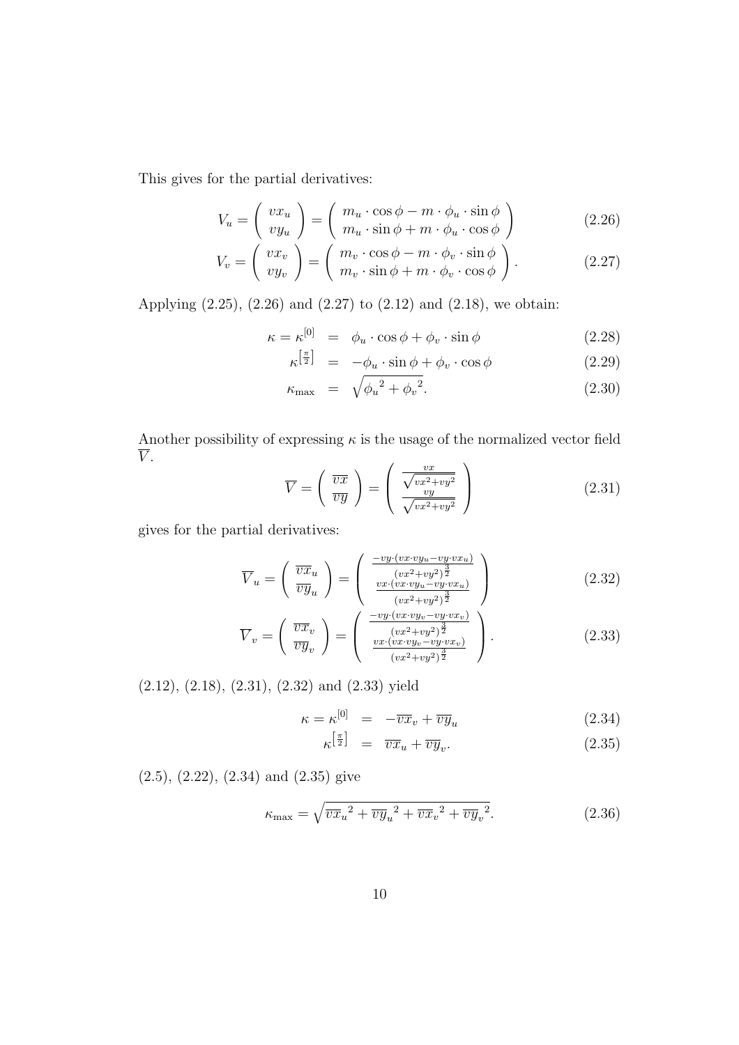This gives for the partial derivatives:

$$V_u = \begin{pmatrix} vx_u \\ vy_u \end{pmatrix} = \begin{pmatrix} m_u \cdot \cos\phi - m \cdot \phi_u \cdot \sin\phi \\ m_u \cdot \sin\phi + m \cdot \phi_u \cdot \cos\phi \end{pmatrix} \tag{2.26}$$

$$V_v = \begin{pmatrix} vx_v \\ vy_v \end{pmatrix} = \begin{pmatrix} m_v \cdot \cos\phi - m \cdot \phi_v \cdot \sin\phi \\ m_v \cdot \sin\phi + m \cdot \phi_v \cdot \cos\phi \end{pmatrix}. \tag{2.27}$$

Applying (2.25), (2.26) and (2.27) to (2.12) and (2.18), we obtain:

$$\kappa = \kappa^{[0]} = \phi_u \cdot \cos\phi + \phi_v \cdot \sin\phi \tag{2.28}$$

$$\kappa^{\left[\frac{\pi}{2}\right]} = -\phi_u \cdot \sin\phi + \phi_v \cdot \cos\phi \tag{2.29}$$

$$\kappa_{\max} = \sqrt{{\phi_u}^2 + {\phi_v}^2}. \tag{2.30}$$

Another possibility of expressing $\kappa$ is the usage of the normalized vector field $\overline{V}$.

$$\overline{V} = \begin{pmatrix} \overline{vx} \\ \overline{vy} \end{pmatrix} = \begin{pmatrix} \frac{vx}{\sqrt{vx^2+vy^2}} \\ \frac{vy}{\sqrt{vx^2+vy^2}} \end{pmatrix} \tag{2.31}$$

gives for the partial derivatives:

$$\overline{V}_u = \begin{pmatrix} \overline{vx}_u \\ \overline{vy}_u \end{pmatrix} = \begin{pmatrix} \frac{-vy\cdot(vx\cdot vy_u - vy\cdot vx_u)}{(vx^2+vy^2)^{\frac{3}{2}}} \\ \frac{vx\cdot(vx\cdot vy_u - vy\cdot vx_u)}{(vx^2+vy^2)^{\frac{3}{2}}} \end{pmatrix} \tag{2.32}$$

$$\overline{V}_v = \begin{pmatrix} \overline{vx}_v \\ \overline{vy}_v \end{pmatrix} = \begin{pmatrix} \frac{-vy\cdot(vx\cdot vy_v - vy\cdot vx_v)}{(vx^2+vy^2)^{\frac{3}{2}}} \\ \frac{vx\cdot(vx\cdot vy_v - vy\cdot vx_v)}{(vx^2+vy^2)^{\frac{3}{2}}} \end{pmatrix}. \tag{2.33}$$

(2.12), (2.18), (2.31), (2.32) and (2.33) yield

$$\kappa = \kappa^{[0]} = -\overline{vx}_v + \overline{vy}_u \tag{2.34}$$

$$\kappa^{\left[\frac{\pi}{2}\right]} = \overline{vx}_u + \overline{vy}_v. \tag{2.35}$$

(2.5), (2.22), (2.34) and (2.35) give

$$\kappa_{\max} = \sqrt{{\overline{vx}_u}^2 + {\overline{vy}_u}^2 + {\overline{vx}_v}^2 + {\overline{vy}_v}^2}. \tag{2.36}$$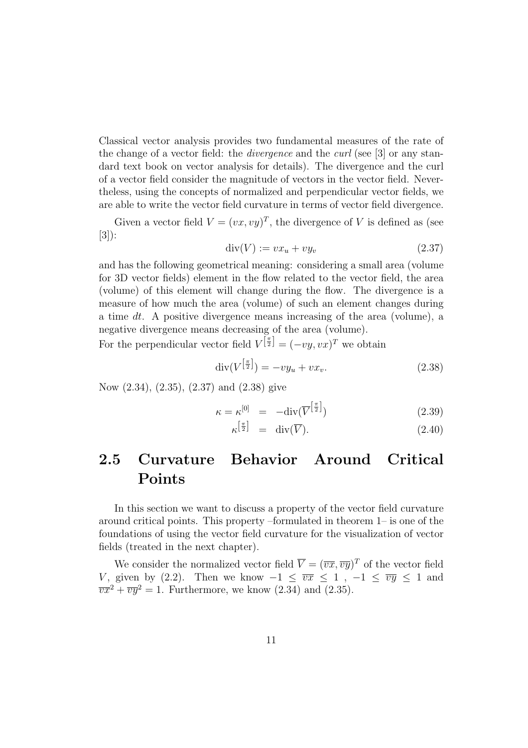Classical vector analysis provides two fundamental measures of the rate of the change of a vector field: the *divergence* and the *curl* (see [3] or any standard text book on vector analysis for details). The divergence and the curl of a vector field consider the magnitude of vectors in the vector field. Nevertheless, using the concepts of normalized and perpendicular vector fields, we are able to write the vector field curvature in terms of vector field divergence.

Given a vector field $V = (vx, vy)^T$, the divergence of $V$ is defined as (see [3]):

$$\text{div}(V) := vx_u + vy_v \tag{2.37}$$

and has the following geometrical meaning: considering a small area (volume for 3D vector fields) element in the flow related to the vector field, the area (volume) of this element will change during the flow. The divergence is a measure of how much the area (volume) of such an element changes during a time $dt$. A positive divergence means increasing of the area (volume), a negative divergence means decreasing of the area (volume).
For the perpendicular vector field $V^{\left[\frac{\pi}{2}\right]} = (-vy, vx)^T$ we obtain

$$\text{div}(V^{\left[\frac{\pi}{2}\right]}) = -vy_u + vx_v. \tag{2.38}$$

Now (2.34), (2.35), (2.37) and (2.38) give

$$\kappa = \kappa^{[0]} = -\text{div}(\overline{V}^{\left[\frac{\pi}{2}\right]}) \tag{2.39}$$

$$\kappa^{\left[\frac{\pi}{2}\right]} = \text{div}(\overline{V}). \tag{2.40}$$

## 2.5 Curvature Behavior Around Critical Points

In this section we want to discuss a property of the vector field curvature around critical points. This property –formulated in theorem 1– is one of the foundations of using the vector field curvature for the visualization of vector fields (treated in the next chapter).

We consider the normalized vector field $\overline{V} = (\overline{vx}, \overline{vy})^T$ of the vector field $V$, given by (2.2). Then we know $-1 \leq \overline{vx} \leq 1$ , $-1 \leq \overline{vy} \leq 1$ and $\overline{vx}^2 + \overline{vy}^2 = 1$. Furthermore, we know (2.34) and (2.35).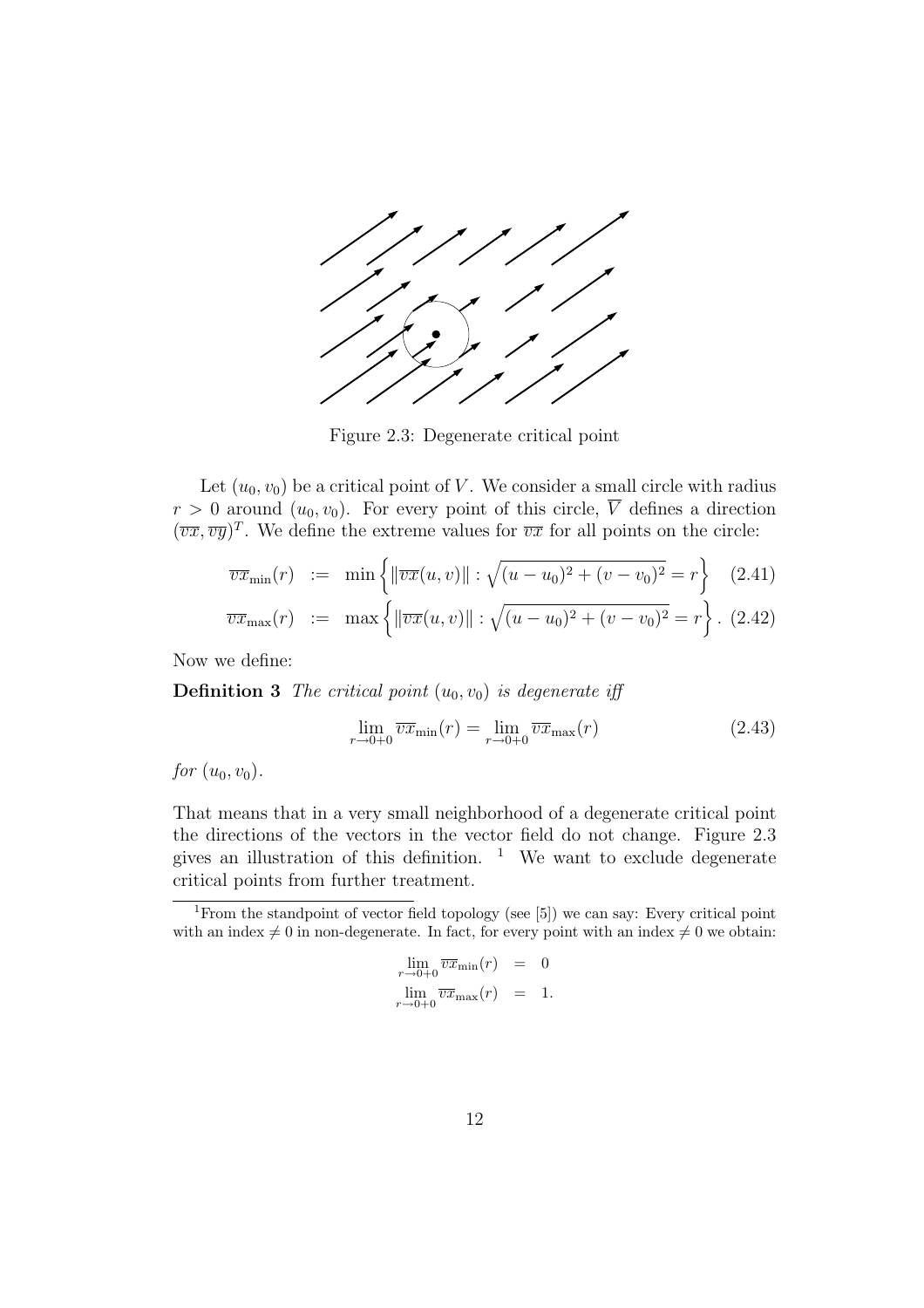Figure 2.3: Degenerate critical point

Let $(u_0, v_0)$ be a critical point of $V$. We consider a small circle with radius $r > 0$ around $(u_0, v_0)$. For every point of this circle, $\overline{V}$ defines a direction $(\overline{vx}, \overline{vy})^T$. We define the extreme values for $\overline{vx}$ for all points on the circle:

$$\overline{vx}_{\min}(r) \;:=\; \min\left\{\|\overline{vx}(u,v)\| : \sqrt{(u-u_0)^2 + (v-v_0)^2} = r\right\} \quad (2.41)$$

$$\overline{vx}_{\max}(r) \;:=\; \max\left\{\|\overline{vx}(u,v)\| : \sqrt{(u-u_0)^2 + (v-v_0)^2} = r\right\}. \quad (2.42)$$

Now we define:

**Definition 3** *The critical point $(u_0, v_0)$ is degenerate iff*

$$\lim_{r \to 0+0} \overline{vx}_{\min}(r) = \lim_{r \to 0+0} \overline{vx}_{\max}(r) \quad (2.43)$$

*for $(u_0, v_0)$.*

That means that in a very small neighborhood of a degenerate critical point the directions of the vectors in the vector field do not change. Figure 2.3 gives an illustration of this definition. [1] We want to exclude degenerate critical points from further treatment.

---

[1] From the standpoint of vector field topology (see [5]) we can say: Every critical point with an index $\neq 0$ in non-degenerate. In fact, for every point with an index $\neq 0$ we obtain:

$$\lim_{r \to 0+0} \overline{vx}_{\min}(r) \;=\; 0$$

$$\lim_{r \to 0+0} \overline{vx}_{\max}(r) \;=\; 1.$$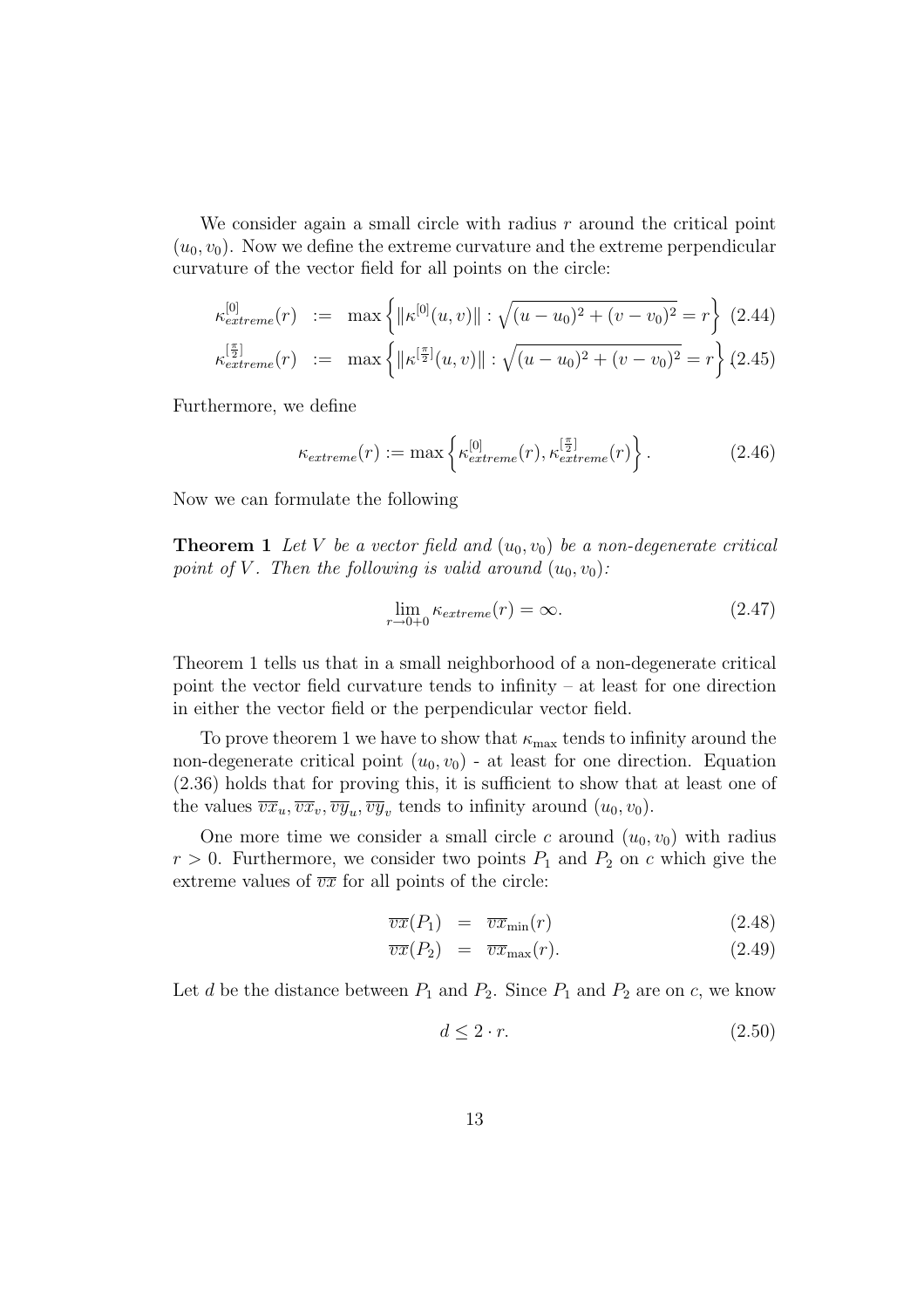We consider again a small circle with radius $r$ around the critical point $(u_0, v_0)$. Now we define the extreme curvature and the extreme perpendicular curvature of the vector field for all points on the circle:

$$\kappa_{extreme}^{[0]}(r) := \max\left\{ \|\kappa^{[0]}(u,v)\| : \sqrt{(u-u_0)^2 + (v-v_0)^2} = r \right\} \quad (2.44)$$

$$\kappa_{extreme}^{[\frac{\pi}{2}]}(r) := \max\left\{ \|\kappa^{[\frac{\pi}{2}]}(u,v)\| : \sqrt{(u-u_0)^2 + (v-v_0)^2} = r \right\} \quad (2.45)$$

Furthermore, we define

$$\kappa_{extreme}(r) := \max\left\{ \kappa_{extreme}^{[0]}(r), \kappa_{extreme}^{[\frac{\pi}{2}]}(r) \right\}. \quad (2.46)$$

Now we can formulate the following

**Theorem 1** *Let $V$ be a vector field and $(u_0, v_0)$ be a non-degenerate critical point of $V$. Then the following is valid around $(u_0, v_0)$:*

$$\lim_{r \to 0+0} \kappa_{extreme}(r) = \infty. \quad (2.47)$$

Theorem 1 tells us that in a small neighborhood of a non-degenerate critical point the vector field curvature tends to infinity – at least for one direction in either the vector field or the perpendicular vector field.

To prove theorem 1 we have to show that $\kappa_{\max}$ tends to infinity around the non-degenerate critical point $(u_0, v_0)$ - at least for one direction. Equation (2.36) holds that for proving this, it is sufficient to show that at least one of the values $\overline{vx}_u, \overline{vx}_v, \overline{vy}_u, \overline{vy}_v$ tends to infinity around $(u_0, v_0)$.

One more time we consider a small circle $c$ around $(u_0, v_0)$ with radius $r > 0$. Furthermore, we consider two points $P_1$ and $P_2$ on $c$ which give the extreme values of $\overline{vx}$ for all points of the circle:

$$\overline{vx}(P_1) = \overline{vx}_{\min}(r) \quad (2.48)$$

$$\overline{vx}(P_2) = \overline{vx}_{\max}(r). \quad (2.49)$$

Let $d$ be the distance between $P_1$ and $P_2$. Since $P_1$ and $P_2$ are on $c$, we know

$$d \leq 2 \cdot r. \quad (2.50)$$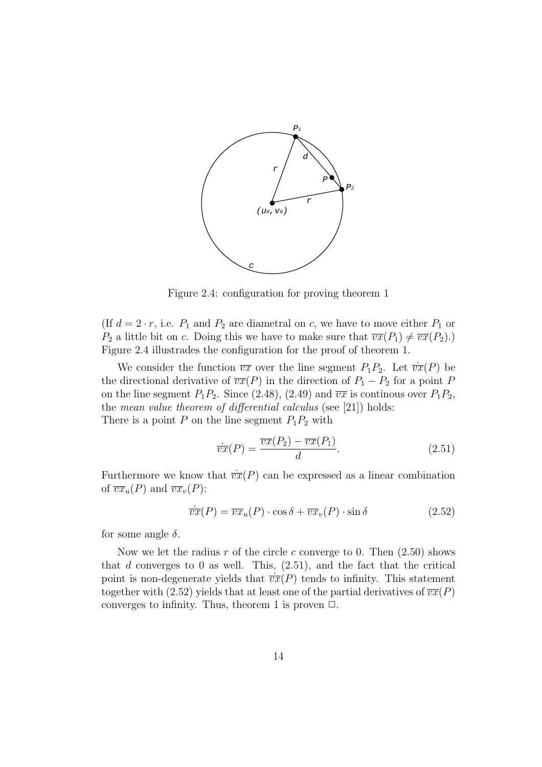Figure 2.4: configuration for proving theorem 1

(If $d = 2 \cdot r$, i.e. $P_1$ and $P_2$ are diametral on $c$, we have to move either $P_1$ or $P_2$ a little bit on $c$. Doing this we have to make sure that $\overline{vx}(P_1) \neq \overline{vx}(P_2)$.) Figure 2.4 illustrades the configuration for the proof of theorem 1.

We consider the function $\overline{vx}$ over the line segment $P_1P_2$. Let $\dot{\overline{vx}}(P)$ be the directional derivative of $\overline{vx}(P)$ in the direction of $P_1 - P_2$ for a point $P$ on the line segment $P_1P_2$. Since (2.48), (2.49) and $\overline{vx}$ is continous over $P_1P_2$, the *mean value theorem of differential calculus* (see [21]) holds:
There is a point $P$ on the line segment $P_1P_2$ with

$$\dot{\overline{vx}}(P) = \frac{\overline{vx}(P_2) - \overline{vx}(P_1)}{d}. \tag{2.51}$$

Furthermore we know that $\dot{\overline{vx}}(P)$ can be expressed as a linear combination of $\overline{vx}_u(P)$ and $\overline{vx}_v(P)$:

$$\dot{\overline{vx}}(P) = \overline{vx}_u(P) \cdot \cos\delta + \overline{vx}_v(P) \cdot \sin\delta \tag{2.52}$$

for some angle $\delta$.

Now we let the radius $r$ of the circle $c$ converge to 0. Then (2.50) shows that $d$ converges to 0 as well. This, (2.51), and the fact that the critical point is non-degenerate yields that $\dot{\overline{vx}}(P)$ tends to infinity. This statement together with (2.52) yields that at least one of the partial derivatives of $\overline{vx}(P)$ converges to infinity. Thus, theorem 1 is proven $\square$.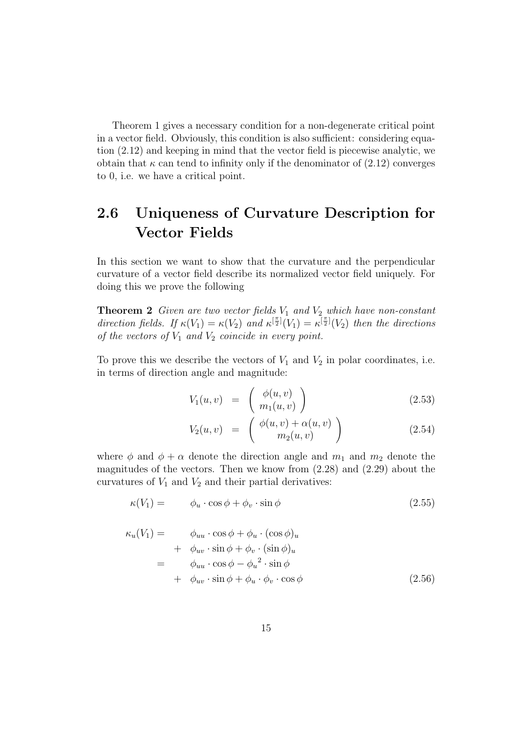Theorem 1 gives a necessary condition for a non-degenerate critical point in a vector field. Obviously, this condition is also sufficient: considering equation (2.12) and keeping in mind that the vector field is piecewise analytic, we obtain that $\kappa$ can tend to infinity only if the denominator of (2.12) converges to 0, i.e. we have a critical point.

## 2.6 Uniqueness of Curvature Description for Vector Fields

In this section we want to show that the curvature and the perpendicular curvature of a vector field describe its normalized vector field uniquely. For doing this we prove the following

**Theorem 2** *Given are two vector fields $V_1$ and $V_2$ which have non-constant direction fields. If $\kappa(V_1) = \kappa(V_2)$ and $\kappa^{[\frac{\pi}{2}]}(V_1) = \kappa^{[\frac{\pi}{2}]}(V_2)$ then the directions of the vectors of $V_1$ and $V_2$ coincide in every point.*

To prove this we describe the vectors of $V_1$ and $V_2$ in polar coordinates, i.e. in terms of direction angle and magnitude:

$$V_1(u,v) = \begin{pmatrix} \phi(u,v) \\ m_1(u,v) \end{pmatrix} \tag{2.53}$$

$$V_2(u,v) = \begin{pmatrix} \phi(u,v) + \alpha(u,v) \\ m_2(u,v) \end{pmatrix} \tag{2.54}$$

where $\phi$ and $\phi + \alpha$ denote the direction angle and $m_1$ and $m_2$ denote the magnitudes of the vectors. Then we know from (2.28) and (2.29) about the curvatures of $V_1$ and $V_2$ and their partial derivatives:

$$\kappa(V_1) = \phi_u \cdot \cos\phi + \phi_v \cdot \sin\phi \tag{2.55}$$

$$\begin{aligned}
\kappa_u(V_1) = & \quad \phi_{uu} \cdot \cos\phi + \phi_u \cdot (\cos\phi)_u \\
& + \phi_{uv} \cdot \sin\phi + \phi_v \cdot (\sin\phi)_u \\
= & \quad \phi_{uu} \cdot \cos\phi - {\phi_u}^2 \cdot \sin\phi \\
& + \phi_{uv} \cdot \sin\phi + \phi_u \cdot \phi_v \cdot \cos\phi
\end{aligned} \tag{2.56}$$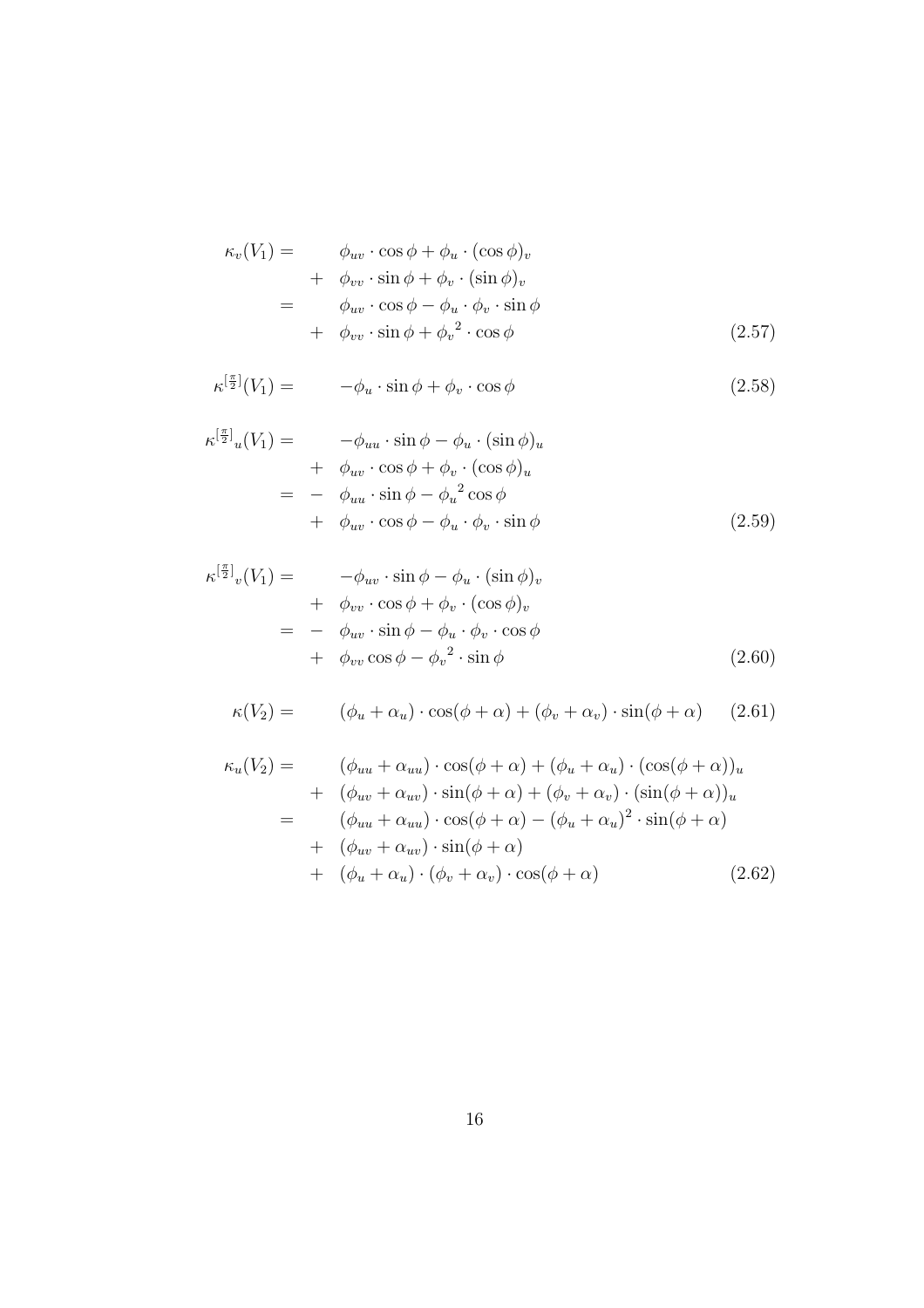$$
\begin{aligned}
\kappa_v(V_1) = & \quad \phi_{uv} \cdot \cos\phi + \phi_u \cdot (\cos\phi)_v \\
& + \quad \phi_{vv} \cdot \sin\phi + \phi_v \cdot (\sin\phi)_v \\
= & \quad \phi_{uv} \cdot \cos\phi - \phi_u \cdot \phi_v \cdot \sin\phi \\
& + \quad \phi_{vv} \cdot \sin\phi + {\phi_v}^2 \cdot \cos\phi
\end{aligned} \tag{2.57}
$$

$$
\kappa^{[\frac{\pi}{2}]}(V_1) = \quad -\phi_u \cdot \sin\phi + \phi_v \cdot \cos\phi \tag{2.58}
$$

$$
\begin{aligned}
{\kappa^{[\frac{\pi}{2}]}}_u(V_1) = & \quad -\phi_{uu} \cdot \sin\phi - \phi_u \cdot (\sin\phi)_u \\
& + \quad \phi_{uv} \cdot \cos\phi + \phi_v \cdot (\cos\phi)_u \\
= & - \quad \phi_{uu} \cdot \sin\phi - {\phi_u}^2 \cos\phi \\
& + \quad \phi_{uv} \cdot \cos\phi - \phi_u \cdot \phi_v \cdot \sin\phi
\end{aligned} \tag{2.59}
$$

$$
\begin{aligned}
{\kappa^{[\frac{\pi}{2}]}}_v(V_1) = & \quad -\phi_{uv} \cdot \sin\phi - \phi_u \cdot (\sin\phi)_v \\
& + \quad \phi_{vv} \cdot \cos\phi + \phi_v \cdot (\cos\phi)_v \\
= & - \quad \phi_{uv} \cdot \sin\phi - \phi_u \cdot \phi_v \cdot \cos\phi \\
& + \quad \phi_{vv} \cos\phi - {\phi_v}^2 \cdot \sin\phi
\end{aligned} \tag{2.60}
$$

$$
\kappa(V_2) = \quad (\phi_u + \alpha_u) \cdot \cos(\phi + \alpha) + (\phi_v + \alpha_v) \cdot \sin(\phi + \alpha) \tag{2.61}
$$

$$
\begin{aligned}
\kappa_u(V_2) = & \quad (\phi_{uu} + \alpha_{uu}) \cdot \cos(\phi + \alpha) + (\phi_u + \alpha_u) \cdot (\cos(\phi + \alpha))_u \\
& + \quad (\phi_{uv} + \alpha_{uv}) \cdot \sin(\phi + \alpha) + (\phi_v + \alpha_v) \cdot (\sin(\phi + \alpha))_u \\
= & \quad (\phi_{uu} + \alpha_{uu}) \cdot \cos(\phi + \alpha) - (\phi_u + \alpha_u)^2 \cdot \sin(\phi + \alpha) \\
& + \quad (\phi_{uv} + \alpha_{uv}) \cdot \sin(\phi + \alpha) \\
& + \quad (\phi_u + \alpha_u) \cdot (\phi_v + \alpha_v) \cdot \cos(\phi + \alpha)
\end{aligned} \tag{2.62}
$$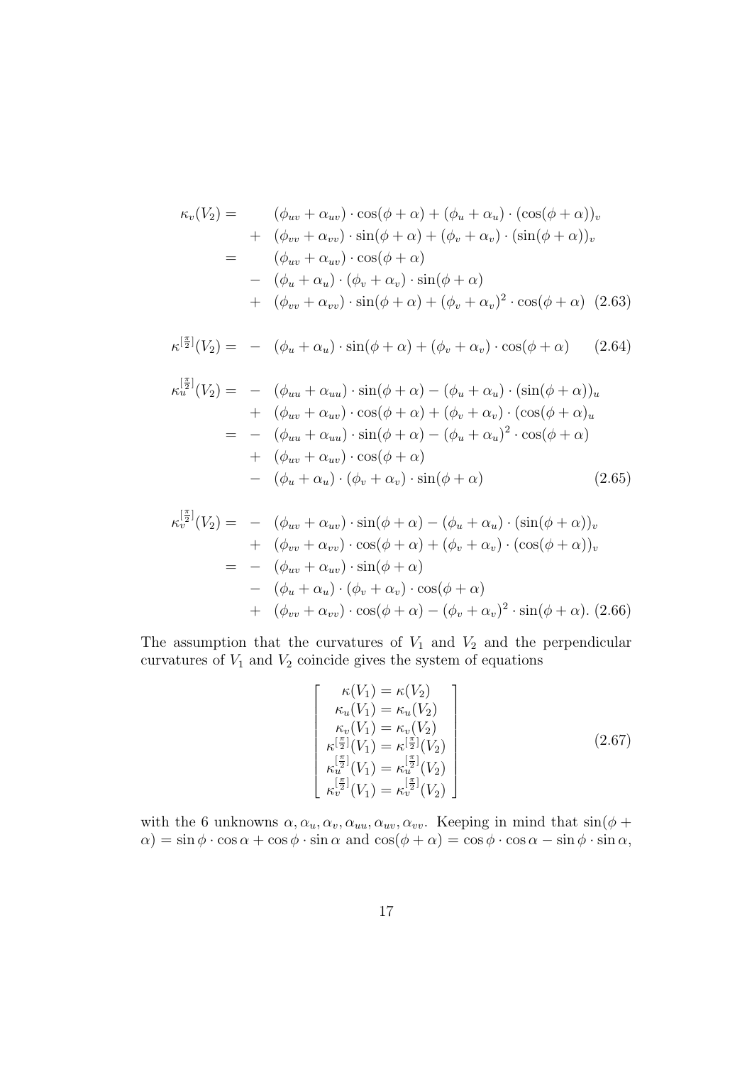$$
\begin{aligned}
\kappa_v(V_2) = & \quad (\phi_{uv} + \alpha_{uv}) \cdot \cos(\phi + \alpha) + (\phi_u + \alpha_u) \cdot (\cos(\phi + \alpha))_v \\
& + \quad (\phi_{vv} + \alpha_{vv}) \cdot \sin(\phi + \alpha) + (\phi_v + \alpha_v) \cdot (\sin(\phi + \alpha))_v \\
= & \quad (\phi_{uv} + \alpha_{uv}) \cdot \cos(\phi + \alpha) \\
& - \quad (\phi_u + \alpha_u) \cdot (\phi_v + \alpha_v) \cdot \sin(\phi + \alpha) \\
& + \quad (\phi_{vv} + \alpha_{vv}) \cdot \sin(\phi + \alpha) + (\phi_v + \alpha_v)^2 \cdot \cos(\phi + \alpha) \quad (2.63)
\end{aligned}
$$

$$
\kappa^{[\frac{\pi}{2}]}(V_2) = \quad - \quad (\phi_u + \alpha_u) \cdot \sin(\phi + \alpha) + (\phi_v + \alpha_v) \cdot \cos(\phi + \alpha) \qquad (2.64)
$$

$$
\begin{aligned}
\kappa_u^{[\frac{\pi}{2}]}(V_2) = & \quad - \quad (\phi_{uu} + \alpha_{uu}) \cdot \sin(\phi + \alpha) - (\phi_u + \alpha_u) \cdot (\sin(\phi + \alpha))_u \\
& + \quad (\phi_{uv} + \alpha_{uv}) \cdot \cos(\phi + \alpha) + (\phi_v + \alpha_v) \cdot (\cos(\phi + \alpha)_u \\
= & \quad - \quad (\phi_{uu} + \alpha_{uu}) \cdot \sin(\phi + \alpha) - (\phi_u + \alpha_u)^2 \cdot \cos(\phi + \alpha) \\
& + \quad (\phi_{uv} + \alpha_{uv}) \cdot \cos(\phi + \alpha) \\
& - \quad (\phi_u + \alpha_u) \cdot (\phi_v + \alpha_v) \cdot \sin(\phi + \alpha) \qquad (2.65)
\end{aligned}
$$

$$
\begin{aligned}
\kappa_v^{[\frac{\pi}{2}]}(V_2) = & \quad - \quad (\phi_{uv} + \alpha_{uv}) \cdot \sin(\phi + \alpha) - (\phi_u + \alpha_u) \cdot (\sin(\phi + \alpha))_v \\
& + \quad (\phi_{vv} + \alpha_{vv}) \cdot \cos(\phi + \alpha) + (\phi_v + \alpha_v) \cdot (\cos(\phi + \alpha))_v \\
= & \quad - \quad (\phi_{uv} + \alpha_{uv}) \cdot \sin(\phi + \alpha) \\
& - \quad (\phi_u + \alpha_u) \cdot (\phi_v + \alpha_v) \cdot \cos(\phi + \alpha) \\
& + \quad (\phi_{vv} + \alpha_{vv}) \cdot \cos(\phi + \alpha) - (\phi_v + \alpha_v)^2 \cdot \sin(\phi + \alpha). \quad (2.66)
\end{aligned}
$$

The assumption that the curvatures of $V_1$ and $V_2$ and the perpendicular curvatures of $V_1$ and $V_2$ coincide gives the system of equations

$$
\begin{bmatrix}
\kappa(V_1) = \kappa(V_2) \\
\kappa_u(V_1) = \kappa_u(V_2) \\
\kappa_v(V_1) = \kappa_v(V_2) \\
\kappa^{[\frac{\pi}{2}]}(V_1) = \kappa^{[\frac{\pi}{2}]}(V_2) \\
\kappa_u^{[\frac{\pi}{2}]}(V_1) = \kappa_u^{[\frac{\pi}{2}]}(V_2) \\
\kappa_v^{[\frac{\pi}{2}]}(V_1) = \kappa_v^{[\frac{\pi}{2}]}(V_2)
\end{bmatrix}
\qquad (2.67)
$$

with the 6 unknowns $\alpha, \alpha_u, \alpha_v, \alpha_{uu}, \alpha_{uv}, \alpha_{vv}$. Keeping in mind that $\sin(\phi + \alpha) = \sin\phi \cdot \cos\alpha + \cos\phi \cdot \sin\alpha$ and $\cos(\phi + \alpha) = \cos\phi \cdot \cos\alpha - \sin\phi \cdot \sin\alpha$,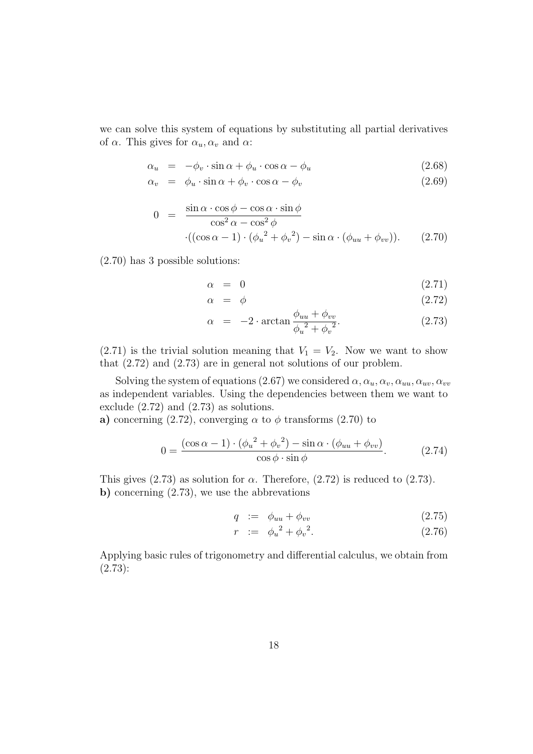we can solve this system of equations by substituting all partial derivatives of $\alpha$. This gives for $\alpha_u, \alpha_v$ and $\alpha$:

$$
\begin{aligned}
\alpha_u &= -\phi_v \cdot \sin\alpha + \phi_u \cdot \cos\alpha - \phi_u && (2.68) \\
\alpha_v &= \phi_u \cdot \sin\alpha + \phi_v \cdot \cos\alpha - \phi_v && (2.69)
\end{aligned}
$$

$$
\begin{aligned}
0 &= \frac{\sin\alpha \cdot \cos\phi - \cos\alpha \cdot \sin\phi}{\cos^2\alpha - \cos^2\phi} \\
&\quad \cdot((\cos\alpha - 1) \cdot ({\phi_u}^2 + {\phi_v}^2) - \sin\alpha \cdot (\phi_{uu} + \phi_{vv})). && (2.70)
\end{aligned}
$$

(2.70) has 3 possible solutions:

$$
\begin{aligned}
\alpha &= 0 && (2.71) \\
\alpha &= \phi && (2.72) \\
\alpha &= -2 \cdot \arctan\frac{\phi_{uu} + \phi_{vv}}{{\phi_u}^2 + {\phi_v}^2}. && (2.73)
\end{aligned}
$$

(2.71) is the trivial solution meaning that $V_1 = V_2$. Now we want to show that (2.72) and (2.73) are in general not solutions of our problem.

Solving the system of equations (2.67) we considered $\alpha, \alpha_u, \alpha_v, \alpha_{uu}, \alpha_{uv}, \alpha_{vv}$ as independent variables. Using the dependencies between them we want to exclude (2.72) and (2.73) as solutions.

**a)** concerning (2.72), converging $\alpha$ to $\phi$ transforms (2.70) to

$$
0 = \frac{(\cos\alpha - 1) \cdot ({\phi_u}^2 + {\phi_v}^2) - \sin\alpha \cdot (\phi_{uu} + \phi_{vv})}{\cos\phi \cdot \sin\phi}. \qquad (2.74)
$$

This gives (2.73) as solution for $\alpha$. Therefore, (2.72) is reduced to (2.73).

**b)** concerning (2.73), we use the abbrevations

$$
\begin{aligned}
q &:= \phi_{uu} + \phi_{vv} && (2.75) \\
r &:= {\phi_u}^2 + {\phi_v}^2. && (2.76)
\end{aligned}
$$

Applying basic rules of trigonometry and differential calculus, we obtain from (2.73):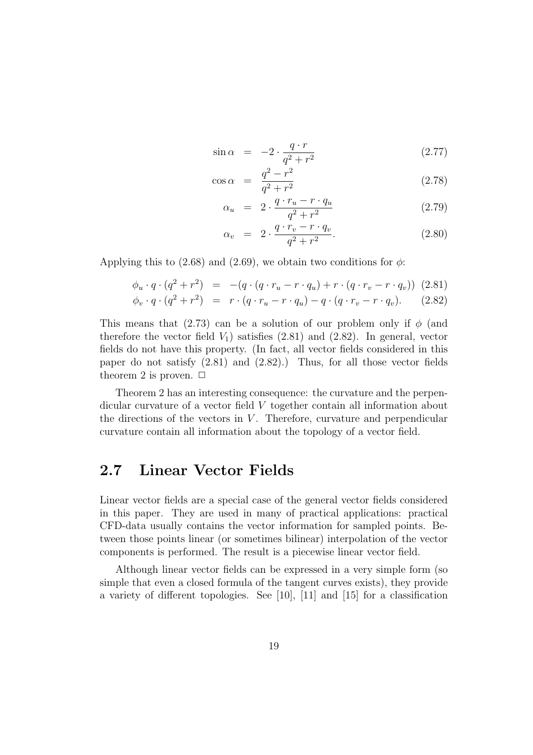$$\sin\alpha = -2 \cdot \frac{q \cdot r}{q^2 + r^2} \tag{2.77}$$

$$\cos\alpha = \frac{q^2 - r^2}{q^2 + r^2} \tag{2.78}$$

$$\alpha_u = 2 \cdot \frac{q \cdot r_u - r \cdot q_u}{q^2 + r^2} \tag{2.79}$$

$$\alpha_v = 2 \cdot \frac{q \cdot r_v - r \cdot q_v}{q^2 + r^2}. \tag{2.80}$$

Applying this to (2.68) and (2.69), we obtain two conditions for $\phi$:

$$\phi_u \cdot q \cdot (q^2 + r^2) = -(q \cdot (q \cdot r_u - r \cdot q_u) + r \cdot (q \cdot r_v - r \cdot q_v)) \tag{2.81}$$

$$\phi_v \cdot q \cdot (q^2 + r^2) = r \cdot (q \cdot r_u - r \cdot q_u) - q \cdot (q \cdot r_v - r \cdot q_v). \tag{2.82}$$

This means that (2.73) can be a solution of our problem only if $\phi$ (and therefore the vector field $V_1$) satisfies (2.81) and (2.82). In general, vector fields do not have this property. (In fact, all vector fields considered in this paper do not satisfy (2.81) and (2.82).) Thus, for all those vector fields theorem 2 is proven. □

Theorem 2 has an interesting consequence: the curvature and the perpendicular curvature of a vector field $V$ together contain all information about the directions of the vectors in $V$. Therefore, curvature and perpendicular curvature contain all information about the topology of a vector field.

## 2.7 Linear Vector Fields

Linear vector fields are a special case of the general vector fields considered in this paper. They are used in many of practical applications: practical CFD-data usually contains the vector information for sampled points. Between those points linear (or sometimes bilinear) interpolation of the vector components is performed. The result is a piecewise linear vector field.

Although linear vector fields can be expressed in a very simple form (so simple that even a closed formula of the tangent curves exists), they provide a variety of different topologies. See [10], [11] and [15] for a classification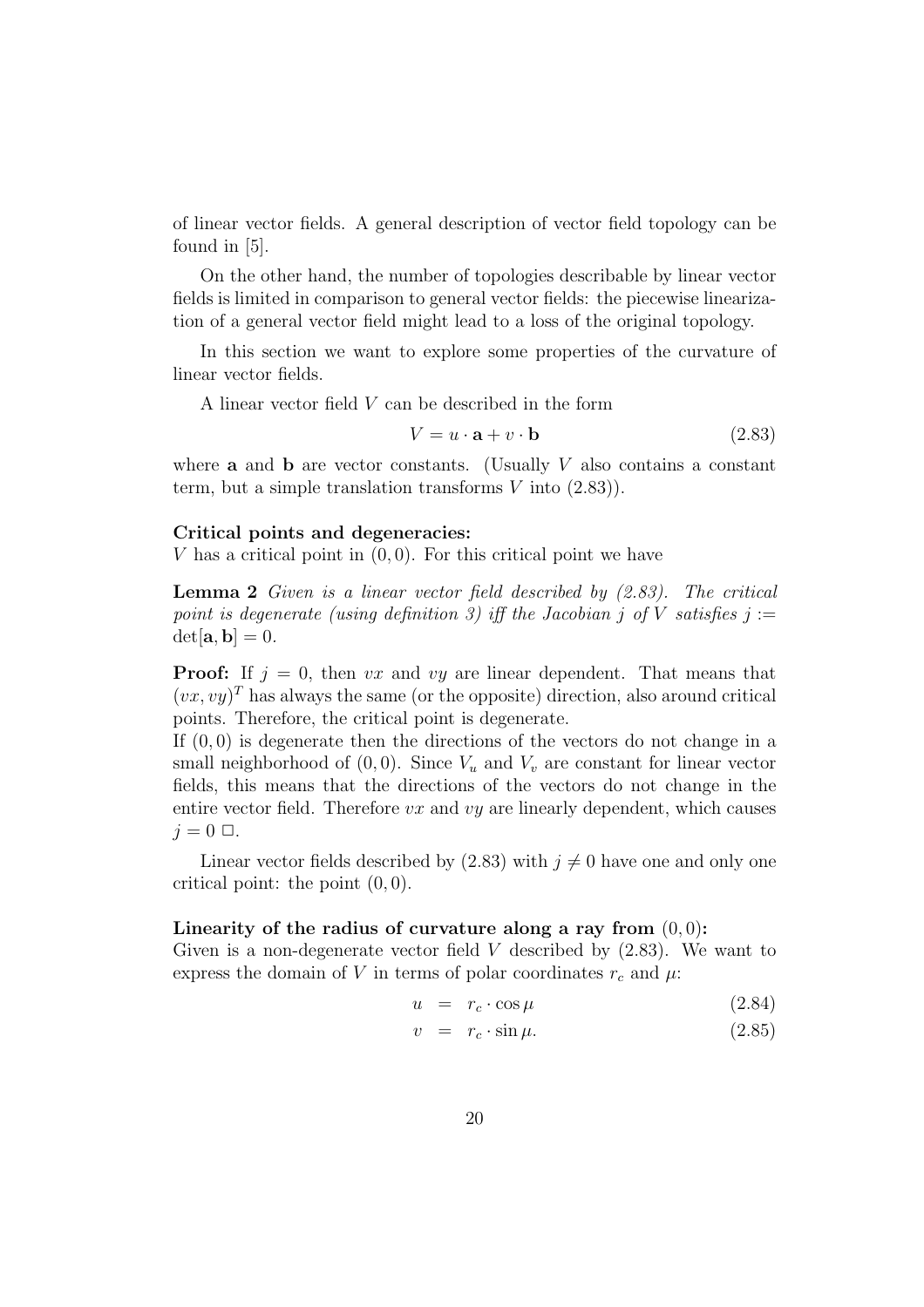of linear vector fields. A general description of vector field topology can be found in [5].

On the other hand, the number of topologies describable by linear vector fields is limited in comparison to general vector fields: the piecewise linearization of a general vector field might lead to a loss of the original topology.

In this section we want to explore some properties of the curvature of linear vector fields.

A linear vector field $V$ can be described in the form

$$V = u \cdot \mathbf{a} + v \cdot \mathbf{b} \tag{2.83}$$

where $\mathbf{a}$ and $\mathbf{b}$ are vector constants. (Usually $V$ also contains a constant term, but a simple translation transforms $V$ into (2.83)).

**Critical points and degeneracies:**
$V$ has a critical point in $(0,0)$. For this critical point we have

**Lemma 2** *Given is a linear vector field described by (2.83). The critical point is degenerate (using definition 3) iff the Jacobian $j$ of $V$ satisfies $j := \det[\mathbf{a}, \mathbf{b}] = 0$.*

**Proof:** If $j = 0$, then $vx$ and $vy$ are linear dependent. That means that $(vx, vy)^T$ has always the same (or the opposite) direction, also around critical points. Therefore, the critical point is degenerate.
If $(0,0)$ is degenerate then the directions of the vectors do not change in a small neighborhood of $(0,0)$. Since $V_u$ and $V_v$ are constant for linear vector fields, this means that the directions of the vectors do not change in the entire vector field. Therefore $vx$ and $vy$ are linearly dependent, which causes $j = 0$ □.

Linear vector fields described by (2.83) with $j \neq 0$ have one and only one critical point: the point $(0,0)$.

**Linearity of the radius of curvature along a ray from $(0,0)$:**
Given is a non-degenerate vector field $V$ described by (2.83). We want to express the domain of $V$ in terms of polar coordinates $r_c$ and $\mu$:

$$u = r_c \cdot \cos\mu \tag{2.84}$$

$$v = r_c \cdot \sin\mu. \tag{2.85}$$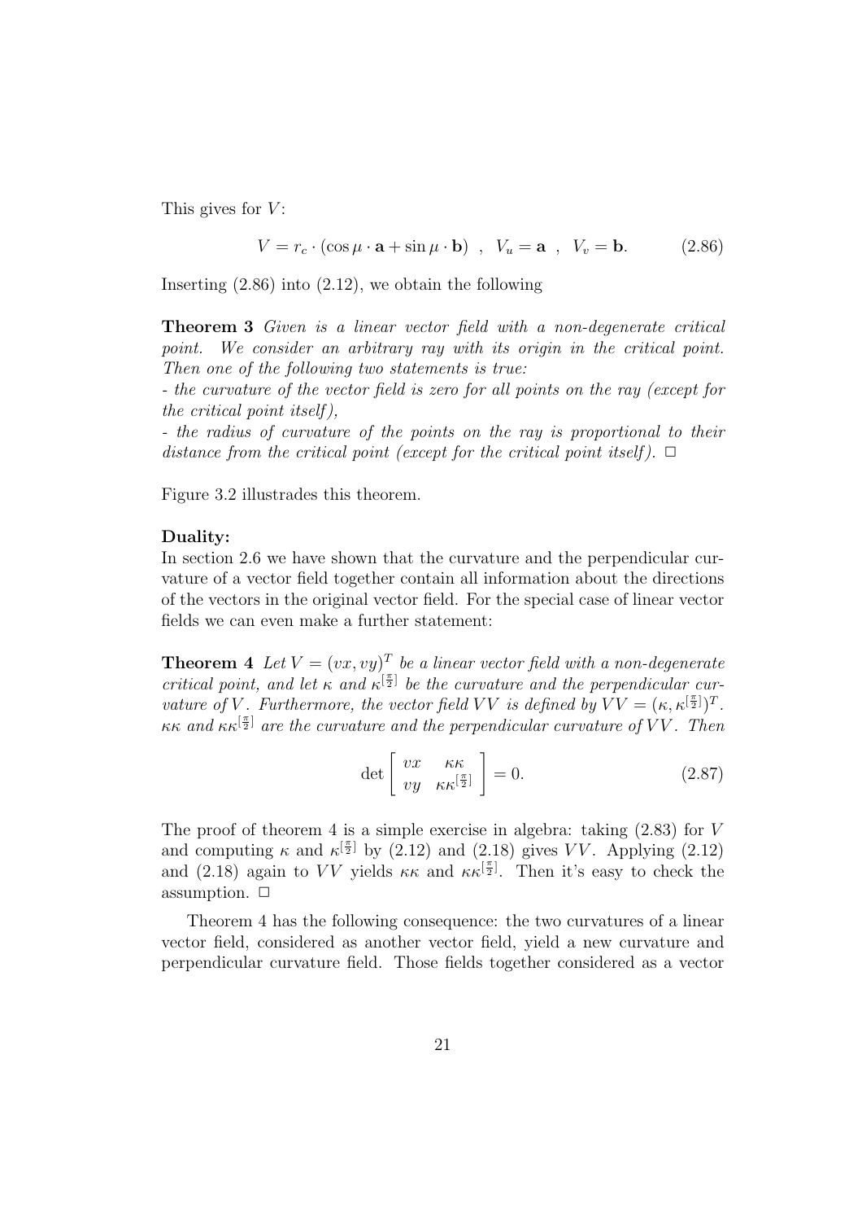This gives for $V$:

$$V = r_c \cdot (\cos\mu \cdot \mathbf{a} + \sin\mu \cdot \mathbf{b}) \ \ , \ \ V_u = \mathbf{a} \ \ , \ \ V_v = \mathbf{b}. \tag{2.86}$$

Inserting (2.86) into (2.12), we obtain the following

**Theorem 3** *Given is a linear vector field with a non-degenerate critical point. We consider an arbitrary ray with its origin in the critical point. Then one of the following two statements is true:*

*- the curvature of the vector field is zero for all points on the ray (except for the critical point itself),*

*- the radius of curvature of the points on the ray is proportional to their distance from the critical point (except for the critical point itself).* $\Box$

Figure 3.2 illustrades this theorem.

**Duality:**

In section 2.6 we have shown that the curvature and the perpendicular curvature of a vector field together contain all information about the directions of the vectors in the original vector field. For the special case of linear vector fields we can even make a further statement:

**Theorem 4** *Let $V = (vx, vy)^T$ be a linear vector field with a non-degenerate critical point, and let $\kappa$ and $\kappa^{[\frac{\pi}{2}]}$ be the curvature and the perpendicular curvature of $V$. Furthermore, the vector field $VV$ is defined by $VV = (\kappa, \kappa^{[\frac{\pi}{2}]})^T$. $\kappa\kappa$ and $\kappa\kappa^{[\frac{\pi}{2}]}$ are the curvature and the perpendicular curvature of $VV$. Then*

$$\det \begin{bmatrix} vx & \kappa\kappa \\ vy & \kappa\kappa^{[\frac{\pi}{2}]} \end{bmatrix} = 0. \tag{2.87}$$

The proof of theorem 4 is a simple exercise in algebra: taking (2.83) for $V$ and computing $\kappa$ and $\kappa^{[\frac{\pi}{2}]}$ by (2.12) and (2.18) gives $VV$. Applying (2.12) and (2.18) again to $VV$ yields $\kappa\kappa$ and $\kappa\kappa^{[\frac{\pi}{2}]}$. Then it's easy to check the assumption. $\Box$

Theorem 4 has the following consequence: the two curvatures of a linear vector field, considered as another vector field, yield a new curvature and perpendicular curvature field. Those fields together considered as a vector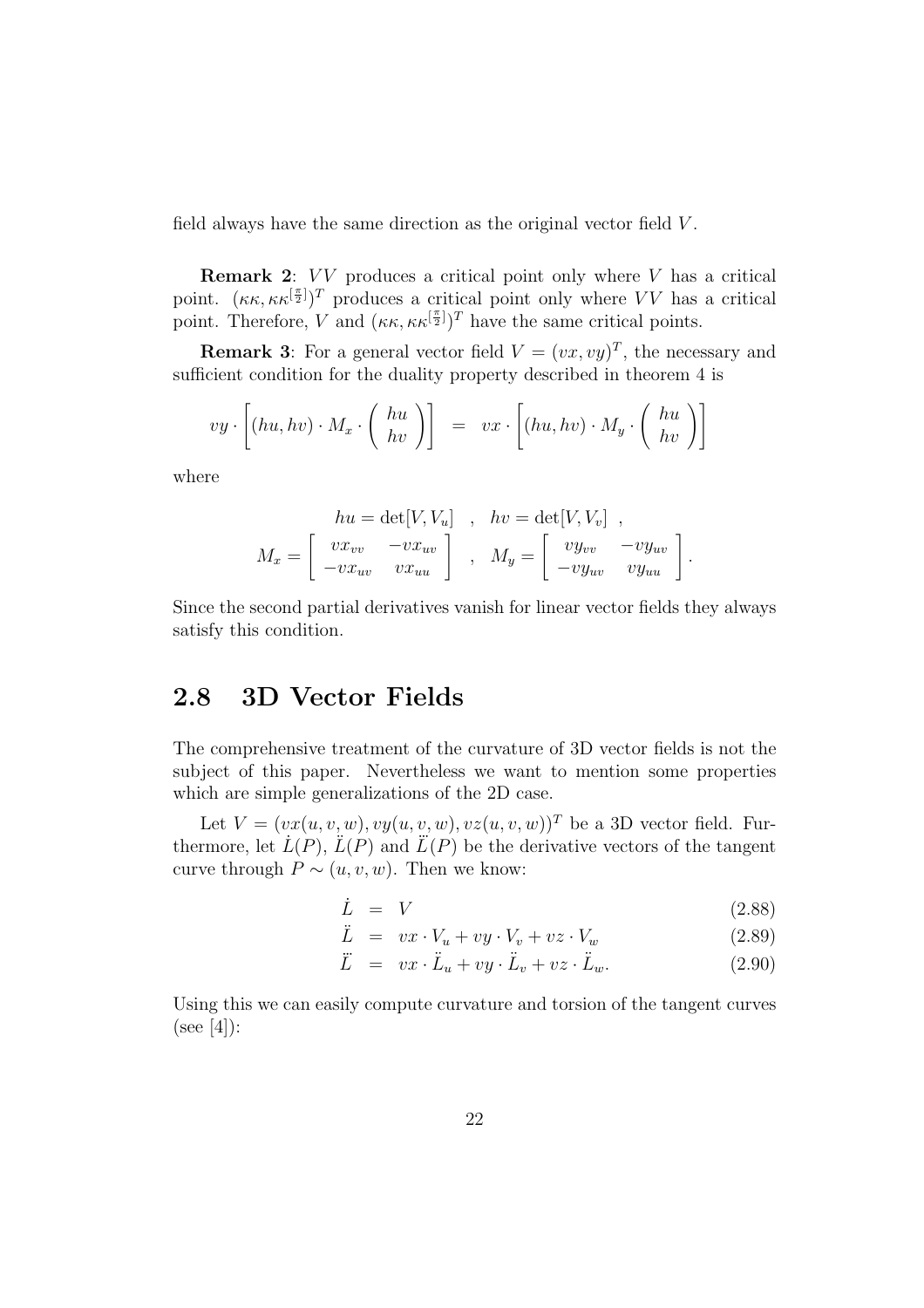field always have the same direction as the original vector field $V$.

**Remark 2**: $VV$ produces a critical point only where $V$ has a critical point. $(\kappa\kappa, \kappa\kappa^{[\frac{\pi}{2}]})^T$ produces a critical point only where $VV$ has a critical point. Therefore, $V$ and $(\kappa\kappa, \kappa\kappa^{[\frac{\pi}{2}]})^T$ have the same critical points.

**Remark 3**: For a general vector field $V = (vx, vy)^T$, the necessary and sufficient condition for the duality property described in theorem 4 is

$$vy \cdot \left[ (hu, hv) \cdot M_x \cdot \begin{pmatrix} hu \\ hv \end{pmatrix} \right] = vx \cdot \left[ (hu, hv) \cdot M_y \cdot \begin{pmatrix} hu \\ hv \end{pmatrix} \right]$$

where

$$hu = \det[V, V_u] \quad , \quad hv = \det[V, V_v] \; ,$$

$$M_x = \begin{bmatrix} vx_{vv} & -vx_{uv} \\ -vx_{uv} & vx_{uu} \end{bmatrix} \quad , \quad M_y = \begin{bmatrix} vy_{vv} & -vy_{uv} \\ -vy_{uv} & vy_{uu} \end{bmatrix} .$$

Since the second partial derivatives vanish for linear vector fields they always satisfy this condition.

## 2.8 3D Vector Fields

The comprehensive treatment of the curvature of 3D vector fields is not the subject of this paper. Nevertheless we want to mention some properties which are simple generalizations of the 2D case.

Let $V = (vx(u, v, w), vy(u, v, w), vz(u, v, w))^T$ be a 3D vector field. Furthermore, let $\dot{L}(P)$, $\ddot{L}(P)$ and $\dddot{L}(P)$ be the derivative vectors of the tangent curve through $P \sim (u, v, w)$. Then we know:

$$\dot{L} = V \tag{2.88}$$

$$\ddot{L} = vx \cdot V_u + vy \cdot V_v + vz \cdot V_w \tag{2.89}$$

$$\dddot{L} = vx \cdot \ddot{L}_u + vy \cdot \ddot{L}_v + vz \cdot \ddot{L}_w . \tag{2.90}$$

Using this we can easily compute curvature and torsion of the tangent curves (see [4]):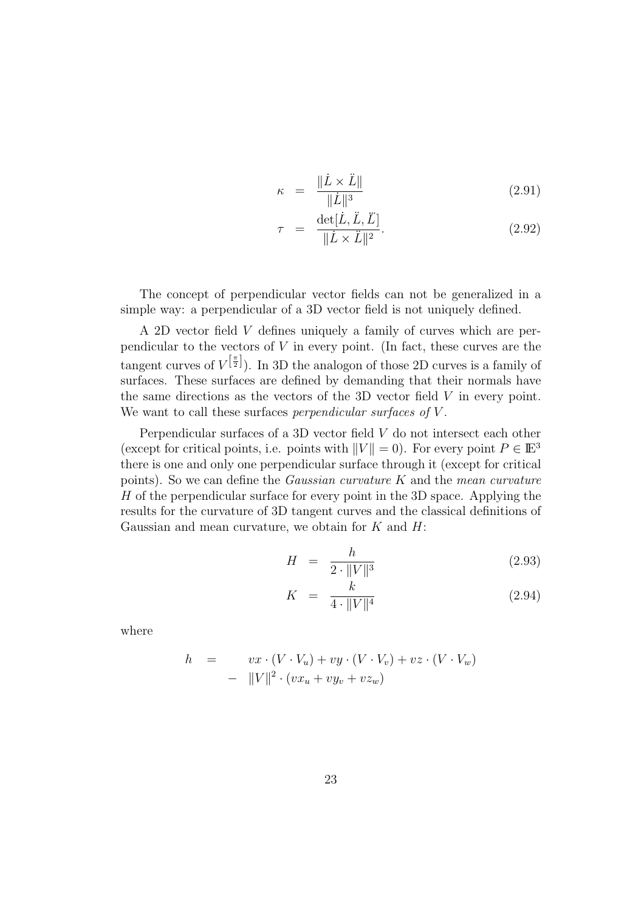$$
\begin{aligned}
\kappa &= \frac{\|\dot{L} \times \ddot{L}\|}{\|\dot{L}\|^3} && (2.91)\\
\tau &= \frac{\det[\dot{L}, \ddot{L}, \dddot{L}]}{\|\dot{L} \times \ddot{L}\|^2}. && (2.92)
\end{aligned}
$$

The concept of perpendicular vector fields can not be generalized in a simple way: a perpendicular of a 3D vector field is not uniquely defined.

A 2D vector field $V$ defines uniquely a family of curves which are perpendicular to the vectors of $V$ in every point. (In fact, these curves are the tangent curves of $V^{\left[\frac{\pi}{2}\right]}$). In 3D the analogon of those 2D curves is a family of surfaces. These surfaces are defined by demanding that their normals have the same directions as the vectors of the 3D vector field $V$ in every point. We want to call these surfaces *perpendicular surfaces of $V$*.

Perpendicular surfaces of a 3D vector field $V$ do not intersect each other (except for critical points, i.e. points with $\|V\| = 0$). For every point $P \in \mathbb{E}^3$ there is one and only one perpendicular surface through it (except for critical points). So we can define the *Gaussian curvature* $K$ and the *mean curvature* $H$ of the perpendicular surface for every point in the 3D space. Applying the results for the curvature of 3D tangent curves and the classical definitions of Gaussian and mean curvature, we obtain for $K$ and $H$:

$$
\begin{aligned}
H &= \frac{h}{2 \cdot \|V\|^3} && (2.93)\\
K &= \frac{k}{4 \cdot \|V\|^4} && (2.94)
\end{aligned}
$$

where

$$
\begin{aligned}
h = \; & vx \cdot (V \cdot V_u) + vy \cdot (V \cdot V_v) + vz \cdot (V \cdot V_w)\\
& - \|V\|^2 \cdot (vx_u + vy_v + vz_w)
\end{aligned}
$$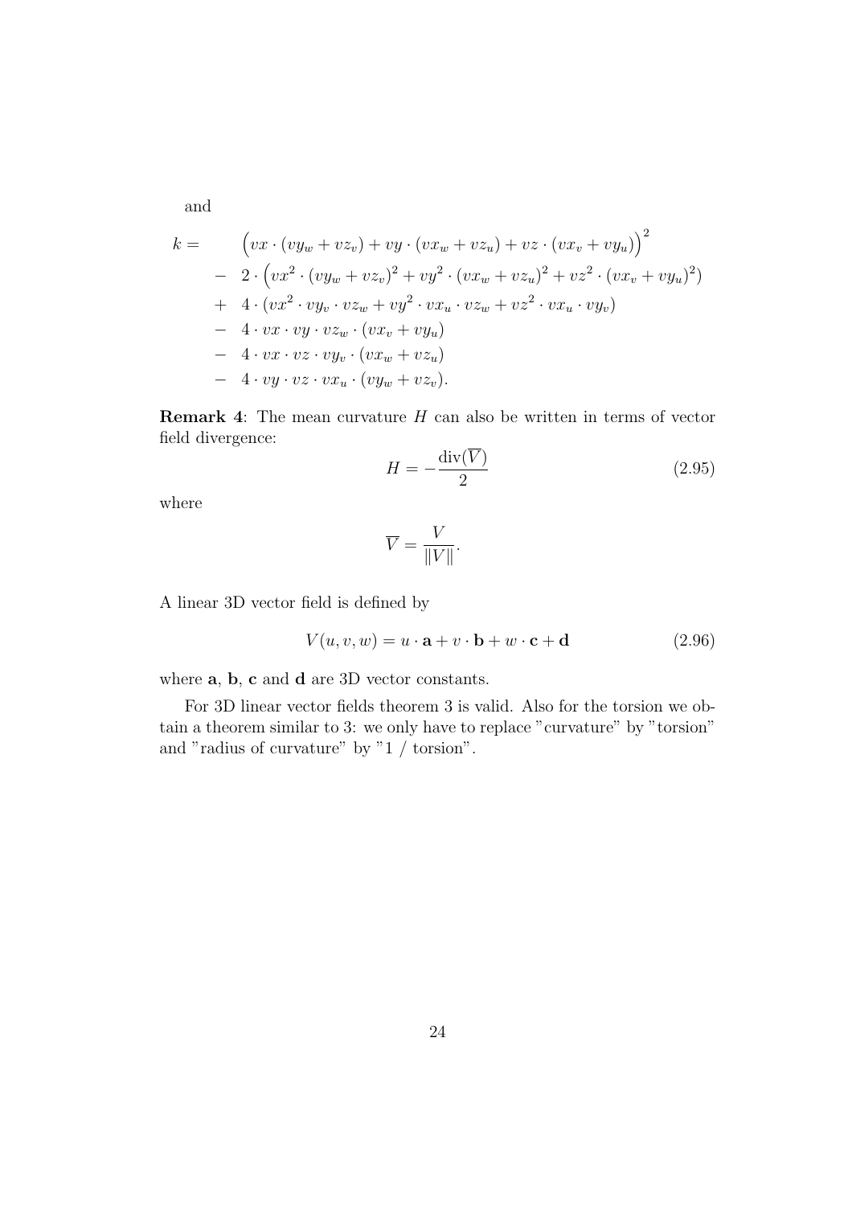and

$$
\begin{aligned}
k = \quad & \Big(vx \cdot (vy_w + vz_v) + vy \cdot (vx_w + vz_u) + vz \cdot (vx_v + vy_u)\Big)^2 \\
- \quad & 2 \cdot \Big(vx^2 \cdot (vy_w + vz_v)^2 + vy^2 \cdot (vx_w + vz_u)^2 + vz^2 \cdot (vx_v + vy_u)^2\Big) \\
+ \quad & 4 \cdot (vx^2 \cdot vy_v \cdot vz_w + vy^2 \cdot vx_u \cdot vz_w + vz^2 \cdot vx_u \cdot vy_v) \\
- \quad & 4 \cdot vx \cdot vy \cdot vz_w \cdot (vx_v + vy_u) \\
- \quad & 4 \cdot vx \cdot vz \cdot vy_v \cdot (vx_w + vz_u) \\
- \quad & 4 \cdot vy \cdot vz \cdot vx_u \cdot (vy_w + vz_v).
\end{aligned}
$$

**Remark 4**: The mean curvature $H$ can also be written in terms of vector field divergence:

$$
H = -\frac{\operatorname{div}(\overline{V})}{2} \tag{2.95}
$$

where

$$
\overline{V} = \frac{V}{\|V\|}.
$$

A linear 3D vector field is defined by

$$
V(u, v, w) = u \cdot \mathbf{a} + v \cdot \mathbf{b} + w \cdot \mathbf{c} + \mathbf{d} \tag{2.96}
$$

where $\mathbf{a}$, $\mathbf{b}$, $\mathbf{c}$ and $\mathbf{d}$ are 3D vector constants.

For 3D linear vector fields theorem 3 is valid. Also for the torsion we obtain a theorem similar to 3: we only have to replace "curvature" by "torsion" and "radius of curvature" by "1 / torsion".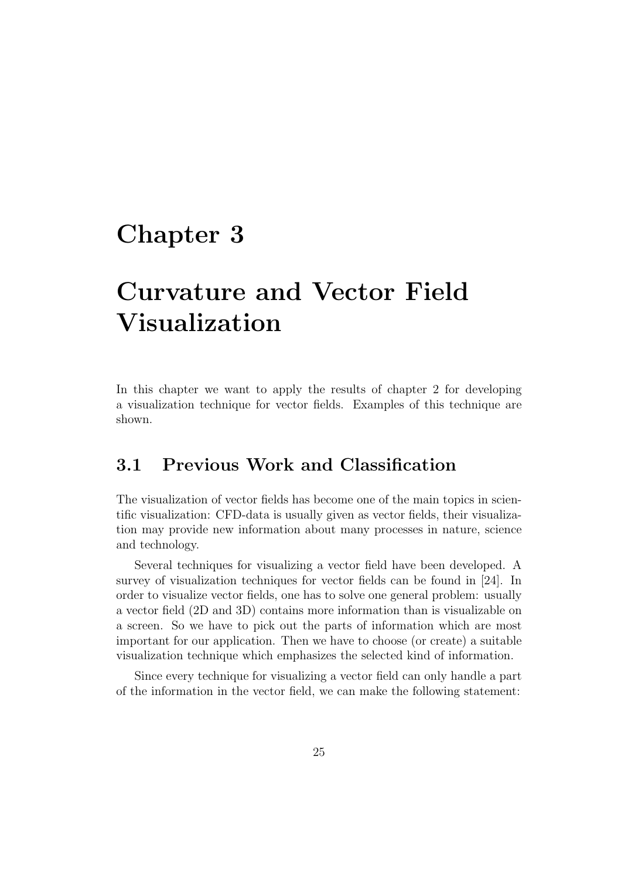# Chapter 3

# Curvature and Vector Field Visualization

In this chapter we want to apply the results of chapter 2 for developing a visualization technique for vector fields. Examples of this technique are shown.

## 3.1 Previous Work and Classification

The visualization of vector fields has become one of the main topics in scientific visualization: CFD-data is usually given as vector fields, their visualization may provide new information about many processes in nature, science and technology.

Several techniques for visualizing a vector field have been developed. A survey of visualization techniques for vector fields can be found in [24]. In order to visualize vector fields, one has to solve one general problem: usually a vector field (2D and 3D) contains more information than is visualizable on a screen. So we have to pick out the parts of information which are most important for our application. Then we have to choose (or create) a suitable visualization technique which emphasizes the selected kind of information.

Since every technique for visualizing a vector field can only handle a part of the information in the vector field, we can make the following statement: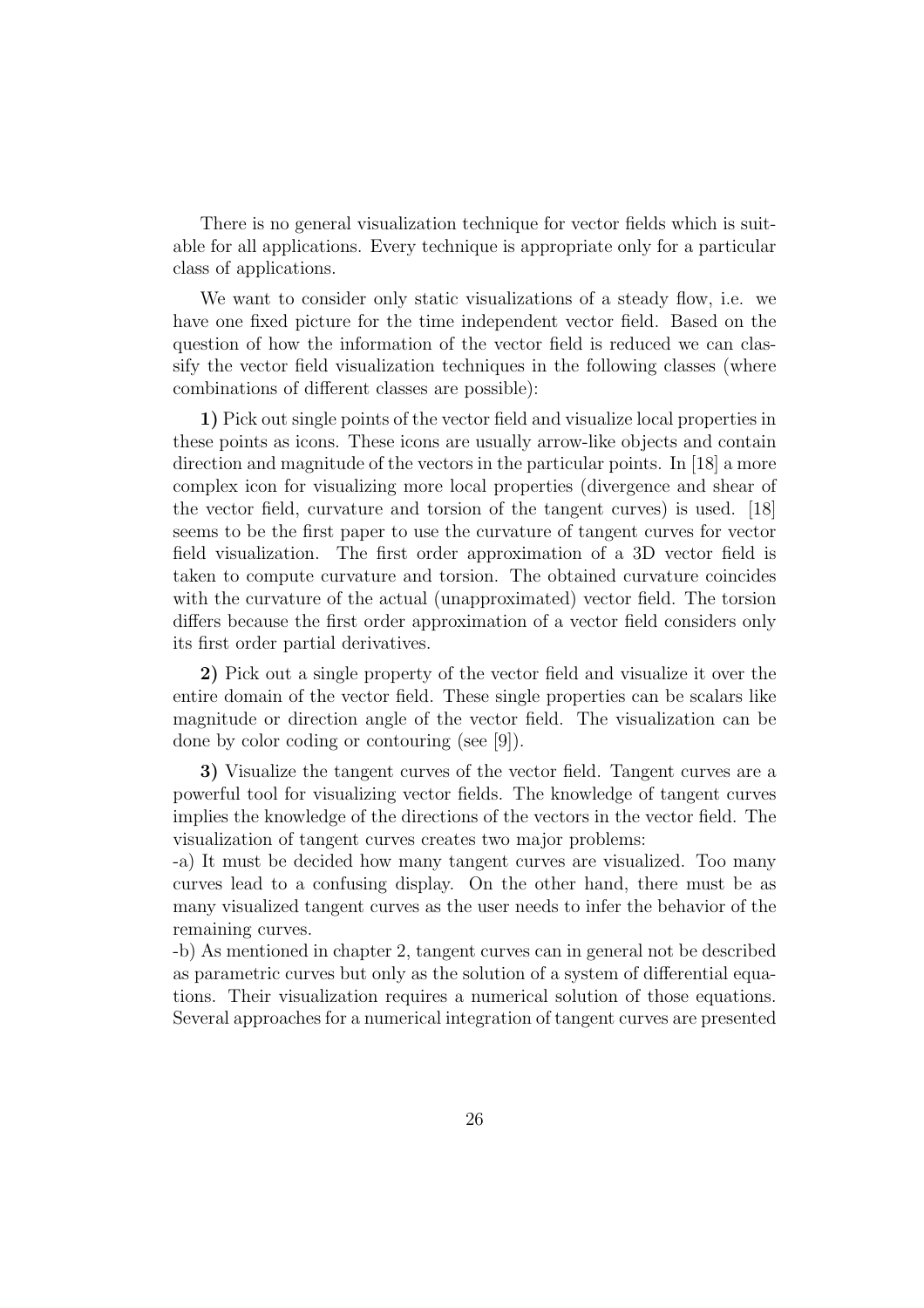There is no general visualization technique for vector fields which is suitable for all applications. Every technique is appropriate only for a particular class of applications.

We want to consider only static visualizations of a steady flow, i.e. we have one fixed picture for the time independent vector field. Based on the question of how the information of the vector field is reduced we can classify the vector field visualization techniques in the following classes (where combinations of different classes are possible):

**1)** Pick out single points of the vector field and visualize local properties in these points as icons. These icons are usually arrow-like objects and contain direction and magnitude of the vectors in the particular points. In [18] a more complex icon for visualizing more local properties (divergence and shear of the vector field, curvature and torsion of the tangent curves) is used. [18] seems to be the first paper to use the curvature of tangent curves for vector field visualization. The first order approximation of a 3D vector field is taken to compute curvature and torsion. The obtained curvature coincides with the curvature of the actual (unapproximated) vector field. The torsion differs because the first order approximation of a vector field considers only its first order partial derivatives.

**2)** Pick out a single property of the vector field and visualize it over the entire domain of the vector field. These single properties can be scalars like magnitude or direction angle of the vector field. The visualization can be done by color coding or contouring (see [9]).

**3)** Visualize the tangent curves of the vector field. Tangent curves are a powerful tool for visualizing vector fields. The knowledge of tangent curves implies the knowledge of the directions of the vectors in the vector field. The visualization of tangent curves creates two major problems:

-a) It must be decided how many tangent curves are visualized. Too many curves lead to a confusing display. On the other hand, there must be as many visualized tangent curves as the user needs to infer the behavior of the remaining curves.

-b) As mentioned in chapter 2, tangent curves can in general not be described as parametric curves but only as the solution of a system of differential equations. Their visualization requires a numerical solution of those equations. Several approaches for a numerical integration of tangent curves are presented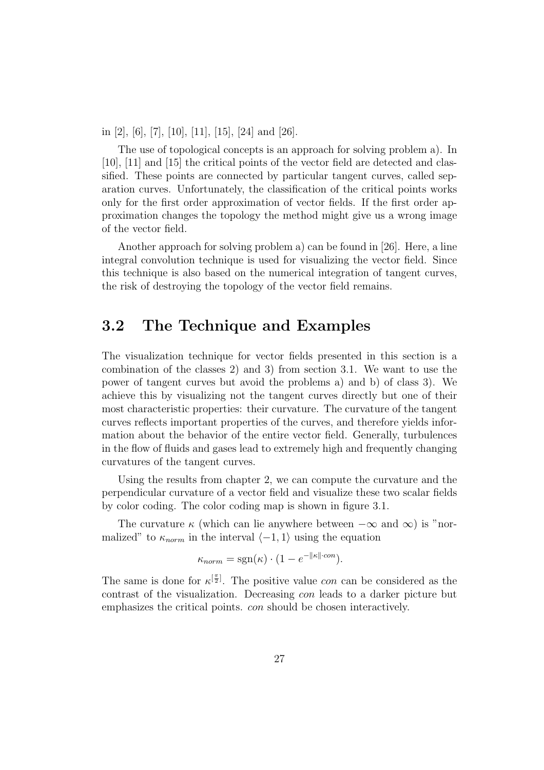in [2], [6], [7], [10], [11], [15], [24] and [26].

The use of topological concepts is an approach for solving problem a). In [10], [11] and [15] the critical points of the vector field are detected and classified. These points are connected by particular tangent curves, called separation curves. Unfortunately, the classification of the critical points works only for the first order approximation of vector fields. If the first order approximation changes the topology the method might give us a wrong image of the vector field.

Another approach for solving problem a) can be found in [26]. Here, a line integral convolution technique is used for visualizing the vector field. Since this technique is also based on the numerical integration of tangent curves, the risk of destroying the topology of the vector field remains.

## 3.2 The Technique and Examples

The visualization technique for vector fields presented in this section is a combination of the classes 2) and 3) from section 3.1. We want to use the power of tangent curves but avoid the problems a) and b) of class 3). We achieve this by visualizing not the tangent curves directly but one of their most characteristic properties: their curvature. The curvature of the tangent curves reflects important properties of the curves, and therefore yields information about the behavior of the entire vector field. Generally, turbulences in the flow of fluids and gases lead to extremely high and frequently changing curvatures of the tangent curves.

Using the results from chapter 2, we can compute the curvature and the perpendicular curvature of a vector field and visualize these two scalar fields by color coding. The color coding map is shown in figure 3.1.

The curvature $\kappa$ (which can lie anywhere between $-\infty$ and $\infty$) is "normalized" to $\kappa_{norm}$ in the interval $\langle -1, 1 \rangle$ using the equation

$$\kappa_{norm} = \mathrm{sgn}(\kappa) \cdot (1 - e^{-\|\kappa\| \cdot con}).$$

The same is done for $\kappa^{[\frac{\pi}{2}]}$. The positive value *con* can be considered as the contrast of the visualization. Decreasing *con* leads to a darker picture but emphasizes the critical points. *con* should be chosen interactively.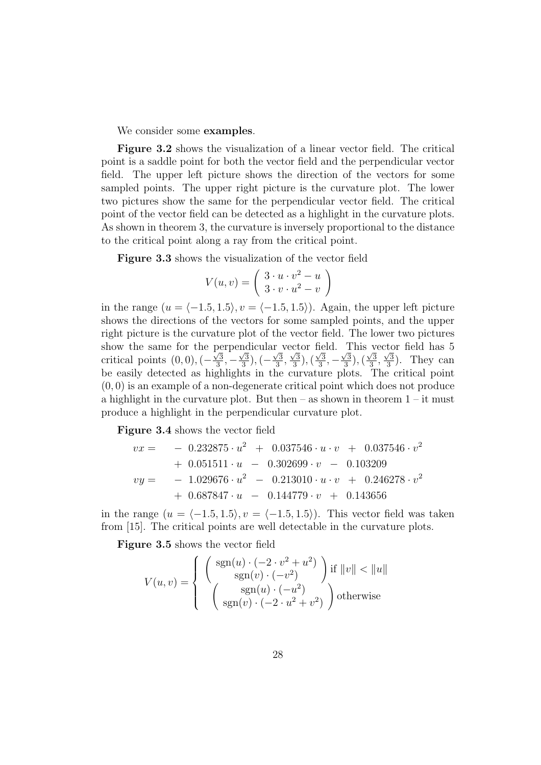We consider some **examples**.

**Figure 3.2** shows the visualization of a linear vector field. The critical point is a saddle point for both the vector field and the perpendicular vector field. The upper left picture shows the direction of the vectors for some sampled points. The upper right picture is the curvature plot. The lower two pictures show the same for the perpendicular vector field. The critical point of the vector field can be detected as a highlight in the curvature plots. As shown in theorem 3, the curvature is inversely proportional to the distance to the critical point along a ray from the critical point.

**Figure 3.3** shows the visualization of the vector field

$$V(u,v) = \begin{pmatrix} 3 \cdot u \cdot v^2 - u \\ 3 \cdot v \cdot u^2 - v \end{pmatrix}$$

in the range $(u = \langle -1.5, 1.5\rangle, v = \langle -1.5, 1.5\rangle)$. Again, the upper left picture shows the directions of the vectors for some sampled points, and the upper right picture is the curvature plot of the vector field. The lower two pictures show the same for the perpendicular vector field. This vector field has 5 critical points $(0,0), (-\frac{\sqrt{3}}{3}, -\frac{\sqrt{3}}{3}), (-\frac{\sqrt{3}}{3}, \frac{\sqrt{3}}{3}), (\frac{\sqrt{3}}{3}, -\frac{\sqrt{3}}{3}), (\frac{\sqrt{3}}{3}, \frac{\sqrt{3}}{3})$. They can be easily detected as highlights in the curvature plots. The critical point $(0,0)$ is an example of a non-degenerate critical point which does not produce a highlight in the curvature plot. But then – as shown in theorem 1 – it must produce a highlight in the perpendicular curvature plot.

**Figure 3.4** shows the vector field

$$\begin{aligned}
vx = \quad & - \ 0.232875 \cdot u^2 \ + \ 0.037546 \cdot u \cdot v \ + \ 0.037546 \cdot v^2 \\
& + \ 0.051511 \cdot u \ - \ 0.302699 \cdot v \ - \ 0.103209 \\
vy = \quad & - \ 1.029676 \cdot u^2 \ - \ 0.213010 \cdot u \cdot v \ + \ 0.246278 \cdot v^2 \\
& + \ 0.687847 \cdot u \ - \ 0.144779 \cdot v \ + \ 0.143656
\end{aligned}$$

in the range $(u = \langle -1.5, 1.5\rangle, v = \langle -1.5, 1.5\rangle)$. This vector field was taken from [15]. The critical points are well detectable in the curvature plots.

**Figure 3.5** shows the vector field

$$V(u,v) = \begin{cases} \begin{pmatrix} \operatorname{sgn}(u) \cdot (-2 \cdot v^2 + u^2) \\ \operatorname{sgn}(v) \cdot (-v^2) \end{pmatrix} & \text{if } \|v\| < \|u\| \\ \begin{pmatrix} \operatorname{sgn}(u) \cdot (-u^2) \\ \operatorname{sgn}(v) \cdot (-2 \cdot u^2 + v^2) \end{pmatrix} & \text{otherwise} \end{cases}$$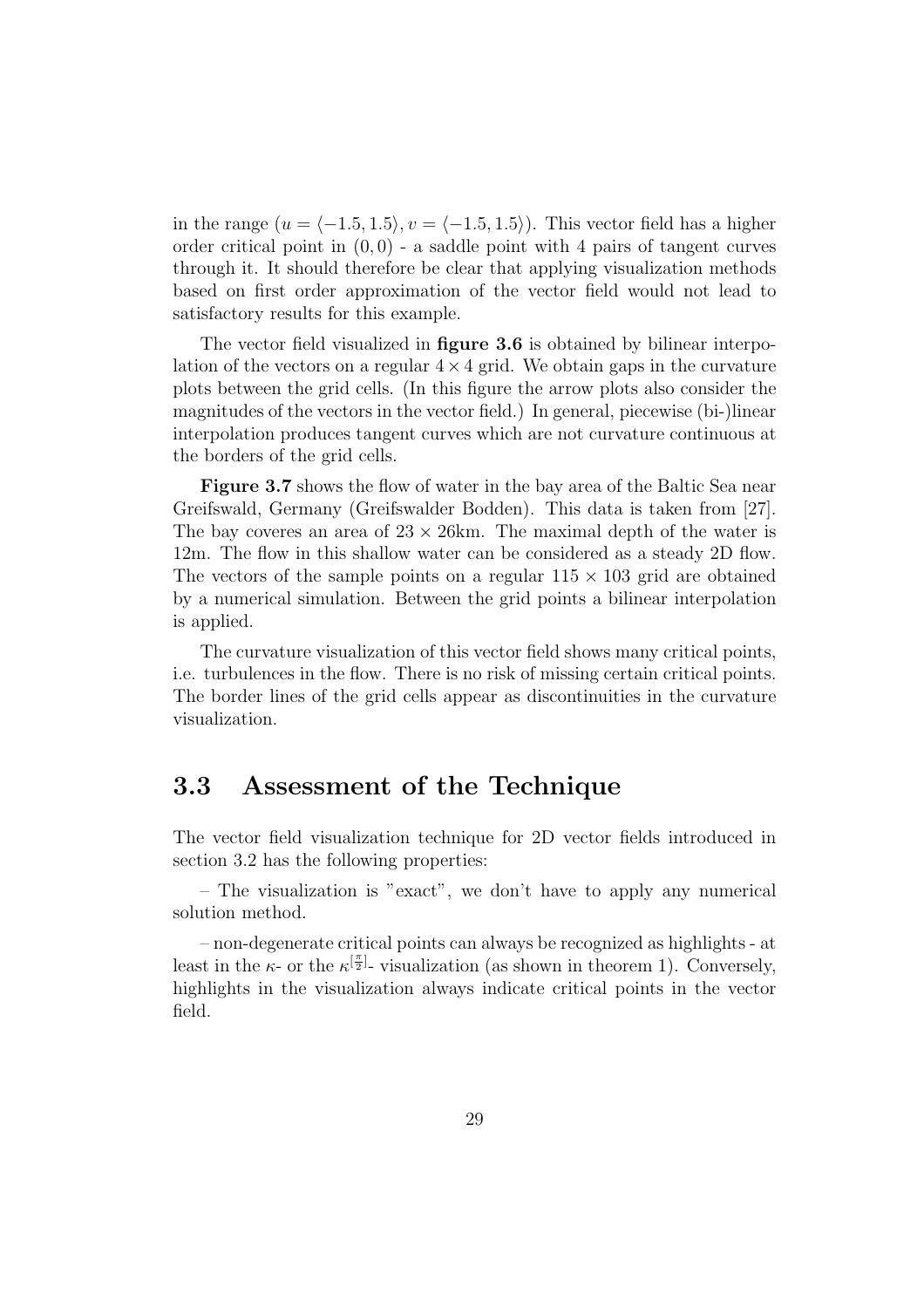in the range ($u = \langle -1.5, 1.5 \rangle, v = \langle -1.5, 1.5 \rangle$). This vector field has a higher order critical point in $(0,0)$ - a saddle point with 4 pairs of tangent curves through it. It should therefore be clear that applying visualization methods based on first order approximation of the vector field would not lead to satisfactory results for this example.

The vector field visualized in **figure 3.6** is obtained by bilinear interpolation of the vectors on a regular $4 \times 4$ grid. We obtain gaps in the curvature plots between the grid cells. (In this figure the arrow plots also consider the magnitudes of the vectors in the vector field.) In general, piecewise (bi-)linear interpolation produces tangent curves which are not curvature continuous at the borders of the grid cells.

**Figure 3.7** shows the flow of water in the bay area of the Baltic Sea near Greifswald, Germany (Greifswalder Bodden). This data is taken from [27]. The bay coveres an area of $23 \times 26$km. The maximal depth of the water is 12m. The flow in this shallow water can be considered as a steady 2D flow. The vectors of the sample points on a regular $115 \times 103$ grid are obtained by a numerical simulation. Between the grid points a bilinear interpolation is applied.

The curvature visualization of this vector field shows many critical points, i.e. turbulences in the flow. There is no risk of missing certain critical points. The border lines of the grid cells appear as discontinuities in the curvature visualization.

## 3.3 Assessment of the Technique

The vector field visualization technique for 2D vector fields introduced in section 3.2 has the following properties:

– The visualization is "exact", we don't have to apply any numerical solution method.

– non-degenerate critical points can always be recognized as highlights - at least in the $\kappa$- or the $\kappa^{[\frac{\pi}{2}]}$- visualization (as shown in theorem 1). Conversely, highlights in the visualization always indicate critical points in the vector field.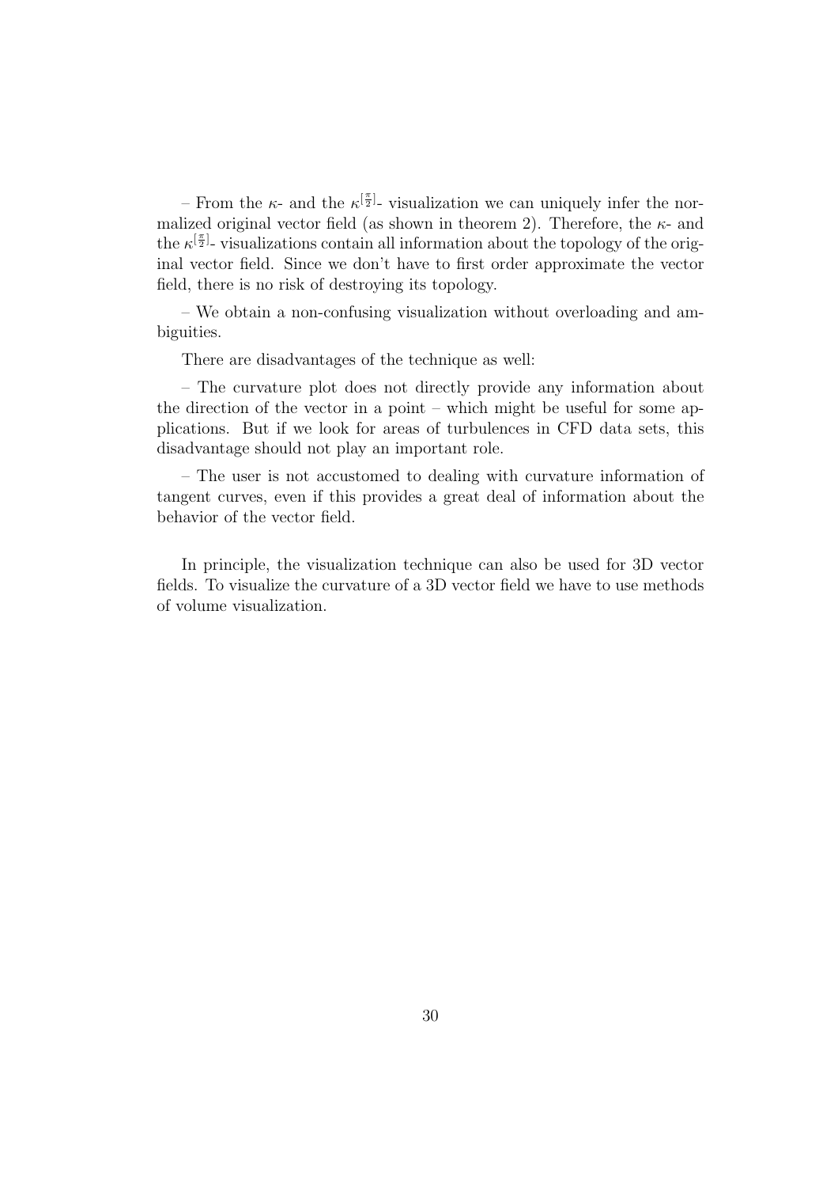– From the $\kappa$- and the $\kappa^{[\frac{\pi}{2}]}$- visualization we can uniquely infer the normalized original vector field (as shown in theorem 2). Therefore, the $\kappa$- and the $\kappa^{[\frac{\pi}{2}]}$- visualizations contain all information about the topology of the original vector field. Since we don't have to first order approximate the vector field, there is no risk of destroying its topology.

– We obtain a non-confusing visualization without overloading and ambiguities.

There are disadvantages of the technique as well:

– The curvature plot does not directly provide any information about the direction of the vector in a point – which might be useful for some applications. But if we look for areas of turbulences in CFD data sets, this disadvantage should not play an important role.

– The user is not accustomed to dealing with curvature information of tangent curves, even if this provides a great deal of information about the behavior of the vector field.

In principle, the visualization technique can also be used for 3D vector fields. To visualize the curvature of a 3D vector field we have to use methods of volume visualization.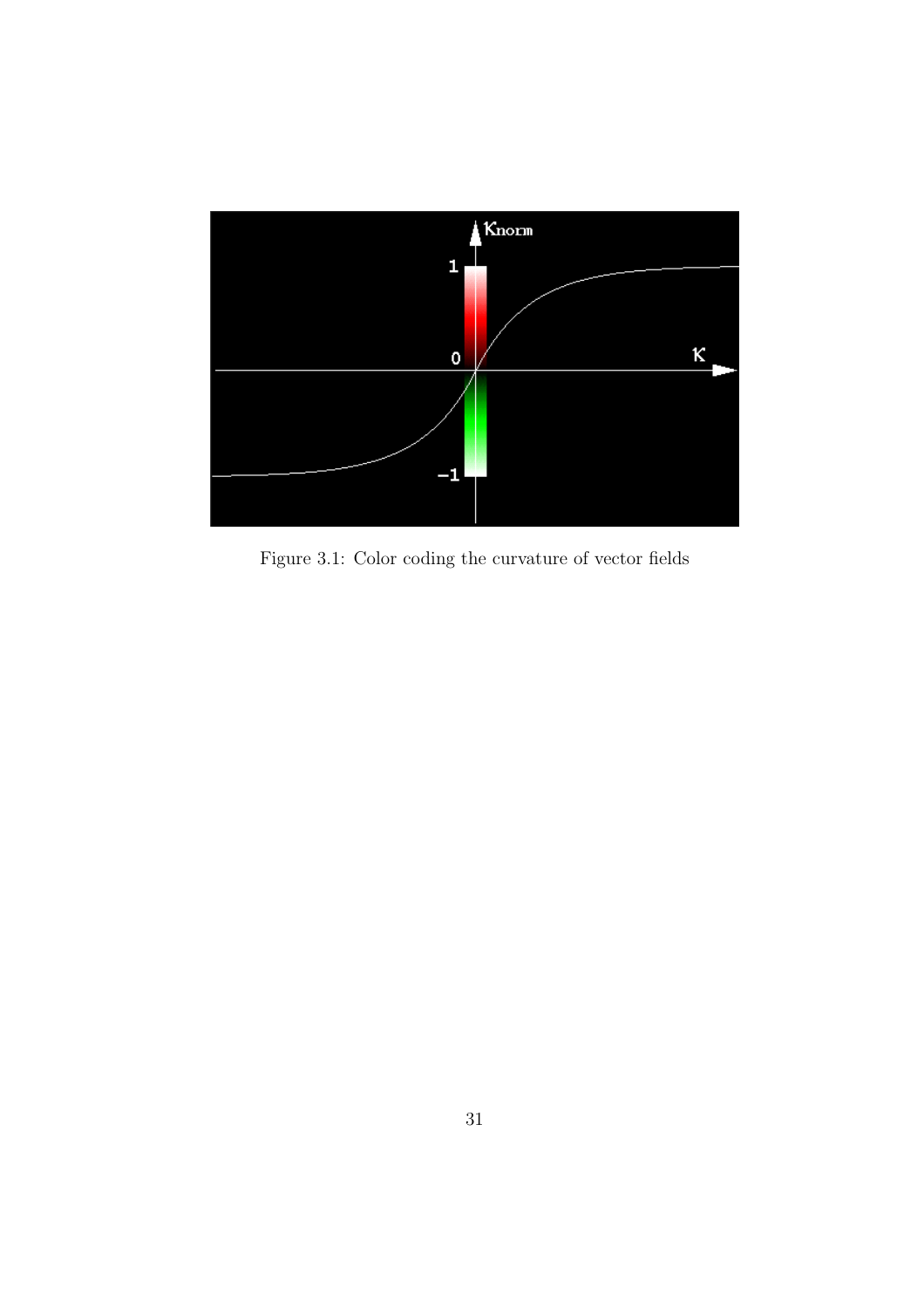Figure 3.1: Color coding the curvature of vector fields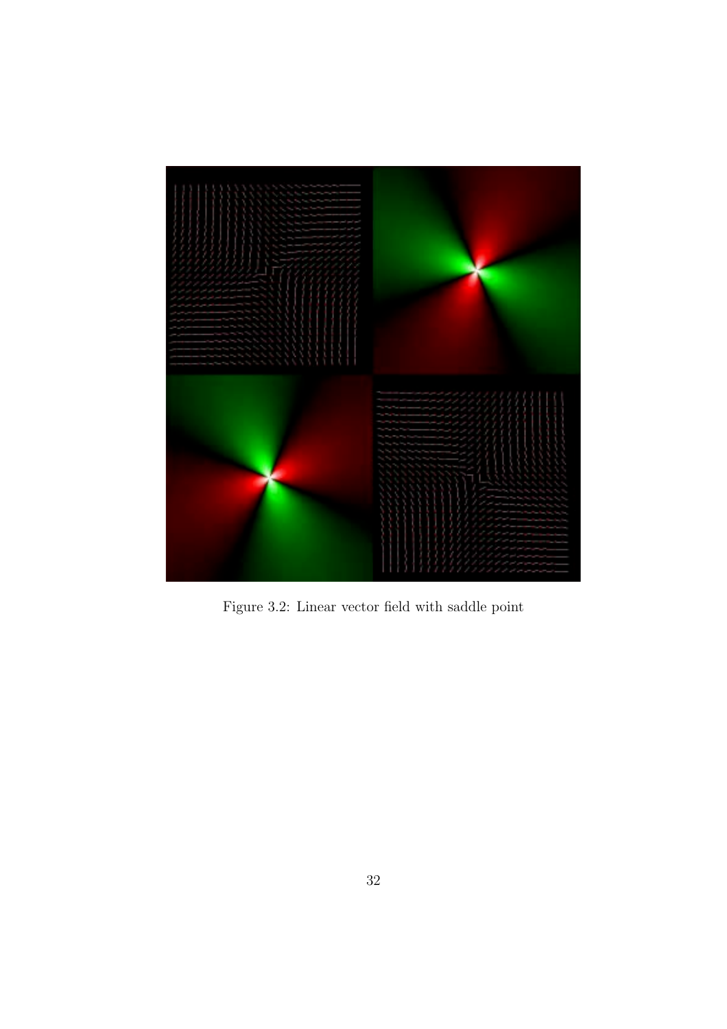Figure 3.2: Linear vector field with saddle point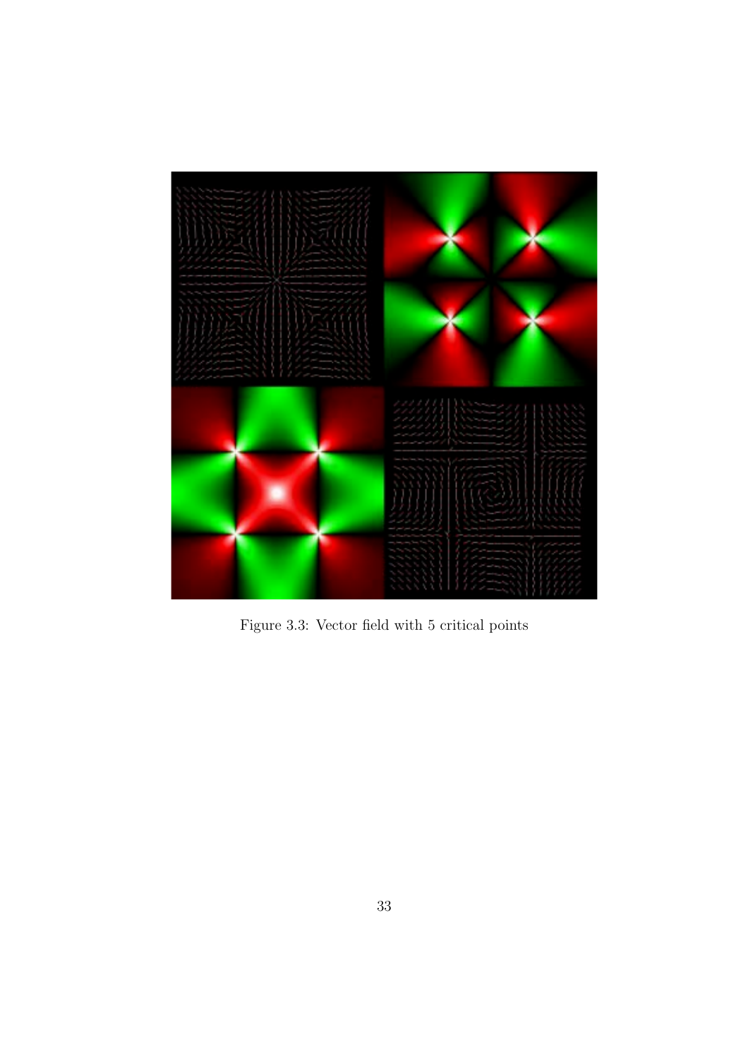Figure 3.3: Vector field with 5 critical points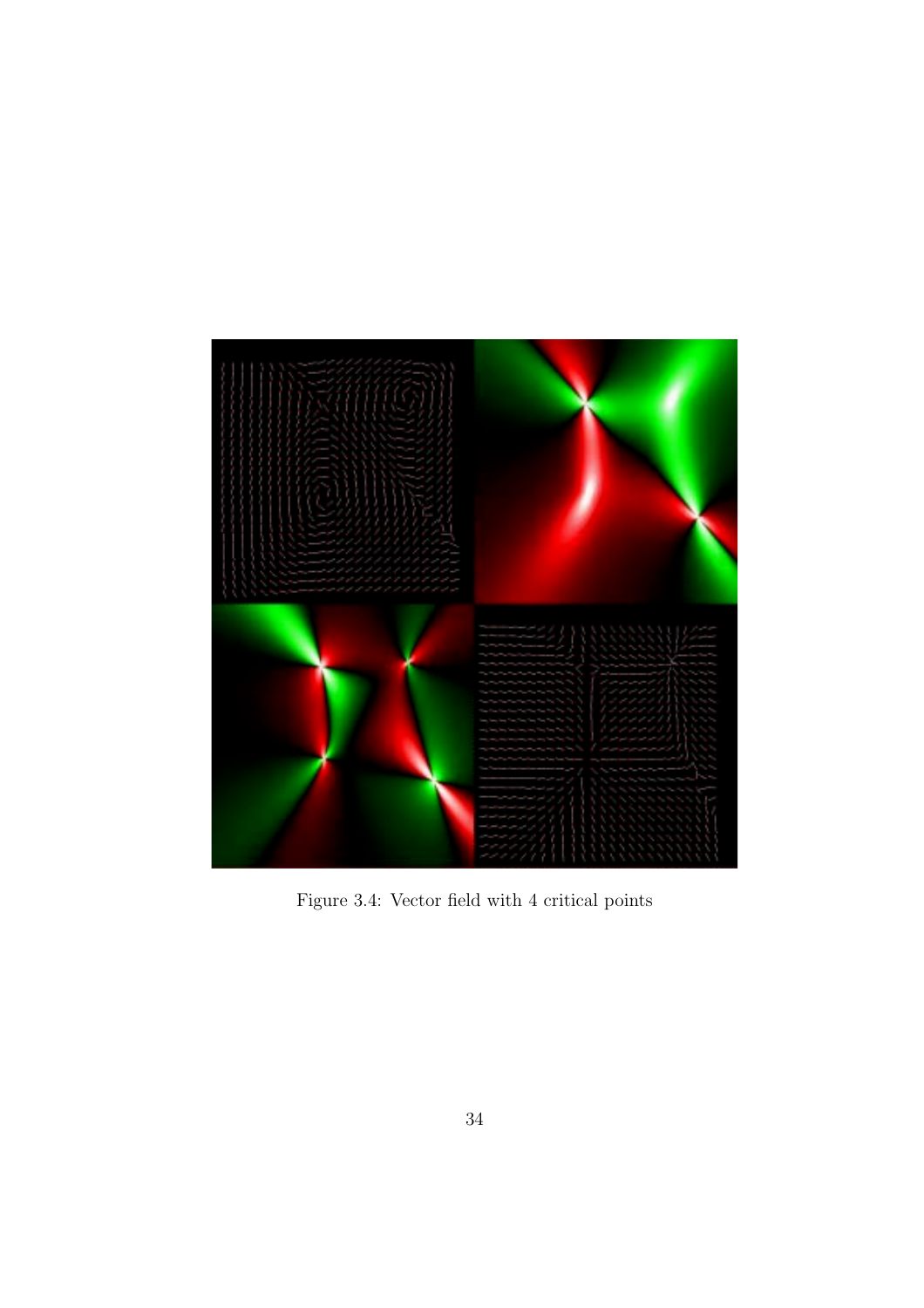Figure 3.4: Vector field with 4 critical points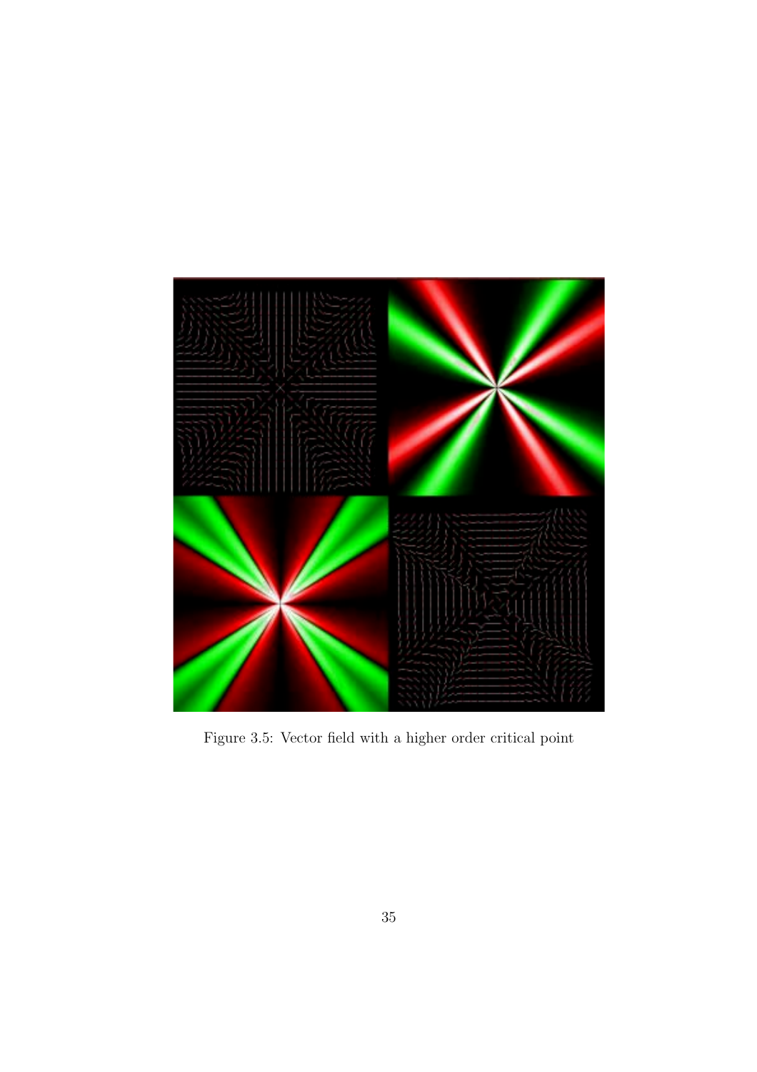Figure 3.5: Vector field with a higher order critical point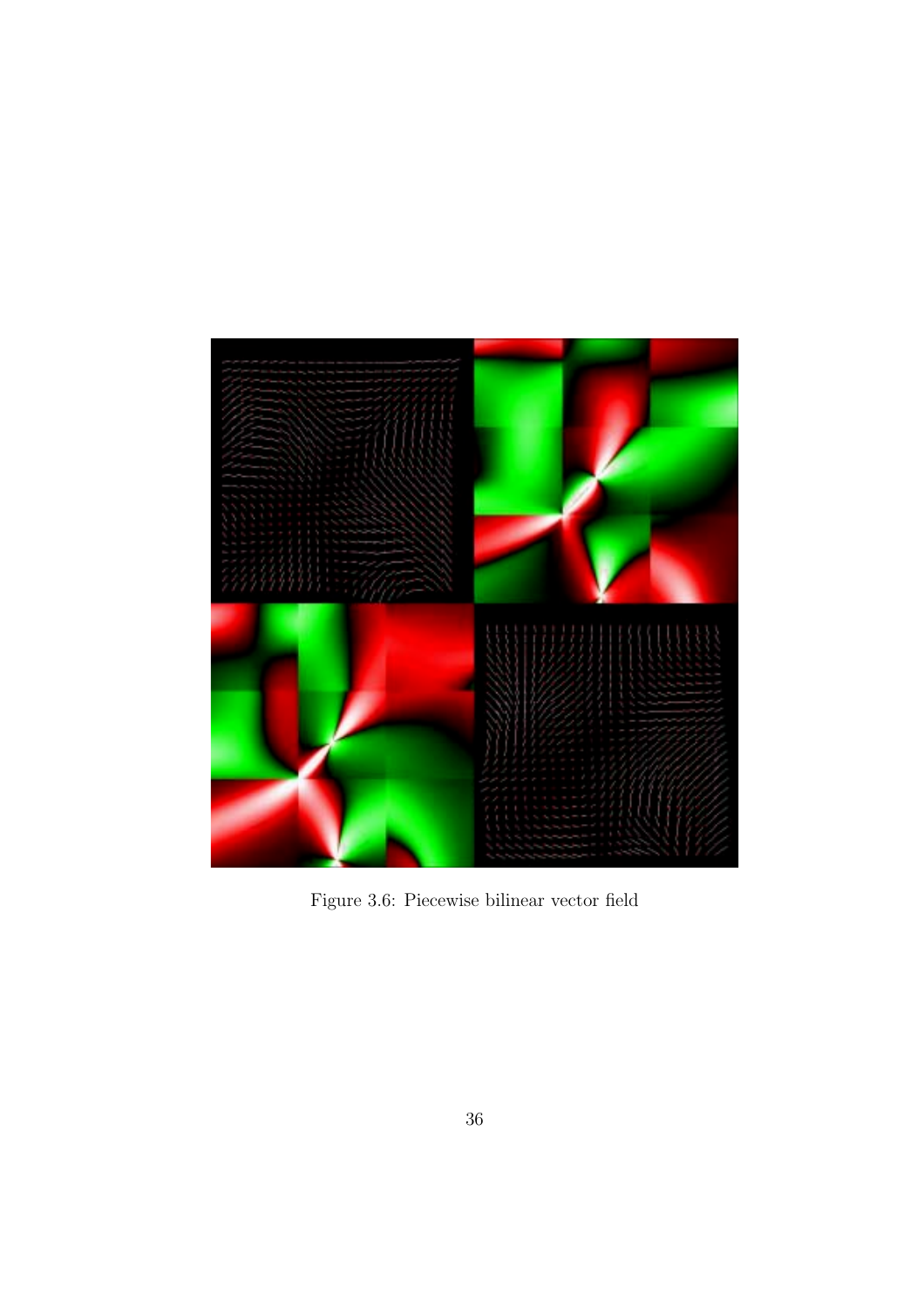Figure 3.6: Piecewise bilinear vector field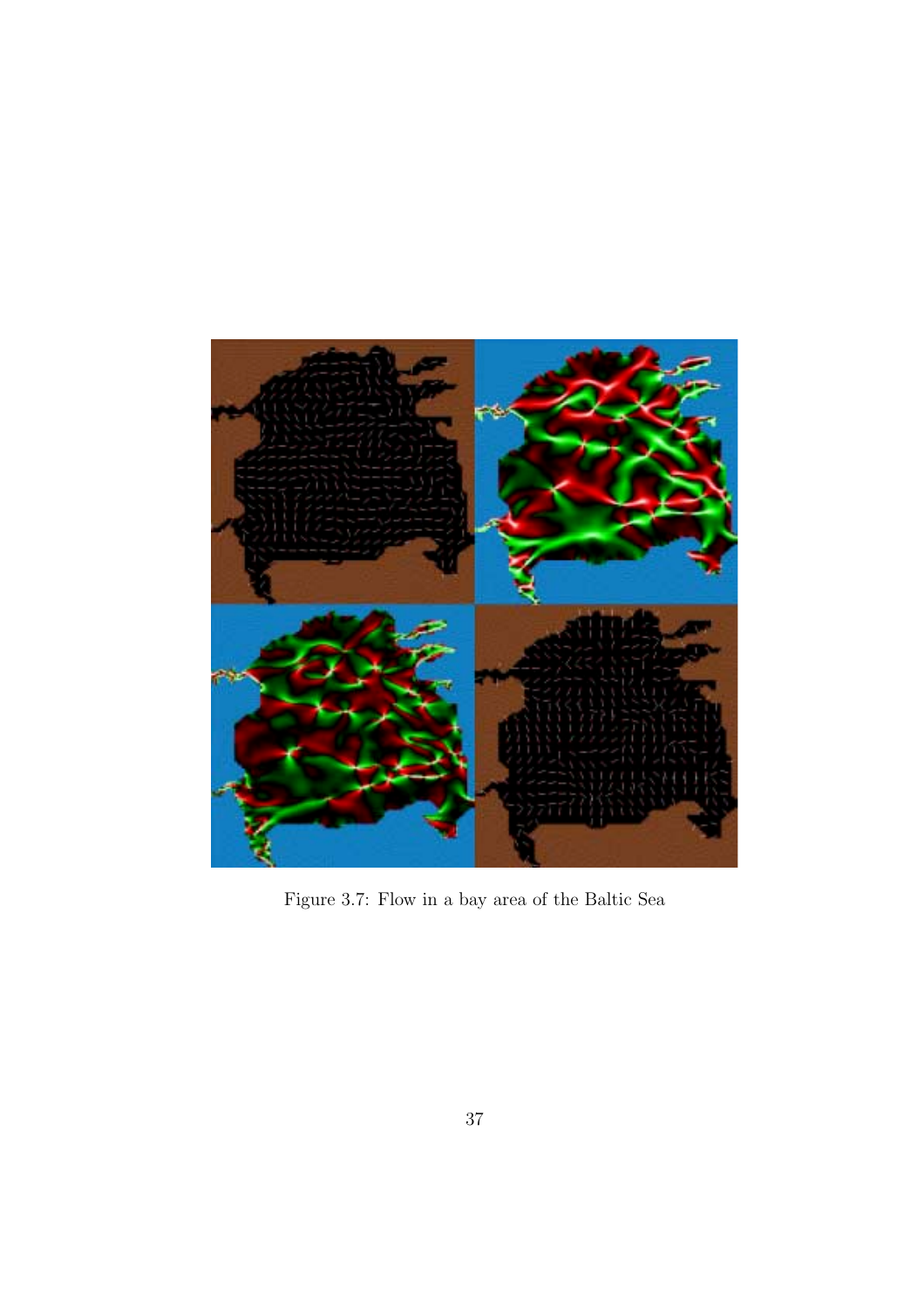Figure 3.7: Flow in a bay area of the Baltic Sea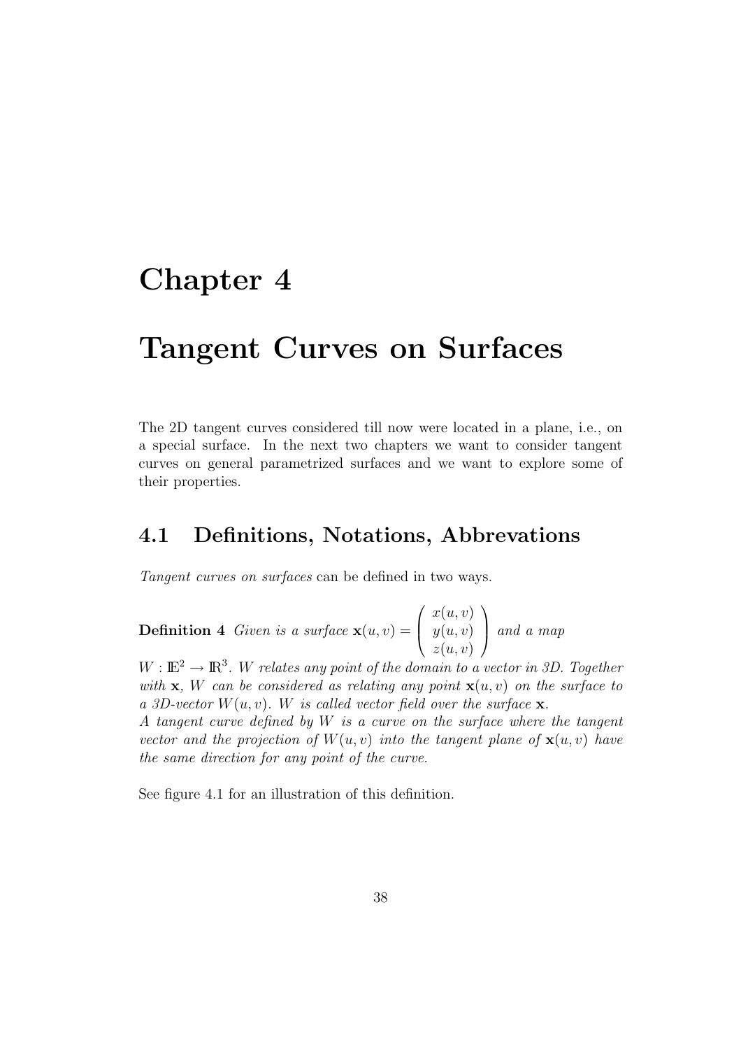# Chapter 4

# Tangent Curves on Surfaces

The 2D tangent curves considered till now were located in a plane, i.e., on a special surface. In the next two chapters we want to consider tangent curves on general parametrized surfaces and we want to explore some of their properties.

## 4.1 Definitions, Notations, Abbrevations

*Tangent curves on surfaces* can be defined in two ways.

**Definition 4** *Given is a surface* $\mathbf{x}(u,v) = \begin{pmatrix} x(u,v) \\ y(u,v) \\ z(u,v) \end{pmatrix}$ *and a map* $W : \mathbb{E}^2 \rightarrow \mathbb{R}^3$*. $W$ relates any point of the domain to a vector in 3D. Together with $\mathbf{x}$, $W$ can be considered as relating any point $\mathbf{x}(u,v)$ on the surface to a 3D-vector $W(u,v)$. $W$ is called vector field over the surface $\mathbf{x}$.*
*A tangent curve defined by $W$ is a curve on the surface where the tangent vector and the projection of $W(u,v)$ into the tangent plane of $\mathbf{x}(u,v)$ have the same direction for any point of the curve.*

See figure 4.1 for an illustration of this definition.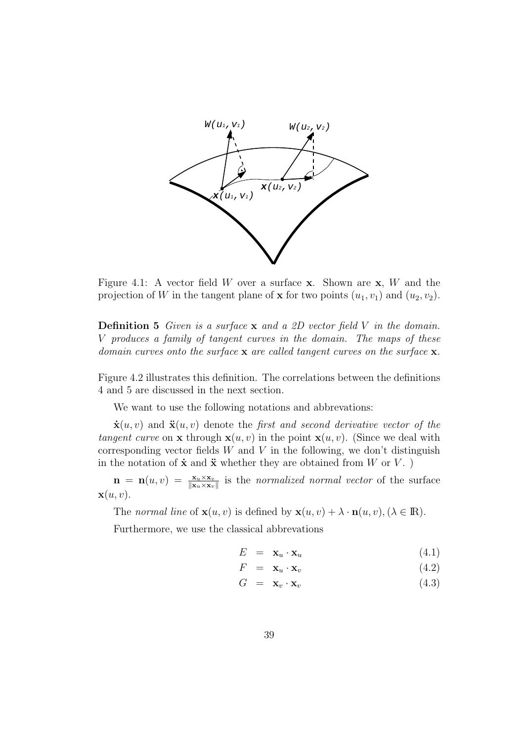Figure 4.1: A vector field $W$ over a surface $\mathbf{x}$. Shown are $\mathbf{x}$, $W$ and the projection of $W$ in the tangent plane of $\mathbf{x}$ for two points $(u_1, v_1)$ and $(u_2, v_2)$.

**Definition 5** *Given is a surface* $\mathbf{x}$ *and a 2D vector field* $V$ *in the domain.* $V$ *produces a family of tangent curves in the domain. The maps of these domain curves onto the surface* $\mathbf{x}$ *are called tangent curves on the surface* $\mathbf{x}$*.*

Figure 4.2 illustrates this definition. The correlations between the definitions 4 and 5 are discussed in the next section.

We want to use the following notations and abbrevations:

$\dot{\mathbf{x}}(u, v)$ and $\ddot{\mathbf{x}}(u, v)$ denote the *first and second derivative vector of the tangent curve* on $\mathbf{x}$ through $\mathbf{x}(u, v)$ in the point $\mathbf{x}(u, v)$. (Since we deal with corresponding vector fields $W$ and $V$ in the following, we don't distinguish in the notation of $\dot{\mathbf{x}}$ and $\ddot{\mathbf{x}}$ whether they are obtained from $W$ or $V$. )

$\mathbf{n} = \mathbf{n}(u, v) = \frac{\mathbf{x}_u \times \mathbf{x}_v}{\|\mathbf{x}_u \times \mathbf{x}_v\|}$ is the *normalized normal vector* of the surface $\mathbf{x}(u, v)$.

The *normal line* of $\mathbf{x}(u, v)$ is defined by $\mathbf{x}(u, v) + \lambda \cdot \mathbf{n}(u, v), (\lambda \in \mathbb{R})$.

Furthermore, we use the classical abbrevations

$$E = \mathbf{x}_u \cdot \mathbf{x}_u \tag{4.1}$$

$$F = \mathbf{x}_u \cdot \mathbf{x}_v \tag{4.2}$$

$$G = \mathbf{x}_v \cdot \mathbf{x}_v \tag{4.3}$$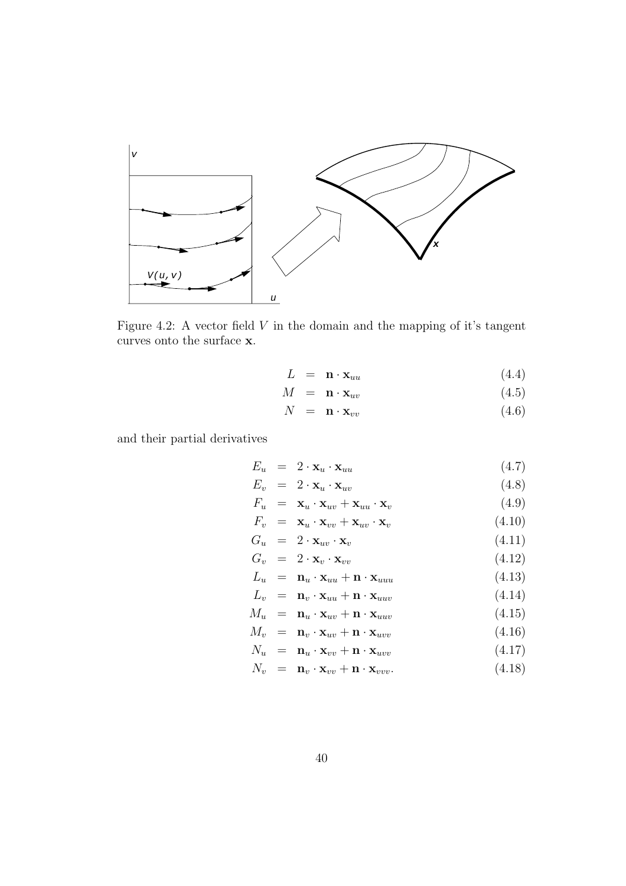Figure 4.2: A vector field $V$ in the domain and the mapping of it's tangent curves onto the surface $\mathbf{x}$.

$$
\begin{aligned}
L &= \mathbf{n} \cdot \mathbf{x}_{uu} && (4.4)\\
M &= \mathbf{n} \cdot \mathbf{x}_{uv} && (4.5)\\
N &= \mathbf{n} \cdot \mathbf{x}_{vv} && (4.6)
\end{aligned}
$$

and their partial derivatives

$$
\begin{aligned}
E_u &= 2 \cdot \mathbf{x}_u \cdot \mathbf{x}_{uu} && (4.7)\\
E_v &= 2 \cdot \mathbf{x}_u \cdot \mathbf{x}_{uv} && (4.8)\\
F_u &= \mathbf{x}_u \cdot \mathbf{x}_{uv} + \mathbf{x}_{uu} \cdot \mathbf{x}_v && (4.9)\\
F_v &= \mathbf{x}_u \cdot \mathbf{x}_{vv} + \mathbf{x}_{uv} \cdot \mathbf{x}_v && (4.10)\\
G_u &= 2 \cdot \mathbf{x}_{uv} \cdot \mathbf{x}_v && (4.11)\\
G_v &= 2 \cdot \mathbf{x}_v \cdot \mathbf{x}_{vv} && (4.12)\\
L_u &= \mathbf{n}_u \cdot \mathbf{x}_{uu} + \mathbf{n} \cdot \mathbf{x}_{uuu} && (4.13)\\
L_v &= \mathbf{n}_v \cdot \mathbf{x}_{uu} + \mathbf{n} \cdot \mathbf{x}_{uuv} && (4.14)\\
M_u &= \mathbf{n}_u \cdot \mathbf{x}_{uv} + \mathbf{n} \cdot \mathbf{x}_{uuv} && (4.15)\\
M_v &= \mathbf{n}_v \cdot \mathbf{x}_{uv} + \mathbf{n} \cdot \mathbf{x}_{uvv} && (4.16)\\
N_u &= \mathbf{n}_u \cdot \mathbf{x}_{vv} + \mathbf{n} \cdot \mathbf{x}_{uvv} && (4.17)\\
N_v &= \mathbf{n}_v \cdot \mathbf{x}_{vv} + \mathbf{n} \cdot \mathbf{x}_{vvv}. && (4.18)
\end{aligned}
$$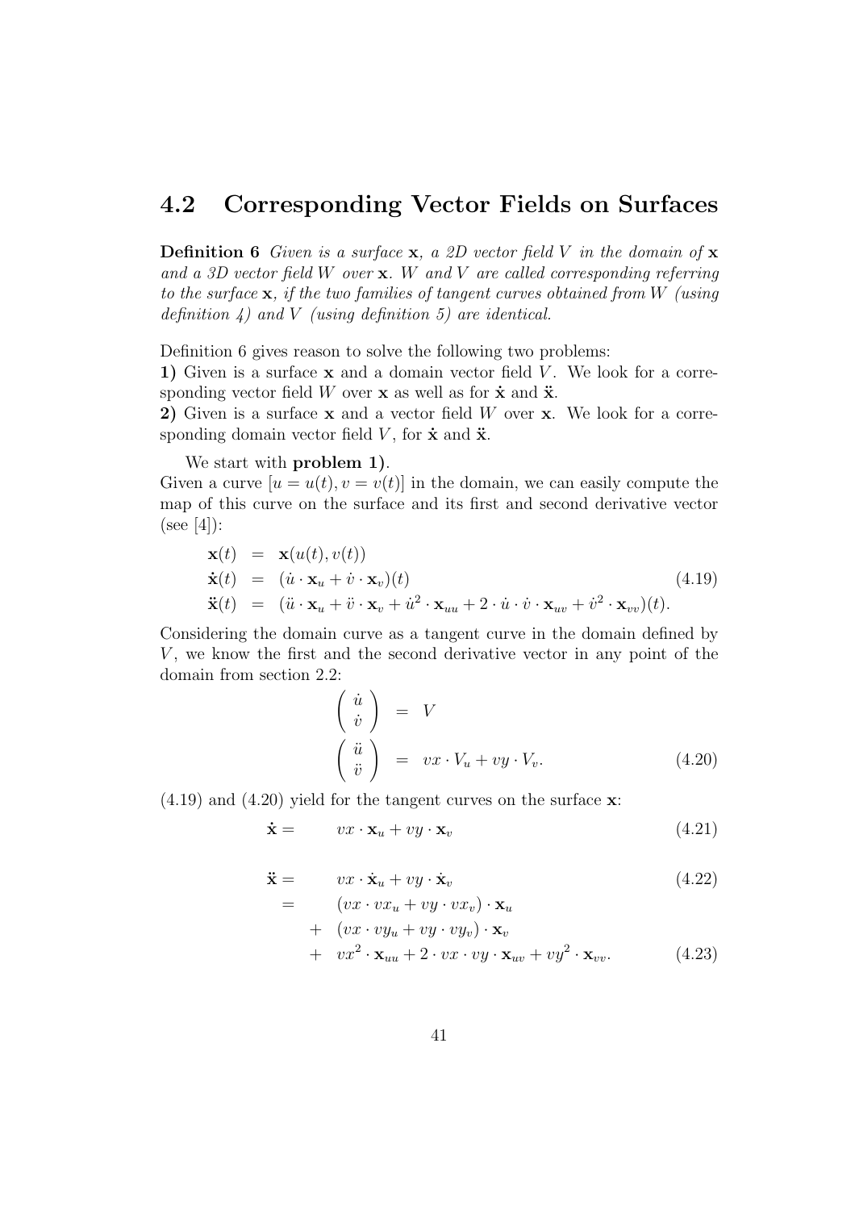## 4.2 Corresponding Vector Fields on Surfaces

**Definition 6** *Given is a surface $\mathbf{x}$, a 2D vector field $V$ in the domain of $\mathbf{x}$ and a 3D vector field $W$ over $\mathbf{x}$. $W$ and $V$ are called corresponding referring to the surface $\mathbf{x}$, if the two families of tangent curves obtained from $W$ (using definition 4) and $V$ (using definition 5) are identical.*

Definition 6 gives reason to solve the following two problems:
**1)** Given is a surface $\mathbf{x}$ and a domain vector field $V$. We look for a corresponding vector field $W$ over $\mathbf{x}$ as well as for $\dot{\mathbf{x}}$ and $\ddot{\mathbf{x}}$.
**2)** Given is a surface $\mathbf{x}$ and a vector field $W$ over $\mathbf{x}$. We look for a corresponding domain vector field $V$, for $\dot{\mathbf{x}}$ and $\ddot{\mathbf{x}}$.

We start with **problem 1)**.
Given a curve $[u = u(t), v = v(t)]$ in the domain, we can easily compute the map of this curve on the surface and its first and second derivative vector (see [4]):

$$
\begin{aligned}
\mathbf{x}(t) &= \mathbf{x}(u(t), v(t)) \\
\dot{\mathbf{x}}(t) &= (\dot{u} \cdot \mathbf{x}_u + \dot{v} \cdot \mathbf{x}_v)(t) \\
\ddot{\mathbf{x}}(t) &= (\ddot{u} \cdot \mathbf{x}_u + \ddot{v} \cdot \mathbf{x}_v + \dot{u}^2 \cdot \mathbf{x}_{uu} + 2 \cdot \dot{u} \cdot \dot{v} \cdot \mathbf{x}_{uv} + \dot{v}^2 \cdot \mathbf{x}_{vv})(t).
\end{aligned} \tag{4.19}
$$

Considering the domain curve as a tangent curve in the domain defined by $V$, we know the first and the second derivative vector in any point of the domain from section 2.2:

$$
\begin{aligned}
\begin{pmatrix} \dot{u} \\ \dot{v} \end{pmatrix} &= V \\
\begin{pmatrix} \ddot{u} \\ \ddot{v} \end{pmatrix} &= vx \cdot V_u + vy \cdot V_v.
\end{aligned} \tag{4.20}
$$

(4.19) and (4.20) yield for the tangent curves on the surface $\mathbf{x}$:

$$
\dot{\mathbf{x}} = \quad vx \cdot \mathbf{x}_u + vy \cdot \mathbf{x}_v \tag{4.21}
$$

$$
\ddot{\mathbf{x}} = \quad vx \cdot \dot{\mathbf{x}}_u + vy \cdot \dot{\mathbf{x}}_v \tag{4.22}
$$

$$
\begin{aligned}
= \quad & (vx \cdot vx_u + vy \cdot vx_v) \cdot \mathbf{x}_u \\
+ \quad & (vx \cdot vy_u + vy \cdot vy_v) \cdot \mathbf{x}_v \\
+ \quad & vx^2 \cdot \mathbf{x}_{uu} + 2 \cdot vx \cdot vy \cdot \mathbf{x}_{uv} + vy^2 \cdot \mathbf{x}_{vv}.
\end{aligned} \tag{4.23}
$$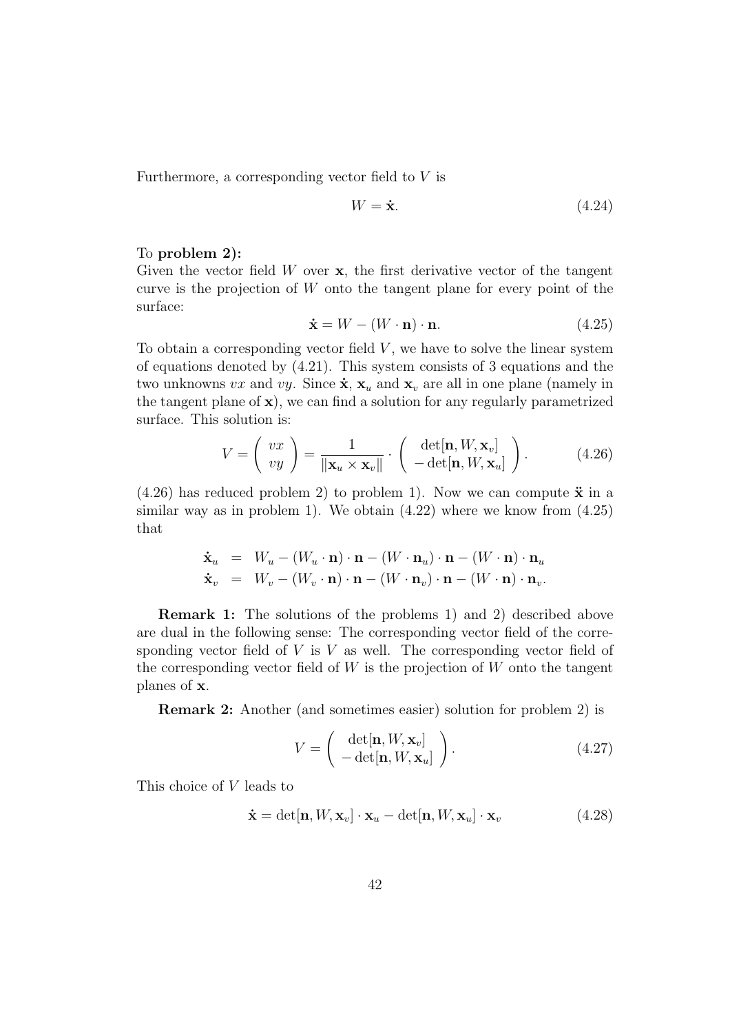Furthermore, a corresponding vector field to $V$ is

$$W = \dot{\mathbf{x}}. \tag{4.24}$$

To **problem 2):**
Given the vector field $W$ over $\mathbf{x}$, the first derivative vector of the tangent curve is the projection of $W$ onto the tangent plane for every point of the surface:

$$\dot{\mathbf{x}} = W - (W \cdot \mathbf{n}) \cdot \mathbf{n}. \tag{4.25}$$

To obtain a corresponding vector field $V$, we have to solve the linear system of equations denoted by (4.21). This system consists of 3 equations and the two unknowns $vx$ and $vy$. Since $\dot{\mathbf{x}}$, $\mathbf{x}_u$ and $\mathbf{x}_v$ are all in one plane (namely in the tangent plane of $\mathbf{x}$), we can find a solution for any regularly parametrized surface. This solution is:

$$V = \begin{pmatrix} vx \\ vy \end{pmatrix} = \frac{1}{\|\mathbf{x}_u \times \mathbf{x}_v\|} \cdot \begin{pmatrix} \det[\mathbf{n}, W, \mathbf{x}_v] \\ -\det[\mathbf{n}, W, \mathbf{x}_u] \end{pmatrix}. \tag{4.26}$$

(4.26) has reduced problem 2) to problem 1). Now we can compute $\ddot{\mathbf{x}}$ in a similar way as in problem 1). We obtain (4.22) where we know from (4.25) that

$$\begin{aligned}
\dot{\mathbf{x}}_u &= W_u - (W_u \cdot \mathbf{n}) \cdot \mathbf{n} - (W \cdot \mathbf{n}_u) \cdot \mathbf{n} - (W \cdot \mathbf{n}) \cdot \mathbf{n}_u \\
\dot{\mathbf{x}}_v &= W_v - (W_v \cdot \mathbf{n}) \cdot \mathbf{n} - (W \cdot \mathbf{n}_v) \cdot \mathbf{n} - (W \cdot \mathbf{n}) \cdot \mathbf{n}_v.
\end{aligned}$$

**Remark 1:** The solutions of the problems 1) and 2) described above are dual in the following sense: The corresponding vector field of the corresponding vector field of $V$ is $V$ as well. The corresponding vector field of the corresponding vector field of $W$ is the projection of $W$ onto the tangent planes of $\mathbf{x}$.

**Remark 2:** Another (and sometimes easier) solution for problem 2) is

$$V = \begin{pmatrix} \det[\mathbf{n}, W, \mathbf{x}_v] \\ -\det[\mathbf{n}, W, \mathbf{x}_u] \end{pmatrix}. \tag{4.27}$$

This choice of $V$ leads to

$$\dot{\mathbf{x}} = \det[\mathbf{n}, W, \mathbf{x}_v] \cdot \mathbf{x}_u - \det[\mathbf{n}, W, \mathbf{x}_u] \cdot \mathbf{x}_v \tag{4.28}$$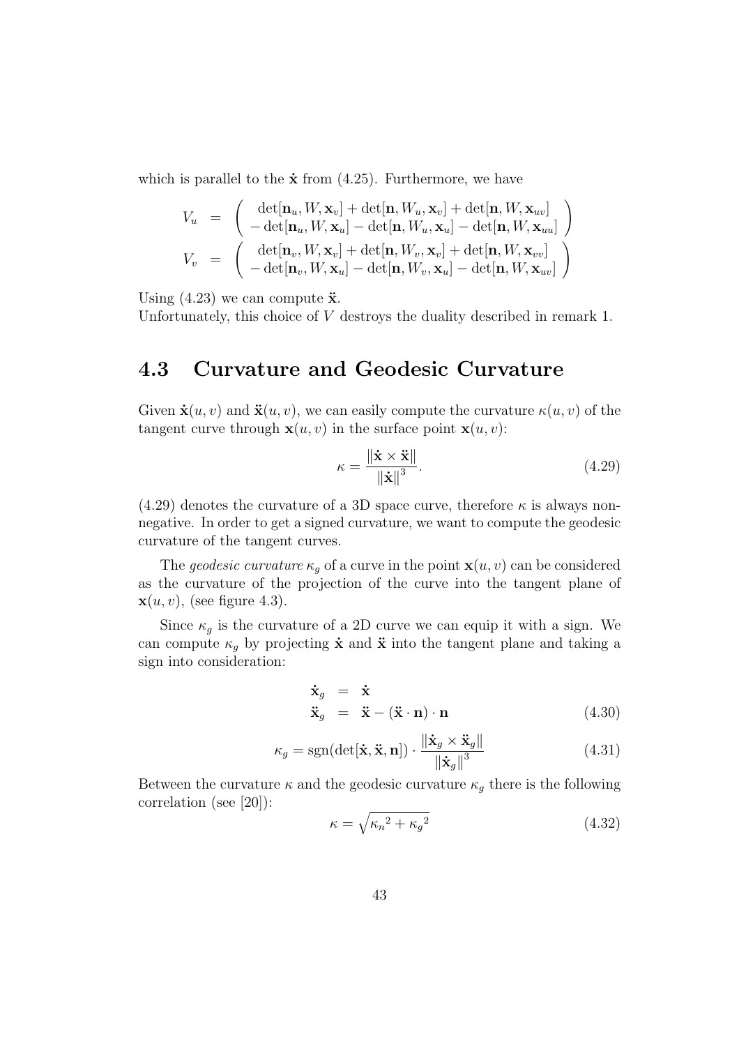which is parallel to the $\dot{\mathbf{x}}$ from (4.25). Furthermore, we have

$$
\begin{aligned}
V_u &= \begin{pmatrix} \det[\mathbf{n}_u, W, \mathbf{x}_v] + \det[\mathbf{n}, W_u, \mathbf{x}_v] + \det[\mathbf{n}, W, \mathbf{x}_{uv}] \\ -\det[\mathbf{n}_u, W, \mathbf{x}_u] - \det[\mathbf{n}, W_u, \mathbf{x}_u] - \det[\mathbf{n}, W, \mathbf{x}_{uu}] \end{pmatrix} \\
V_v &= \begin{pmatrix} \det[\mathbf{n}_v, W, \mathbf{x}_v] + \det[\mathbf{n}, W_v, \mathbf{x}_v] + \det[\mathbf{n}, W, \mathbf{x}_{vv}] \\ -\det[\mathbf{n}_v, W, \mathbf{x}_u] - \det[\mathbf{n}, W_v, \mathbf{x}_u] - \det[\mathbf{n}, W, \mathbf{x}_{uv}] \end{pmatrix}
\end{aligned}
$$

Using (4.23) we can compute $\ddot{\mathbf{x}}$.
Unfortunately, this choice of $V$ destroys the duality described in remark 1.

## 4.3 Curvature and Geodesic Curvature

Given $\dot{\mathbf{x}}(u,v)$ and $\ddot{\mathbf{x}}(u,v)$, we can easily compute the curvature $\kappa(u,v)$ of the tangent curve through $\mathbf{x}(u,v)$ in the surface point $\mathbf{x}(u,v)$:

$$
\kappa = \frac{\|\dot{\mathbf{x}} \times \ddot{\mathbf{x}}\|}{\|\dot{\mathbf{x}}\|^3}. \tag{4.29}
$$

(4.29) denotes the curvature of a 3D space curve, therefore $\kappa$ is always non-negative. In order to get a signed curvature, we want to compute the geodesic curvature of the tangent curves.

The *geodesic curvature* $\kappa_g$ of a curve in the point $\mathbf{x}(u,v)$ can be considered as the curvature of the projection of the curve into the tangent plane of $\mathbf{x}(u,v)$, (see figure 4.3).

Since $\kappa_g$ is the curvature of a 2D curve we can equip it with a sign. We can compute $\kappa_g$ by projecting $\dot{\mathbf{x}}$ and $\ddot{\mathbf{x}}$ into the tangent plane and taking a sign into consideration:

$$
\begin{aligned}
\dot{\mathbf{x}}_g &= \dot{\mathbf{x}} \\
\ddot{\mathbf{x}}_g &= \ddot{\mathbf{x}} - (\ddot{\mathbf{x}} \cdot \mathbf{n}) \cdot \mathbf{n}
\end{aligned} \tag{4.30}
$$

$$
\kappa_g = \operatorname{sgn}(\det[\dot{\mathbf{x}}, \ddot{\mathbf{x}}, \mathbf{n}]) \cdot \frac{\|\dot{\mathbf{x}}_g \times \ddot{\mathbf{x}}_g\|}{\|\dot{\mathbf{x}}_g\|^3} \tag{4.31}
$$

Between the curvature $\kappa$ and the geodesic curvature $\kappa_g$ there is the following correlation (see [20]):

$$
\kappa = \sqrt{{\kappa_n}^2 + {\kappa_g}^2} \tag{4.32}
$$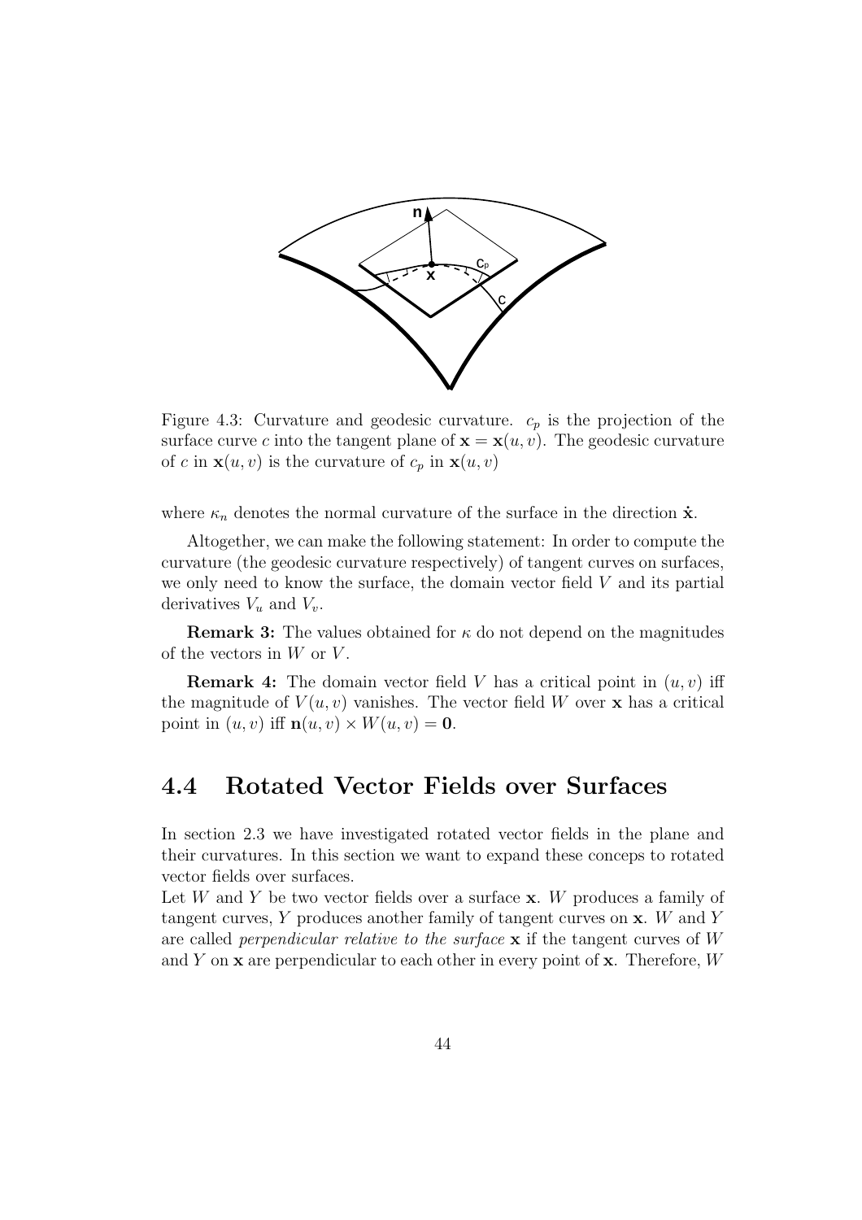Figure 4.3: Curvature and geodesic curvature. $c_p$ is the projection of the surface curve $c$ into the tangent plane of $\mathbf{x} = \mathbf{x}(u, v)$. The geodesic curvature of $c$ in $\mathbf{x}(u, v)$ is the curvature of $c_p$ in $\mathbf{x}(u, v)$

where $\kappa_n$ denotes the normal curvature of the surface in the direction $\dot{\mathbf{x}}$.

Altogether, we can make the following statement: In order to compute the curvature (the geodesic curvature respectively) of tangent curves on surfaces, we only need to know the surface, the domain vector field $V$ and its partial derivatives $V_u$ and $V_v$.

**Remark 3:** The values obtained for $\kappa$ do not depend on the magnitudes of the vectors in $W$ or $V$.

**Remark 4:** The domain vector field $V$ has a critical point in $(u, v)$ iff the magnitude of $V(u, v)$ vanishes. The vector field $W$ over $\mathbf{x}$ has a critical point in $(u, v)$ iff $\mathbf{n}(u, v) \times W(u, v) = \mathbf{0}$.

## 4.4 Rotated Vector Fields over Surfaces

In section 2.3 we have investigated rotated vector fields in the plane and their curvatures. In this section we want to expand these conceps to rotated vector fields over surfaces.

Let $W$ and $Y$ be two vector fields over a surface $\mathbf{x}$. $W$ produces a family of tangent curves, $Y$ produces another family of tangent curves on $\mathbf{x}$. $W$ and $Y$ are called *perpendicular relative to the surface* $\mathbf{x}$ if the tangent curves of $W$ and $Y$ on $\mathbf{x}$ are perpendicular to each other in every point of $\mathbf{x}$. Therefore, $W$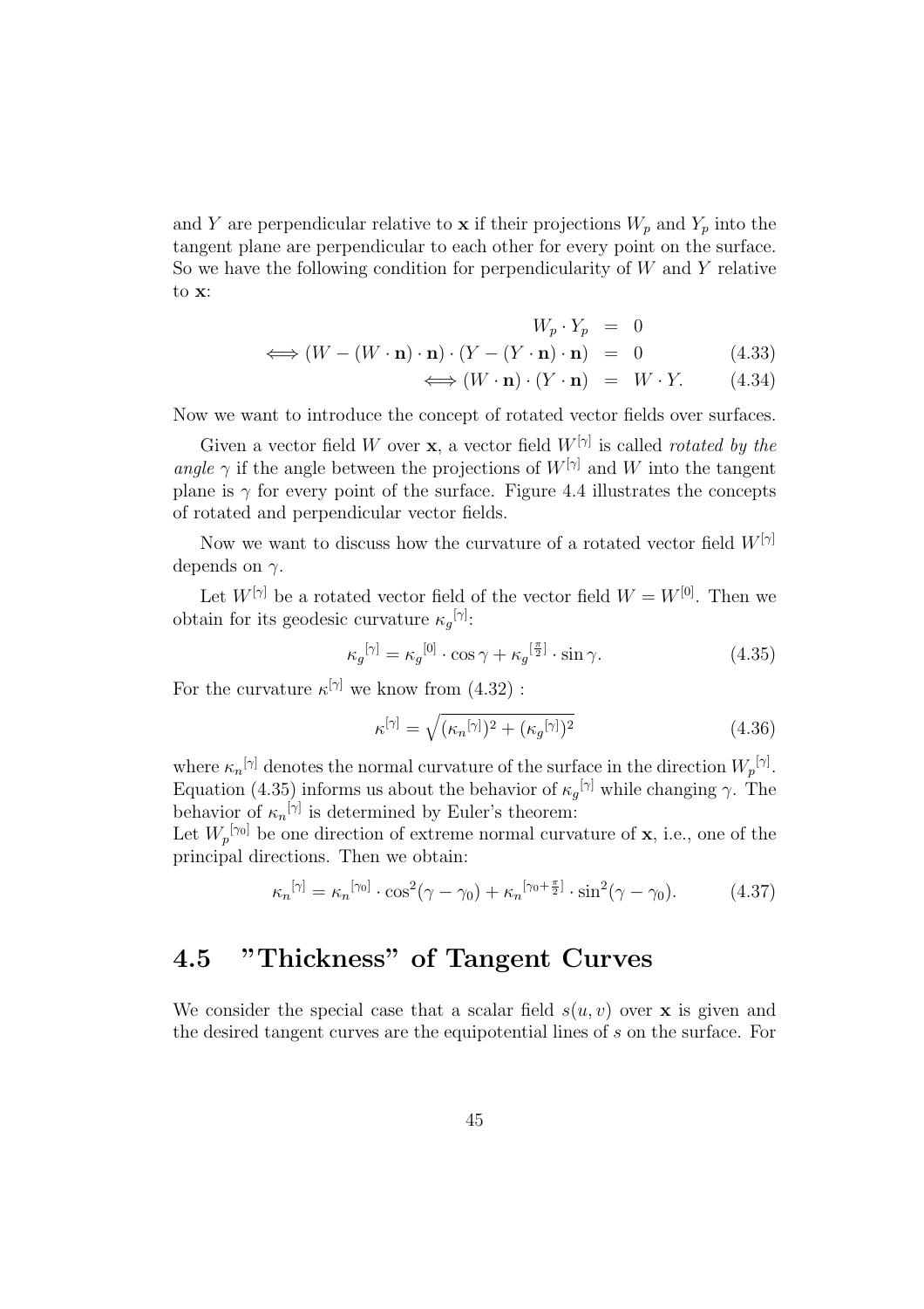and $Y$ are perpendicular relative to $\mathbf{x}$ if their projections $W_p$ and $Y_p$ into the tangent plane are perpendicular to each other for every point on the surface. So we have the following condition for perpendicularity of $W$ and $Y$ relative to $\mathbf{x}$:

$$
\begin{aligned}
W_p \cdot Y_p &= 0 \\
\Longleftrightarrow (W - (W \cdot \mathbf{n}) \cdot \mathbf{n}) \cdot (Y - (Y \cdot \mathbf{n}) \cdot \mathbf{n}) &= 0 \qquad (4.33) \\
\Longleftrightarrow (W \cdot \mathbf{n}) \cdot (Y \cdot \mathbf{n}) &= W \cdot Y. \qquad (4.34)
\end{aligned}
$$

Now we want to introduce the concept of rotated vector fields over surfaces.

Given a vector field $W$ over $\mathbf{x}$, a vector field $W^{[\gamma]}$ is called *rotated by the angle* $\gamma$ if the angle between the projections of $W^{[\gamma]}$ and $W$ into the tangent plane is $\gamma$ for every point of the surface. Figure 4.4 illustrates the concepts of rotated and perpendicular vector fields.

Now we want to discuss how the curvature of a rotated vector field $W^{[\gamma]}$ depends on $\gamma$.

Let $W^{[\gamma]}$ be a rotated vector field of the vector field $W = W^{[0]}$. Then we obtain for its geodesic curvature ${\kappa_g}^{[\gamma]}$:

$$
{\kappa_g}^{[\gamma]} = {\kappa_g}^{[0]} \cdot \cos\gamma + {\kappa_g}^{[\frac{\pi}{2}]} \cdot \sin\gamma. \qquad (4.35)
$$

For the curvature $\kappa^{[\gamma]}$ we know from (4.32) :

$$
\kappa^{[\gamma]} = \sqrt{({\kappa_n}^{[\gamma]})^2 + ({\kappa_g}^{[\gamma]})^2} \qquad (4.36)
$$

where ${\kappa_n}^{[\gamma]}$ denotes the normal curvature of the surface in the direction ${W_p}^{[\gamma]}$. Equation (4.35) informs us about the behavior of ${\kappa_g}^{[\gamma]}$ while changing $\gamma$. The behavior of ${\kappa_n}^{[\gamma]}$ is determined by Euler's theorem:
Let ${W_p}^{[\gamma_0]}$ be one direction of extreme normal curvature of $\mathbf{x}$, i.e., one of the principal directions. Then we obtain:

$$
{\kappa_n}^{[\gamma]} = {\kappa_n}^{[\gamma_0]} \cdot \cos^2(\gamma - \gamma_0) + {\kappa_n}^{[\gamma_0 + \frac{\pi}{2}]} \cdot \sin^2(\gamma - \gamma_0). \qquad (4.37)
$$

## 4.5 "Thickness" of Tangent Curves

We consider the special case that a scalar field $s(u, v)$ over $\mathbf{x}$ is given and the desired tangent curves are the equipotential lines of $s$ on the surface. For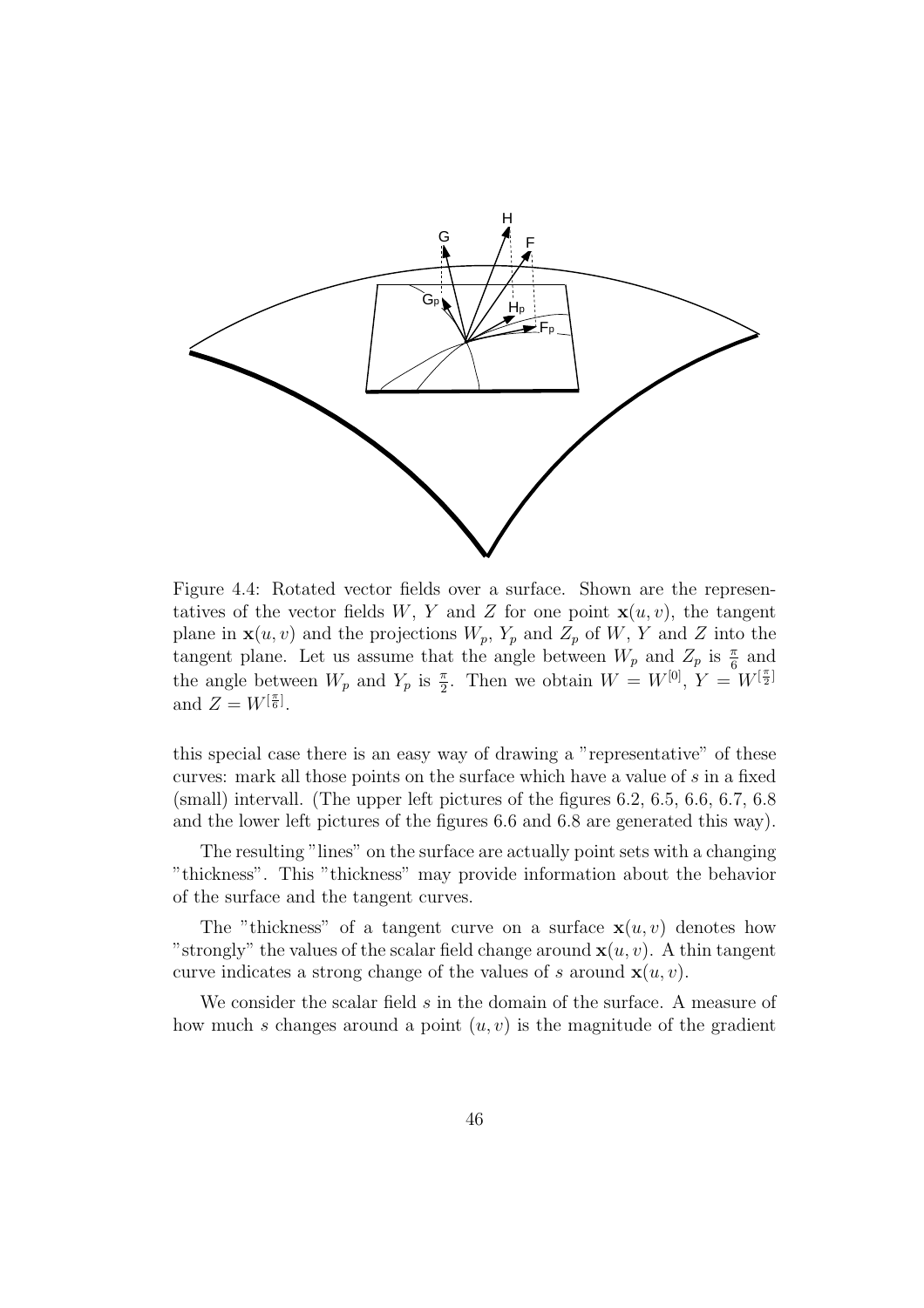Figure 4.4: Rotated vector fields over a surface. Shown are the representatives of the vector fields $W$, $Y$ and $Z$ for one point $\mathbf{x}(u,v)$, the tangent plane in $\mathbf{x}(u,v)$ and the projections $W_p$, $Y_p$ and $Z_p$ of $W$, $Y$ and $Z$ into the tangent plane. Let us assume that the angle between $W_p$ and $Z_p$ is $\frac{\pi}{6}$ and the angle between $W_p$ and $Y_p$ is $\frac{\pi}{2}$. Then we obtain $W = W^{[0]}$, $Y = W^{[\frac{\pi}{2}]}$ and $Z = W^{[\frac{\pi}{6}]}$.

this special case there is an easy way of drawing a "representative" of these curves: mark all those points on the surface which have a value of $s$ in a fixed (small) intervall. (The upper left pictures of the figures 6.2, 6.5, 6.6, 6.7, 6.8 and the lower left pictures of the figures 6.6 and 6.8 are generated this way).

The resulting "lines" on the surface are actually point sets with a changing "thickness". This "thickness" may provide information about the behavior of the surface and the tangent curves.

The "thickness" of a tangent curve on a surface $\mathbf{x}(u,v)$ denotes how "strongly" the values of the scalar field change around $\mathbf{x}(u,v)$. A thin tangent curve indicates a strong change of the values of $s$ around $\mathbf{x}(u,v)$.

We consider the scalar field $s$ in the domain of the surface. A measure of how much $s$ changes around a point $(u,v)$ is the magnitude of the gradient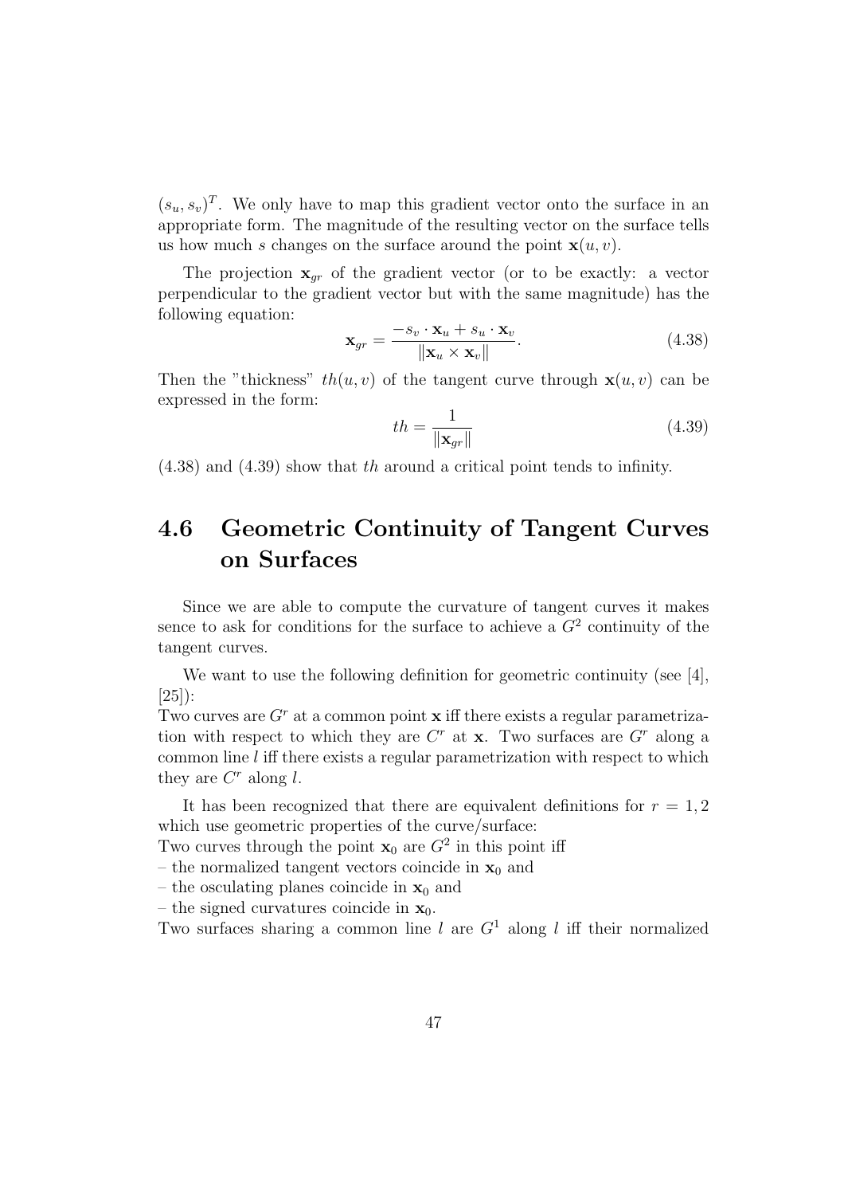$(s_u, s_v)^T$. We only have to map this gradient vector onto the surface in an appropriate form. The magnitude of the resulting vector on the surface tells us how much $s$ changes on the surface around the point $\mathbf{x}(u, v)$.

The projection $\mathbf{x}_{gr}$ of the gradient vector (or to be exactly: a vector perpendicular to the gradient vector but with the same magnitude) has the following equation:

$$\mathbf{x}_{gr} = \frac{-s_v \cdot \mathbf{x}_u + s_u \cdot \mathbf{x}_v}{\|\mathbf{x}_u \times \mathbf{x}_v\|}. \tag{4.38}$$

Then the "thickness" $th(u, v)$ of the tangent curve through $\mathbf{x}(u, v)$ can be expressed in the form:

$$th = \frac{1}{\|\mathbf{x}_{gr}\|} \tag{4.39}$$

(4.38) and (4.39) show that $th$ around a critical point tends to infinity.

## 4.6 Geometric Continuity of Tangent Curves on Surfaces

Since we are able to compute the curvature of tangent curves it makes sence to ask for conditions for the surface to achieve a $G^2$ continuity of the tangent curves.

We want to use the following definition for geometric continuity (see [4], [25]):
Two curves are $G^r$ at a common point $\mathbf{x}$ iff there exists a regular parametrization with respect to which they are $C^r$ at $\mathbf{x}$. Two surfaces are $G^r$ along a common line $l$ iff there exists a regular parametrization with respect to which they are $C^r$ along $l$.

It has been recognized that there are equivalent definitions for $r = 1, 2$ which use geometric properties of the curve/surface:
Two curves through the point $\mathbf{x}_0$ are $G^2$ in this point iff
– the normalized tangent vectors coincide in $\mathbf{x}_0$ and
– the osculating planes coincide in $\mathbf{x}_0$ and
– the signed curvatures coincide in $\mathbf{x}_0$.
Two surfaces sharing a common line $l$ are $G^1$ along $l$ iff their normalized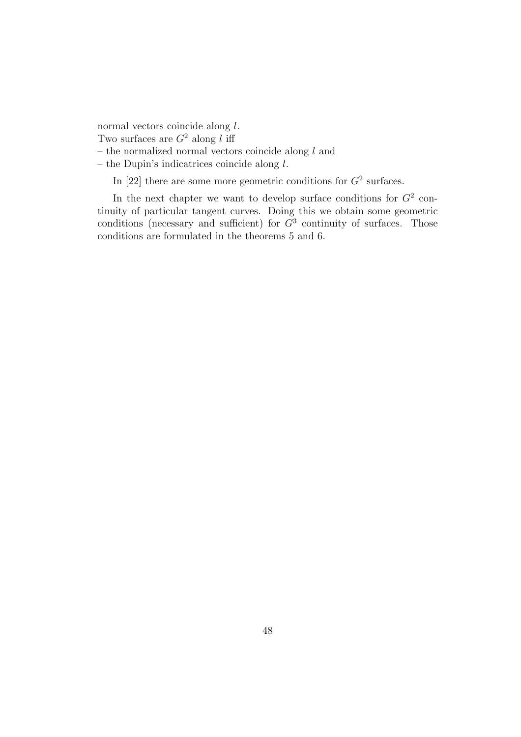normal vectors coincide along $l$.
Two surfaces are $G^2$ along $l$ iff
– the normalized normal vectors coincide along $l$ and
– the Dupin's indicatrices coincide along $l$.

In [22] there are some more geometric conditions for $G^2$ surfaces.

In the next chapter we want to develop surface conditions for $G^2$ continuity of particular tangent curves. Doing this we obtain some geometric conditions (necessary and sufficient) for $G^3$ continuity of surfaces. Those conditions are formulated in the theorems 5 and 6.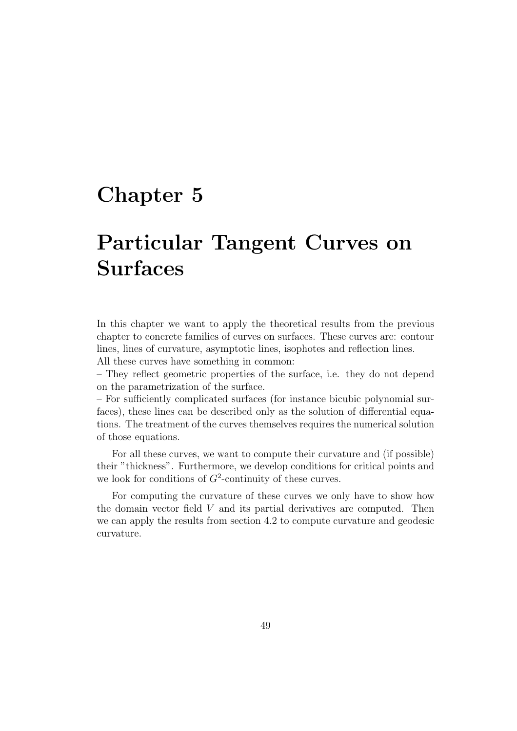# Chapter 5

# Particular Tangent Curves on Surfaces

In this chapter we want to apply the theoretical results from the previous chapter to concrete families of curves on surfaces. These curves are: contour lines, lines of curvature, asymptotic lines, isophotes and reflection lines.
All these curves have something in common:
– They reflect geometric properties of the surface, i.e. they do not depend on the parametrization of the surface.
– For sufficiently complicated surfaces (for instance bicubic polynomial surfaces), these lines can be described only as the solution of differential equations. The treatment of the curves themselves requires the numerical solution of those equations.

For all these curves, we want to compute their curvature and (if possible) their "thickness". Furthermore, we develop conditions for critical points and we look for conditions of $G^2$-continuity of these curves.

For computing the curvature of these curves we only have to show how the domain vector field $V$ and its partial derivatives are computed. Then we can apply the results from section 4.2 to compute curvature and geodesic curvature.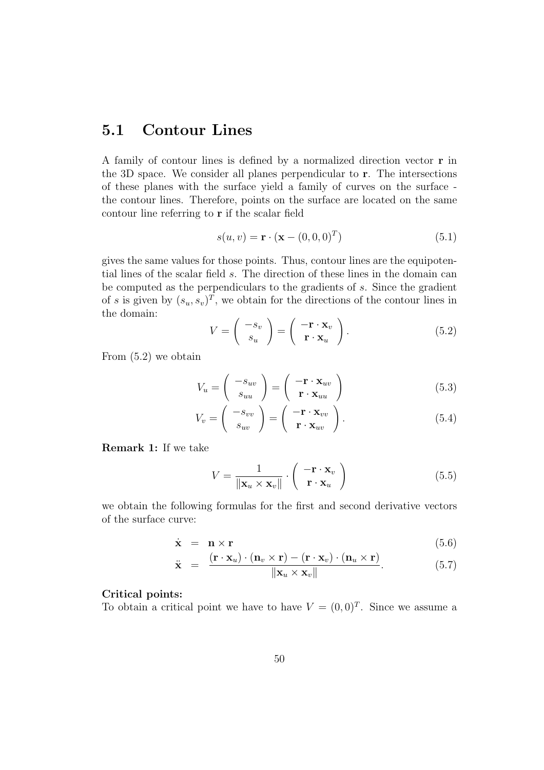## 5.1 Contour Lines

A family of contour lines is defined by a normalized direction vector $\mathbf{r}$ in the 3D space. We consider all planes perpendicular to $\mathbf{r}$. The intersections of these planes with the surface yield a family of curves on the surface - the contour lines. Therefore, points on the surface are located on the same contour line referring to $\mathbf{r}$ if the scalar field

$$s(u,v) = \mathbf{r} \cdot (\mathbf{x} - (0,0,0)^T) \tag{5.1}$$

gives the same values for those points. Thus, contour lines are the equipotential lines of the scalar field $s$. The direction of these lines in the domain can be computed as the perpendiculars to the gradients of $s$. Since the gradient of $s$ is given by $(s_u, s_v)^T$, we obtain for the directions of the contour lines in the domain:

$$V = \begin{pmatrix} -s_v \\ s_u \end{pmatrix} = \begin{pmatrix} -\mathbf{r} \cdot \mathbf{x}_v \\ \mathbf{r} \cdot \mathbf{x}_u \end{pmatrix}. \tag{5.2}$$

From (5.2) we obtain

$$V_u = \begin{pmatrix} -s_{uv} \\ s_{uu} \end{pmatrix} = \begin{pmatrix} -\mathbf{r} \cdot \mathbf{x}_{uv} \\ \mathbf{r} \cdot \mathbf{x}_{uu} \end{pmatrix} \tag{5.3}$$

$$V_v = \begin{pmatrix} -s_{vv} \\ s_{uv} \end{pmatrix} = \begin{pmatrix} -\mathbf{r} \cdot \mathbf{x}_{vv} \\ \mathbf{r} \cdot \mathbf{x}_{uv} \end{pmatrix}. \tag{5.4}$$

**Remark 1:** If we take

$$V = \frac{1}{\|\mathbf{x}_u \times \mathbf{x}_v\|} \cdot \begin{pmatrix} -\mathbf{r} \cdot \mathbf{x}_v \\ \mathbf{r} \cdot \mathbf{x}_u \end{pmatrix} \tag{5.5}$$

we obtain the following formulas for the first and second derivative vectors of the surface curve:

$$\dot{\mathbf{x}} = \mathbf{n} \times \mathbf{r} \tag{5.6}$$

$$\ddot{\mathbf{x}} = \frac{(\mathbf{r} \cdot \mathbf{x}_u) \cdot (\mathbf{n}_v \times \mathbf{r}) - (\mathbf{r} \cdot \mathbf{x}_v) \cdot (\mathbf{n}_u \times \mathbf{r})}{\|\mathbf{x}_u \times \mathbf{x}_v\|}. \tag{5.7}$$

**Critical points:**
To obtain a critical point we have to have $V = (0,0)^T$. Since we assume a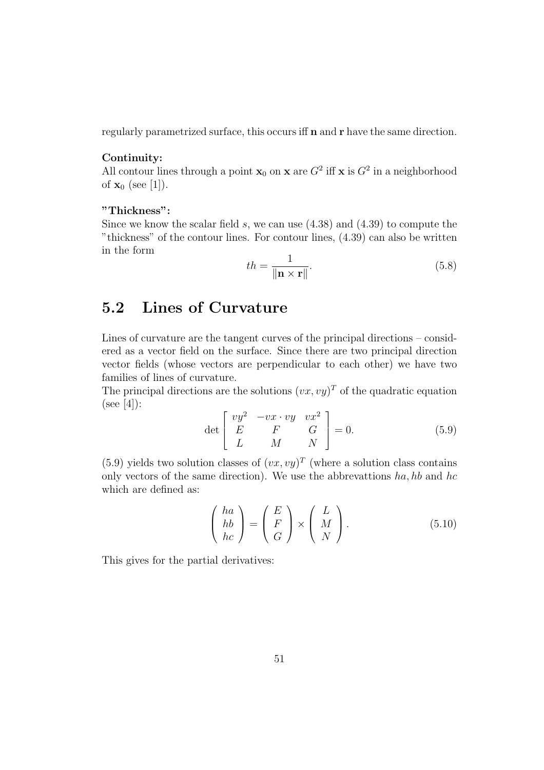regularly parametrized surface, this occurs iff $\mathbf{n}$ and $\mathbf{r}$ have the same direction.

**Continuity:**
All contour lines through a point $\mathbf{x}_0$ on $\mathbf{x}$ are $G^2$ iff $\mathbf{x}$ is $G^2$ in a neighborhood of $\mathbf{x}_0$ (see [1]).

**"Thickness":**
Since we know the scalar field $s$, we can use (4.38) and (4.39) to compute the "thickness" of the contour lines. For contour lines, (4.39) can also be written in the form

$$th = \frac{1}{\|\mathbf{n} \times \mathbf{r}\|}. \tag{5.8}$$

## 5.2 Lines of Curvature

Lines of curvature are the tangent curves of the principal directions – considered as a vector field on the surface. Since there are two principal direction vector fields (whose vectors are perpendicular to each other) we have two families of lines of curvature.
The principal directions are the solutions $(vx, vy)^T$ of the quadratic equation (see [4]):

$$\det \begin{bmatrix} vy^2 & -vx \cdot vy & vx^2 \\ E & F & G \\ L & M & N \end{bmatrix} = 0. \tag{5.9}$$

(5.9) yields two solution classes of $(vx, vy)^T$ (where a solution class contains only vectors of the same direction). We use the abbrevattions $ha, hb$ and $hc$ which are defined as:

$$\begin{pmatrix} ha \\ hb \\ hc \end{pmatrix} = \begin{pmatrix} E \\ F \\ G \end{pmatrix} \times \begin{pmatrix} L \\ M \\ N \end{pmatrix}. \tag{5.10}$$

This gives for the partial derivatives: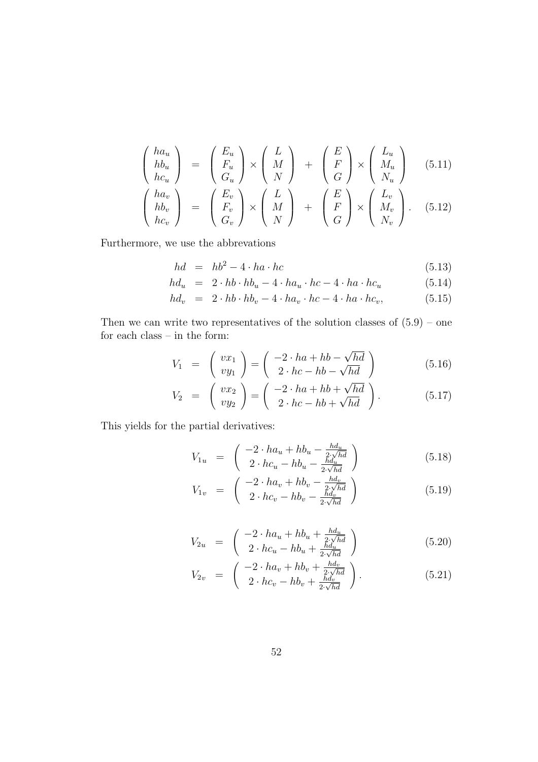$$\begin{pmatrix} ha_u \\ hb_u \\ hc_u \end{pmatrix} = \begin{pmatrix} E_u \\ F_u \\ G_u \end{pmatrix} \times \begin{pmatrix} L \\ M \\ N \end{pmatrix} + \begin{pmatrix} E \\ F \\ G \end{pmatrix} \times \begin{pmatrix} L_u \\ M_u \\ N_u \end{pmatrix} \tag{5.11}$$

$$\begin{pmatrix} ha_v \\ hb_v \\ hc_v \end{pmatrix} = \begin{pmatrix} E_v \\ F_v \\ G_v \end{pmatrix} \times \begin{pmatrix} L \\ M \\ N \end{pmatrix} + \begin{pmatrix} E \\ F \\ G \end{pmatrix} \times \begin{pmatrix} L_v \\ M_v \\ N_v \end{pmatrix}. \tag{5.12}$$

Furthermore, we use the abbrevations

$$hd = hb^2 - 4 \cdot ha \cdot hc \tag{5.13}$$

$$hd_u = 2 \cdot hb \cdot hb_u - 4 \cdot ha_u \cdot hc - 4 \cdot ha \cdot hc_u \tag{5.14}$$

$$hd_v = 2 \cdot hb \cdot hb_v - 4 \cdot ha_v \cdot hc - 4 \cdot ha \cdot hc_v, \tag{5.15}$$

Then we can write two representatives of the solution classes of (5.9) – one for each class – in the form:

$$V_1 = \begin{pmatrix} vx_1 \\ vy_1 \end{pmatrix} = \begin{pmatrix} -2 \cdot ha + hb - \sqrt{hd} \\ 2 \cdot hc - hb - \sqrt{hd} \end{pmatrix} \tag{5.16}$$

$$V_2 = \begin{pmatrix} vx_2 \\ vy_2 \end{pmatrix} = \begin{pmatrix} -2 \cdot ha + hb + \sqrt{hd} \\ 2 \cdot hc - hb + \sqrt{hd} \end{pmatrix}. \tag{5.17}$$

This yields for the partial derivatives:

$$V_{1u} = \begin{pmatrix} -2 \cdot ha_u + hb_u - \frac{hd_u}{2 \cdot \sqrt{hd}} \\ 2 \cdot hc_u - hb_u - \frac{hd_u}{2 \cdot \sqrt{hd}} \end{pmatrix} \tag{5.18}$$

$$V_{1v} = \begin{pmatrix} -2 \cdot ha_v + hb_v - \frac{hd_v}{2 \cdot \sqrt{hd}} \\ 2 \cdot hc_v - hb_v - \frac{hd_v}{2 \cdot \sqrt{hd}} \end{pmatrix} \tag{5.19}$$

$$V_{2u} = \begin{pmatrix} -2 \cdot ha_u + hb_u + \frac{hd_u}{2 \cdot \sqrt{hd}} \\ 2 \cdot hc_u - hb_u + \frac{hd_u}{2 \cdot \sqrt{hd}} \end{pmatrix} \tag{5.20}$$

$$V_{2v} = \begin{pmatrix} -2 \cdot ha_v + hb_v + \frac{hd_v}{2 \cdot \sqrt{hd}} \\ 2 \cdot hc_v - hb_v + \frac{hd_v}{2 \cdot \sqrt{hd}} \end{pmatrix}. \tag{5.21}$$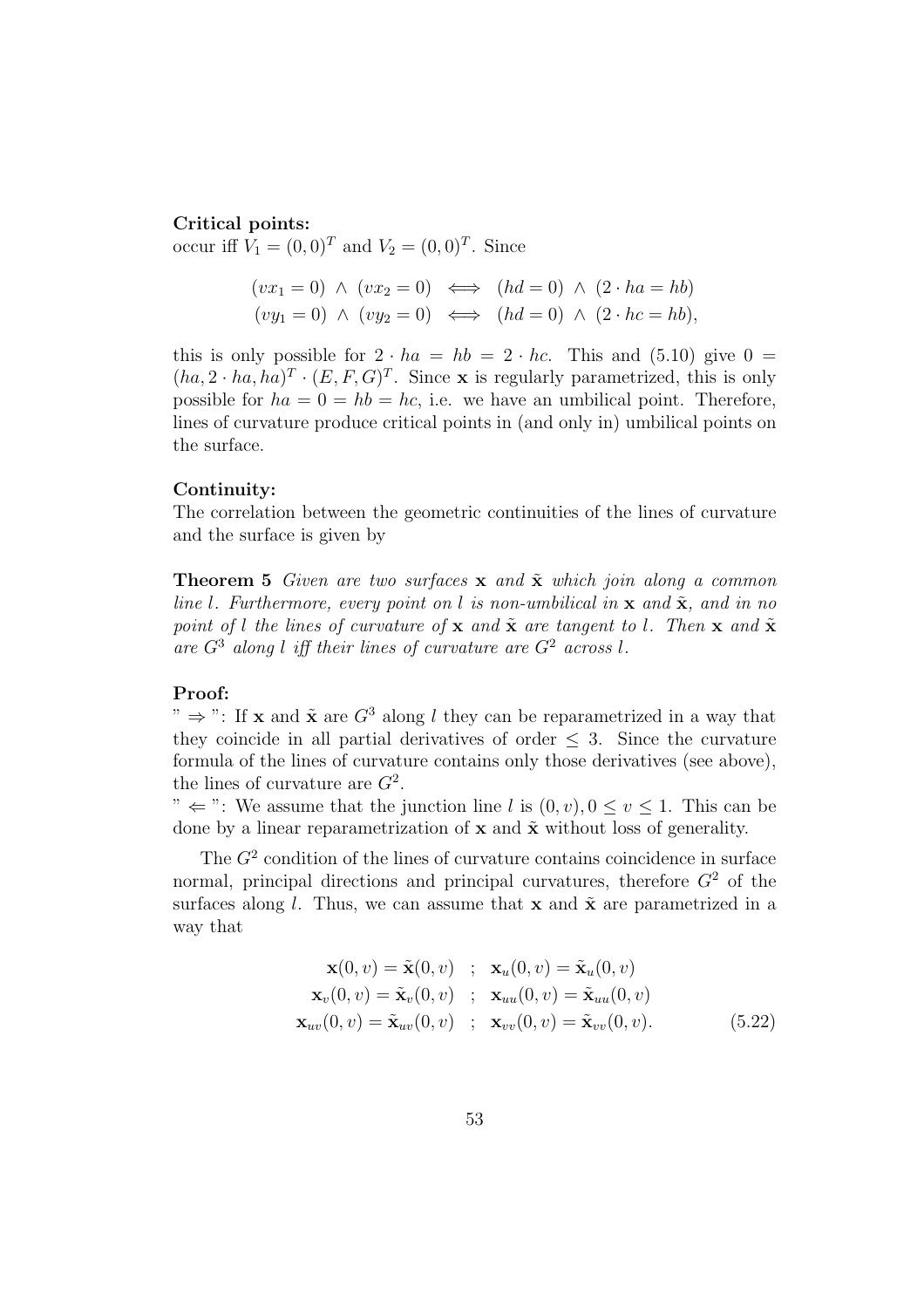**Critical points:**
occur iff $V_1 = (0,0)^T$ and $V_2 = (0,0)^T$. Since

$$
\begin{aligned}
(vx_1 = 0) \ \wedge \ (vx_2 = 0) &\iff (hd = 0) \ \wedge \ (2 \cdot ha = hb) \\
(vy_1 = 0) \ \wedge \ (vy_2 = 0) &\iff (hd = 0) \ \wedge \ (2 \cdot hc = hb),
\end{aligned}
$$

this is only possible for $2 \cdot ha = hb = 2 \cdot hc$. This and (5.10) give $0 = (ha, 2 \cdot ha, ha)^T \cdot (E, F, G)^T$. Since $\mathbf{x}$ is regularly parametrized, this is only possible for $ha = 0 = hb = hc$, i.e. we have an umbilical point. Therefore, lines of curvature produce critical points in (and only in) umbilical points on the surface.

**Continuity:**
The correlation between the geometric continuities of the lines of curvature and the surface is given by

**Theorem 5** *Given are two surfaces $\mathbf{x}$ and $\tilde{\mathbf{x}}$ which join along a common line $l$. Furthermore, every point on $l$ is non-umbilical in $\mathbf{x}$ and $\tilde{\mathbf{x}}$, and in no point of $l$ the lines of curvature of $\mathbf{x}$ and $\tilde{\mathbf{x}}$ are tangent to $l$. Then $\mathbf{x}$ and $\tilde{\mathbf{x}}$ are $G^3$ along $l$ iff their lines of curvature are $G^2$ across $l$.*

**Proof:**
" $\Rightarrow$ ": If $\mathbf{x}$ and $\tilde{\mathbf{x}}$ are $G^3$ along $l$ they can be reparametrized in a way that they coincide in all partial derivatives of order $\leq 3$. Since the curvature formula of the lines of curvature contains only those derivatives (see above), the lines of curvature are $G^2$.
" $\Leftarrow$ ": We assume that the junction line $l$ is $(0, v), 0 \leq v \leq 1$. This can be done by a linear reparametrization of $\mathbf{x}$ and $\tilde{\mathbf{x}}$ without loss of generality.

The $G^2$ condition of the lines of curvature contains coincidence in surface normal, principal directions and principal curvatures, therefore $G^2$ of the surfaces along $l$. Thus, we can assume that $\mathbf{x}$ and $\tilde{\mathbf{x}}$ are parametrized in a way that

$$
\begin{aligned}
\mathbf{x}(0,v) = \tilde{\mathbf{x}}(0,v) \quad &; \quad \mathbf{x}_u(0,v) = \tilde{\mathbf{x}}_u(0,v) \\
\mathbf{x}_v(0,v) = \tilde{\mathbf{x}}_v(0,v) \quad &; \quad \mathbf{x}_{uu}(0,v) = \tilde{\mathbf{x}}_{uu}(0,v) \\
\mathbf{x}_{uv}(0,v) = \tilde{\mathbf{x}}_{uv}(0,v) \quad &; \quad \mathbf{x}_{vv}(0,v) = \tilde{\mathbf{x}}_{vv}(0,v).
\end{aligned}
\tag{5.22}
$$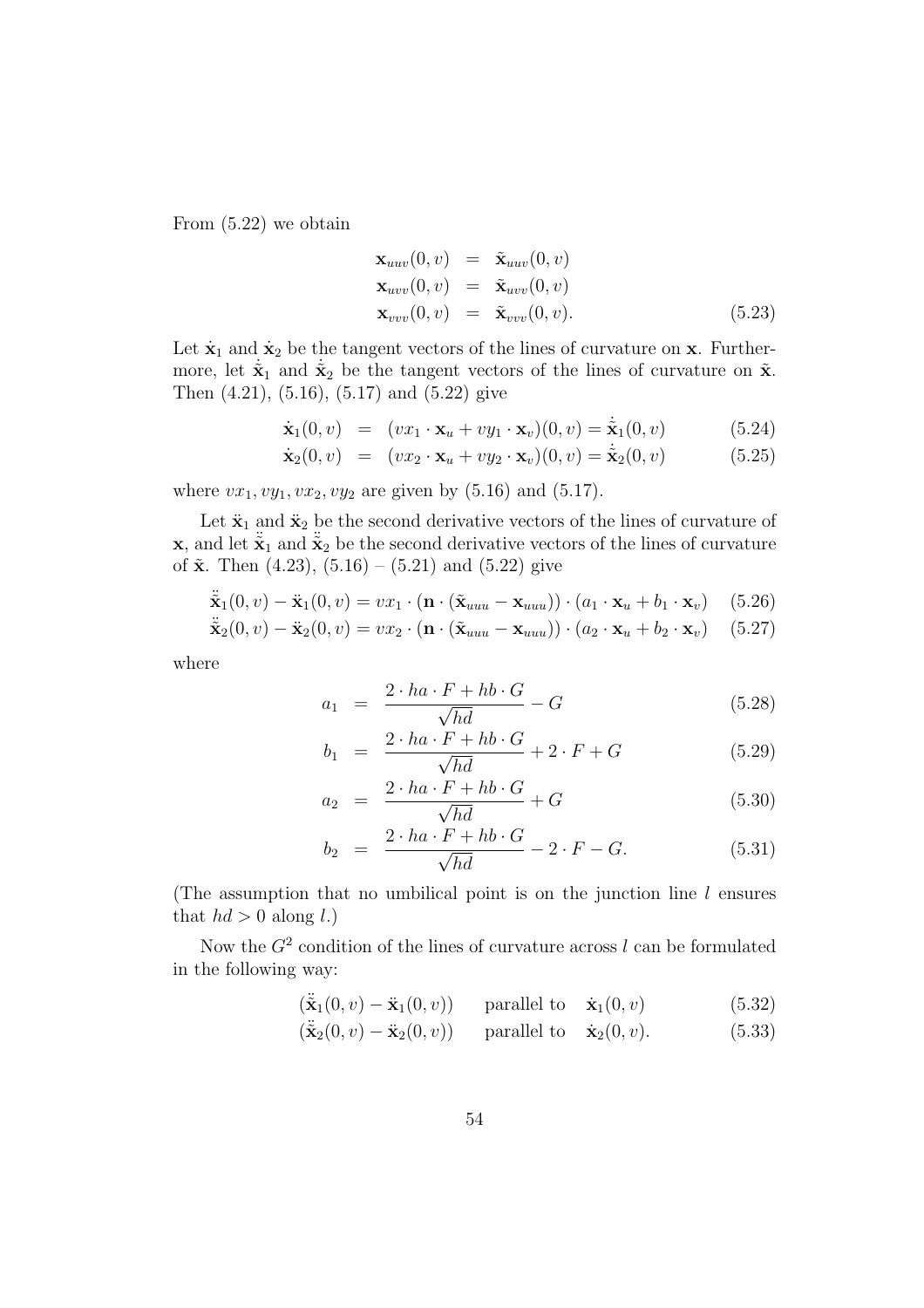From (5.22) we obtain

$$
\begin{aligned}
\mathbf{x}_{uuv}(0,v) &= \tilde{\mathbf{x}}_{uuv}(0,v) \\
\mathbf{x}_{uvv}(0,v) &= \tilde{\mathbf{x}}_{uvv}(0,v) \\
\mathbf{x}_{vvv}(0,v) &= \tilde{\mathbf{x}}_{vvv}(0,v).
\end{aligned} \tag{5.23}
$$

Let $\dot{\mathbf{x}}_1$ and $\dot{\mathbf{x}}_2$ be the tangent vectors of the lines of curvature on $\mathbf{x}$. Furthermore, let $\dot{\tilde{\mathbf{x}}}_1$ and $\dot{\tilde{\mathbf{x}}}_2$ be the tangent vectors of the lines of curvature on $\tilde{\mathbf{x}}$. Then (4.21), (5.16), (5.17) and (5.22) give

$$
\dot{\mathbf{x}}_1(0,v) = (vx_1 \cdot \mathbf{x}_u + vy_1 \cdot \mathbf{x}_v)(0,v) = \dot{\tilde{\mathbf{x}}}_1(0,v) \tag{5.24}
$$

$$
\dot{\mathbf{x}}_2(0,v) = (vx_2 \cdot \mathbf{x}_u + vy_2 \cdot \mathbf{x}_v)(0,v) = \dot{\tilde{\mathbf{x}}}_2(0,v) \tag{5.25}
$$

where $vx_1, vy_1, vx_2, vy_2$ are given by (5.16) and (5.17).

Let $\ddot{\mathbf{x}}_1$ and $\ddot{\mathbf{x}}_2$ be the second derivative vectors of the lines of curvature of $\mathbf{x}$, and let $\ddot{\tilde{\mathbf{x}}}_1$ and $\ddot{\tilde{\mathbf{x}}}_2$ be the second derivative vectors of the lines of curvature of $\tilde{\mathbf{x}}$. Then (4.23), (5.16) – (5.21) and (5.22) give

$$
\ddot{\tilde{\mathbf{x}}}_1(0,v) - \ddot{\mathbf{x}}_1(0,v) = vx_1 \cdot (\mathbf{n} \cdot (\tilde{\mathbf{x}}_{uuu} - \mathbf{x}_{uuu})) \cdot (a_1 \cdot \mathbf{x}_u + b_1 \cdot \mathbf{x}_v) \tag{5.26}
$$

$$
\ddot{\tilde{\mathbf{x}}}_2(0,v) - \ddot{\mathbf{x}}_2(0,v) = vx_2 \cdot (\mathbf{n} \cdot (\tilde{\mathbf{x}}_{uuu} - \mathbf{x}_{uuu})) \cdot (a_2 \cdot \mathbf{x}_u + b_2 \cdot \mathbf{x}_v) \tag{5.27}
$$

where

$$
a_1 = \frac{2 \cdot ha \cdot F + hb \cdot G}{\sqrt{hd}} - G \tag{5.28}
$$

$$
b_1 = \frac{2 \cdot ha \cdot F + hb \cdot G}{\sqrt{hd}} + 2 \cdot F + G \tag{5.29}
$$

$$
a_2 = \frac{2 \cdot ha \cdot F + hb \cdot G}{\sqrt{hd}} + G \tag{5.30}
$$

$$
b_2 = \frac{2 \cdot ha \cdot F + hb \cdot G}{\sqrt{hd}} - 2 \cdot F - G. \tag{5.31}
$$

(The assumption that no umbilical point is on the junction line $l$ ensures that $hd > 0$ along $l$.)

Now the $G^2$ condition of the lines of curvature across $l$ can be formulated in the following way:

$$
(\ddot{\tilde{\mathbf{x}}}_1(0,v) - \ddot{\mathbf{x}}_1(0,v)) \quad \text{parallel to} \quad \dot{\mathbf{x}}_1(0,v) \tag{5.32}
$$

$$
(\ddot{\tilde{\mathbf{x}}}_2(0,v) - \ddot{\mathbf{x}}_2(0,v)) \quad \text{parallel to} \quad \dot{\mathbf{x}}_2(0,v). \tag{5.33}
$$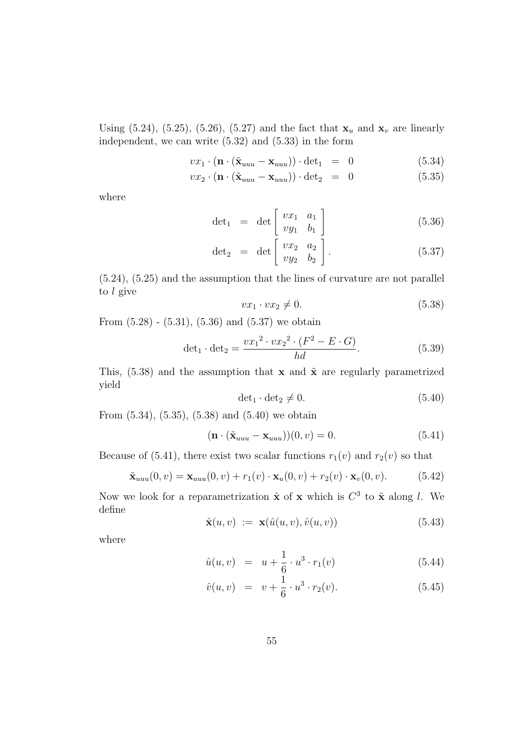Using (5.24), (5.25), (5.26), (5.27) and the fact that $\mathbf{x}_u$ and $\mathbf{x}_v$ are linearly independent, we can write (5.32) and (5.33) in the form

$$vx_1 \cdot (\mathbf{n} \cdot (\tilde{\mathbf{x}}_{uuu} - \mathbf{x}_{uuu})) \cdot \det{}_1 \;=\; 0 \tag{5.34}$$

$$vx_2 \cdot (\mathbf{n} \cdot (\tilde{\mathbf{x}}_{uuu} - \mathbf{x}_{uuu})) \cdot \det{}_2 \;=\; 0 \tag{5.35}$$

where

$$\det{}_1 \;=\; \det \begin{bmatrix} vx_1 & a_1 \\ vy_1 & b_1 \end{bmatrix} \tag{5.36}$$

$$\det{}_2 \;=\; \det \begin{bmatrix} vx_2 & a_2 \\ vy_2 & b_2 \end{bmatrix}. \tag{5.37}$$

(5.24), (5.25) and the assumption that the lines of curvature are not parallel to $l$ give

$$vx_1 \cdot vx_2 \neq 0. \tag{5.38}$$

From (5.28) - (5.31), (5.36) and (5.37) we obtain

$$\det{}_1 \cdot \det{}_2 = \frac{{vx_1}^2 \cdot {vx_2}^2 \cdot (F^2 - E \cdot G)}{hd}. \tag{5.39}$$

This, (5.38) and the assumption that $\mathbf{x}$ and $\tilde{\mathbf{x}}$ are regularly parametrized yield

$$\det{}_1 \cdot \det{}_2 \neq 0. \tag{5.40}$$

From (5.34), (5.35), (5.38) and (5.40) we obtain

$$(\mathbf{n} \cdot (\tilde{\mathbf{x}}_{uuu} - \mathbf{x}_{uuu}))(0, v) = 0. \tag{5.41}$$

Because of (5.41), there exist two scalar functions $r_1(v)$ and $r_2(v)$ so that

$$\tilde{\mathbf{x}}_{uuu}(0, v) = \mathbf{x}_{uuu}(0, v) + r_1(v) \cdot \mathbf{x}_u(0, v) + r_2(v) \cdot \mathbf{x}_v(0, v). \tag{5.42}$$

Now we look for a reparametrization $\hat{\mathbf{x}}$ of $\mathbf{x}$ which is $C^3$ to $\tilde{\mathbf{x}}$ along $l$. We define

$$\hat{\mathbf{x}}(u, v) \;:=\; \mathbf{x}(\hat{u}(u, v), \hat{v}(u, v)) \tag{5.43}$$

where

$$\hat{u}(u, v) \;=\; u + \frac{1}{6} \cdot u^3 \cdot r_1(v) \tag{5.44}$$

$$\hat{v}(u, v) \;=\; v + \frac{1}{6} \cdot u^3 \cdot r_2(v). \tag{5.45}$$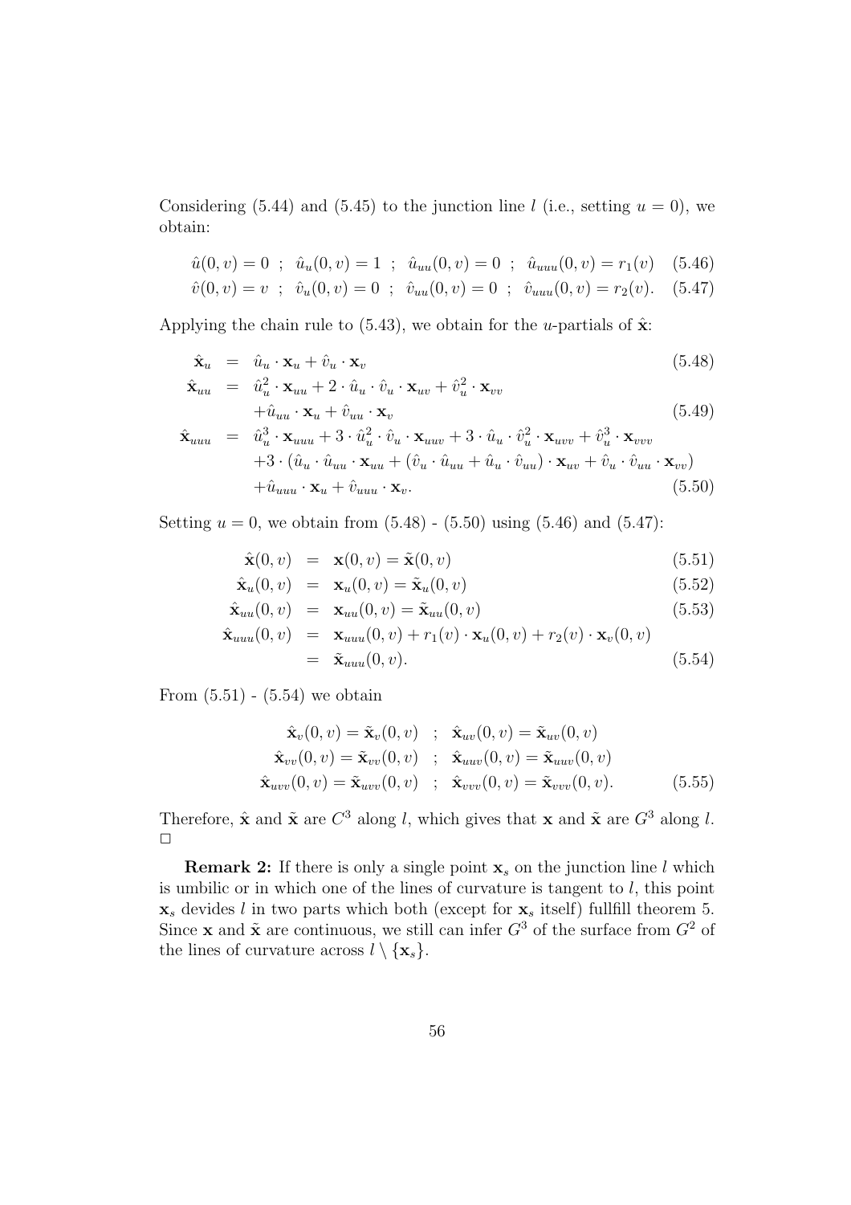Considering (5.44) and (5.45) to the junction line $l$ (i.e., setting $u = 0$), we obtain:

$$\hat{u}(0,v) = 0 \;\; ; \;\; \hat{u}_u(0,v) = 1 \;\; ; \;\; \hat{u}_{uu}(0,v) = 0 \;\; ; \;\; \hat{u}_{uuu}(0,v) = r_1(v) \quad (5.46)$$

$$\hat{v}(0,v) = v \;\; ; \;\; \hat{v}_u(0,v) = 0 \;\; ; \;\; \hat{v}_{uu}(0,v) = 0 \;\; ; \;\; \hat{v}_{uuu}(0,v) = r_2(v). \quad (5.47)$$

Applying the chain rule to (5.43), we obtain for the $u$-partials of $\hat{\mathbf{x}}$:

$$\hat{\mathbf{x}}_u = \hat{u}_u \cdot \mathbf{x}_u + \hat{v}_u \cdot \mathbf{x}_v \quad (5.48)$$

$$\hat{\mathbf{x}}_{uu} = \hat{u}_u^2 \cdot \mathbf{x}_{uu} + 2 \cdot \hat{u}_u \cdot \hat{v}_u \cdot \mathbf{x}_{uv} + \hat{v}_u^2 \cdot \mathbf{x}_{vv} + \hat{u}_{uu} \cdot \mathbf{x}_u + \hat{v}_{uu} \cdot \mathbf{x}_v \quad (5.49)$$

$$\begin{aligned}
\hat{\mathbf{x}}_{uuu} &= \hat{u}_u^3 \cdot \mathbf{x}_{uuu} + 3 \cdot \hat{u}_u^2 \cdot \hat{v}_u \cdot \mathbf{x}_{uuv} + 3 \cdot \hat{u}_u \cdot \hat{v}_u^2 \cdot \mathbf{x}_{uvv} + \hat{v}_u^3 \cdot \mathbf{x}_{vvv} \\
&\quad + 3 \cdot (\hat{u}_u \cdot \hat{u}_{uu} \cdot \mathbf{x}_{uu} + (\hat{v}_u \cdot \hat{u}_{uu} + \hat{u}_u \cdot \hat{v}_{uu}) \cdot \mathbf{x}_{uv} + \hat{v}_u \cdot \hat{v}_{uu} \cdot \mathbf{x}_{vv}) \\
&\quad + \hat{u}_{uuu} \cdot \mathbf{x}_u + \hat{v}_{uuu} \cdot \mathbf{x}_v. \quad (5.50)
\end{aligned}$$

Setting $u = 0$, we obtain from (5.48) - (5.50) using (5.46) and (5.47):

$$\hat{\mathbf{x}}(0,v) = \mathbf{x}(0,v) = \tilde{\mathbf{x}}(0,v) \quad (5.51)$$

$$\hat{\mathbf{x}}_u(0,v) = \mathbf{x}_u(0,v) = \tilde{\mathbf{x}}_u(0,v) \quad (5.52)$$

$$\hat{\mathbf{x}}_{uu}(0,v) = \mathbf{x}_{uu}(0,v) = \tilde{\mathbf{x}}_{uu}(0,v) \quad (5.53)$$

$$\begin{aligned}
\hat{\mathbf{x}}_{uuu}(0,v) &= \mathbf{x}_{uuu}(0,v) + r_1(v) \cdot \mathbf{x}_u(0,v) + r_2(v) \cdot \mathbf{x}_v(0,v) \\
&= \tilde{\mathbf{x}}_{uuu}(0,v). \quad (5.54)
\end{aligned}$$

From (5.51) - (5.54) we obtain

$$\begin{aligned}
\hat{\mathbf{x}}_v(0,v) = \tilde{\mathbf{x}}_v(0,v) \;\; &; \;\; \hat{\mathbf{x}}_{uv}(0,v) = \tilde{\mathbf{x}}_{uv}(0,v) \\
\hat{\mathbf{x}}_{vv}(0,v) = \tilde{\mathbf{x}}_{vv}(0,v) \;\; &; \;\; \hat{\mathbf{x}}_{uuv}(0,v) = \tilde{\mathbf{x}}_{uuv}(0,v) \\
\hat{\mathbf{x}}_{uvv}(0,v) = \tilde{\mathbf{x}}_{uvv}(0,v) \;\; &; \;\; \hat{\mathbf{x}}_{vvv}(0,v) = \tilde{\mathbf{x}}_{vvv}(0,v). \quad (5.55)
\end{aligned}$$

Therefore, $\hat{\mathbf{x}}$ and $\tilde{\mathbf{x}}$ are $C^3$ along $l$, which gives that $\mathbf{x}$ and $\tilde{\mathbf{x}}$ are $G^3$ along $l$. □

**Remark 2:** If there is only a single point $\mathbf{x}_s$ on the junction line $l$ which is umbilic or in which one of the lines of curvature is tangent to $l$, this point $\mathbf{x}_s$ devides $l$ in two parts which both (except for $\mathbf{x}_s$ itself) fullfill theorem 5. Since $\mathbf{x}$ and $\tilde{\mathbf{x}}$ are continuous, we still can infer $G^3$ of the surface from $G^2$ of the lines of curvature across $l \setminus \{\mathbf{x}_s\}$.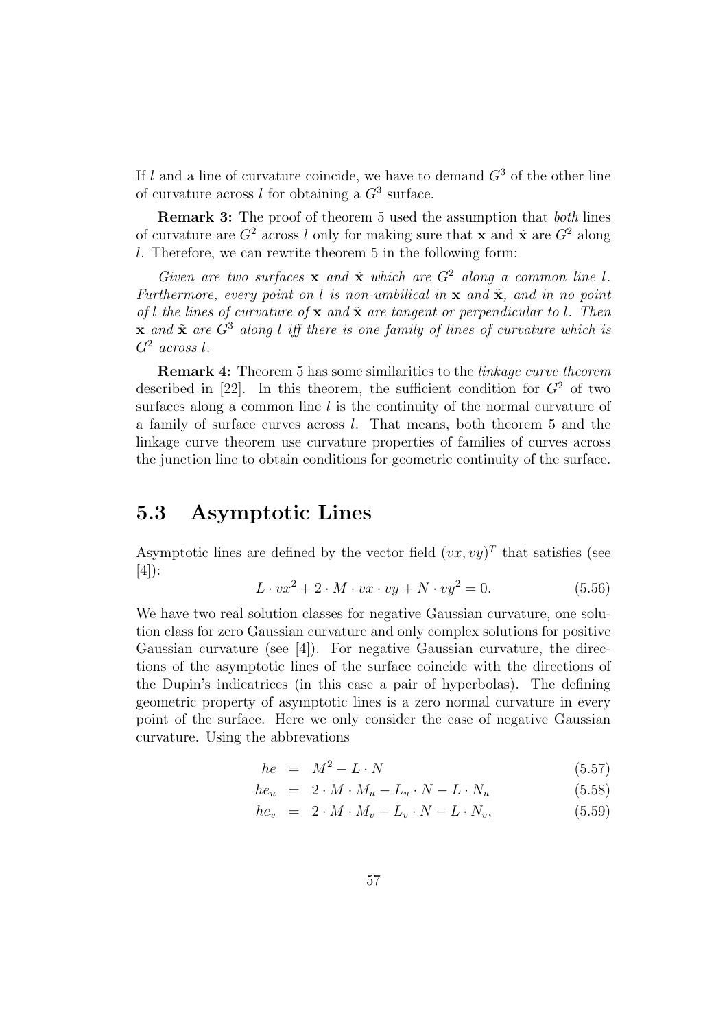If $l$ and a line of curvature coincide, we have to demand $G^3$ of the other line of curvature across $l$ for obtaining a $G^3$ surface.

**Remark 3:** The proof of theorem 5 used the assumption that *both* lines of curvature are $G^2$ across $l$ only for making sure that $\mathbf{x}$ and $\tilde{\mathbf{x}}$ are $G^2$ along $l$. Therefore, we can rewrite theorem 5 in the following form:

*Given are two surfaces $\mathbf{x}$ and $\tilde{\mathbf{x}}$ which are $G^2$ along a common line $l$. Furthermore, every point on $l$ is non-umbilical in $\mathbf{x}$ and $\tilde{\mathbf{x}}$, and in no point of $l$ the lines of curvature of $\mathbf{x}$ and $\tilde{\mathbf{x}}$ are tangent or perpendicular to $l$. Then $\mathbf{x}$ and $\tilde{\mathbf{x}}$ are $G^3$ along $l$ iff there is one family of lines of curvature which is $G^2$ across $l$.*

**Remark 4:** Theorem 5 has some similarities to the *linkage curve theorem* described in [22]. In this theorem, the sufficient condition for $G^2$ of two surfaces along a common line $l$ is the continuity of the normal curvature of a family of surface curves across $l$. That means, both theorem 5 and the linkage curve theorem use curvature properties of families of curves across the junction line to obtain conditions for geometric continuity of the surface.

## 5.3 Asymptotic Lines

Asymptotic lines are defined by the vector field $(vx, vy)^T$ that satisfies (see [4]):

$$L \cdot vx^2 + 2 \cdot M \cdot vx \cdot vy + N \cdot vy^2 = 0. \tag{5.56}$$

We have two real solution classes for negative Gaussian curvature, one solution class for zero Gaussian curvature and only complex solutions for positive Gaussian curvature (see [4]). For negative Gaussian curvature, the directions of the asymptotic lines of the surface coincide with the directions of the Dupin's indicatrices (in this case a pair of hyperbolas). The defining geometric property of asymptotic lines is a zero normal curvature in every point of the surface. Here we only consider the case of negative Gaussian curvature. Using the abbrevations

$$he = M^2 - L \cdot N \tag{5.57}$$

$$he_u = 2 \cdot M \cdot M_u - L_u \cdot N - L \cdot N_u \tag{5.58}$$

$$he_v = 2 \cdot M \cdot M_v - L_v \cdot N - L \cdot N_v, \tag{5.59}$$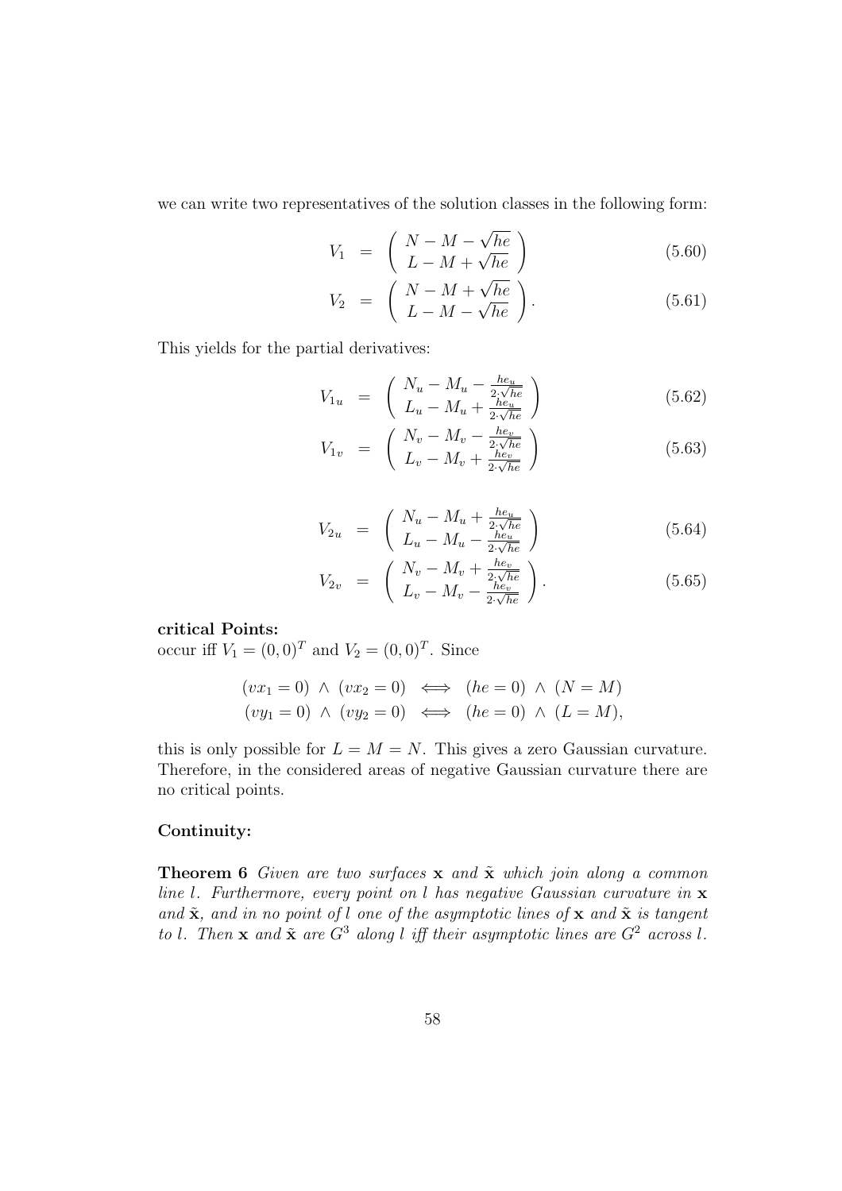we can write two representatives of the solution classes in the following form:

$$V_1 = \begin{pmatrix} N - M - \sqrt{he} \\ L - M + \sqrt{he} \end{pmatrix} \tag{5.60}$$

$$V_2 = \begin{pmatrix} N - M + \sqrt{he} \\ L - M - \sqrt{he} \end{pmatrix}. \tag{5.61}$$

This yields for the partial derivatives:

$$V_{1u} = \begin{pmatrix} N_u - M_u - \frac{he_u}{2\cdot\sqrt{he}} \\ L_u - M_u + \frac{he_u}{2\cdot\sqrt{he}} \end{pmatrix} \tag{5.62}$$

$$V_{1v} = \begin{pmatrix} N_v - M_v - \frac{he_v}{2\cdot\sqrt{he}} \\ L_v - M_v + \frac{he_v}{2\cdot\sqrt{he}} \end{pmatrix} \tag{5.63}$$

$$V_{2u} = \begin{pmatrix} N_u - M_u + \frac{he_u}{2\cdot\sqrt{he}} \\ L_u - M_u - \frac{he_u}{2\cdot\sqrt{he}} \end{pmatrix} \tag{5.64}$$

$$V_{2v} = \begin{pmatrix} N_v - M_v + \frac{he_v}{2\cdot\sqrt{he}} \\ L_v - M_v - \frac{he_v}{2\cdot\sqrt{he}} \end{pmatrix}. \tag{5.65}$$

**critical Points:**
occur iff $V_1 = (0,0)^T$ and $V_2 = (0,0)^T$. Since

$$(vx_1 = 0) \land (vx_2 = 0) \iff (he = 0) \land (N = M)$$
$$(vy_1 = 0) \land (vy_2 = 0) \iff (he = 0) \land (L = M),$$

this is only possible for $L = M = N$. This gives a zero Gaussian curvature. Therefore, in the considered areas of negative Gaussian curvature there are no critical points.

**Continuity:**

**Theorem 6** *Given are two surfaces* $\mathbf{x}$ *and* $\tilde{\mathbf{x}}$ *which join along a common line* $l$*. Furthermore, every point on* $l$ *has negative Gaussian curvature in* $\mathbf{x}$ *and* $\tilde{\mathbf{x}}$*, and in no point of* $l$ *one of the asymptotic lines of* $\mathbf{x}$ *and* $\tilde{\mathbf{x}}$ *is tangent to* $l$*. Then* $\mathbf{x}$ *and* $\tilde{\mathbf{x}}$ *are* $G^3$ *along* $l$ *iff their asymptotic lines are* $G^2$ *across* $l$*.*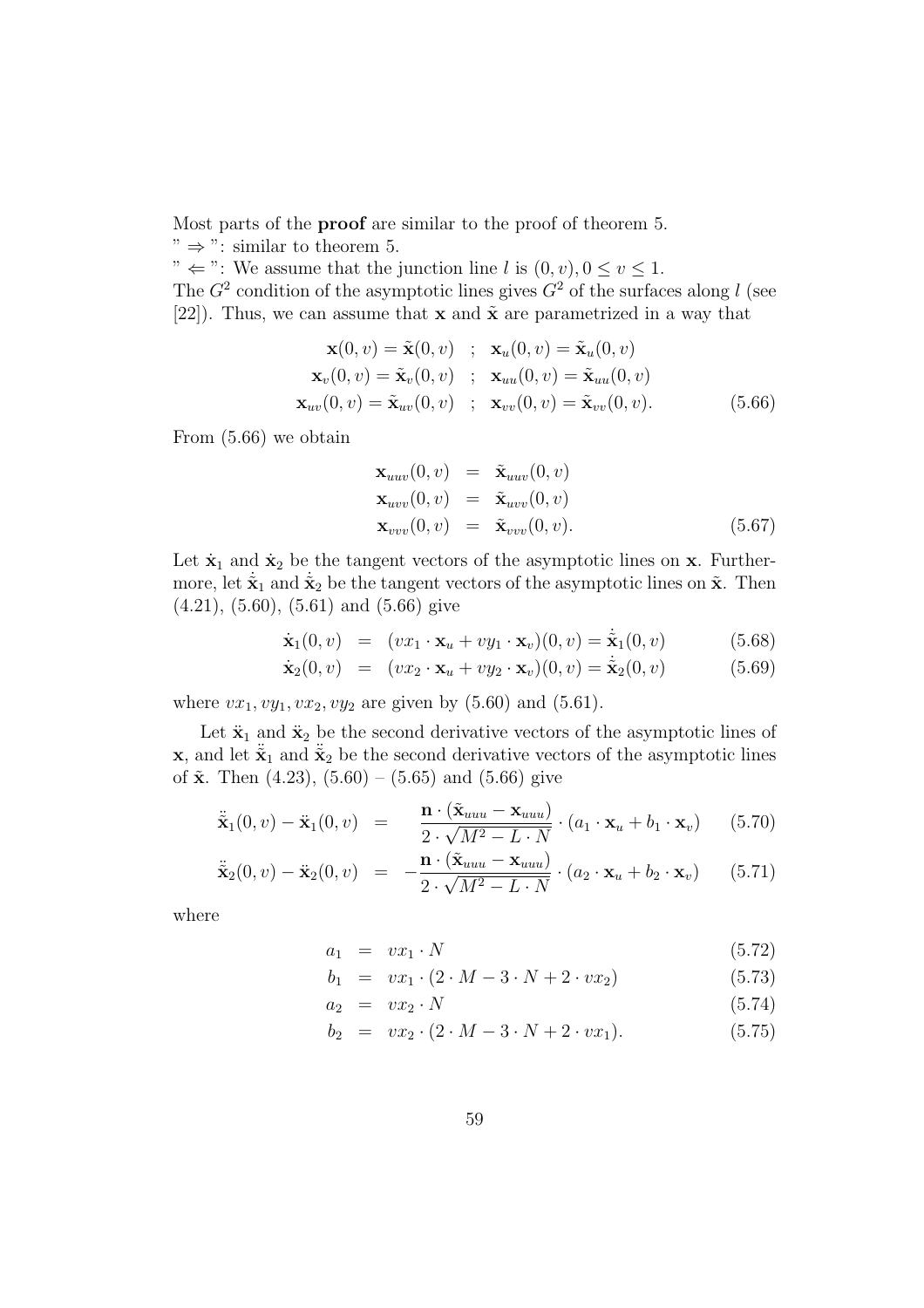Most parts of the **proof** are similar to the proof of theorem 5.

" $\Rightarrow$ ": similar to theorem 5.

" $\Leftarrow$ ": We assume that the junction line $l$ is $(0, v), 0 \leq v \leq 1$.

The $G^2$ condition of the asymptotic lines gives $G^2$ of the surfaces along $l$ (see [22]). Thus, we can assume that $\mathbf{x}$ and $\tilde{\mathbf{x}}$ are parametrized in a way that

$$
\begin{aligned}
\mathbf{x}(0, v) = \tilde{\mathbf{x}}(0, v) \quad &; \quad \mathbf{x}_u(0, v) = \tilde{\mathbf{x}}_u(0, v) \\
\mathbf{x}_v(0, v) = \tilde{\mathbf{x}}_v(0, v) \quad &; \quad \mathbf{x}_{uu}(0, v) = \tilde{\mathbf{x}}_{uu}(0, v) \\
\mathbf{x}_{uv}(0, v) = \tilde{\mathbf{x}}_{uv}(0, v) \quad &; \quad \mathbf{x}_{vv}(0, v) = \tilde{\mathbf{x}}_{vv}(0, v).
\end{aligned} \tag{5.66}
$$

From (5.66) we obtain

$$
\begin{aligned}
\mathbf{x}_{uuv}(0, v) &= \tilde{\mathbf{x}}_{uuv}(0, v) \\
\mathbf{x}_{uvv}(0, v) &= \tilde{\mathbf{x}}_{uvv}(0, v) \\
\mathbf{x}_{vvv}(0, v) &= \tilde{\mathbf{x}}_{vvv}(0, v).
\end{aligned} \tag{5.67}
$$

Let $\dot{\mathbf{x}}_1$ and $\dot{\mathbf{x}}_2$ be the tangent vectors of the asymptotic lines on $\mathbf{x}$. Furthermore, let $\dot{\tilde{\mathbf{x}}}_1$ and $\dot{\tilde{\mathbf{x}}}_2$ be the tangent vectors of the asymptotic lines on $\tilde{\mathbf{x}}$. Then (4.21), (5.60), (5.61) and (5.66) give

$$
\dot{\mathbf{x}}_1(0, v) = (vx_1 \cdot \mathbf{x}_u + vy_1 \cdot \mathbf{x}_v)(0, v) = \dot{\tilde{\mathbf{x}}}_1(0, v) \tag{5.68}
$$

$$
\dot{\mathbf{x}}_2(0, v) = (vx_2 \cdot \mathbf{x}_u + vy_2 \cdot \mathbf{x}_v)(0, v) = \dot{\tilde{\mathbf{x}}}_2(0, v) \tag{5.69}
$$

where $vx_1, vy_1, vx_2, vy_2$ are given by (5.60) and (5.61).

Let $\ddot{\mathbf{x}}_1$ and $\ddot{\mathbf{x}}_2$ be the second derivative vectors of the asymptotic lines of $\mathbf{x}$, and let $\ddot{\tilde{\mathbf{x}}}_1$ and $\ddot{\tilde{\mathbf{x}}}_2$ be the second derivative vectors of the asymptotic lines of $\tilde{\mathbf{x}}$. Then (4.23), (5.60) – (5.65) and (5.66) give

$$
\ddot{\tilde{\mathbf{x}}}_1(0, v) - \ddot{\mathbf{x}}_1(0, v) = \frac{\mathbf{n} \cdot (\tilde{\mathbf{x}}_{uuu} - \mathbf{x}_{uuu})}{2 \cdot \sqrt{M^2 - L \cdot N}} \cdot (a_1 \cdot \mathbf{x}_u + b_1 \cdot \mathbf{x}_v) \tag{5.70}
$$

$$
\ddot{\tilde{\mathbf{x}}}_2(0, v) - \ddot{\mathbf{x}}_2(0, v) = -\frac{\mathbf{n} \cdot (\tilde{\mathbf{x}}_{uuu} - \mathbf{x}_{uuu})}{2 \cdot \sqrt{M^2 - L \cdot N}} \cdot (a_2 \cdot \mathbf{x}_u + b_2 \cdot \mathbf{x}_v) \tag{5.71}
$$

where

$$
a_1 = vx_1 \cdot N \tag{5.72}
$$

$$
b_1 = vx_1 \cdot (2 \cdot M - 3 \cdot N + 2 \cdot vx_2) \tag{5.73}
$$

$$
a_2 = vx_2 \cdot N \tag{5.74}
$$

$$
b_2 = vx_2 \cdot (2 \cdot M - 3 \cdot N + 2 \cdot vx_1). \tag{5.75}
$$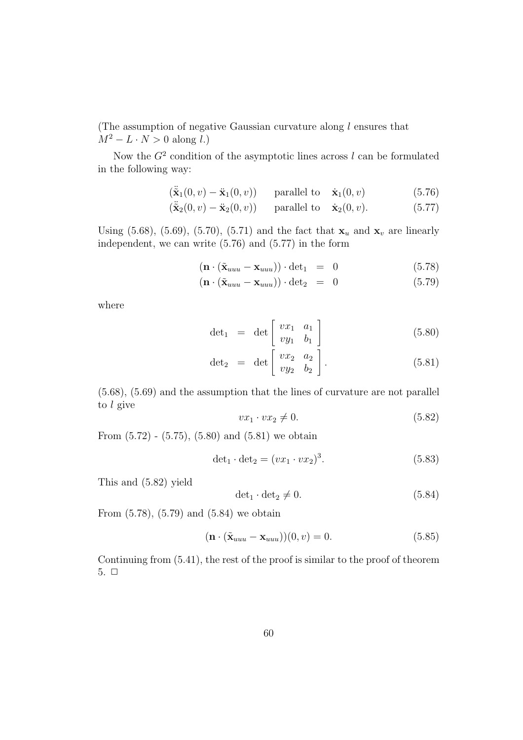(The assumption of negative Gaussian curvature along $l$ ensures that $M^2 - L \cdot N > 0$ along $l$.)

Now the $G^2$ condition of the asymptotic lines across $l$ can be formulated in the following way:

$$(\ddot{\tilde{\mathbf{x}}}_1(0,v) - \ddot{\mathbf{x}}_1(0,v)) \quad \text{parallel to} \quad \dot{\mathbf{x}}_1(0,v) \tag{5.76}$$

$$(\ddot{\tilde{\mathbf{x}}}_2(0,v) - \ddot{\mathbf{x}}_2(0,v)) \quad \text{parallel to} \quad \dot{\mathbf{x}}_2(0,v). \tag{5.77}$$

Using (5.68), (5.69), (5.70), (5.71) and the fact that $\mathbf{x}_u$ and $\mathbf{x}_v$ are linearly independent, we can write (5.76) and (5.77) in the form

$$(\mathbf{n} \cdot (\tilde{\mathbf{x}}_{uuu} - \mathbf{x}_{uuu})) \cdot \det{}_1 = 0 \tag{5.78}$$

$$(\mathbf{n} \cdot (\tilde{\mathbf{x}}_{uuu} - \mathbf{x}_{uuu})) \cdot \det{}_2 = 0 \tag{5.79}$$

where

$$\det{}_1 = \det \begin{bmatrix} vx_1 & a_1 \\ vy_1 & b_1 \end{bmatrix} \tag{5.80}$$

$$\det{}_2 = \det \begin{bmatrix} vx_2 & a_2 \\ vy_2 & b_2 \end{bmatrix}. \tag{5.81}$$

(5.68), (5.69) and the assumption that the lines of curvature are not parallel to $l$ give

$$vx_1 \cdot vx_2 \neq 0. \tag{5.82}$$

From (5.72) - (5.75), (5.80) and (5.81) we obtain

$$\det{}_1 \cdot \det{}_2 = (vx_1 \cdot vx_2)^3. \tag{5.83}$$

This and (5.82) yield

$$\det{}_1 \cdot \det{}_2 \neq 0. \tag{5.84}$$

From (5.78), (5.79) and (5.84) we obtain

$$(\mathbf{n} \cdot (\tilde{\mathbf{x}}_{uuu} - \mathbf{x}_{uuu}))(0,v) = 0. \tag{5.85}$$

Continuing from (5.41), the rest of the proof is similar to the proof of theorem 5. □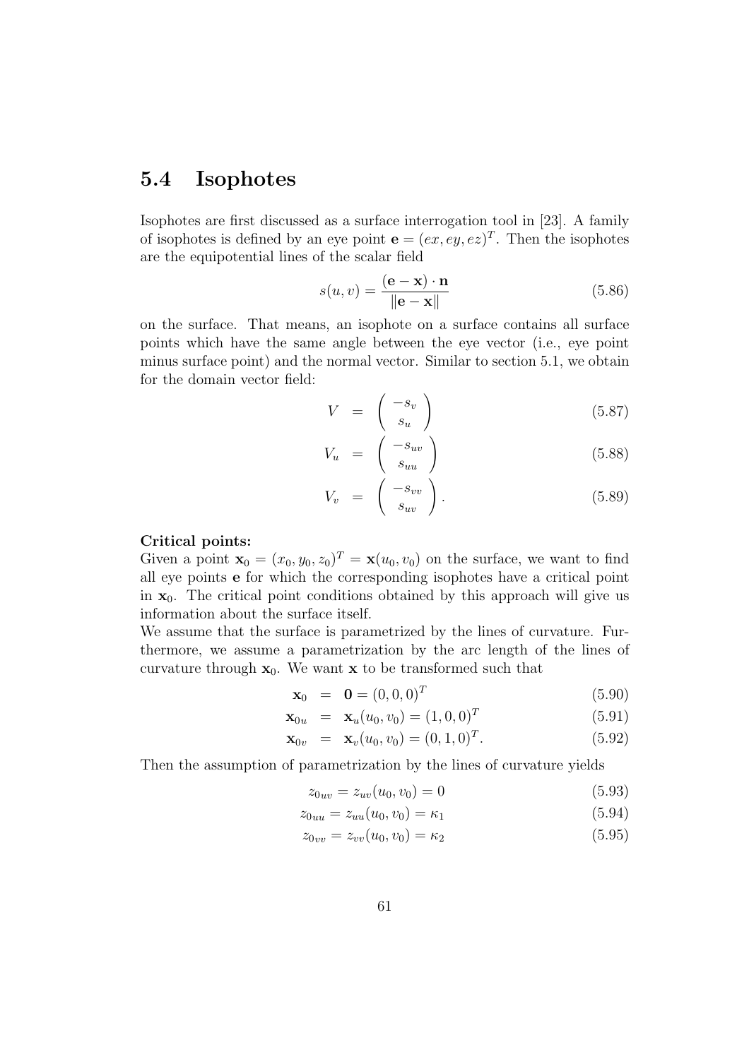## 5.4 Isophotes

Isophotes are first discussed as a surface interrogation tool in [23]. A family of isophotes is defined by an eye point $\mathbf{e} = (ex, ey, ez)^T$. Then the isophotes are the equipotential lines of the scalar field

$$s(u,v) = \frac{(\mathbf{e} - \mathbf{x}) \cdot \mathbf{n}}{\|\mathbf{e} - \mathbf{x}\|} \tag{5.86}$$

on the surface. That means, an isophote on a surface contains all surface points which have the same angle between the eye vector (i.e., eye point minus surface point) and the normal vector. Similar to section 5.1, we obtain for the domain vector field:

$$V = \begin{pmatrix} -s_v \\ s_u \end{pmatrix} \tag{5.87}$$

$$V_u = \begin{pmatrix} -s_{uv} \\ s_{uu} \end{pmatrix} \tag{5.88}$$

$$V_v = \begin{pmatrix} -s_{vv} \\ s_{uv} \end{pmatrix}. \tag{5.89}$$

**Critical points:**

Given a point $\mathbf{x}_0 = (x_0, y_0, z_0)^T = \mathbf{x}(u_0, v_0)$ on the surface, we want to find all eye points $\mathbf{e}$ for which the corresponding isophotes have a critical point in $\mathbf{x}_0$. The critical point conditions obtained by this approach will give us information about the surface itself.

We assume that the surface is parametrized by the lines of curvature. Furthermore, we assume a parametrization by the arc length of the lines of curvature through $\mathbf{x}_0$. We want $\mathbf{x}$ to be transformed such that

$$\mathbf{x}_0 = \mathbf{0} = (0,0,0)^T \tag{5.90}$$

$$\mathbf{x}_{0u} = \mathbf{x}_u(u_0, v_0) = (1,0,0)^T \tag{5.91}$$

$$\mathbf{x}_{0v} = \mathbf{x}_v(u_0, v_0) = (0,1,0)^T. \tag{5.92}$$

Then the assumption of parametrization by the lines of curvature yields

$$z_{0uv} = z_{uv}(u_0, v_0) = 0 \tag{5.93}$$

$$z_{0uu} = z_{uu}(u_0, v_0) = \kappa_1 \tag{5.94}$$

$$z_{0vv} = z_{vv}(u_0, v_0) = \kappa_2 \tag{5.95}$$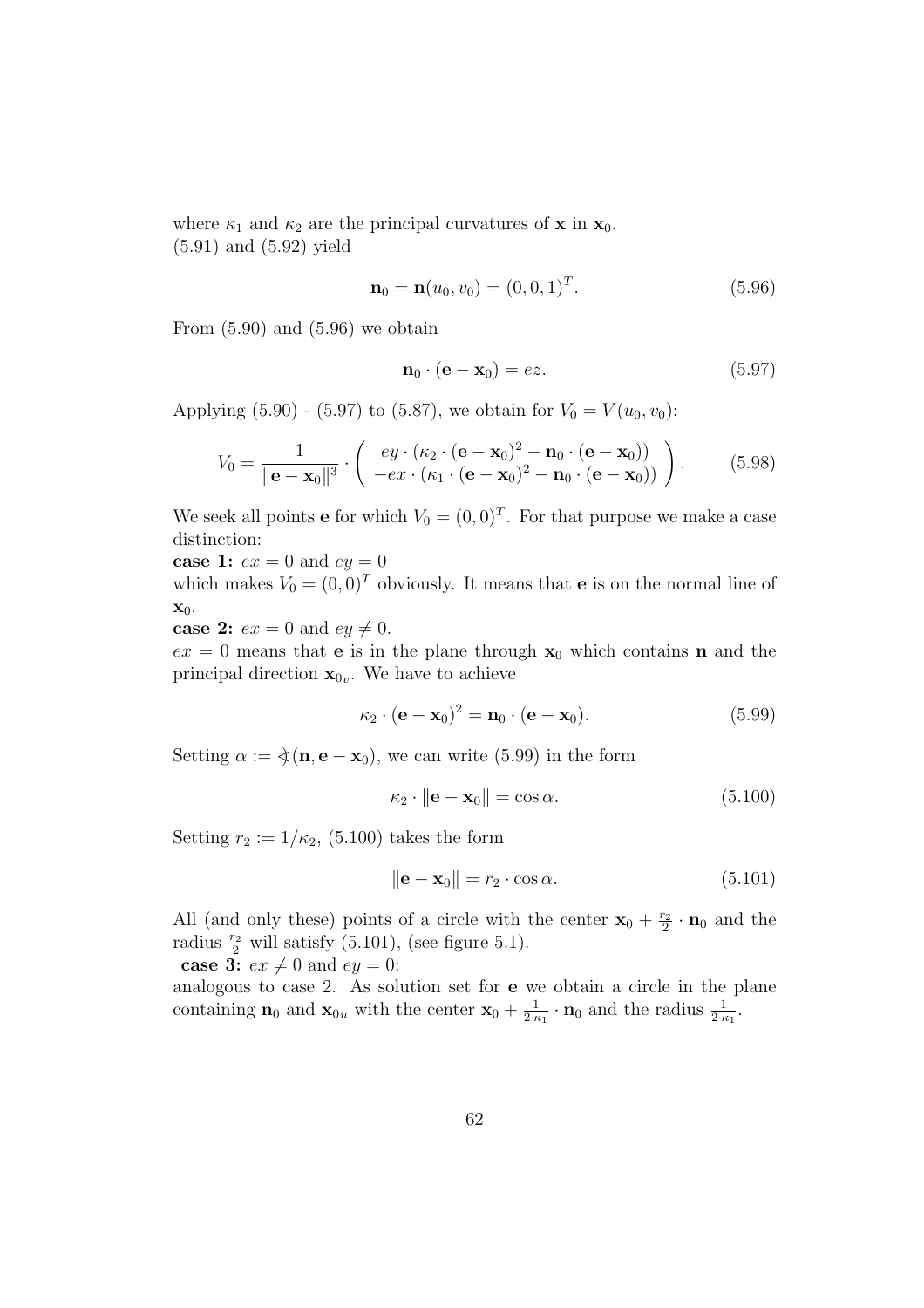where $\kappa_1$ and $\kappa_2$ are the principal curvatures of $\mathbf{x}$ in $\mathbf{x}_0$.
(5.91) and (5.92) yield

$$\mathbf{n}_0 = \mathbf{n}(u_0, v_0) = (0, 0, 1)^T. \tag{5.96}$$

From (5.90) and (5.96) we obtain

$$\mathbf{n}_0 \cdot (\mathbf{e} - \mathbf{x}_0) = ez. \tag{5.97}$$

Applying (5.90) - (5.97) to (5.87), we obtain for $V_0 = V(u_0, v_0)$:

$$V_0 = \frac{1}{\|\mathbf{e} - \mathbf{x}_0\|^3} \cdot \begin{pmatrix} ey \cdot (\kappa_2 \cdot (\mathbf{e} - \mathbf{x}_0)^2 - \mathbf{n}_0 \cdot (\mathbf{e} - \mathbf{x}_0)) \\ -ex \cdot (\kappa_1 \cdot (\mathbf{e} - \mathbf{x}_0)^2 - \mathbf{n}_0 \cdot (\mathbf{e} - \mathbf{x}_0)) \end{pmatrix}. \tag{5.98}$$

We seek all points $\mathbf{e}$ for which $V_0 = (0, 0)^T$. For that purpose we make a case distinction:

**case 1:** $ex = 0$ and $ey = 0$
which makes $V_0 = (0, 0)^T$ obviously. It means that $\mathbf{e}$ is on the normal line of $\mathbf{x}_0$.

**case 2:** $ex = 0$ and $ey \neq 0$.
$ex = 0$ means that $\mathbf{e}$ is in the plane through $\mathbf{x}_0$ which contains $\mathbf{n}$ and the principal direction $\mathbf{x}_{0_v}$. We have to achieve

$$\kappa_2 \cdot (\mathbf{e} - \mathbf{x}_0)^2 = \mathbf{n}_0 \cdot (\mathbf{e} - \mathbf{x}_0). \tag{5.99}$$

Setting $\alpha := \sphericalangle(\mathbf{n}, \mathbf{e} - \mathbf{x}_0)$, we can write (5.99) in the form

$$\kappa_2 \cdot \|\mathbf{e} - \mathbf{x}_0\| = \cos\alpha. \tag{5.100}$$

Setting $r_2 := 1/\kappa_2$, (5.100) takes the form

$$\|\mathbf{e} - \mathbf{x}_0\| = r_2 \cdot \cos\alpha. \tag{5.101}$$

All (and only these) points of a circle with the center $\mathbf{x}_0 + \frac{r_2}{2} \cdot \mathbf{n}_0$ and the radius $\frac{r_2}{2}$ will satisfy (5.101), (see figure 5.1).

**case 3:** $ex \neq 0$ and $ey = 0$:
analogous to case 2. As solution set for $\mathbf{e}$ we obtain a circle in the plane containing $\mathbf{n}_0$ and $\mathbf{x}_{0_u}$ with the center $\mathbf{x}_0 + \frac{1}{2 \cdot \kappa_1} \cdot \mathbf{n}_0$ and the radius $\frac{1}{2 \cdot \kappa_1}$.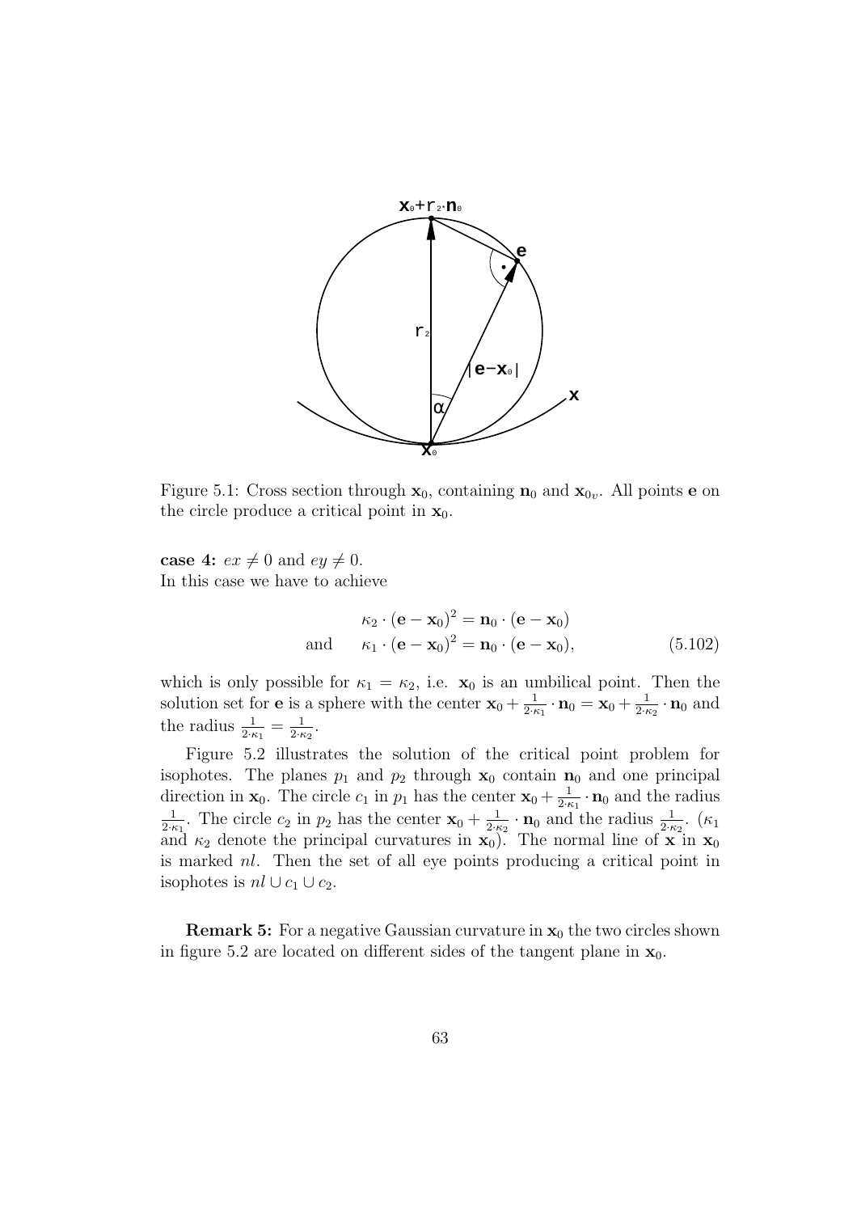Figure 5.1: Cross section through $\mathbf{x}_0$, containing $\mathbf{n}_0$ and $\mathbf{x}_{0v}$. All points $\mathbf{e}$ on the circle produce a critical point in $\mathbf{x}_0$.

**case 4:** $ex \neq 0$ and $ey \neq 0$.
In this case we have to achieve

$$\begin{aligned} &\kappa_2 \cdot (\mathbf{e} - \mathbf{x}_0)^2 = \mathbf{n}_0 \cdot (\mathbf{e} - \mathbf{x}_0) \\ \text{and} \qquad &\kappa_1 \cdot (\mathbf{e} - \mathbf{x}_0)^2 = \mathbf{n}_0 \cdot (\mathbf{e} - \mathbf{x}_0), \end{aligned} \tag{5.102}$$

which is only possible for $\kappa_1 = \kappa_2$, i.e. $\mathbf{x}_0$ is an umbilical point. Then the solution set for $\mathbf{e}$ is a sphere with the center $\mathbf{x}_0 + \frac{1}{2 \cdot \kappa_1} \cdot \mathbf{n}_0 = \mathbf{x}_0 + \frac{1}{2 \cdot \kappa_2} \cdot \mathbf{n}_0$ and the radius $\frac{1}{2 \cdot \kappa_1} = \frac{1}{2 \cdot \kappa_2}$.

Figure 5.2 illustrates the solution of the critical point problem for isophotes. The planes $p_1$ and $p_2$ through $\mathbf{x}_0$ contain $\mathbf{n}_0$ and one principal direction in $\mathbf{x}_0$. The circle $c_1$ in $p_1$ has the center $\mathbf{x}_0 + \frac{1}{2 \cdot \kappa_1} \cdot \mathbf{n}_0$ and the radius $\frac{1}{2 \cdot \kappa_1}$. The circle $c_2$ in $p_2$ has the center $\mathbf{x}_0 + \frac{1}{2 \cdot \kappa_2} \cdot \mathbf{n}_0$ and the radius $\frac{1}{2 \cdot \kappa_2}$. ($\kappa_1$ and $\kappa_2$ denote the principal curvatures in $\mathbf{x}_0$). The normal line of $\mathbf{x}$ in $\mathbf{x}_0$ is marked $nl$. Then the set of all eye points producing a critical point in isophotes is $nl \cup c_1 \cup c_2$.

**Remark 5:** For a negative Gaussian curvature in $\mathbf{x}_0$ the two circles shown in figure 5.2 are located on different sides of the tangent plane in $\mathbf{x}_0$.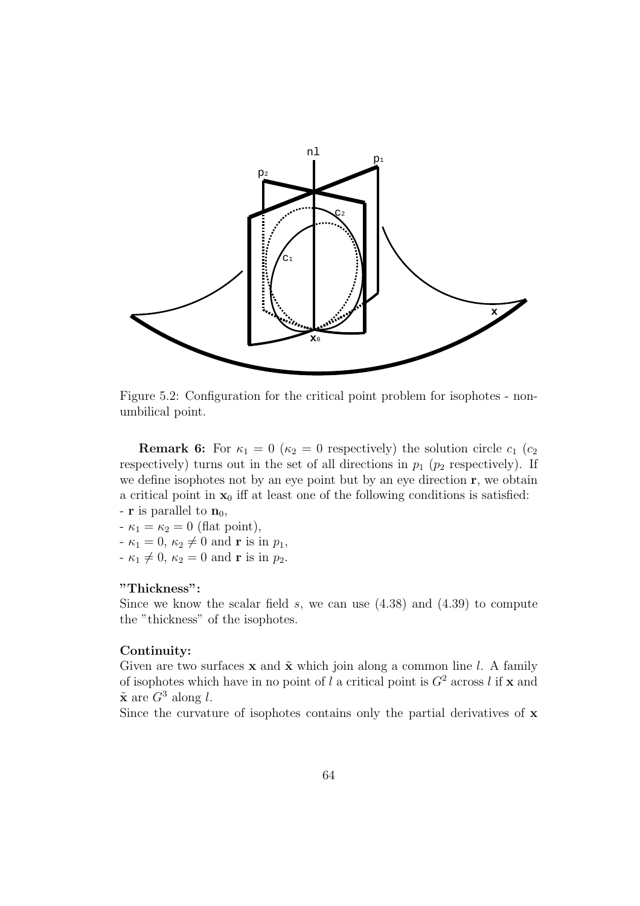Figure 5.2: Configuration for the critical point problem for isophotes - non-umbilical point.

**Remark 6:** For $\kappa_1 = 0$ ($\kappa_2 = 0$ respectively) the solution circle $c_1$ ($c_2$ respectively) turns out in the set of all directions in $p_1$ ($p_2$ respectively). If we define isophotes not by an eye point but by an eye direction $\mathbf{r}$, we obtain a critical point in $\mathbf{x}_0$ iff at least one of the following conditions is satisfied:

- $\mathbf{r}$ is parallel to $\mathbf{n}_0$,
- $\kappa_1 = \kappa_2 = 0$ (flat point),
- $\kappa_1 = 0$, $\kappa_2 \neq 0$ and $\mathbf{r}$ is in $p_1$,
- $\kappa_1 \neq 0$, $\kappa_2 = 0$ and $\mathbf{r}$ is in $p_2$.

**"Thickness":**
Since we know the scalar field $s$, we can use (4.38) and (4.39) to compute the "thickness" of the isophotes.

**Continuity:**
Given are two surfaces $\mathbf{x}$ and $\tilde{\mathbf{x}}$ which join along a common line $l$. A family of isophotes which have in no point of $l$ a critical point is $G^2$ across $l$ if $\mathbf{x}$ and $\tilde{\mathbf{x}}$ are $G^3$ along $l$.
Since the curvature of isophotes contains only the partial derivatives of $\mathbf{x}$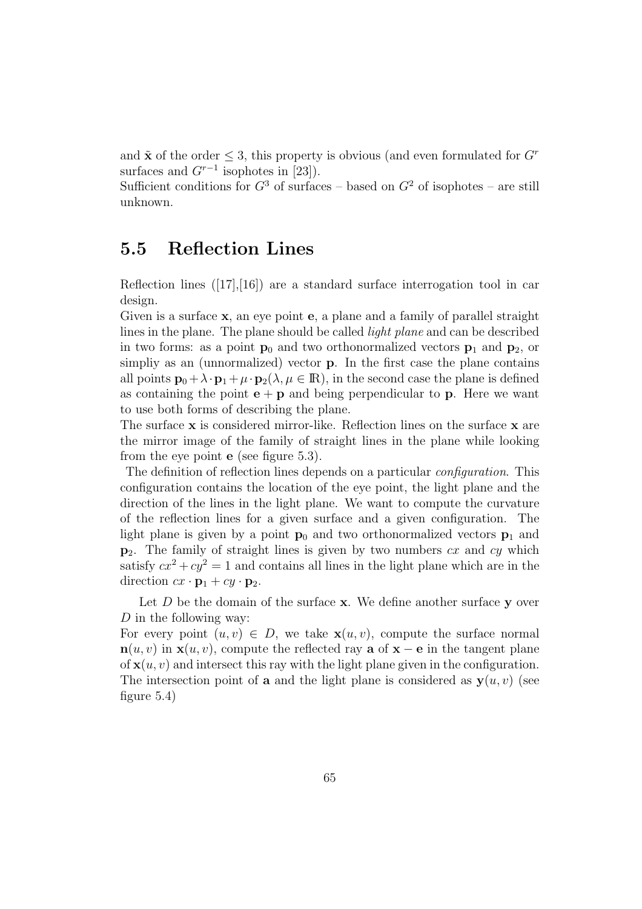and $\tilde{\mathbf{x}}$ of the order $\leq 3$, this property is obvious (and even formulated for $G^r$ surfaces and $G^{r-1}$ isophotes in [23]).
Sufficient conditions for $G^3$ of surfaces – based on $G^2$ of isophotes – are still unknown.

## 5.5 Reflection Lines

Reflection lines ([17],[16]) are a standard surface interrogation tool in car design.
Given is a surface $\mathbf{x}$, an eye point $\mathbf{e}$, a plane and a family of parallel straight lines in the plane. The plane should be called *light plane* and can be described in two forms: as a point $\mathbf{p}_0$ and two orthonormalized vectors $\mathbf{p}_1$ and $\mathbf{p}_2$, or simpliy as an (unnormalized) vector $\mathbf{p}$. In the first case the plane contains all points $\mathbf{p}_0 + \lambda \cdot \mathbf{p}_1 + \mu \cdot \mathbf{p}_2 (\lambda, \mu \in \mathbb{R})$, in the second case the plane is defined as containing the point $\mathbf{e} + \mathbf{p}$ and being perpendicular to $\mathbf{p}$. Here we want to use both forms of describing the plane.
The surface $\mathbf{x}$ is considered mirror-like. Reflection lines on the surface $\mathbf{x}$ are the mirror image of the family of straight lines in the plane while looking from the eye point $\mathbf{e}$ (see figure 5.3).
The definition of reflection lines depends on a particular *configuration*. This configuration contains the location of the eye point, the light plane and the direction of the lines in the light plane. We want to compute the curvature of the reflection lines for a given surface and a given configuration. The light plane is given by a point $\mathbf{p}_0$ and two orthonormalized vectors $\mathbf{p}_1$ and $\mathbf{p}_2$. The family of straight lines is given by two numbers $cx$ and $cy$ which satisfy $cx^2 + cy^2 = 1$ and contains all lines in the light plane which are in the direction $cx \cdot \mathbf{p}_1 + cy \cdot \mathbf{p}_2$.

Let $D$ be the domain of the surface $\mathbf{x}$. We define another surface $\mathbf{y}$ over $D$ in the following way:
For every point $(u, v) \in D$, we take $\mathbf{x}(u, v)$, compute the surface normal $\mathbf{n}(u, v)$ in $\mathbf{x}(u, v)$, compute the reflected ray $\mathbf{a}$ of $\mathbf{x} - \mathbf{e}$ in the tangent plane of $\mathbf{x}(u, v)$ and intersect this ray with the light plane given in the configuration. The intersection point of $\mathbf{a}$ and the light plane is considered as $\mathbf{y}(u, v)$ (see figure 5.4)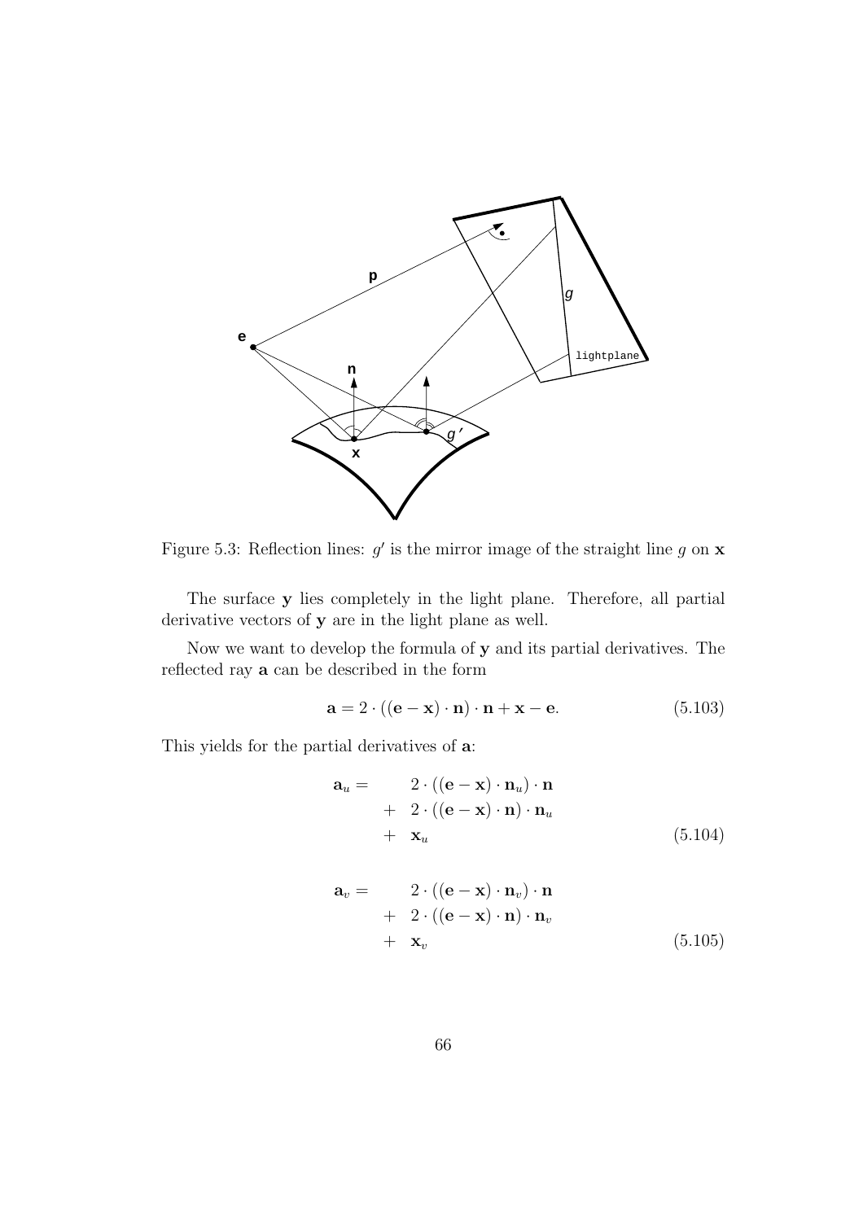Figure 5.3: Reflection lines: $g'$ is the mirror image of the straight line $g$ on $\mathbf{x}$

The surface $\mathbf{y}$ lies completely in the light plane. Therefore, all partial derivative vectors of $\mathbf{y}$ are in the light plane as well.

Now we want to develop the formula of $\mathbf{y}$ and its partial derivatives. The reflected ray $\mathbf{a}$ can be described in the form

$$\mathbf{a} = 2 \cdot ((\mathbf{e} - \mathbf{x}) \cdot \mathbf{n}) \cdot \mathbf{n} + \mathbf{x} - \mathbf{e}. \tag{5.103}$$

This yields for the partial derivatives of $\mathbf{a}$:

$$\begin{aligned}
\mathbf{a}_u = \quad & 2 \cdot ((\mathbf{e} - \mathbf{x}) \cdot \mathbf{n}_u) \cdot \mathbf{n} \\
+ \quad & 2 \cdot ((\mathbf{e} - \mathbf{x}) \cdot \mathbf{n}) \cdot \mathbf{n}_u \\
+ \quad & \mathbf{x}_u
\end{aligned} \tag{5.104}$$

$$\begin{aligned}
\mathbf{a}_v = \quad & 2 \cdot ((\mathbf{e} - \mathbf{x}) \cdot \mathbf{n}_v) \cdot \mathbf{n} \\
+ \quad & 2 \cdot ((\mathbf{e} - \mathbf{x}) \cdot \mathbf{n}) \cdot \mathbf{n}_v \\
+ \quad & \mathbf{x}_v
\end{aligned} \tag{5.105}$$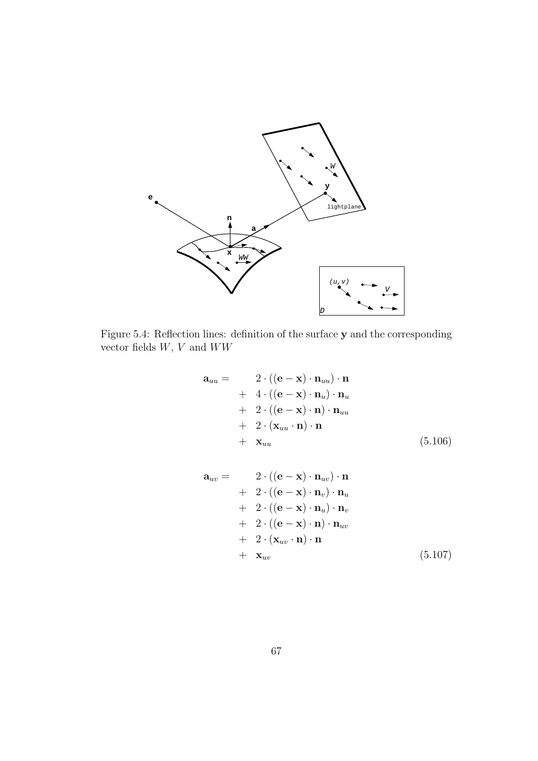Figure 5.4: Reflection lines: definition of the surface $\mathbf{y}$ and the corresponding vector fields $W$, $V$ and $WW$

$$
\begin{aligned}
\mathbf{a}_{uu} = \quad & 2 \cdot ((\mathbf{e} - \mathbf{x}) \cdot \mathbf{n}_{uu}) \cdot \mathbf{n} \\
+ \quad & 4 \cdot ((\mathbf{e} - \mathbf{x}) \cdot \mathbf{n}_{u}) \cdot \mathbf{n}_u \\
+ \quad & 2 \cdot ((\mathbf{e} - \mathbf{x}) \cdot \mathbf{n}) \cdot \mathbf{n}_{uu} \\
+ \quad & 2 \cdot (\mathbf{x}_{uu} \cdot \mathbf{n}) \cdot \mathbf{n} \\
+ \quad & \mathbf{x}_{uu}
\end{aligned}
\tag{5.106}
$$

$$
\begin{aligned}
\mathbf{a}_{uv} = \quad & 2 \cdot ((\mathbf{e} - \mathbf{x}) \cdot \mathbf{n}_{uv}) \cdot \mathbf{n} \\
+ \quad & 2 \cdot ((\mathbf{e} - \mathbf{x}) \cdot \mathbf{n}_{v}) \cdot \mathbf{n}_u \\
+ \quad & 2 \cdot ((\mathbf{e} - \mathbf{x}) \cdot \mathbf{n}_{u}) \cdot \mathbf{n}_v \\
+ \quad & 2 \cdot ((\mathbf{e} - \mathbf{x}) \cdot \mathbf{n}) \cdot \mathbf{n}_{uv} \\
+ \quad & 2 \cdot (\mathbf{x}_{uv} \cdot \mathbf{n}) \cdot \mathbf{n} \\
+ \quad & \mathbf{x}_{uv}
\end{aligned}
\tag{5.107}
$$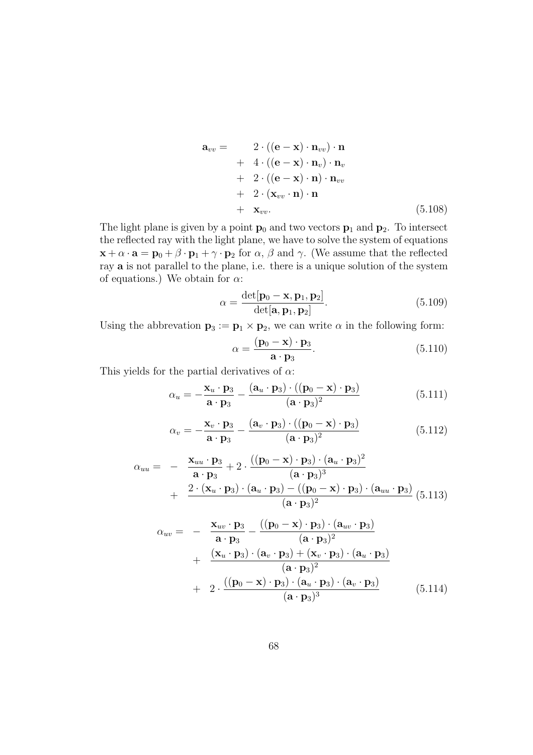$$
\begin{aligned}
\mathbf{a}_{vv} = \quad & 2 \cdot ((\mathbf{e} - \mathbf{x}) \cdot \mathbf{n}_{vv}) \cdot \mathbf{n} \\
+ \quad & 4 \cdot ((\mathbf{e} - \mathbf{x}) \cdot \mathbf{n}_v) \cdot \mathbf{n}_v \\
+ \quad & 2 \cdot ((\mathbf{e} - \mathbf{x}) \cdot \mathbf{n}) \cdot \mathbf{n}_{vv} \\
+ \quad & 2 \cdot (\mathbf{x}_{vv} \cdot \mathbf{n}) \cdot \mathbf{n} \\
+ \quad & \mathbf{x}_{vv}. 
\end{aligned} \tag{5.108}
$$

The light plane is given by a point $\mathbf{p}_0$ and two vectors $\mathbf{p}_1$ and $\mathbf{p}_2$. To intersect the reflected ray with the light plane, we have to solve the system of equations $\mathbf{x} + \alpha \cdot \mathbf{a} = \mathbf{p}_0 + \beta \cdot \mathbf{p}_1 + \gamma \cdot \mathbf{p}_2$ for $\alpha$, $\beta$ and $\gamma$. (We assume that the reflected ray $\mathbf{a}$ is not parallel to the plane, i.e. there is a unique solution of the system of equations.) We obtain for $\alpha$:

$$
\alpha = \frac{\det[\mathbf{p}_0 - \mathbf{x}, \mathbf{p}_1, \mathbf{p}_2]}{\det[\mathbf{a}, \mathbf{p}_1, \mathbf{p}_2]}. \tag{5.109}
$$

Using the abbrevation $\mathbf{p}_3 := \mathbf{p}_1 \times \mathbf{p}_2$, we can write $\alpha$ in the following form:

$$
\alpha = \frac{(\mathbf{p}_0 - \mathbf{x}) \cdot \mathbf{p}_3}{\mathbf{a} \cdot \mathbf{p}_3}. \tag{5.110}
$$

This yields for the partial derivatives of $\alpha$:

$$
\alpha_u = -\frac{\mathbf{x}_u \cdot \mathbf{p}_3}{\mathbf{a} \cdot \mathbf{p}_3} - \frac{(\mathbf{a}_u \cdot \mathbf{p}_3) \cdot ((\mathbf{p}_0 - \mathbf{x}) \cdot \mathbf{p}_3)}{(\mathbf{a} \cdot \mathbf{p}_3)^2} \tag{5.111}
$$

$$
\alpha_v = -\frac{\mathbf{x}_v \cdot \mathbf{p}_3}{\mathbf{a} \cdot \mathbf{p}_3} - \frac{(\mathbf{a}_v \cdot \mathbf{p}_3) \cdot ((\mathbf{p}_0 - \mathbf{x}) \cdot \mathbf{p}_3)}{(\mathbf{a} \cdot \mathbf{p}_3)^2} \tag{5.112}
$$

$$
\begin{aligned}
\alpha_{uu} = \quad - \quad & \frac{\mathbf{x}_{uu} \cdot \mathbf{p}_3}{\mathbf{a} \cdot \mathbf{p}_3} + 2 \cdot \frac{((\mathbf{p}_0 - \mathbf{x}) \cdot \mathbf{p}_3) \cdot (\mathbf{a}_u \cdot \mathbf{p}_3)^2}{(\mathbf{a} \cdot \mathbf{p}_3)^3} \\
+ \quad & \frac{2 \cdot (\mathbf{x}_u \cdot \mathbf{p}_3) \cdot (\mathbf{a}_u \cdot \mathbf{p}_3) - ((\mathbf{p}_0 - \mathbf{x}) \cdot \mathbf{p}_3) \cdot (\mathbf{a}_{uu} \cdot \mathbf{p}_3)}{(\mathbf{a} \cdot \mathbf{p}_3)^2}
\end{aligned} \tag{5.113}
$$

$$
\begin{aligned}
\alpha_{uv} = \quad - \quad & \frac{\mathbf{x}_{uv} \cdot \mathbf{p}_3}{\mathbf{a} \cdot \mathbf{p}_3} - \frac{((\mathbf{p}_0 - \mathbf{x}) \cdot \mathbf{p}_3) \cdot (\mathbf{a}_{uv} \cdot \mathbf{p}_3)}{(\mathbf{a} \cdot \mathbf{p}_3)^2} \\
+ \quad & \frac{(\mathbf{x}_u \cdot \mathbf{p}_3) \cdot (\mathbf{a}_v \cdot \mathbf{p}_3) + (\mathbf{x}_v \cdot \mathbf{p}_3) \cdot (\mathbf{a}_u \cdot \mathbf{p}_3)}{(\mathbf{a} \cdot \mathbf{p}_3)^2} \\
+ \quad & 2 \cdot \frac{((\mathbf{p}_0 - \mathbf{x}) \cdot \mathbf{p}_3) \cdot (\mathbf{a}_u \cdot \mathbf{p}_3) \cdot (\mathbf{a}_v \cdot \mathbf{p}_3)}{(\mathbf{a} \cdot \mathbf{p}_3)^3}
\end{aligned} \tag{5.114}
$$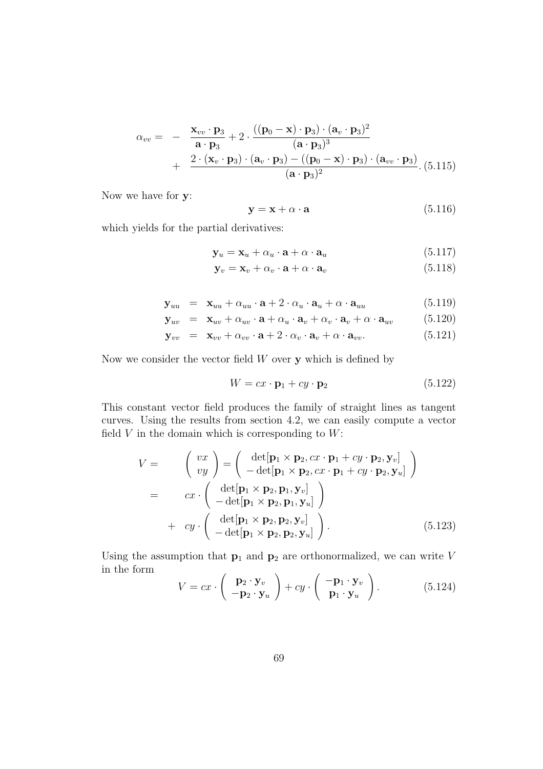$$\alpha_{vv} = - \frac{\mathbf{x}_{vv} \cdot \mathbf{p}_3}{\mathbf{a} \cdot \mathbf{p}_3} + 2 \cdot \frac{((\mathbf{p}_0 - \mathbf{x}) \cdot \mathbf{p}_3) \cdot (\mathbf{a}_v \cdot \mathbf{p}_3)^2}{(\mathbf{a} \cdot \mathbf{p}_3)^3} + \frac{2 \cdot (\mathbf{x}_v \cdot \mathbf{p}_3) \cdot (\mathbf{a}_v \cdot \mathbf{p}_3) - ((\mathbf{p}_0 - \mathbf{x}) \cdot \mathbf{p}_3) \cdot (\mathbf{a}_{vv} \cdot \mathbf{p}_3)}{(\mathbf{a} \cdot \mathbf{p}_3)^2}. \quad (5.115)$$

Now we have for $\mathbf{y}$:

$$\mathbf{y} = \mathbf{x} + \alpha \cdot \mathbf{a} \quad (5.116)$$

which yields for the partial derivatives:

$$\mathbf{y}_u = \mathbf{x}_u + \alpha_u \cdot \mathbf{a} + \alpha \cdot \mathbf{a}_u \quad (5.117)$$

$$\mathbf{y}_v = \mathbf{x}_v + \alpha_v \cdot \mathbf{a} + \alpha \cdot \mathbf{a}_v \quad (5.118)$$

$$\mathbf{y}_{uu} = \mathbf{x}_{uu} + \alpha_{uu} \cdot \mathbf{a} + 2 \cdot \alpha_u \cdot \mathbf{a}_u + \alpha \cdot \mathbf{a}_{uu} \quad (5.119)$$

$$\mathbf{y}_{uv} = \mathbf{x}_{uv} + \alpha_{uv} \cdot \mathbf{a} + \alpha_u \cdot \mathbf{a}_v + \alpha_v \cdot \mathbf{a}_v + \alpha \cdot \mathbf{a}_{uv} \quad (5.120)$$

$$\mathbf{y}_{vv} = \mathbf{x}_{vv} + \alpha_{vv} \cdot \mathbf{a} + 2 \cdot \alpha_v \cdot \mathbf{a}_v + \alpha \cdot \mathbf{a}_{vv}. \quad (5.121)$$

Now we consider the vector field $W$ over $\mathbf{y}$ which is defined by

$$W = cx \cdot \mathbf{p}_1 + cy \cdot \mathbf{p}_2 \quad (5.122)$$

This constant vector field produces the family of straight lines as tangent curves. Using the results from section 4.2, we can easily compute a vector field $V$ in the domain which is corresponding to $W$:

$$\begin{aligned} V = & \begin{pmatrix} vx \\ vy \end{pmatrix} = \begin{pmatrix} \det[\mathbf{p}_1 \times \mathbf{p}_2, cx \cdot \mathbf{p}_1 + cy \cdot \mathbf{p}_2, \mathbf{y}_v] \\ -\det[\mathbf{p}_1 \times \mathbf{p}_2, cx \cdot \mathbf{p}_1 + cy \cdot \mathbf{p}_2, \mathbf{y}_u] \end{pmatrix} \\ = & \; cx \cdot \begin{pmatrix} \det[\mathbf{p}_1 \times \mathbf{p}_2, \mathbf{p}_1, \mathbf{y}_v] \\ -\det[\mathbf{p}_1 \times \mathbf{p}_2, \mathbf{p}_1, \mathbf{y}_u] \end{pmatrix} \\ & + \; cy \cdot \begin{pmatrix} \det[\mathbf{p}_1 \times \mathbf{p}_2, \mathbf{p}_2, \mathbf{y}_v] \\ -\det[\mathbf{p}_1 \times \mathbf{p}_2, \mathbf{p}_2, \mathbf{y}_u] \end{pmatrix}. \end{aligned} \quad (5.123)$$

Using the assumption that $\mathbf{p}_1$ and $\mathbf{p}_2$ are orthonormalized, we can write $V$ in the form

$$V = cx \cdot \begin{pmatrix} \mathbf{p}_2 \cdot \mathbf{y}_v \\ -\mathbf{p}_2 \cdot \mathbf{y}_u \end{pmatrix} + cy \cdot \begin{pmatrix} -\mathbf{p}_1 \cdot \mathbf{y}_v \\ \mathbf{p}_1 \cdot \mathbf{y}_u \end{pmatrix}. \quad (5.124)$$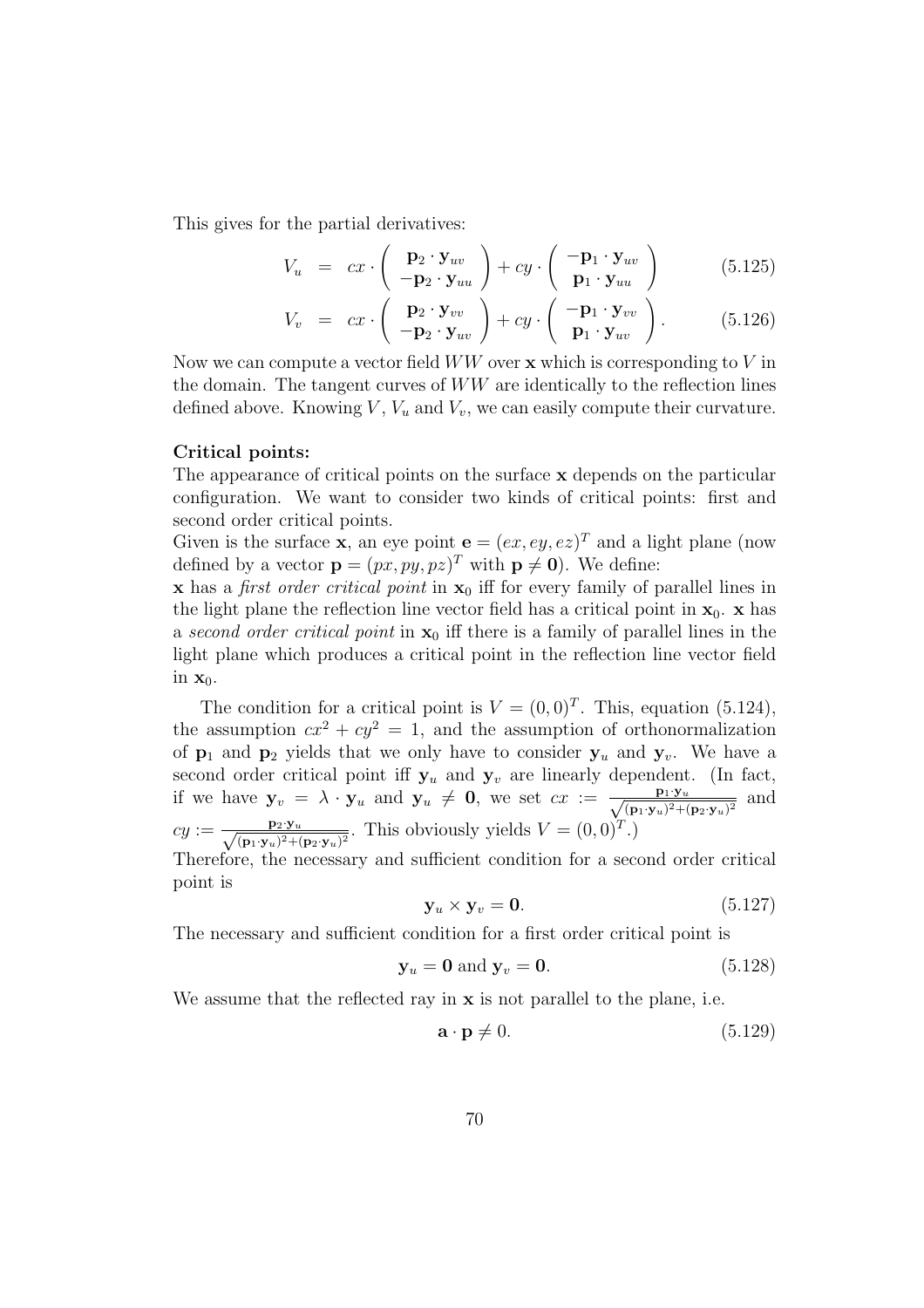This gives for the partial derivatives:

$$V_u = cx \cdot \begin{pmatrix} \mathbf{p}_2 \cdot \mathbf{y}_{uv} \\ -\mathbf{p}_2 \cdot \mathbf{y}_{uu} \end{pmatrix} + cy \cdot \begin{pmatrix} -\mathbf{p}_1 \cdot \mathbf{y}_{uv} \\ \mathbf{p}_1 \cdot \mathbf{y}_{uu} \end{pmatrix} \tag{5.125}$$

$$V_v = cx \cdot \begin{pmatrix} \mathbf{p}_2 \cdot \mathbf{y}_{vv} \\ -\mathbf{p}_2 \cdot \mathbf{y}_{uv} \end{pmatrix} + cy \cdot \begin{pmatrix} -\mathbf{p}_1 \cdot \mathbf{y}_{vv} \\ \mathbf{p}_1 \cdot \mathbf{y}_{uv} \end{pmatrix}. \tag{5.126}$$

Now we can compute a vector field $WW$ over $\mathbf{x}$ which is corresponding to $V$ in the domain. The tangent curves of $WW$ are identically to the reflection lines defined above. Knowing $V$, $V_u$ and $V_v$, we can easily compute their curvature.

**Critical points:**

The appearance of critical points on the surface $\mathbf{x}$ depends on the particular configuration. We want to consider two kinds of critical points: first and second order critical points.

Given is the surface $\mathbf{x}$, an eye point $\mathbf{e} = (ex, ey, ez)^T$ and a light plane (now defined by a vector $\mathbf{p} = (px, py, pz)^T$ with $\mathbf{p} \neq \mathbf{0}$). We define:

$\mathbf{x}$ has a *first order critical point* in $\mathbf{x}_0$ iff for every family of parallel lines in the light plane the reflection line vector field has a critical point in $\mathbf{x}_0$. $\mathbf{x}$ has a *second order critical point* in $\mathbf{x}_0$ iff there is a family of parallel lines in the light plane which produces a critical point in the reflection line vector field in $\mathbf{x}_0$.

The condition for a critical point is $V = (0, 0)^T$. This, equation (5.124), the assumption $cx^2 + cy^2 = 1$, and the assumption of orthonormalization of $\mathbf{p}_1$ and $\mathbf{p}_2$ yields that we only have to consider $\mathbf{y}_u$ and $\mathbf{y}_v$. We have a second order critical point iff $\mathbf{y}_u$ and $\mathbf{y}_v$ are linearly dependent. (In fact, if we have $\mathbf{y}_v = \lambda \cdot \mathbf{y}_u$ and $\mathbf{y}_u \neq \mathbf{0}$, we set $cx := \frac{\mathbf{p}_1 \cdot \mathbf{y}_u}{\sqrt{(\mathbf{p}_1 \cdot \mathbf{y}_u)^2 + (\mathbf{p}_2 \cdot \mathbf{y}_u)^2}}$ and $cy := \frac{\mathbf{p}_2 \cdot \mathbf{y}_u}{\sqrt{(\mathbf{p}_1 \cdot \mathbf{y}_u)^2 + (\mathbf{p}_2 \cdot \mathbf{y}_u)^2}}$. This obviously yields $V = (0, 0)^T$.)

Therefore, the necessary and sufficient condition for a second order critical point is

$$\mathbf{y}_u \times \mathbf{y}_v = \mathbf{0}. \tag{5.127}$$

The necessary and sufficient condition for a first order critical point is

$$\mathbf{y}_u = \mathbf{0} \text{ and } \mathbf{y}_v = \mathbf{0}. \tag{5.128}$$

We assume that the reflected ray in $\mathbf{x}$ is not parallel to the plane, i.e.

$$\mathbf{a} \cdot \mathbf{p} \neq 0. \tag{5.129}$$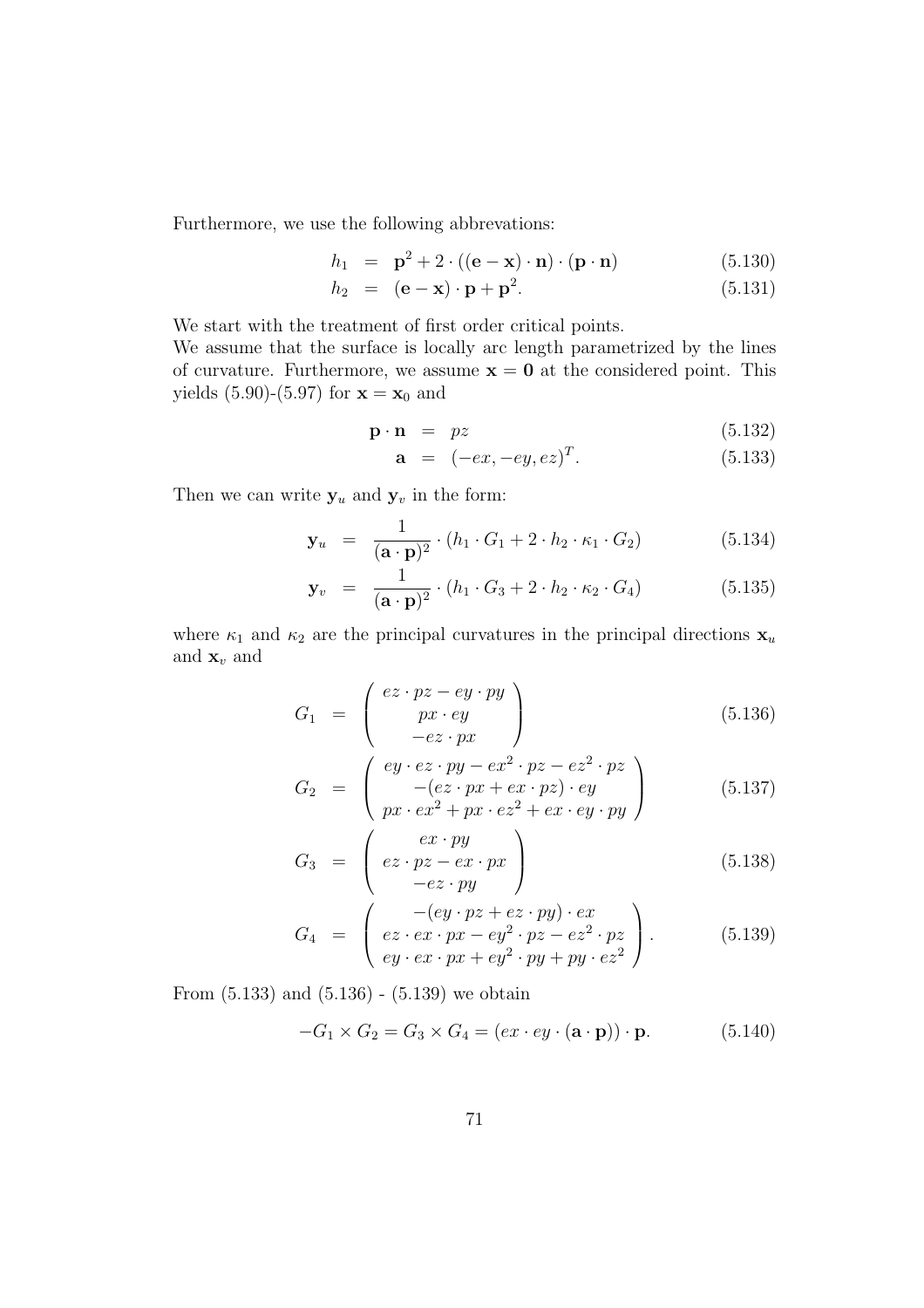Furthermore, we use the following abbrevations:

$$h_1 = \mathbf{p}^2 + 2 \cdot ((\mathbf{e} - \mathbf{x}) \cdot \mathbf{n}) \cdot (\mathbf{p} \cdot \mathbf{n}) \tag{5.130}$$

$$h_2 = (\mathbf{e} - \mathbf{x}) \cdot \mathbf{p} + \mathbf{p}^2. \tag{5.131}$$

We start with the treatment of first order critical points.
We assume that the surface is locally arc length parametrized by the lines of curvature. Furthermore, we assume $\mathbf{x} = \mathbf{0}$ at the considered point. This yields (5.90)-(5.97) for $\mathbf{x} = \mathbf{x}_0$ and

$$\mathbf{p} \cdot \mathbf{n} = pz \tag{5.132}$$

$$\mathbf{a} = (-ex, -ey, ez)^T. \tag{5.133}$$

Then we can write $\mathbf{y}_u$ and $\mathbf{y}_v$ in the form:

$$\mathbf{y}_u = \frac{1}{(\mathbf{a} \cdot \mathbf{p})^2} \cdot (h_1 \cdot G_1 + 2 \cdot h_2 \cdot \kappa_1 \cdot G_2) \tag{5.134}$$

$$\mathbf{y}_v = \frac{1}{(\mathbf{a} \cdot \mathbf{p})^2} \cdot (h_1 \cdot G_3 + 2 \cdot h_2 \cdot \kappa_2 \cdot G_4) \tag{5.135}$$

where $\kappa_1$ and $\kappa_2$ are the principal curvatures in the principal directions $\mathbf{x}_u$ and $\mathbf{x}_v$ and

$$G_1 = \begin{pmatrix} ez \cdot pz - ey \cdot py \\ px \cdot ey \\ -ez \cdot px \end{pmatrix} \tag{5.136}$$

$$G_2 = \begin{pmatrix} ey \cdot ez \cdot py - ex^2 \cdot pz - ez^2 \cdot pz \\ -(ez \cdot px + ex \cdot pz) \cdot ey \\ px \cdot ex^2 + px \cdot ez^2 + ex \cdot ey \cdot py \end{pmatrix} \tag{5.137}$$

$$G_3 = \begin{pmatrix} ex \cdot py \\ ez \cdot pz - ex \cdot px \\ -ez \cdot py \end{pmatrix} \tag{5.138}$$

$$G_4 = \begin{pmatrix} -(ey \cdot pz + ez \cdot py) \cdot ex \\ ez \cdot ex \cdot px - ey^2 \cdot pz - ez^2 \cdot pz \\ ey \cdot ex \cdot px + ey^2 \cdot py + py \cdot ez^2 \end{pmatrix}. \tag{5.139}$$

From (5.133) and (5.136) - (5.139) we obtain

$$-G_1 \times G_2 = G_3 \times G_4 = (ex \cdot ey \cdot (\mathbf{a} \cdot \mathbf{p})) \cdot \mathbf{p}. \tag{5.140}$$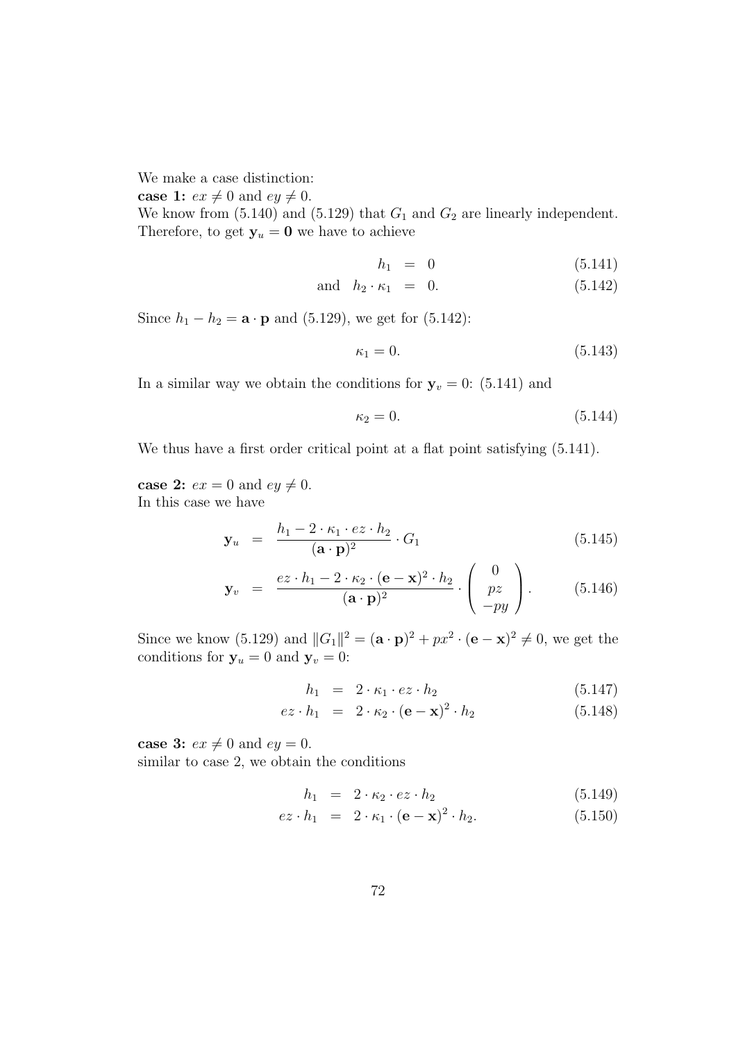We make a case distinction:

**case 1:** $ex \neq 0$ and $ey \neq 0$.

We know from (5.140) and (5.129) that $G_1$ and $G_2$ are linearly independent. Therefore, to get $\mathbf{y}_u = \mathbf{0}$ we have to achieve

$$
\begin{aligned}
h_1 &= 0 &\quad (5.141)\\
\text{and} \quad h_2 \cdot \kappa_1 &= 0. &\quad (5.142)
\end{aligned}
$$

Since $h_1 - h_2 = \mathbf{a} \cdot \mathbf{p}$ and (5.129), we get for (5.142):

$$
\kappa_1 = 0. \qquad (5.143)
$$

In a similar way we obtain the conditions for $\mathbf{y}_v = 0$: (5.141) and

$$
\kappa_2 = 0. \qquad (5.144)
$$

We thus have a first order critical point at a flat point satisfying (5.141).

**case 2:** $ex = 0$ and $ey \neq 0$.

In this case we have

$$
\begin{aligned}
\mathbf{y}_u &= \frac{h_1 - 2 \cdot \kappa_1 \cdot ez \cdot h_2}{(\mathbf{a} \cdot \mathbf{p})^2} \cdot G_1 &\quad (5.145)\\
\mathbf{y}_v &= \frac{ez \cdot h_1 - 2 \cdot \kappa_2 \cdot (\mathbf{e} - \mathbf{x})^2 \cdot h_2}{(\mathbf{a} \cdot \mathbf{p})^2} \cdot \begin{pmatrix} 0 \\ pz \\ -py \end{pmatrix}. &\quad (5.146)
\end{aligned}
$$

Since we know (5.129) and $\|G_1\|^2 = (\mathbf{a} \cdot \mathbf{p})^2 + px^2 \cdot (\mathbf{e} - \mathbf{x})^2 \neq 0$, we get the conditions for $\mathbf{y}_u = 0$ and $\mathbf{y}_v = 0$:

$$
\begin{aligned}
h_1 &= 2 \cdot \kappa_1 \cdot ez \cdot h_2 &\quad (5.147)\\
ez \cdot h_1 &= 2 \cdot \kappa_2 \cdot (\mathbf{e} - \mathbf{x})^2 \cdot h_2 &\quad (5.148)
\end{aligned}
$$

**case 3:** $ex \neq 0$ and $ey = 0$.

similar to case 2, we obtain the conditions

$$
\begin{aligned}
h_1 &= 2 \cdot \kappa_2 \cdot ez \cdot h_2 &\quad (5.149)\\
ez \cdot h_1 &= 2 \cdot \kappa_1 \cdot (\mathbf{e} - \mathbf{x})^2 \cdot h_2. &\quad (5.150)
\end{aligned}
$$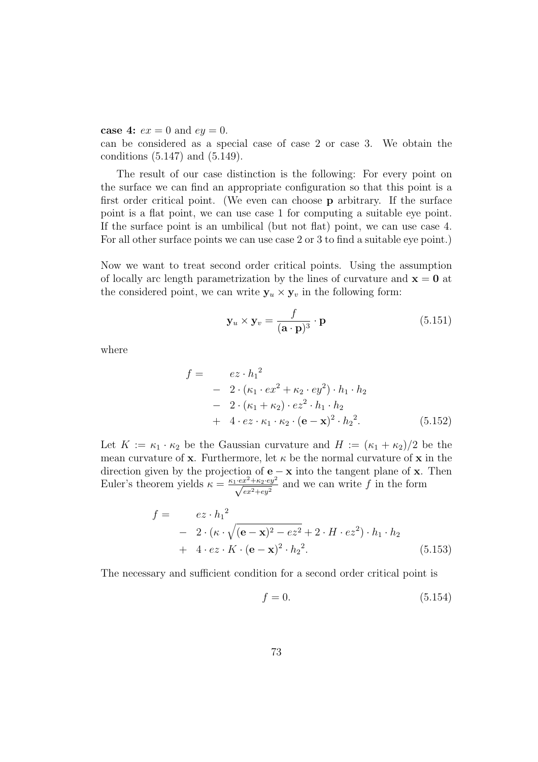**case 4:** $ex = 0$ and $ey = 0$.
can be considered as a special case of case 2 or case 3. We obtain the conditions (5.147) and (5.149).

The result of our case distinction is the following: For every point on the surface we can find an appropriate configuration so that this point is a first order critical point. (We even can choose $\mathbf{p}$ arbitrary. If the surface point is a flat point, we can use case 1 for computing a suitable eye point. If the surface point is an umbilical (but not flat) point, we can use case 4. For all other surface points we can use case 2 or 3 to find a suitable eye point.)

Now we want to treat second order critical points. Using the assumption of locally arc length parametrization by the lines of curvature and $\mathbf{x} = \mathbf{0}$ at the considered point, we can write $\mathbf{y}_u \times \mathbf{y}_v$ in the following form:

$$\mathbf{y}_u \times \mathbf{y}_v = \frac{f}{(\mathbf{a} \cdot \mathbf{p})^3} \cdot \mathbf{p} \tag{5.151}$$

where

$$\begin{aligned} f = \quad & ez \cdot {h_1}^2 \\ - \quad & 2 \cdot (\kappa_1 \cdot ex^2 + \kappa_2 \cdot ey^2) \cdot h_1 \cdot h_2 \\ - \quad & 2 \cdot (\kappa_1 + \kappa_2) \cdot ez^2 \cdot h_1 \cdot h_2 \\ + \quad & 4 \cdot ez \cdot \kappa_1 \cdot \kappa_2 \cdot (\mathbf{e} - \mathbf{x})^2 \cdot {h_2}^2. \end{aligned} \tag{5.152}$$

Let $K := \kappa_1 \cdot \kappa_2$ be the Gaussian curvature and $H := (\kappa_1 + \kappa_2)/2$ be the mean curvature of $\mathbf{x}$. Furthermore, let $\kappa$ be the normal curvature of $\mathbf{x}$ in the direction given by the projection of $\mathbf{e} - \mathbf{x}$ into the tangent plane of $\mathbf{x}$. Then Euler's theorem yields $\kappa = \frac{\kappa_1 \cdot ex^2 + \kappa_2 \cdot ey^2}{\sqrt{ex^2 + ey^2}}$ and we can write $f$ in the form

$$\begin{aligned} f = \quad & ez \cdot {h_1}^2 \\ - \quad & 2 \cdot (\kappa \cdot \sqrt{(\mathbf{e} - \mathbf{x})^2 - ez^2} + 2 \cdot H \cdot ez^2) \cdot h_1 \cdot h_2 \\ + \quad & 4 \cdot ez \cdot K \cdot (\mathbf{e} - \mathbf{x})^2 \cdot {h_2}^2. \end{aligned} \tag{5.153}$$

The necessary and sufficient condition for a second order critical point is

$$f = 0. \tag{5.154}$$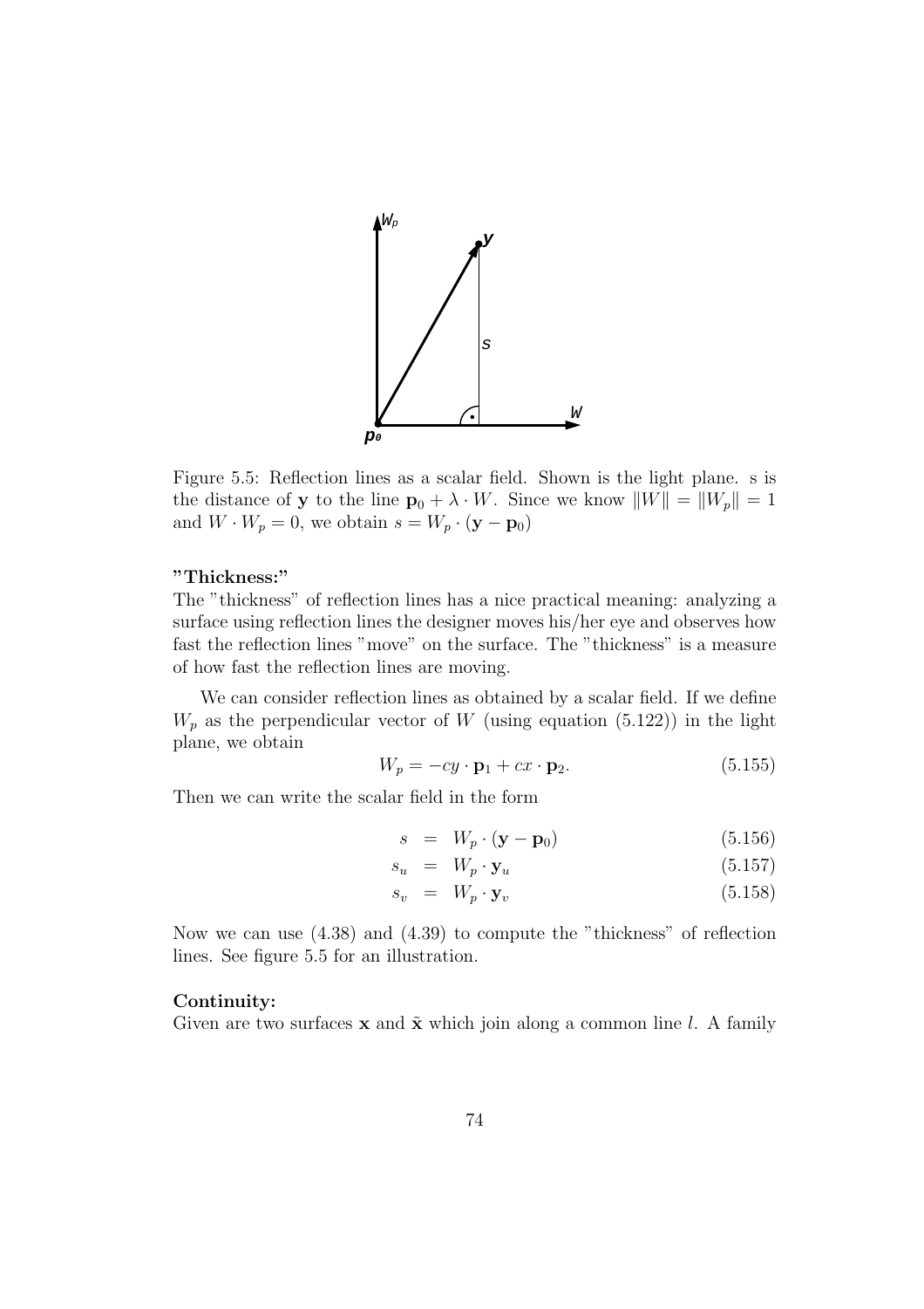Figure 5.5: Reflection lines as a scalar field. Shown is the light plane. s is the distance of $\mathbf{y}$ to the line $\mathbf{p}_0 + \lambda \cdot W$. Since we know $\|W\| = \|W_p\| = 1$ and $W \cdot W_p = 0$, we obtain $s = W_p \cdot (\mathbf{y} - \mathbf{p}_0)$

**"Thickness:"**

The "thickness" of reflection lines has a nice practical meaning: analyzing a surface using reflection lines the designer moves his/her eye and observes how fast the reflection lines "move" on the surface. The "thickness" is a measure of how fast the reflection lines are moving.

We can consider reflection lines as obtained by a scalar field. If we define $W_p$ as the perpendicular vector of $W$ (using equation (5.122)) in the light plane, we obtain

$$W_p = -cy \cdot \mathbf{p}_1 + cx \cdot \mathbf{p}_2. \tag{5.155}$$

Then we can write the scalar field in the form

$$s = W_p \cdot (\mathbf{y} - \mathbf{p}_0) \tag{5.156}$$

$$s_u = W_p \cdot \mathbf{y}_u \tag{5.157}$$

$$s_v = W_p \cdot \mathbf{y}_v \tag{5.158}$$

Now we can use (4.38) and (4.39) to compute the "thickness" of reflection lines. See figure 5.5 for an illustration.

**Continuity:**

Given are two surfaces $\mathbf{x}$ and $\tilde{\mathbf{x}}$ which join along a common line $l$. A family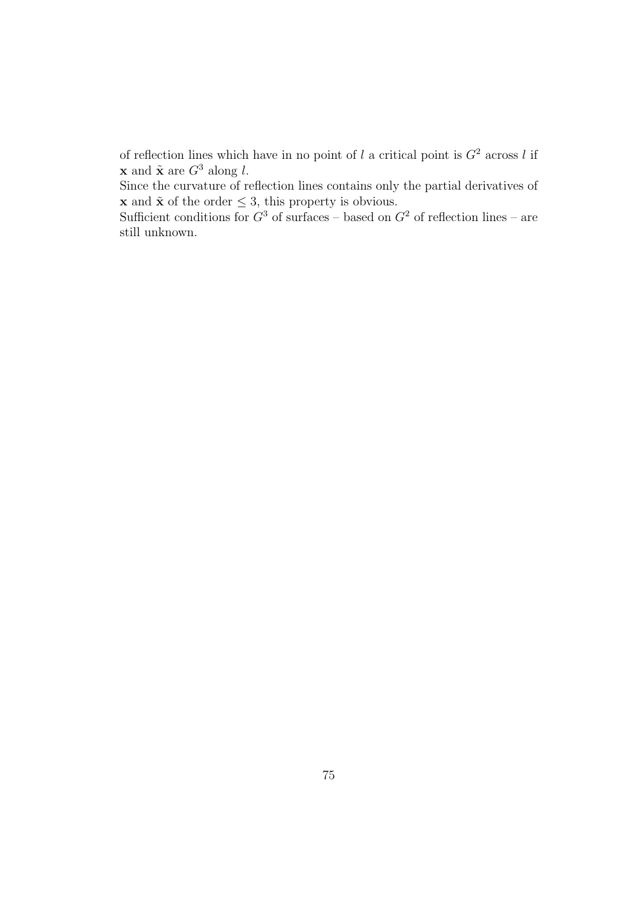of reflection lines which have in no point of $l$ a critical point is $G^2$ across $l$ if $\mathbf{x}$ and $\tilde{\mathbf{x}}$ are $G^3$ along $l$.
Since the curvature of reflection lines contains only the partial derivatives of $\mathbf{x}$ and $\tilde{\mathbf{x}}$ of the order $\leq 3$, this property is obvious.
Sufficient conditions for $G^3$ of surfaces – based on $G^2$ of reflection lines – are still unknown.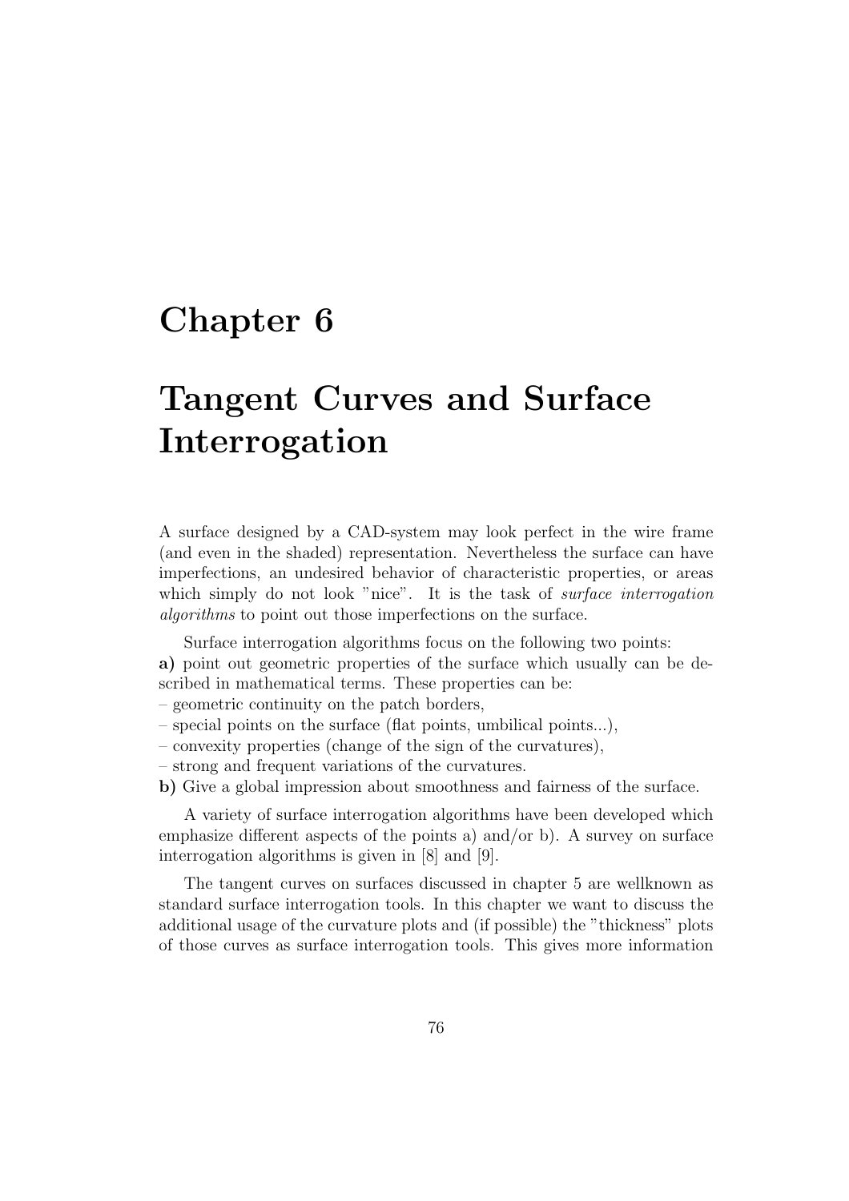# Chapter 6

# Tangent Curves and Surface Interrogation

A surface designed by a CAD-system may look perfect in the wire frame (and even in the shaded) representation. Nevertheless the surface can have imperfections, an undesired behavior of characteristic properties, or areas which simply do not look "nice". It is the task of *surface interrogation algorithms* to point out those imperfections on the surface.

Surface interrogation algorithms focus on the following two points:
**a)** point out geometric properties of the surface which usually can be described in mathematical terms. These properties can be:
– geometric continuity on the patch borders,
– special points on the surface (flat points, umbilical points...),
– convexity properties (change of the sign of the curvatures),
– strong and frequent variations of the curvatures.
**b)** Give a global impression about smoothness and fairness of the surface.

A variety of surface interrogation algorithms have been developed which emphasize different aspects of the points a) and/or b). A survey on surface interrogation algorithms is given in [8] and [9].

The tangent curves on surfaces discussed in chapter 5 are wellknown as standard surface interrogation tools. In this chapter we want to discuss the additional usage of the curvature plots and (if possible) the "thickness" plots of those curves as surface interrogation tools. This gives more information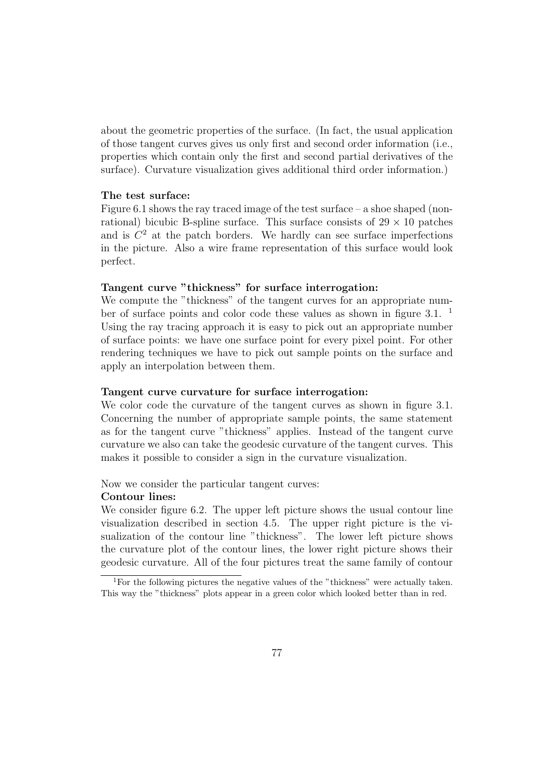about the geometric properties of the surface. (In fact, the usual application of those tangent curves gives us only first and second order information (i.e., properties which contain only the first and second partial derivatives of the surface). Curvature visualization gives additional third order information.)

**The test surface:**
Figure 6.1 shows the ray traced image of the test surface – a shoe shaped (non-rational) bicubic B-spline surface. This surface consists of $29 \times 10$ patches and is $C^2$ at the patch borders. We hardly can see surface imperfections in the picture. Also a wire frame representation of this surface would look perfect.

**Tangent curve "thickness" for surface interrogation:**
We compute the "thickness" of the tangent curves for an appropriate number of surface points and color code these values as shown in figure 3.1. [1] Using the ray tracing approach it is easy to pick out an appropriate number of surface points: we have one surface point for every pixel point. For other rendering techniques we have to pick out sample points on the surface and apply an interpolation between them.

**Tangent curve curvature for surface interrogation:**
We color code the curvature of the tangent curves as shown in figure 3.1. Concerning the number of appropriate sample points, the same statement as for the tangent curve "thickness" applies. Instead of the tangent curve curvature we also can take the geodesic curvature of the tangent curves. This makes it possible to consider a sign in the curvature visualization.

Now we consider the particular tangent curves:

**Contour lines:**
We consider figure 6.2. The upper left picture shows the usual contour line visualization described in section 4.5. The upper right picture is the visualization of the contour line "thickness". The lower left picture shows the curvature plot of the contour lines, the lower right picture shows their geodesic curvature. All of the four pictures treat the same family of contour

[1] For the following pictures the negative values of the "thickness" were actually taken. This way the "thickness" plots appear in a green color which looked better than in red.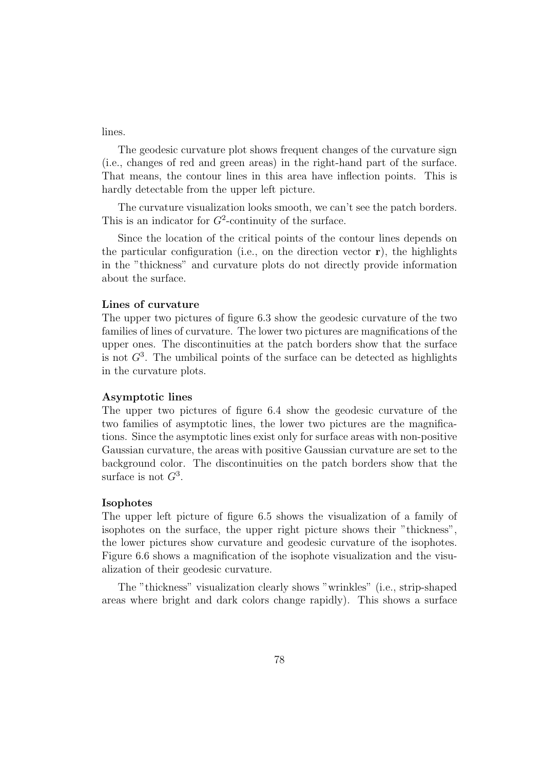lines.

The geodesic curvature plot shows frequent changes of the curvature sign (i.e., changes of red and green areas) in the right-hand part of the surface. That means, the contour lines in this area have inflection points. This is hardly detectable from the upper left picture.

The curvature visualization looks smooth, we can't see the patch borders. This is an indicator for $G^2$-continuity of the surface.

Since the location of the critical points of the contour lines depends on the particular configuration (i.e., on the direction vector $\mathbf{r}$), the highlights in the "thickness" and curvature plots do not directly provide information about the surface.

**Lines of curvature**
The upper two pictures of figure 6.3 show the geodesic curvature of the two families of lines of curvature. The lower two pictures are magnifications of the upper ones. The discontinuities at the patch borders show that the surface is not $G^3$. The umbilical points of the surface can be detected as highlights in the curvature plots.

**Asymptotic lines**
The upper two pictures of figure 6.4 show the geodesic curvature of the two families of asymptotic lines, the lower two pictures are the magnifications. Since the asymptotic lines exist only for surface areas with non-positive Gaussian curvature, the areas with positive Gaussian curvature are set to the background color. The discontinuities on the patch borders show that the surface is not $G^3$.

**Isophotes**
The upper left picture of figure 6.5 shows the visualization of a family of isophotes on the surface, the upper right picture shows their "thickness", the lower pictures show curvature and geodesic curvature of the isophotes. Figure 6.6 shows a magnification of the isophote visualization and the visualization of their geodesic curvature.

The "thickness" visualization clearly shows "wrinkles" (i.e., strip-shaped areas where bright and dark colors change rapidly). This shows a surface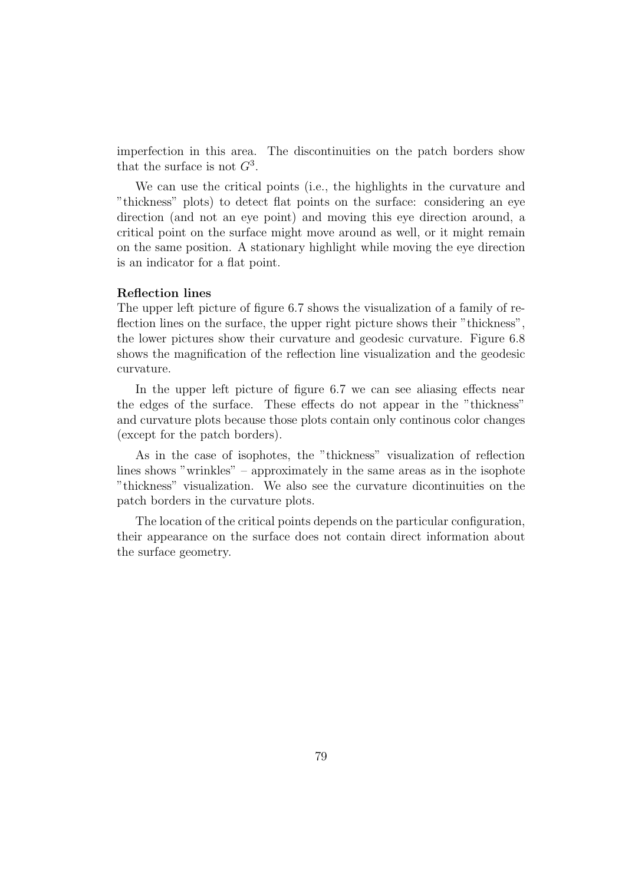imperfection in this area. The discontinuities on the patch borders show that the surface is not $G^3$.

We can use the critical points (i.e., the highlights in the curvature and "thickness" plots) to detect flat points on the surface: considering an eye direction (and not an eye point) and moving this eye direction around, a critical point on the surface might move around as well, or it might remain on the same position. A stationary highlight while moving the eye direction is an indicator for a flat point.

**Reflection lines**

The upper left picture of figure 6.7 shows the visualization of a family of reflection lines on the surface, the upper right picture shows their "thickness", the lower pictures show their curvature and geodesic curvature. Figure 6.8 shows the magnification of the reflection line visualization and the geodesic curvature.

In the upper left picture of figure 6.7 we can see aliasing effects near the edges of the surface. These effects do not appear in the "thickness" and curvature plots because those plots contain only continous color changes (except for the patch borders).

As in the case of isophotes, the "thickness" visualization of reflection lines shows "wrinkles" – approximately in the same areas as in the isophote "thickness" visualization. We also see the curvature dicontinuities on the patch borders in the curvature plots.

The location of the critical points depends on the particular configuration, their appearance on the surface does not contain direct information about the surface geometry.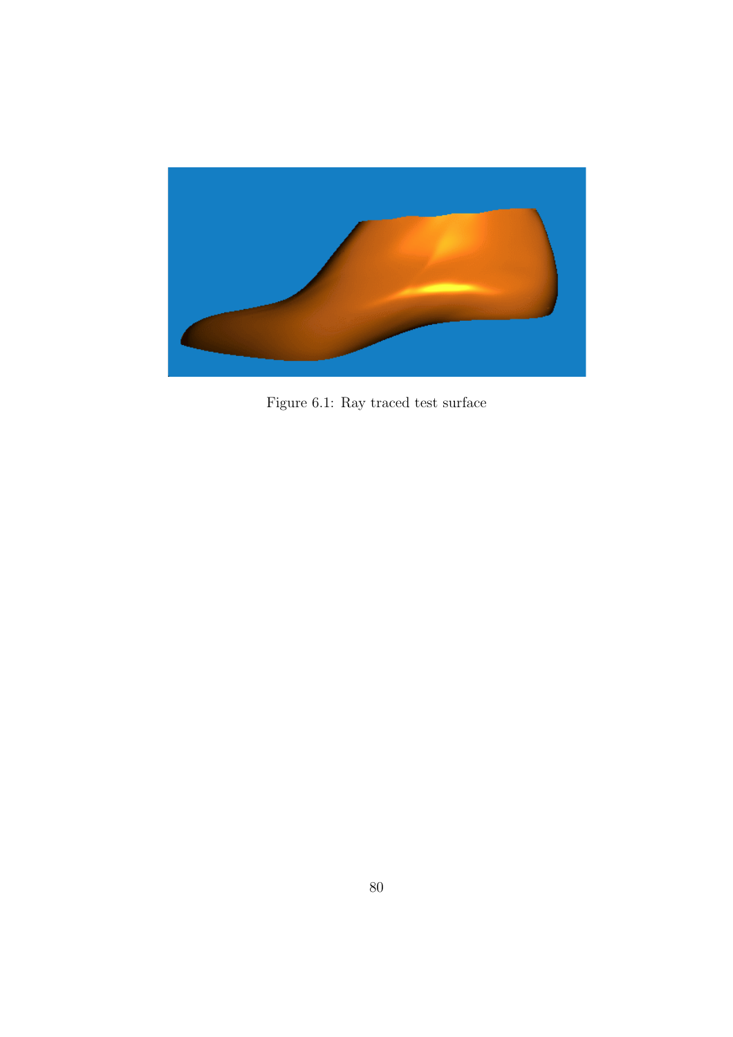Figure 6.1: Ray traced test surface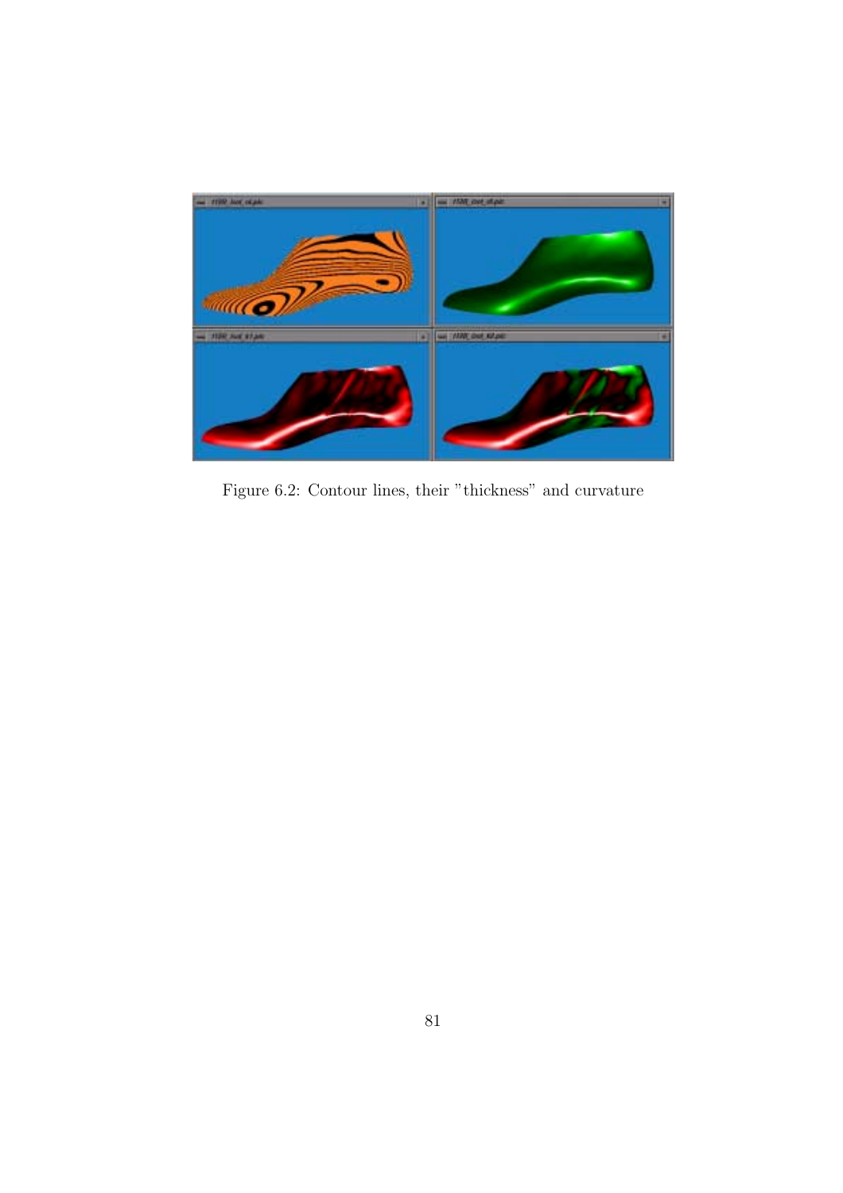Figure 6.2: Contour lines, their "thickness" and curvature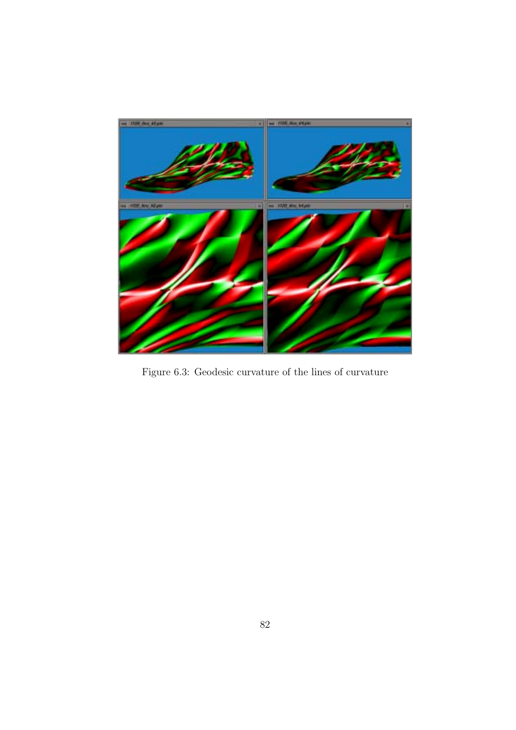Figure 6.3: Geodesic curvature of the lines of curvature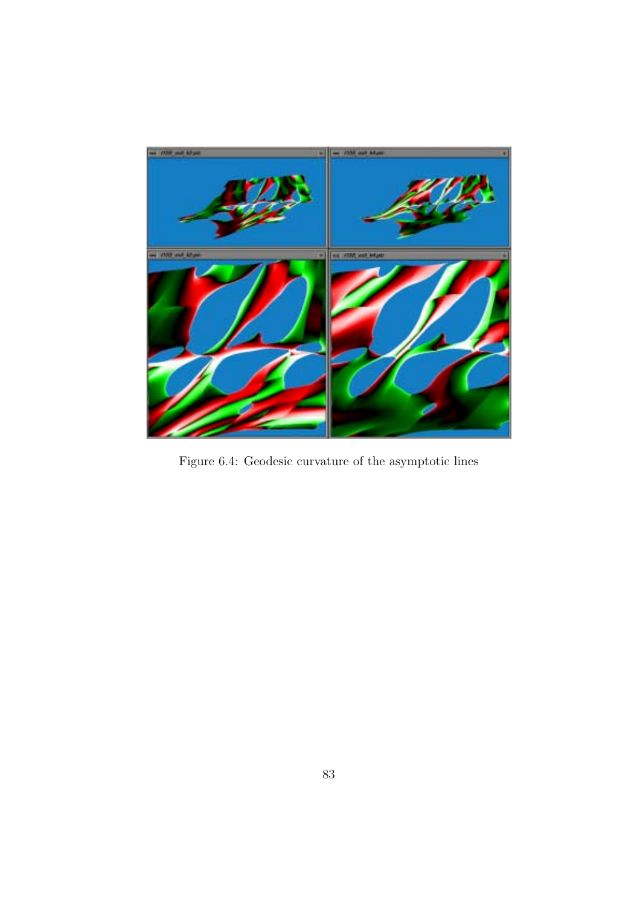Figure 6.4: Geodesic curvature of the asymptotic lines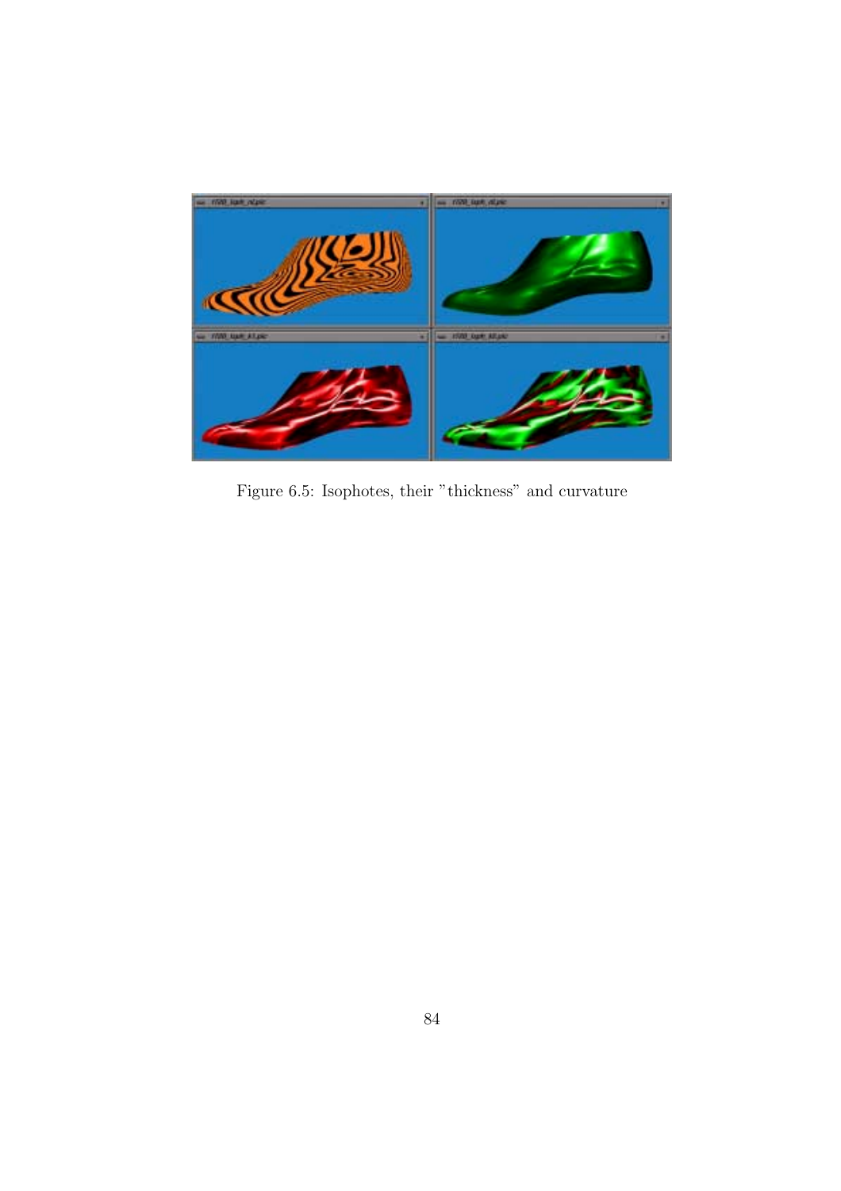Figure 6.5: Isophotes, their "thickness" and curvature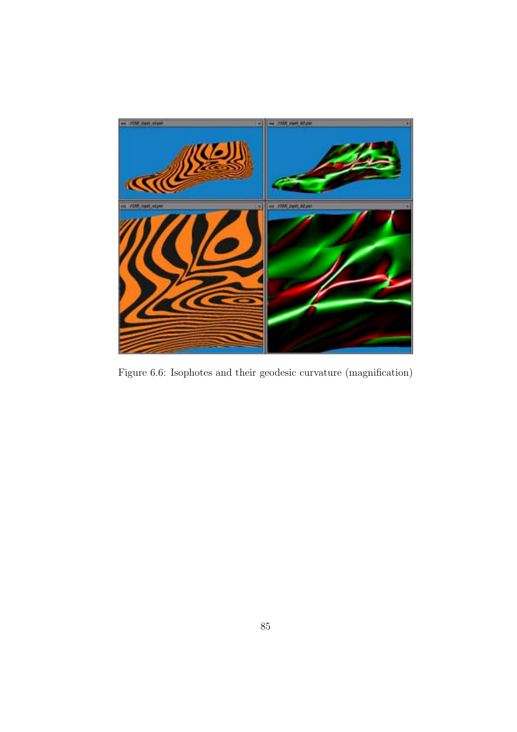Figure 6.6: Isophotes and their geodesic curvature (magnification)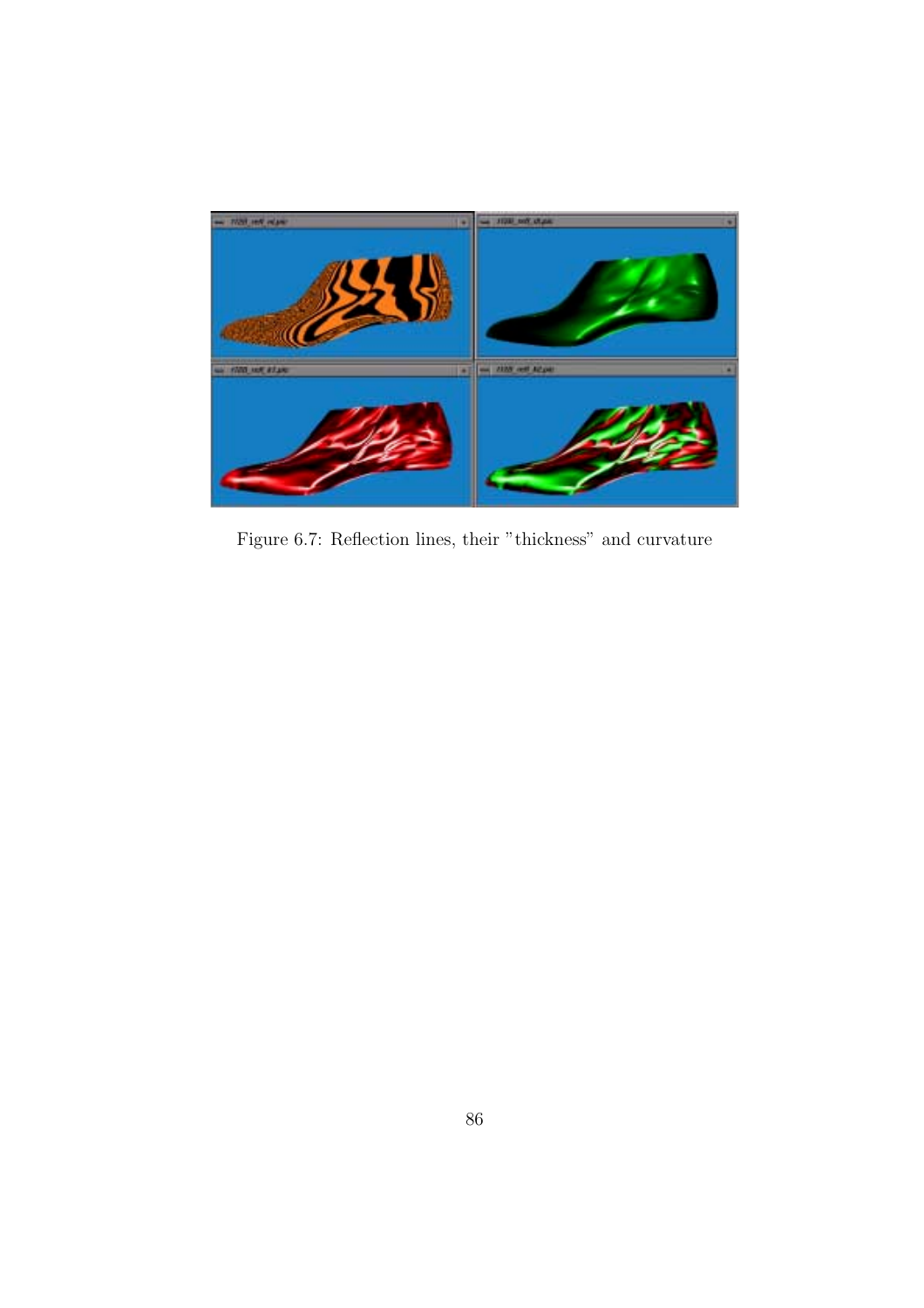Figure 6.7: Reflection lines, their "thickness" and curvature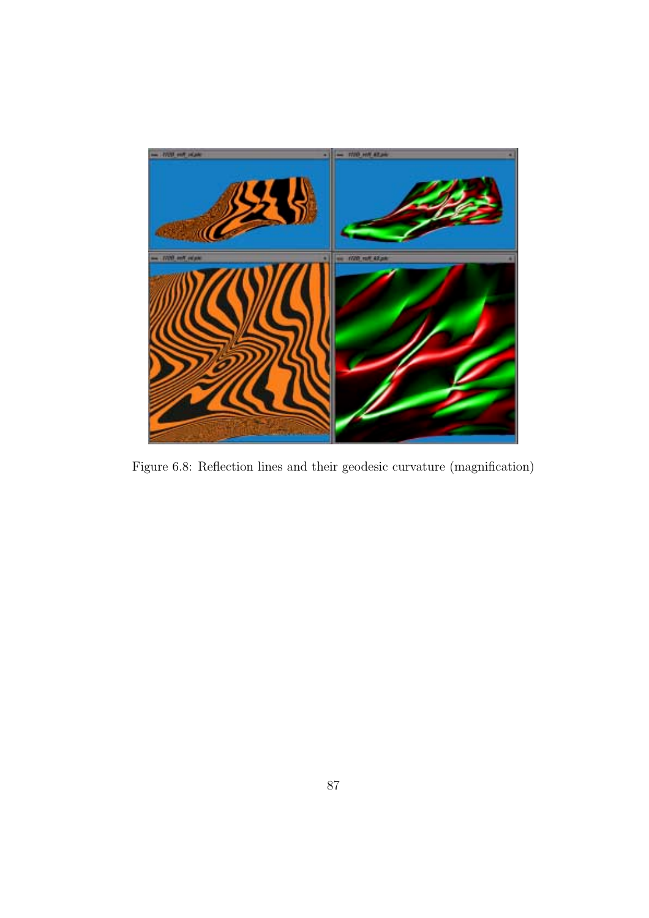Figure 6.8: Reflection lines and their geodesic curvature (magnification)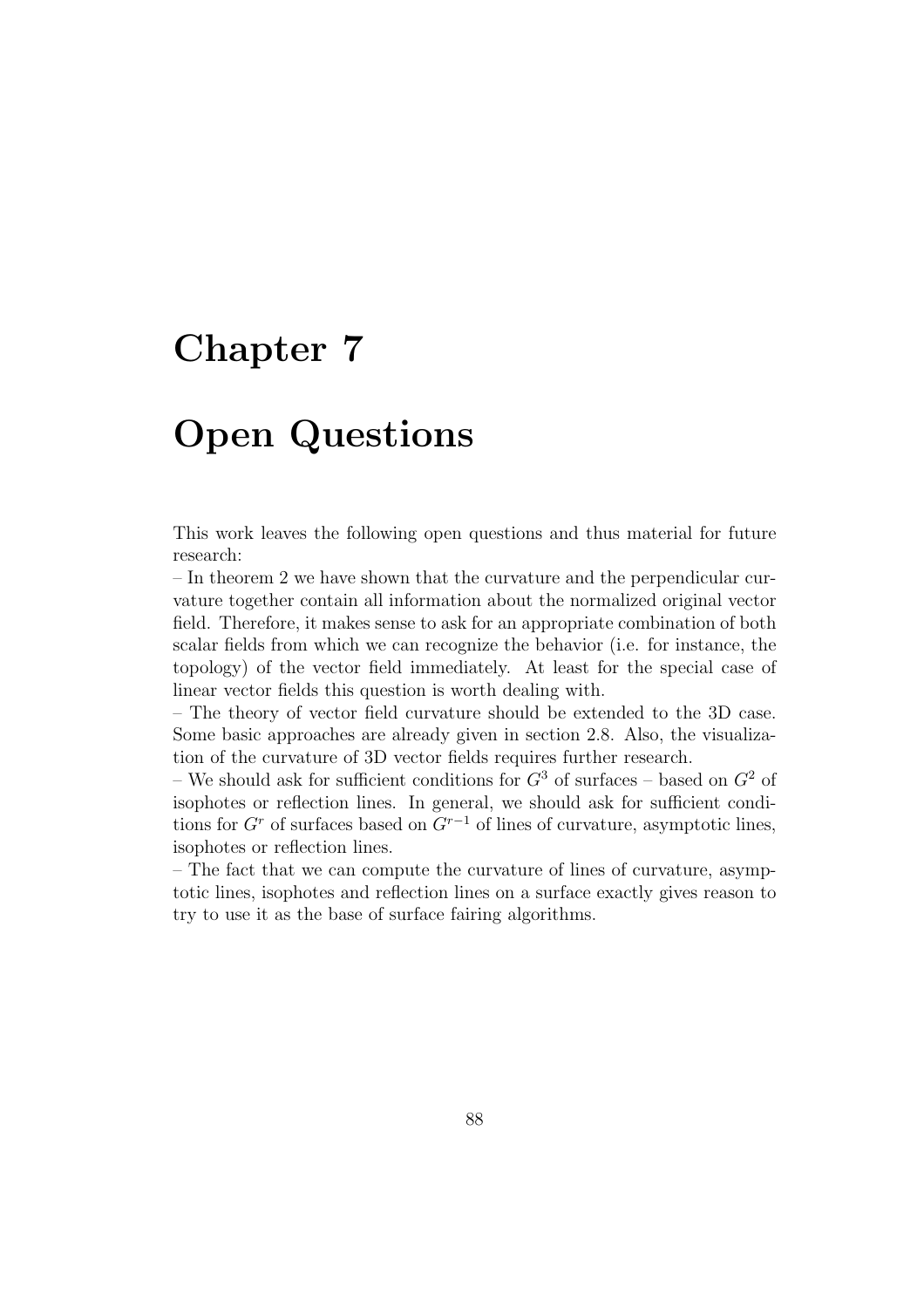# Chapter 7

# Open Questions

This work leaves the following open questions and thus material for future research:

– In theorem 2 we have shown that the curvature and the perpendicular curvature together contain all information about the normalized original vector field. Therefore, it makes sense to ask for an appropriate combination of both scalar fields from which we can recognize the behavior (i.e. for instance, the topology) of the vector field immediately. At least for the special case of linear vector fields this question is worth dealing with.

– The theory of vector field curvature should be extended to the 3D case. Some basic approaches are already given in section 2.8. Also, the visualization of the curvature of 3D vector fields requires further research.

– We should ask for sufficient conditions for $G^3$ of surfaces – based on $G^2$ of isophotes or reflection lines. In general, we should ask for sufficient conditions for $G^r$ of surfaces based on $G^{r-1}$ of lines of curvature, asymptotic lines, isophotes or reflection lines.

– The fact that we can compute the curvature of lines of curvature, asymptotic lines, isophotes and reflection lines on a surface exactly gives reason to try to use it as the base of surface fairing algorithms.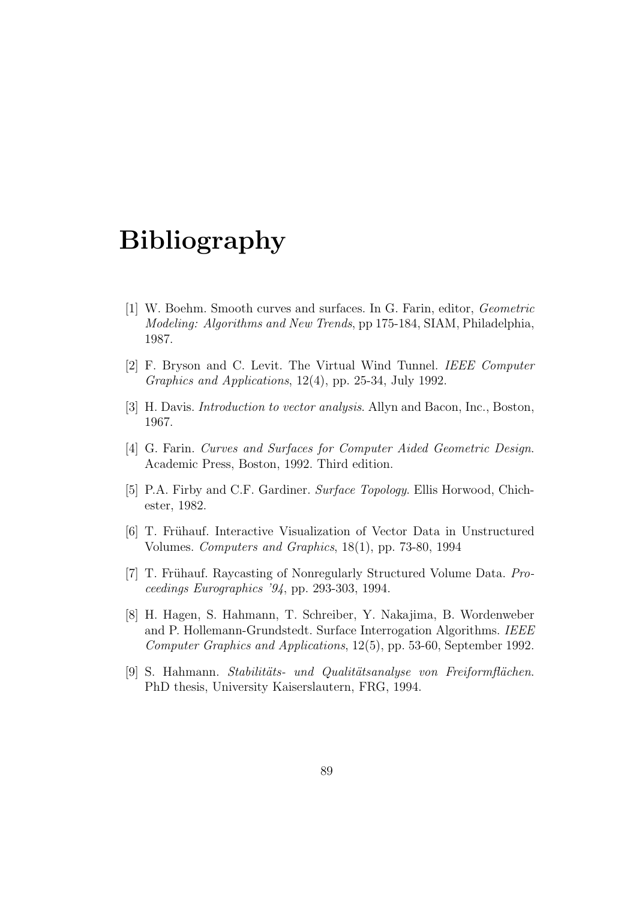# Bibliography

[1] W. Boehm. Smooth curves and surfaces. In G. Farin, editor, *Geometric Modeling: Algorithms and New Trends*, pp 175-184, SIAM, Philadelphia, 1987.

[2] F. Bryson and C. Levit. The Virtual Wind Tunnel. *IEEE Computer Graphics and Applications*, 12(4), pp. 25-34, July 1992.

[3] H. Davis. *Introduction to vector analysis*. Allyn and Bacon, Inc., Boston, 1967.

[4] G. Farin. *Curves and Surfaces for Computer Aided Geometric Design*. Academic Press, Boston, 1992. Third edition.

[5] P.A. Firby and C.F. Gardiner. *Surface Topology*. Ellis Horwood, Chichester, 1982.

[6] T. Frühauf. Interactive Visualization of Vector Data in Unstructured Volumes. *Computers and Graphics*, 18(1), pp. 73-80, 1994

[7] T. Frühauf. Raycasting of Nonregularly Structured Volume Data. *Proceedings Eurographics '94*, pp. 293-303, 1994.

[8] H. Hagen, S. Hahmann, T. Schreiber, Y. Nakajima, B. Wordenweber and P. Hollemann-Grundstedt. Surface Interrogation Algorithms. *IEEE Computer Graphics and Applications*, 12(5), pp. 53-60, September 1992.

[9] S. Hahmann. *Stabilitäts- und Qualitätsanalyse von Freiformflächen*. PhD thesis, University Kaiserslautern, FRG, 1994.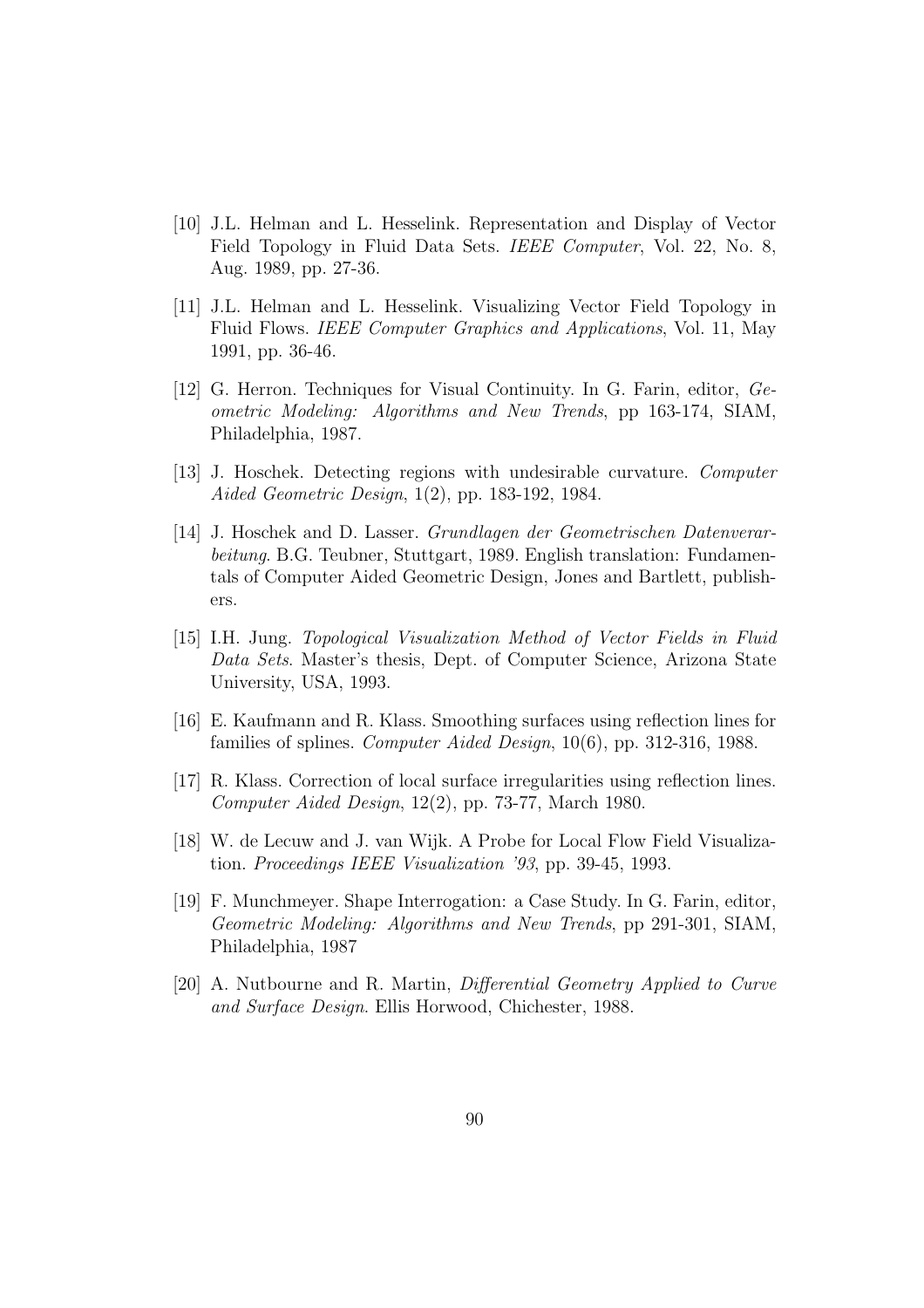[10] J.L. Helman and L. Hesselink. Representation and Display of Vector Field Topology in Fluid Data Sets. *IEEE Computer*, Vol. 22, No. 8, Aug. 1989, pp. 27-36.

[11] J.L. Helman and L. Hesselink. Visualizing Vector Field Topology in Fluid Flows. *IEEE Computer Graphics and Applications*, Vol. 11, May 1991, pp. 36-46.

[12] G. Herron. Techniques for Visual Continuity. In G. Farin, editor, *Geometric Modeling: Algorithms and New Trends*, pp 163-174, SIAM, Philadelphia, 1987.

[13] J. Hoschek. Detecting regions with undesirable curvature. *Computer Aided Geometric Design*, 1(2), pp. 183-192, 1984.

[14] J. Hoschek and D. Lasser. *Grundlagen der Geometrischen Datenverarbeitung*. B.G. Teubner, Stuttgart, 1989. English translation: Fundamentals of Computer Aided Geometric Design, Jones and Bartlett, publishers.

[15] I.H. Jung. *Topological Visualization Method of Vector Fields in Fluid Data Sets*. Master's thesis, Dept. of Computer Science, Arizona State University, USA, 1993.

[16] E. Kaufmann and R. Klass. Smoothing surfaces using reflection lines for families of splines. *Computer Aided Design*, 10(6), pp. 312-316, 1988.

[17] R. Klass. Correction of local surface irregularities using reflection lines. *Computer Aided Design*, 12(2), pp. 73-77, March 1980.

[18] W. de Lecuw and J. van Wijk. A Probe for Local Flow Field Visualization. *Proceedings IEEE Visualization '93*, pp. 39-45, 1993.

[19] F. Munchmeyer. Shape Interrogation: a Case Study. In G. Farin, editor, *Geometric Modeling: Algorithms and New Trends*, pp 291-301, SIAM, Philadelphia, 1987

[20] A. Nutbourne and R. Martin, *Differential Geometry Applied to Curve and Surface Design*. Ellis Horwood, Chichester, 1988.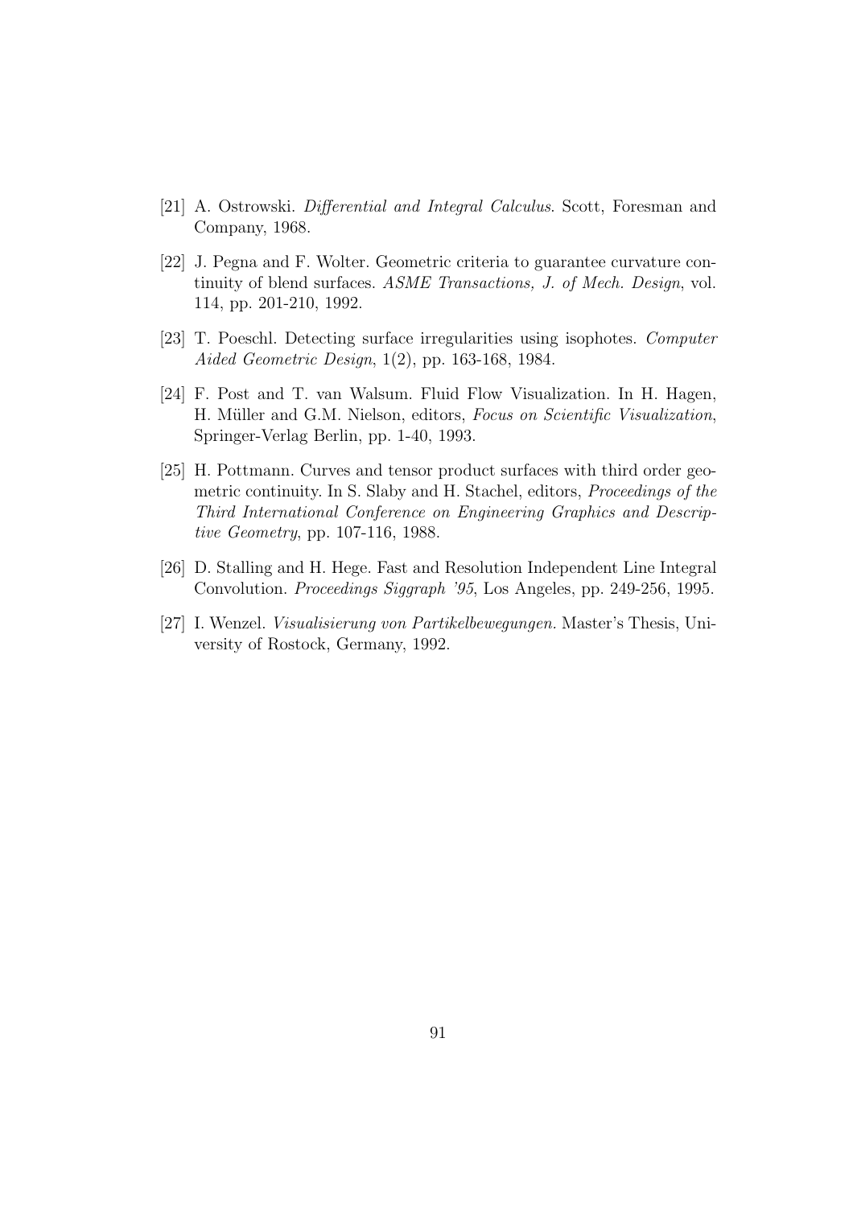[21] A. Ostrowski. *Differential and Integral Calculus*. Scott, Foresman and Company, 1968.

[22] J. Pegna and F. Wolter. Geometric criteria to guarantee curvature continuity of blend surfaces. *ASME Transactions, J. of Mech. Design*, vol. 114, pp. 201-210, 1992.

[23] T. Poeschl. Detecting surface irregularities using isophotes. *Computer Aided Geometric Design*, 1(2), pp. 163-168, 1984.

[24] F. Post and T. van Walsum. Fluid Flow Visualization. In H. Hagen, H. Müller and G.M. Nielson, editors, *Focus on Scientific Visualization*, Springer-Verlag Berlin, pp. 1-40, 1993.

[25] H. Pottmann. Curves and tensor product surfaces with third order geometric continuity. In S. Slaby and H. Stachel, editors, *Proceedings of the Third International Conference on Engineering Graphics and Descriptive Geometry*, pp. 107-116, 1988.

[26] D. Stalling and H. Hege. Fast and Resolution Independent Line Integral Convolution. *Proceedings Siggraph '95*, Los Angeles, pp. 249-256, 1995.

[27] I. Wenzel. *Visualisierung von Partikelbewegungen*. Master's Thesis, University of Rostock, Germany, 1992.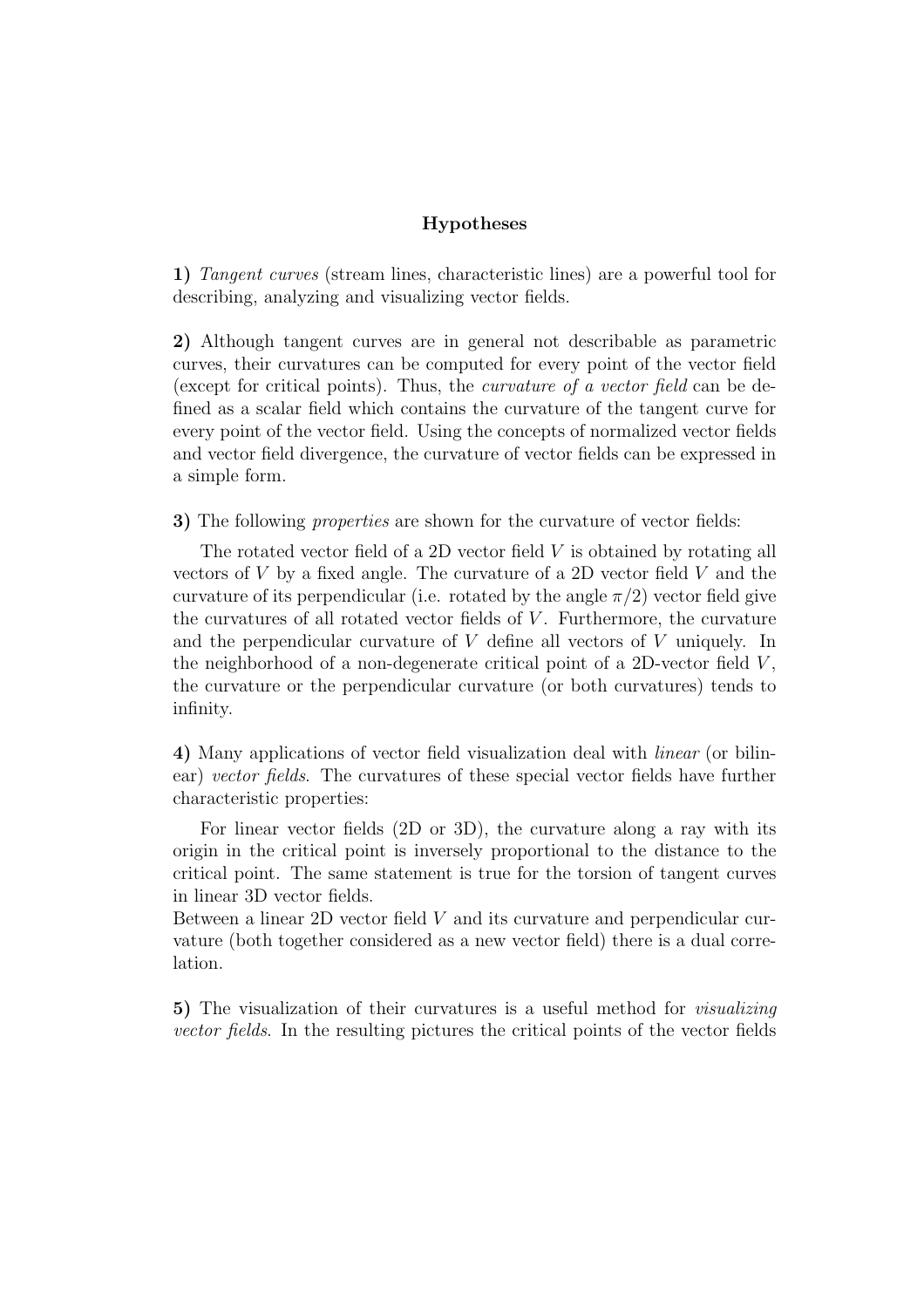## Hypotheses

**1)** *Tangent curves* (stream lines, characteristic lines) are a powerful tool for describing, analyzing and visualizing vector fields.

**2)** Although tangent curves are in general not describable as parametric curves, their curvatures can be computed for every point of the vector field (except for critical points). Thus, the *curvature of a vector field* can be defined as a scalar field which contains the curvature of the tangent curve for every point of the vector field. Using the concepts of normalized vector fields and vector field divergence, the curvature of vector fields can be expressed in a simple form.

**3)** The following *properties* are shown for the curvature of vector fields:

The rotated vector field of a 2D vector field $V$ is obtained by rotating all vectors of $V$ by a fixed angle. The curvature of a 2D vector field $V$ and the curvature of its perpendicular (i.e. rotated by the angle $\pi/2$) vector field give the curvatures of all rotated vector fields of $V$. Furthermore, the curvature and the perpendicular curvature of $V$ define all vectors of $V$ uniquely. In the neighborhood of a non-degenerate critical point of a 2D-vector field $V$, the curvature or the perpendicular curvature (or both curvatures) tends to infinity.

**4)** Many applications of vector field visualization deal with *linear* (or bilinear) *vector fields*. The curvatures of these special vector fields have further characteristic properties:

For linear vector fields (2D or 3D), the curvature along a ray with its origin in the critical point is inversely proportional to the distance to the critical point. The same statement is true for the torsion of tangent curves in linear 3D vector fields.
Between a linear 2D vector field $V$ and its curvature and perpendicular curvature (both together considered as a new vector field) there is a dual correlation.

**5)** The visualization of their curvatures is a useful method for *visualizing vector fields*. In the resulting pictures the critical points of the vector fields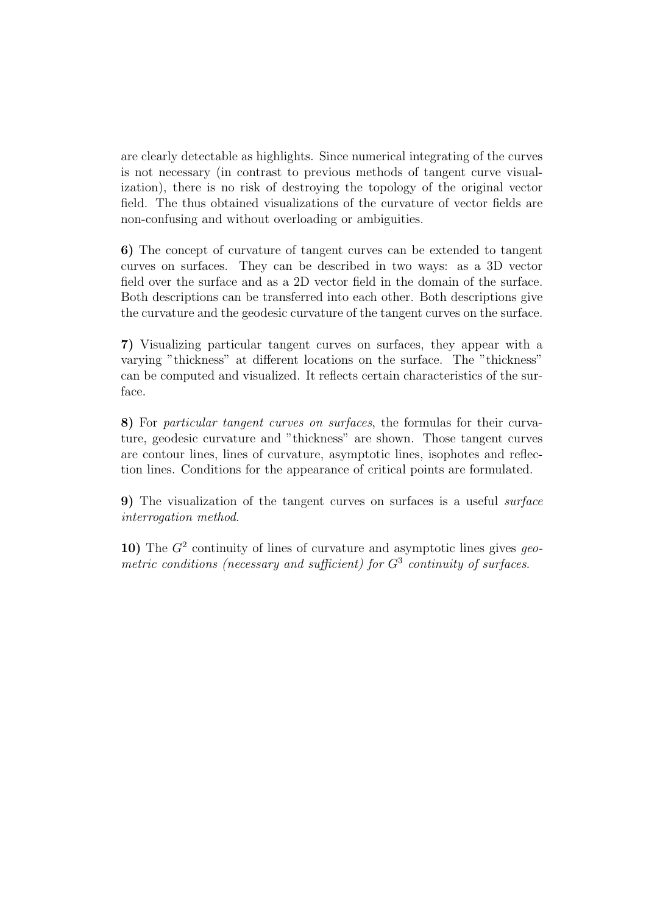are clearly detectable as highlights. Since numerical integrating of the curves is not necessary (in contrast to previous methods of tangent curve visualization), there is no risk of destroying the topology of the original vector field. The thus obtained visualizations of the curvature of vector fields are non-confusing and without overloading or ambiguities.

**6)** The concept of curvature of tangent curves can be extended to tangent curves on surfaces. They can be described in two ways: as a 3D vector field over the surface and as a 2D vector field in the domain of the surface. Both descriptions can be transferred into each other. Both descriptions give the curvature and the geodesic curvature of the tangent curves on the surface.

**7)** Visualizing particular tangent curves on surfaces, they appear with a varying "thickness" at different locations on the surface. The "thickness" can be computed and visualized. It reflects certain characteristics of the surface.

**8)** For *particular tangent curves on surfaces*, the formulas for their curvature, geodesic curvature and "thickness" are shown. Those tangent curves are contour lines, lines of curvature, asymptotic lines, isophotes and reflection lines. Conditions for the appearance of critical points are formulated.

**9)** The visualization of the tangent curves on surfaces is a useful *surface interrogation method*.

**10)** The $G^2$ continuity of lines of curvature and asymptotic lines gives *geometric conditions (necessary and sufficient) for $G^3$ continuity of surfaces*.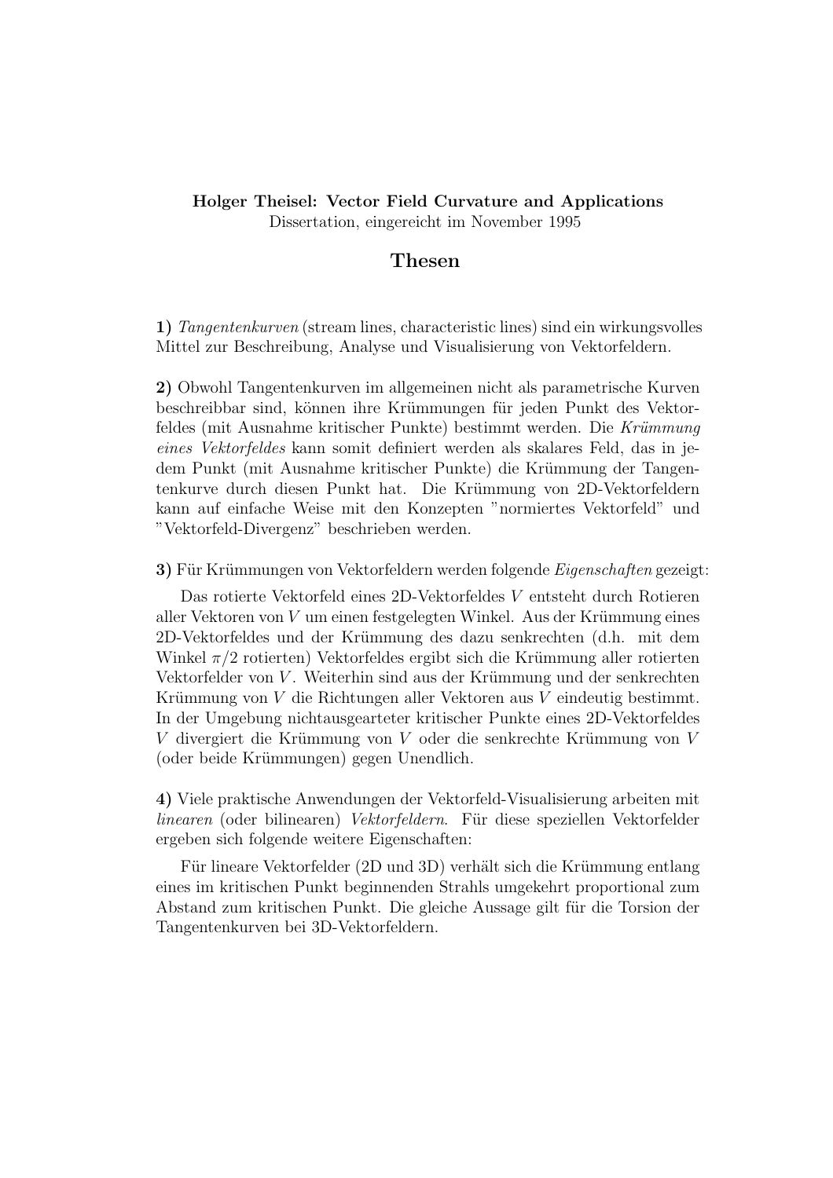**Holger Theisel: Vector Field Curvature and Applications**
Dissertation, eingereicht im November 1995

## Thesen

**1)** *Tangentenkurven* (stream lines, characteristic lines) sind ein wirkungsvolles Mittel zur Beschreibung, Analyse und Visualisierung von Vektorfeldern.

**2)** Obwohl Tangentenkurven im allgemeinen nicht als parametrische Kurven beschreibbar sind, können ihre Krümmungen für jeden Punkt des Vektorfeldes (mit Ausnahme kritischer Punkte) bestimmt werden. Die *Krümmung eines Vektorfeldes* kann somit definiert werden als skalares Feld, das in jedem Punkt (mit Ausnahme kritischer Punkte) die Krümmung der Tangentenkurve durch diesen Punkt hat. Die Krümmung von 2D-Vektorfeldern kann auf einfache Weise mit den Konzepten "normiertes Vektorfeld" und "Vektorfeld-Divergenz" beschrieben werden.

**3)** Für Krümmungen von Vektorfeldern werden folgende *Eigenschaften* gezeigt:

Das rotierte Vektorfeld eines 2D-Vektorfeldes $V$ entsteht durch Rotieren aller Vektoren von $V$ um einen festgelegten Winkel. Aus der Krümmung eines 2D-Vektorfeldes und der Krümmung des dazu senkrechten (d.h. mit dem Winkel $\pi/2$ rotierten) Vektorfeldes ergibt sich die Krümmung aller rotierten Vektorfelder von $V$. Weiterhin sind aus der Krümmung und der senkrechten Krümmung von $V$ die Richtungen aller Vektoren aus $V$ eindeutig bestimmt. In der Umgebung nichtausgearteter kritischer Punkte eines 2D-Vektorfeldes $V$ divergiert die Krümmung von $V$ oder die senkrechte Krümmung von $V$ (oder beide Krümmungen) gegen Unendlich.

**4)** Viele praktische Anwendungen der Vektorfeld-Visualisierung arbeiten mit *linearen* (oder bilinearen) *Vektorfeldern*. Für diese speziellen Vektorfelder ergeben sich folgende weitere Eigenschaften:

Für lineare Vektorfelder (2D und 3D) verhält sich die Krümmung entlang eines im kritischen Punkt beginnenden Strahls umgekehrt proportional zum Abstand zum kritischen Punkt. Die gleiche Aussage gilt für die Torsion der Tangentenkurven bei 3D-Vektorfeldern.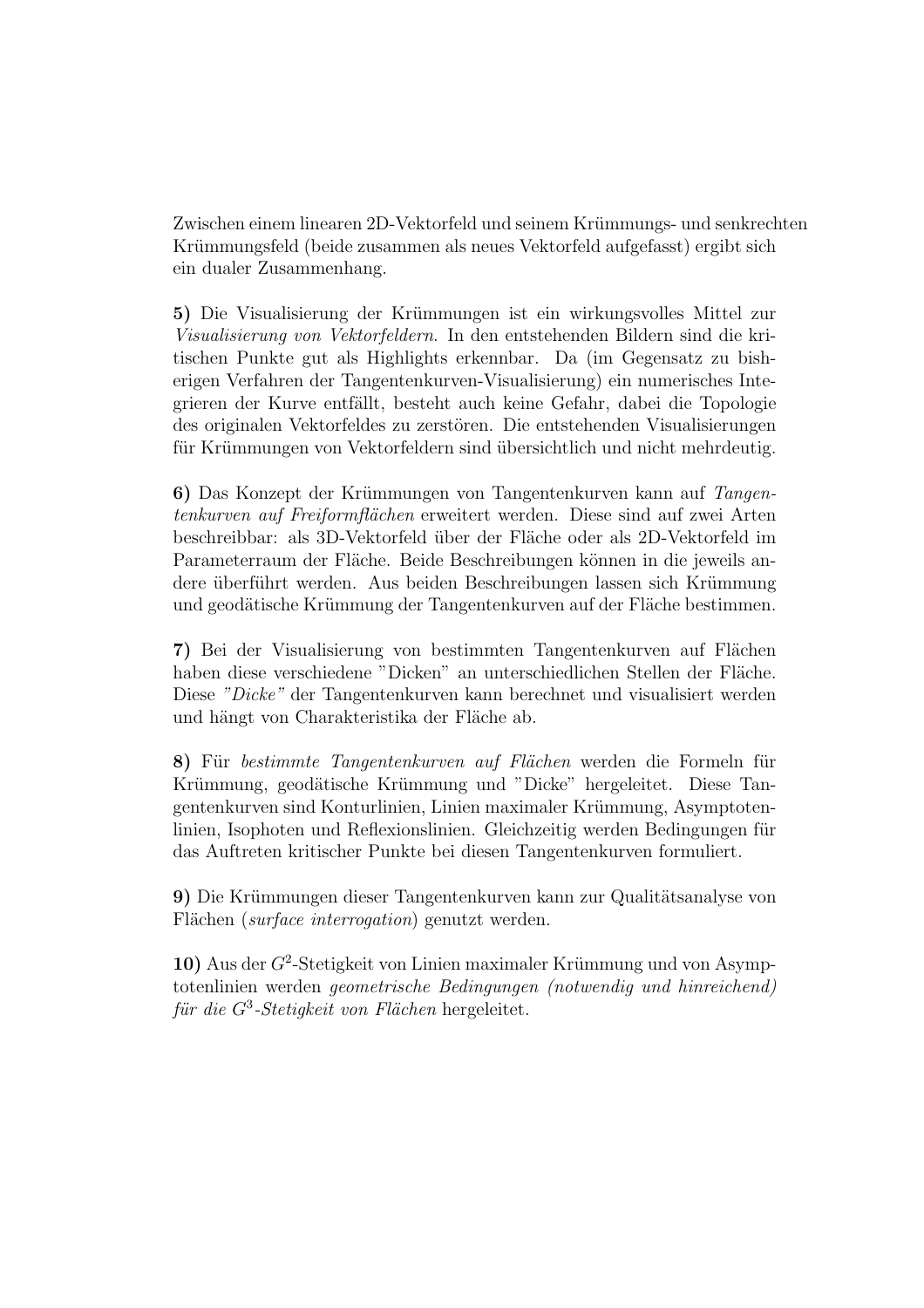Zwischen einem linearen 2D-Vektorfeld und seinem Krümmungs- und senkrechten Krümmungsfeld (beide zusammen als neues Vektorfeld aufgefasst) ergibt sich ein dualer Zusammenhang.

**5)** Die Visualisierung der Krümmungen ist ein wirkungsvolles Mittel zur *Visualisierung von Vektorfeldern*. In den entstehenden Bildern sind die kritischen Punkte gut als Highlights erkennbar. Da (im Gegensatz zu bisherigen Verfahren der Tangentenkurven-Visualisierung) ein numerisches Integrieren der Kurve entfällt, besteht auch keine Gefahr, dabei die Topologie des originalen Vektorfeldes zu zerstören. Die entstehenden Visualisierungen für Krümmungen von Vektorfeldern sind übersichtlich und nicht mehrdeutig.

**6)** Das Konzept der Krümmungen von Tangentenkurven kann auf *Tangentenkurven auf Freiformflächen* erweitert werden. Diese sind auf zwei Arten beschreibbar: als 3D-Vektorfeld über der Fläche oder als 2D-Vektorfeld im Parameterraum der Fläche. Beide Beschreibungen können in die jeweils andere überführt werden. Aus beiden Beschreibungen lassen sich Krümmung und geodätische Krümmung der Tangentenkurven auf der Fläche bestimmen.

**7)** Bei der Visualisierung von bestimmten Tangentenkurven auf Flächen haben diese verschiedene "Dicken" an unterschiedlichen Stellen der Fläche. Diese *"Dicke"* der Tangentenkurven kann berechnet und visualisiert werden und hängt von Charakteristika der Fläche ab.

**8)** Für *bestimmte Tangentenkurven auf Flächen* werden die Formeln für Krümmung, geodätische Krümmung und "Dicke" hergeleitet. Diese Tangentenkurven sind Konturlinien, Linien maximaler Krümmung, Asymptotenlinien, Isophoten und Reflexionslinien. Gleichzeitig werden Bedingungen für das Auftreten kritischer Punkte bei diesen Tangentenkurven formuliert.

**9)** Die Krümmungen dieser Tangentenkurven kann zur Qualitätsanalyse von Flächen (*surface interrogation*) genutzt werden.

**10)** Aus der $G^2$-Stetigkeit von Linien maximaler Krümmung und von Asymptotenlinien werden *geometrische Bedingungen (notwendig und hinreichend) für die $G^3$-Stetigkeit von Flächen* hergeleitet.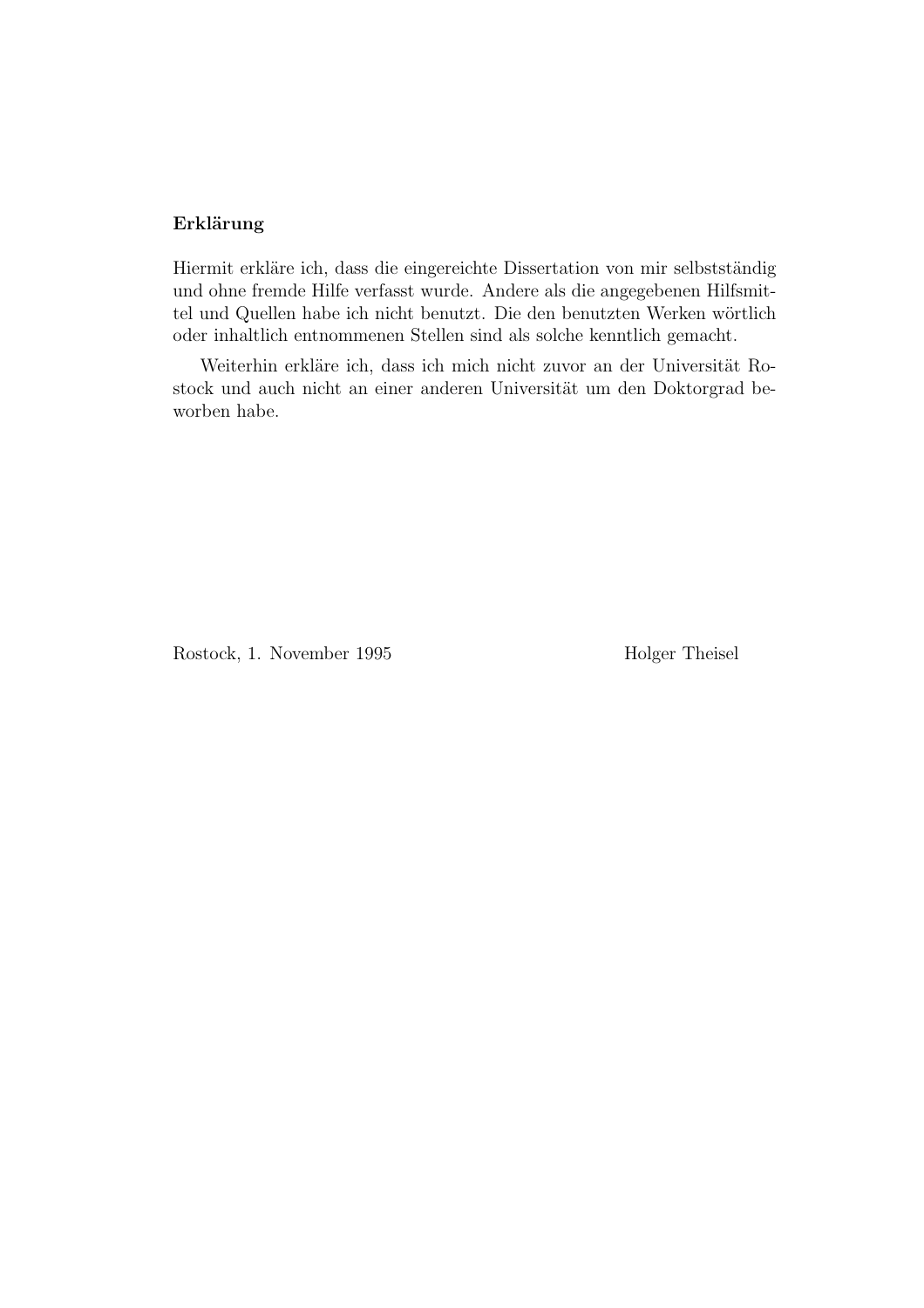**Erklärung**

Hiermit erkläre ich, dass die eingereichte Dissertation von mir selbstständig und ohne fremde Hilfe verfasst wurde. Andere als die angegebenen Hilfsmittel und Quellen habe ich nicht benutzt. Die den benutzten Werken wörtlich oder inhaltlich entnommenen Stellen sind als solche kenntlich gemacht.

Weiterhin erkläre ich, dass ich mich nicht zuvor an der Universität Rostock und auch nicht an einer anderen Universität um den Doktorgrad beworben habe.

Rostock, 1. November 1995

Holger Theisel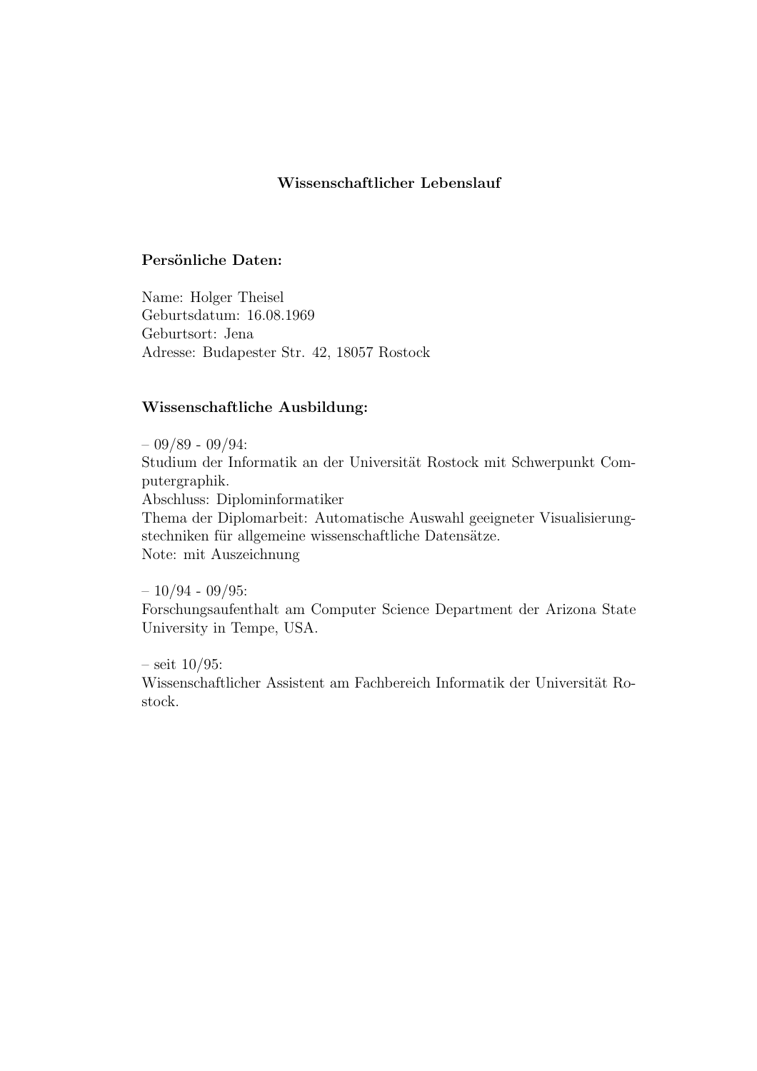# Wissenschaftlicher Lebenslauf

## Persönliche Daten:

Name: Holger Theisel
Geburtsdatum: 16.08.1969
Geburtsort: Jena
Adresse: Budapester Str. 42, 18057 Rostock

## Wissenschaftliche Ausbildung:

– 09/89 - 09/94:
Studium der Informatik an der Universität Rostock mit Schwerpunkt Computergraphik.
Abschluss: Diplominformatiker
Thema der Diplomarbeit: Automatische Auswahl geeigneter Visualisierungstechniken für allgemeine wissenschaftliche Datensätze.
Note: mit Auszeichnung

– 10/94 - 09/95:
Forschungsaufenthalt am Computer Science Department der Arizona State University in Tempe, USA.

– seit 10/95:
Wissenschaftlicher Assistent am Fachbereich Informatik der Universität Rostock.